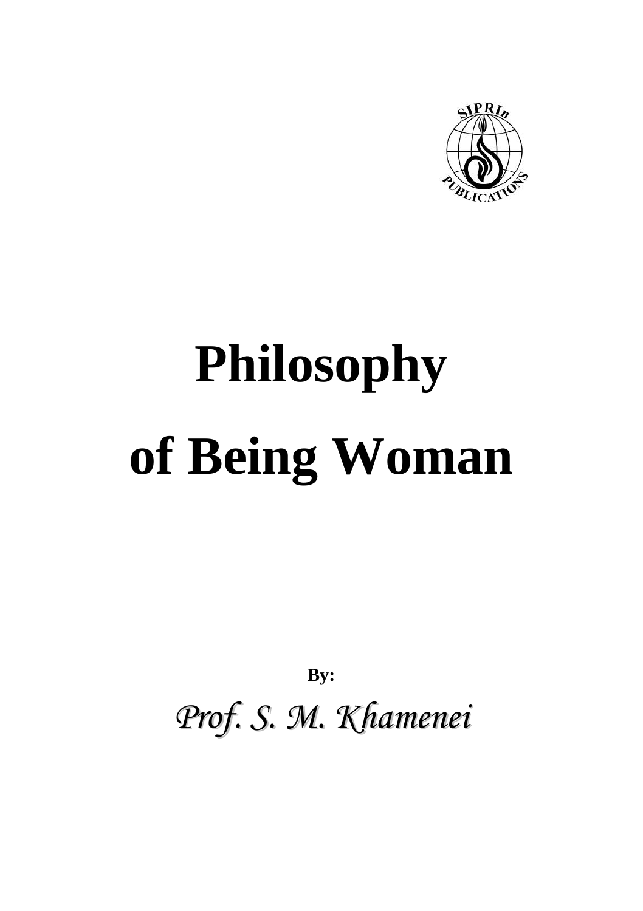# Philosophy of Being Woman

**By:**

*Prof. S. M. Khamenei*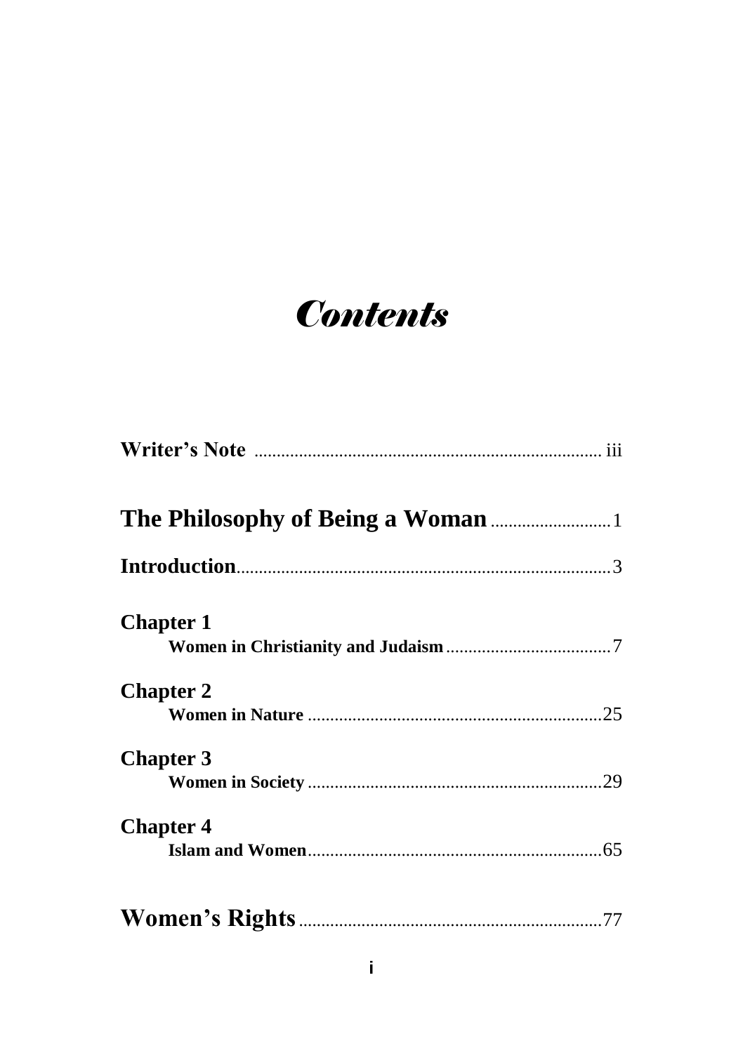# *Contents*

**Writer's Note** ........................................................................ iii

**The Philosophy of Being a Woman** ........................... 1

**Introduction** ................................................................... 3

**Chapter 1**

**Women in Christianity and Judaism** ...................................... 7

**Chapter 2**

**Women in Nature** ...................................................................25

**Chapter 3**

**Women in Society** ...................................................................29

**Chapter 4**

**Islam and Women** ...................................................................65

**Women's Rights** ....................................................................77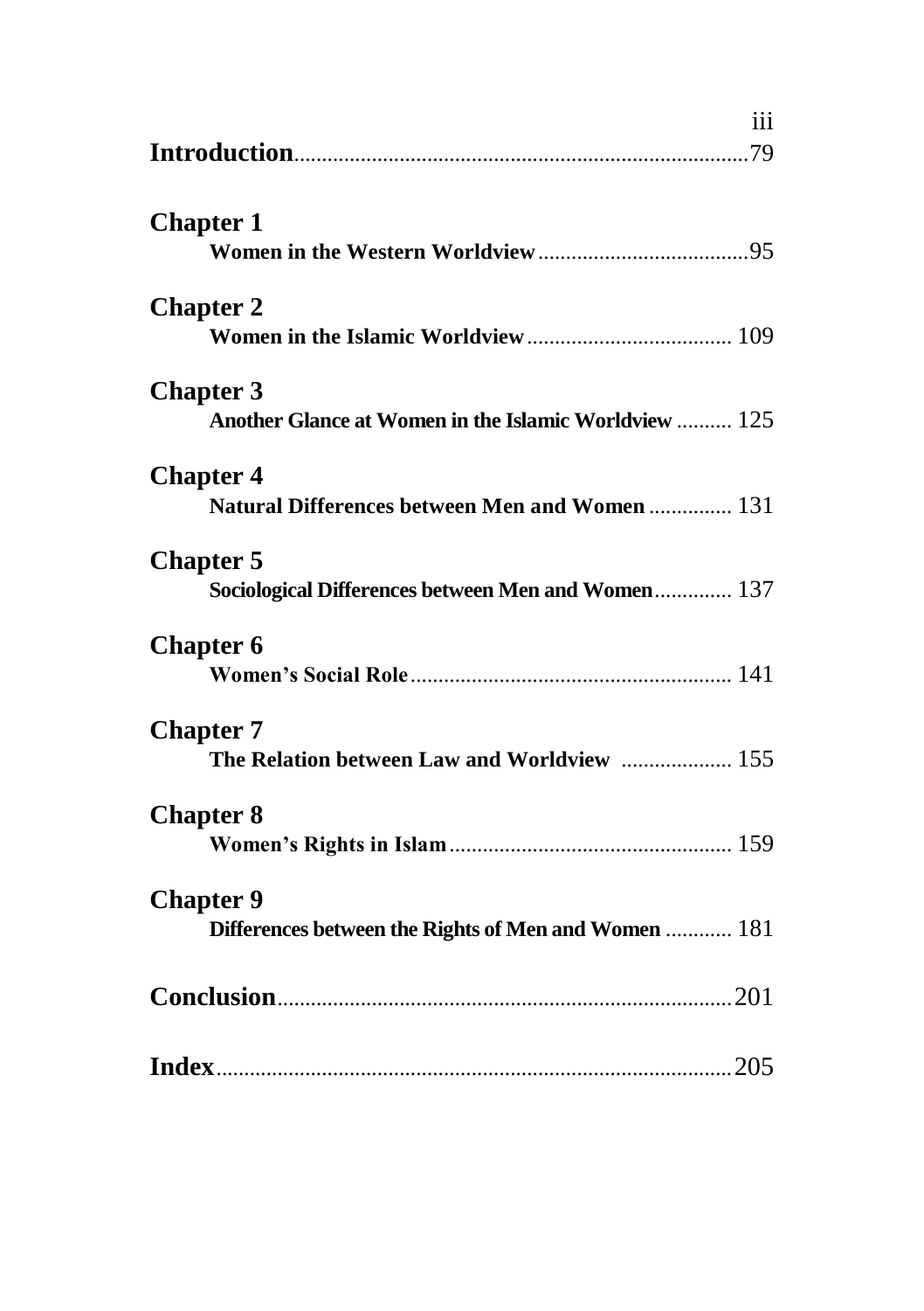**Introduction**.................................................................................79

**Chapter 1**

**Women in the Western Worldview**......................................95

**Chapter 2**

**Women in the Islamic Worldview**..................................... 109

**Chapter 3**

**Another Glance at Women in the Islamic Worldview** .......... 125

**Chapter 4**

**Natural Differences between Men and Women** ............... 131

**Chapter 5**

**Sociological Differences between Men and Women**.............. 137

**Chapter 6**

**Women's Social Role**......................................................... 141

**Chapter 7**

**The Relation between Law and Worldview** .................... 155

**Chapter 8**

**Women's Rights in Islam**.................................................. 159

**Chapter 9**

**Differences between the Rights of Men and Women** ............ 181

**Conclusion**.................................................................................201

**Index**...........................................................................................205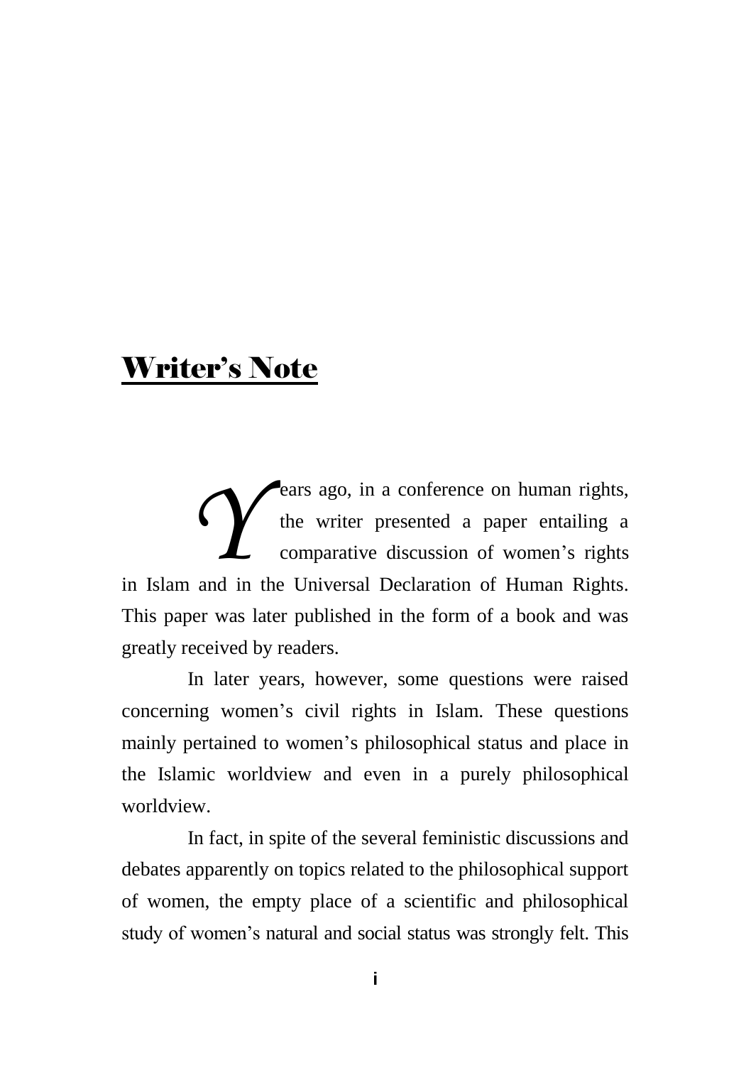# Writer's Note

Years ago, in a conference on human rights, the writer presented a paper entailing a comparative discussion of women's rights in Islam and in the Universal Declaration of Human Rights. This paper was later published in the form of a book and was greatly received by readers.

In later years, however, some questions were raised concerning women's civil rights in Islam. These questions mainly pertained to women's philosophical status and place in the Islamic worldview and even in a purely philosophical worldview.

In fact, in spite of the several feministic discussions and debates apparently on topics related to the philosophical support of women, the empty place of a scientific and philosophical study of women's natural and social status was strongly felt. This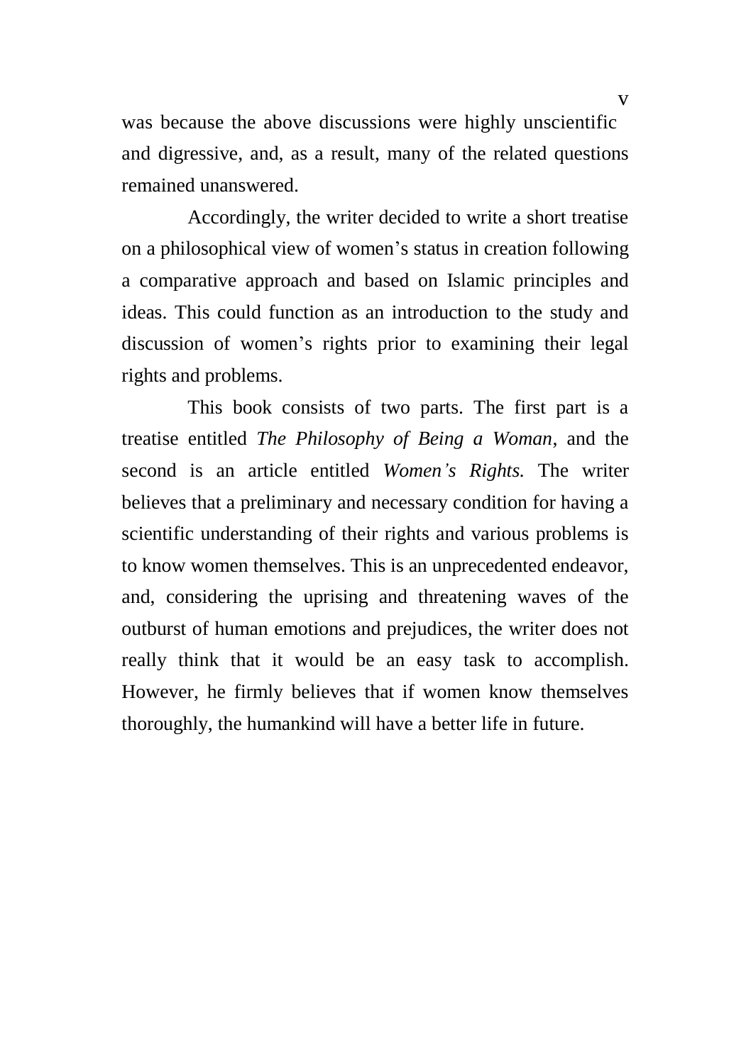was because the above discussions were highly unscientific and digressive, and, as a result, many of the related questions remained unanswered.

Accordingly, the writer decided to write a short treatise on a philosophical view of women's status in creation following a comparative approach and based on Islamic principles and ideas. This could function as an introduction to the study and discussion of women's rights prior to examining their legal rights and problems.

This book consists of two parts. The first part is a treatise entitled *The Philosophy of Being a Woman*, and the second is an article entitled *Women's Rights.* The writer believes that a preliminary and necessary condition for having a scientific understanding of their rights and various problems is to know women themselves. This is an unprecedented endeavor, and, considering the uprising and threatening waves of the outburst of human emotions and prejudices, the writer does not really think that it would be an easy task to accomplish. However, he firmly believes that if women know themselves thoroughly, the humankind will have a better life in future.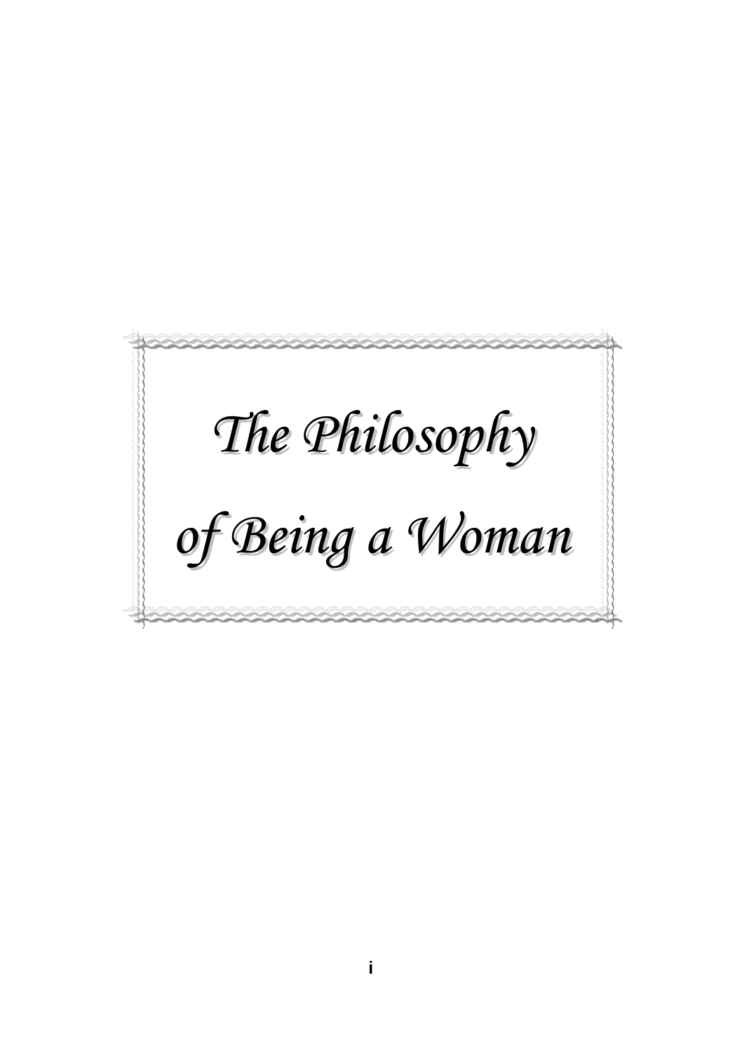# *The Philosophy of Being a Woman*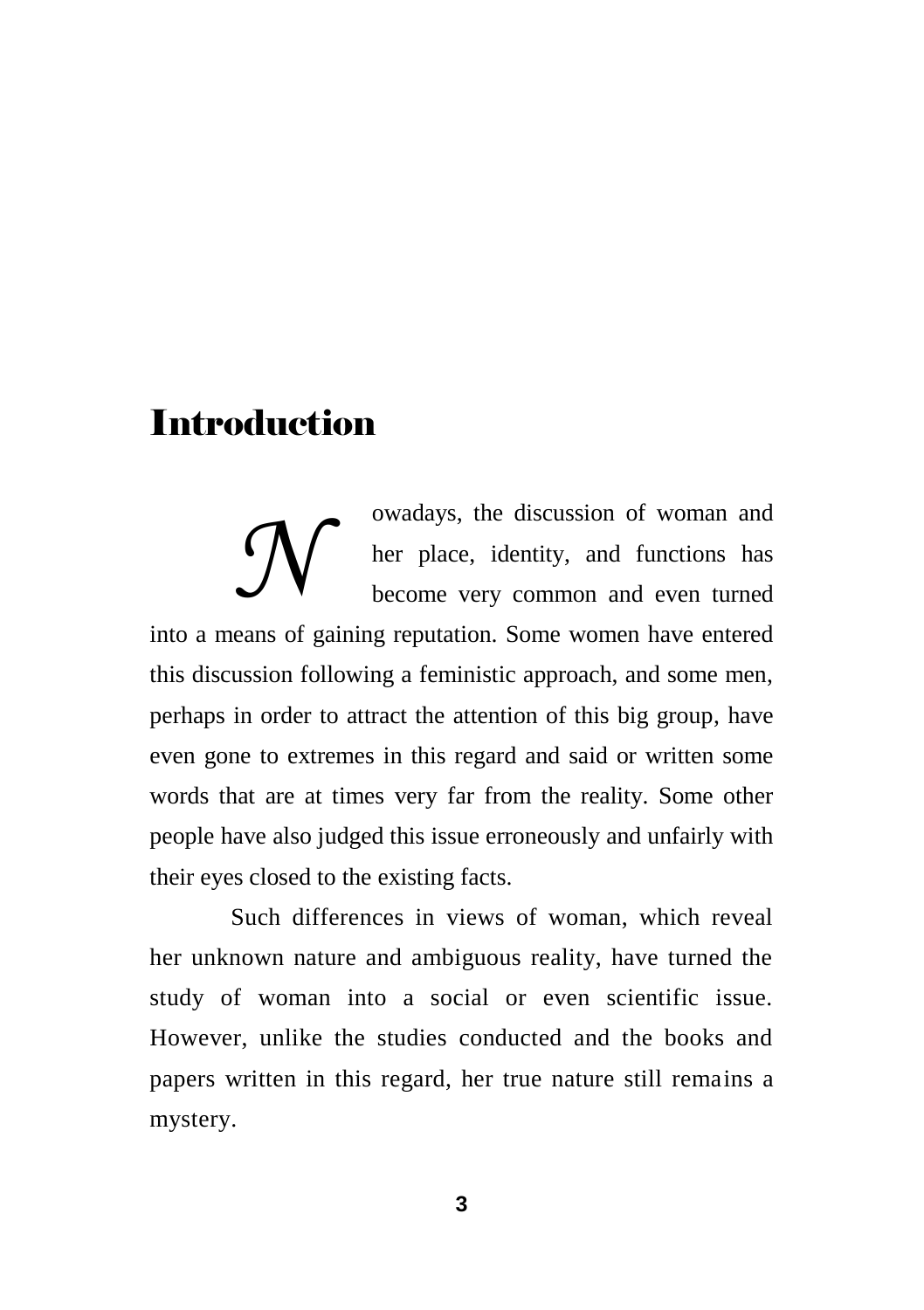# Introduction

Nowadays, the discussion of woman and her place, identity, and functions has become very common and even turned into a means of gaining reputation. Some women have entered this discussion following a feministic approach, and some men, perhaps in order to attract the attention of this big group, have even gone to extremes in this regard and said or written some words that are at times very far from the reality. Some other people have also judged this issue erroneously and unfairly with their eyes closed to the existing facts.

Such differences in views of woman, which reveal her unknown nature and ambiguous reality, have turned the study of woman into a social or even scientific issue. However, unlike the studies conducted and the books and papers written in this regard, her true nature still remains a mystery.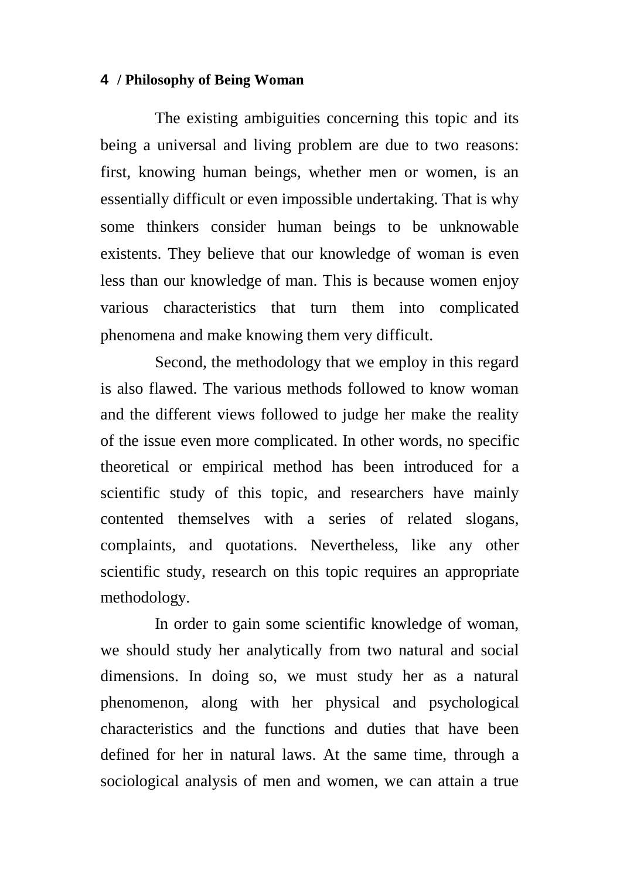The existing ambiguities concerning this topic and its being a universal and living problem are due to two reasons: first, knowing human beings, whether men or women, is an essentially difficult or even impossible undertaking. That is why some thinkers consider human beings to be unknowable existents. They believe that our knowledge of woman is even less than our knowledge of man. This is because women enjoy various characteristics that turn them into complicated phenomena and make knowing them very difficult.

Second, the methodology that we employ in this regard is also flawed. The various methods followed to know woman and the different views followed to judge her make the reality of the issue even more complicated. In other words, no specific theoretical or empirical method has been introduced for a scientific study of this topic, and researchers have mainly contented themselves with a series of related slogans, complaints, and quotations. Nevertheless, like any other scientific study, research on this topic requires an appropriate methodology.

In order to gain some scientific knowledge of woman, we should study her analytically from two natural and social dimensions. In doing so, we must study her as a natural phenomenon, along with her physical and psychological characteristics and the functions and duties that have been defined for her in natural laws. At the same time, through a sociological analysis of men and women, we can attain a true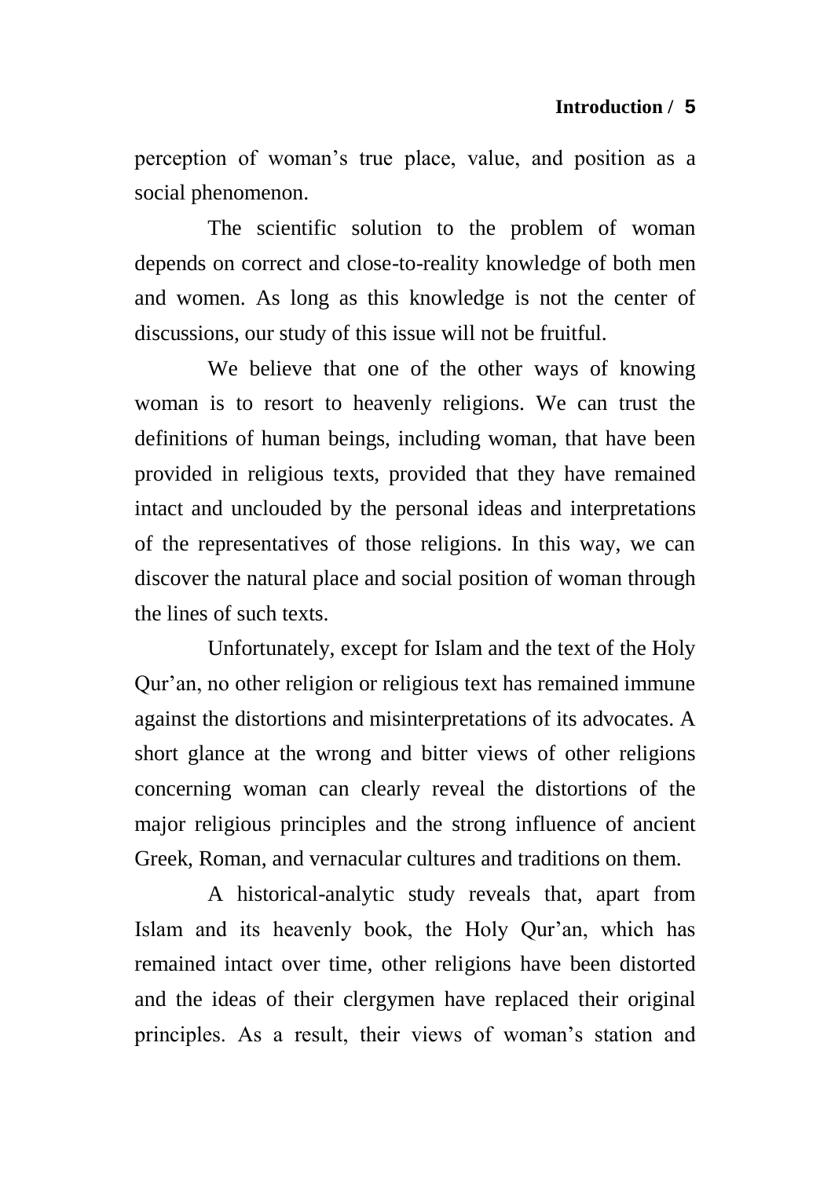perception of woman's true place, value, and position as a social phenomenon.

The scientific solution to the problem of woman depends on correct and close-to-reality knowledge of both men and women. As long as this knowledge is not the center of discussions, our study of this issue will not be fruitful.

We believe that one of the other ways of knowing woman is to resort to heavenly religions. We can trust the definitions of human beings, including woman, that have been provided in religious texts, provided that they have remained intact and unclouded by the personal ideas and interpretations of the representatives of those religions. In this way, we can discover the natural place and social position of woman through the lines of such texts.

Unfortunately, except for Islam and the text of the Holy Qur'an, no other religion or religious text has remained immune against the distortions and misinterpretations of its advocates. A short glance at the wrong and bitter views of other religions concerning woman can clearly reveal the distortions of the major religious principles and the strong influence of ancient Greek, Roman, and vernacular cultures and traditions on them.

A historical-analytic study reveals that, apart from Islam and its heavenly book, the Holy Qur'an, which has remained intact over time, other religions have been distorted and the ideas of their clergymen have replaced their original principles. As a result, their views of woman's station and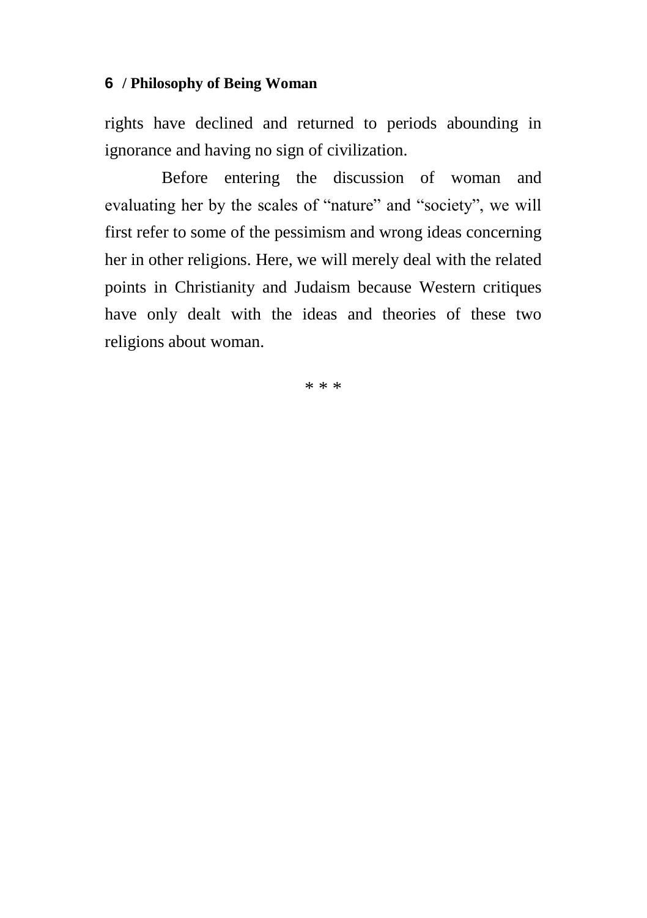rights have declined and returned to periods abounding in ignorance and having no sign of civilization.

Before entering the discussion of woman and evaluating her by the scales of “nature” and “society”, we will first refer to some of the pessimism and wrong ideas concerning her in other religions. Here, we will merely deal with the related points in Christianity and Judaism because Western critiques have only dealt with the ideas and theories of these two religions about woman.

* * *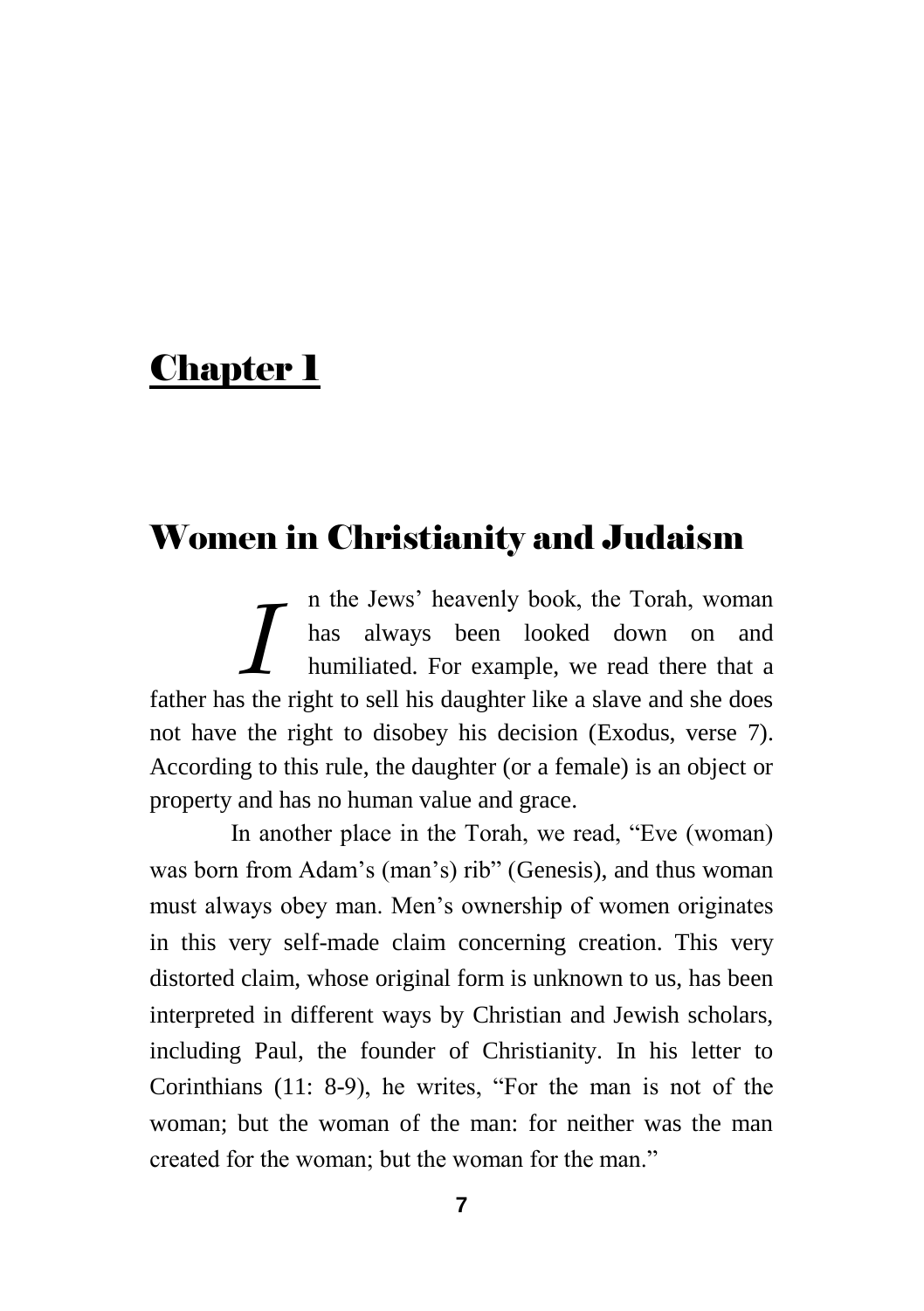# Chapter 1

## Women in Christianity and Judaism

In the Jews' heavenly book, the Torah, woman has always been looked down on and humiliated. For example, we read there that a father has the right to sell his daughter like a slave and she does not have the right to disobey his decision (Exodus, verse 7). According to this rule, the daughter (or a female) is an object or property and has no human value and grace.

In another place in the Torah, we read, "Eve (woman) was born from Adam's (man's) rib" (Genesis), and thus woman must always obey man. Men's ownership of women originates in this very self-made claim concerning creation. This very distorted claim, whose original form is unknown to us, has been interpreted in different ways by Christian and Jewish scholars, including Paul, the founder of Christianity. In his letter to Corinthians (11: 8-9), he writes, "For the man is not of the woman; but the woman of the man: for neither was the man created for the woman; but the woman for the man."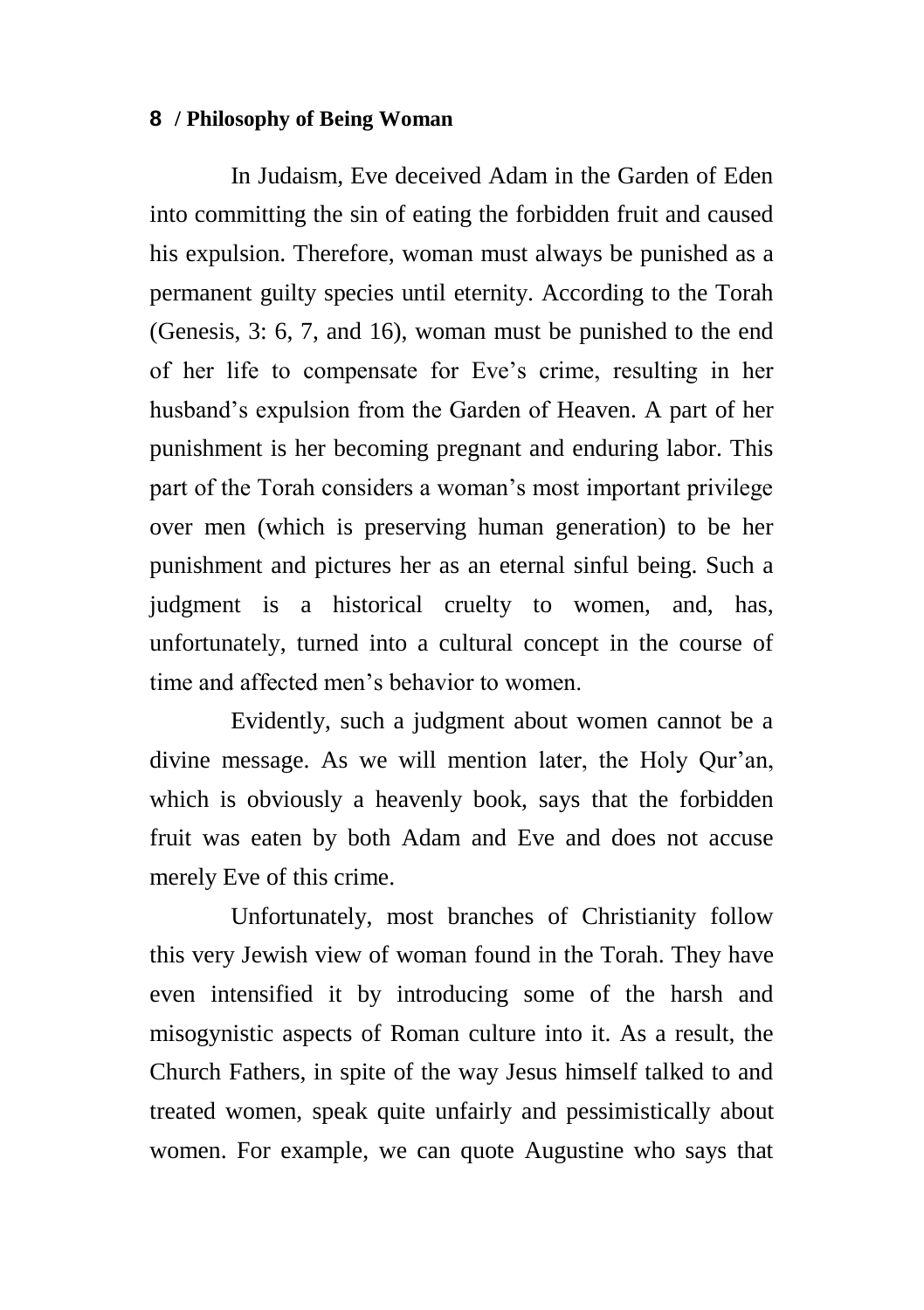In Judaism, Eve deceived Adam in the Garden of Eden into committing the sin of eating the forbidden fruit and caused his expulsion. Therefore, woman must always be punished as a permanent guilty species until eternity. According to the Torah (Genesis, 3: 6, 7, and 16), woman must be punished to the end of her life to compensate for Eve's crime, resulting in her husband's expulsion from the Garden of Heaven. A part of her punishment is her becoming pregnant and enduring labor. This part of the Torah considers a woman's most important privilege over men (which is preserving human generation) to be her punishment and pictures her as an eternal sinful being. Such a judgment is a historical cruelty to women, and, has, unfortunately, turned into a cultural concept in the course of time and affected men's behavior to women.

Evidently, such a judgment about women cannot be a divine message. As we will mention later, the Holy Qur'an, which is obviously a heavenly book, says that the forbidden fruit was eaten by both Adam and Eve and does not accuse merely Eve of this crime.

Unfortunately, most branches of Christianity follow this very Jewish view of woman found in the Torah. They have even intensified it by introducing some of the harsh and misogynistic aspects of Roman culture into it. As a result, the Church Fathers, in spite of the way Jesus himself talked to and treated women, speak quite unfairly and pessimistically about women. For example, we can quote Augustine who says that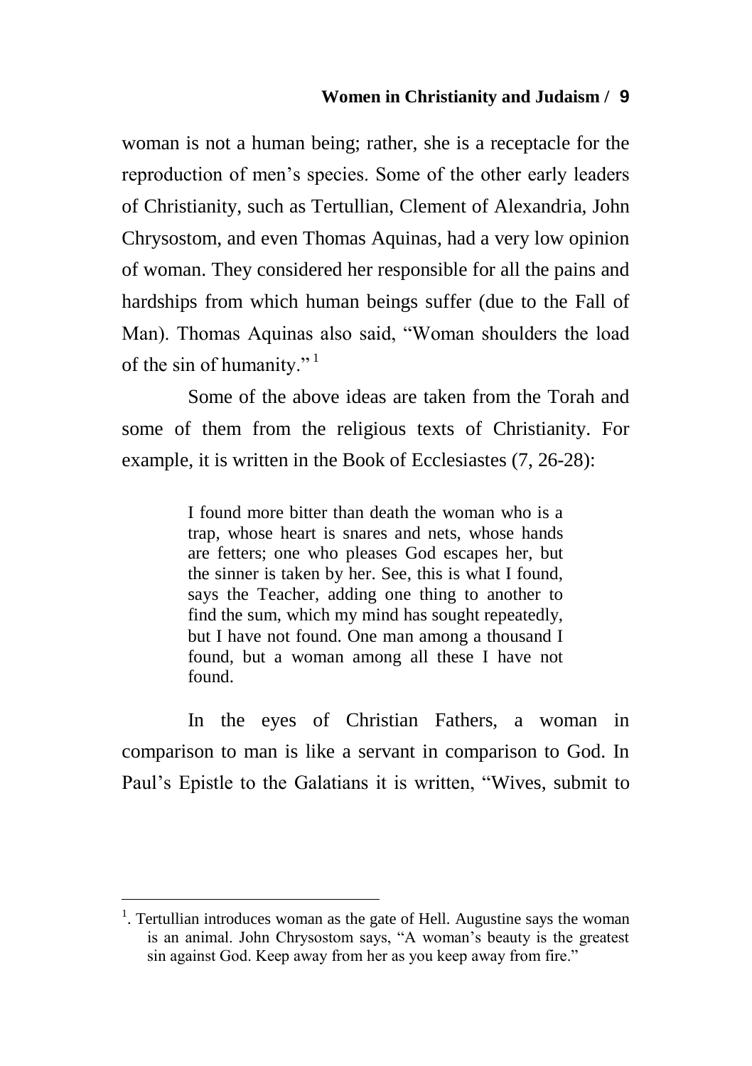woman is not a human being; rather, she is a receptacle for the reproduction of men's species. Some of the other early leaders of Christianity, such as Tertullian, Clement of Alexandria, John Chrysostom, and even Thomas Aquinas, had a very low opinion of woman. They considered her responsible for all the pains and hardships from which human beings suffer (due to the Fall of Man). Thomas Aquinas also said, "Woman shoulders the load of the sin of humanity." [1]

Some of the above ideas are taken from the Torah and some of them from the religious texts of Christianity. For example, it is written in the Book of Ecclesiastes (7, 26-28):

> I found more bitter than death the woman who is a trap, whose heart is snares and nets, whose hands are fetters; one who pleases God escapes her, but the sinner is taken by her. See, this is what I found, says the Teacher, adding one thing to another to find the sum, which my mind has sought repeatedly, but I have not found. One man among a thousand I found, but a woman among all these I have not found.

In the eyes of Christian Fathers, a woman in comparison to man is like a servant in comparison to God. In Paul's Epistle to the Galatians it is written, "Wives, submit to

---

[1]. Tertullian introduces woman as the gate of Hell. Augustine says the woman is an animal. John Chrysostom says, "A woman's beauty is the greatest sin against God. Keep away from her as you keep away from fire."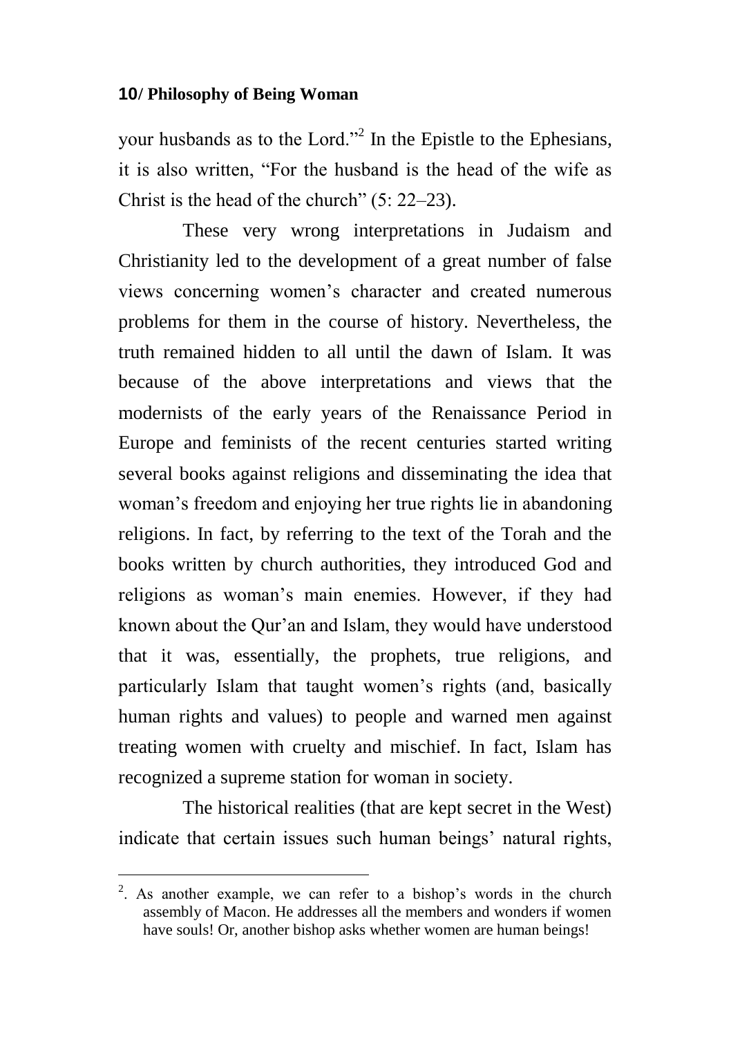your husbands as to the Lord."[2] In the Epistle to the Ephesians, it is also written, "For the husband is the head of the wife as Christ is the head of the church" (5: 22–23).

These very wrong interpretations in Judaism and Christianity led to the development of a great number of false views concerning women's character and created numerous problems for them in the course of history. Nevertheless, the truth remained hidden to all until the dawn of Islam. It was because of the above interpretations and views that the modernists of the early years of the Renaissance Period in Europe and feminists of the recent centuries started writing several books against religions and disseminating the idea that woman's freedom and enjoying her true rights lie in abandoning religions. In fact, by referring to the text of the Torah and the books written by church authorities, they introduced God and religions as woman's main enemies. However, if they had known about the Qur'an and Islam, they would have understood that it was, essentially, the prophets, true religions, and particularly Islam that taught women's rights (and, basically human rights and values) to people and warned men against treating women with cruelty and mischief. In fact, Islam has recognized a supreme station for woman in society.

The historical realities (that are kept secret in the West) indicate that certain issues such human beings' natural rights,

---

[2]. As another example, we can refer to a bishop's words in the church assembly of Macon. He addresses all the members and wonders if women have souls! Or, another bishop asks whether women are human beings!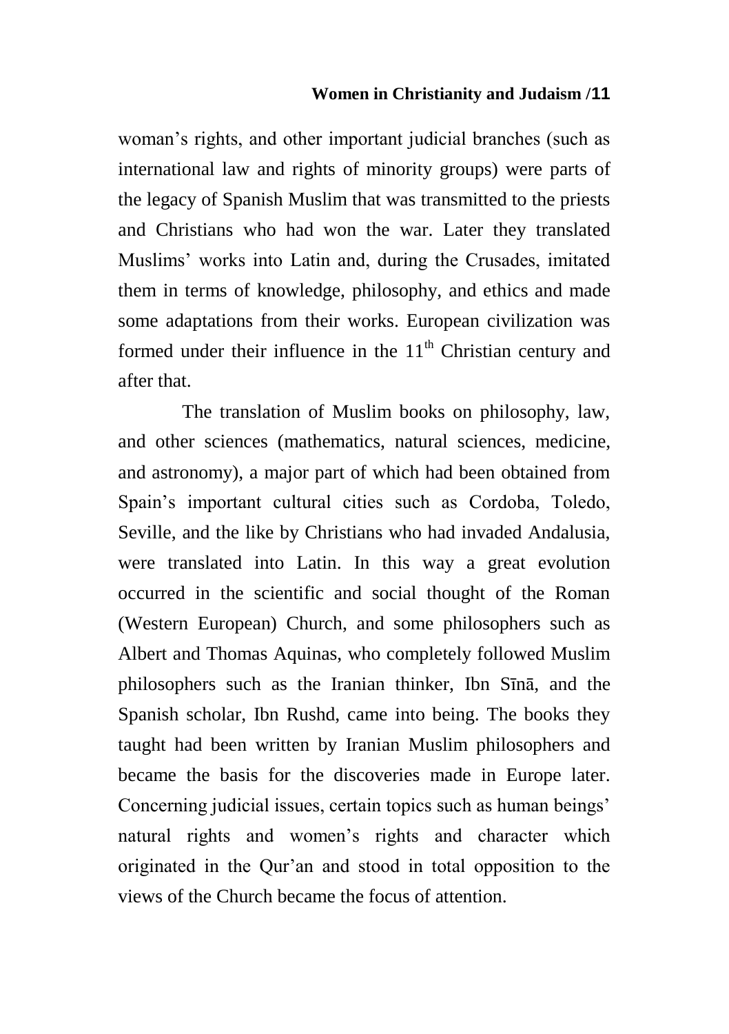woman's rights, and other important judicial branches (such as international law and rights of minority groups) were parts of the legacy of Spanish Muslim that was transmitted to the priests and Christians who had won the war. Later they translated Muslims' works into Latin and, during the Crusades, imitated them in terms of knowledge, philosophy, and ethics and made some adaptations from their works. European civilization was formed under their influence in the 11th Christian century and after that.

The translation of Muslim books on philosophy, law, and other sciences (mathematics, natural sciences, medicine, and astronomy), a major part of which had been obtained from Spain's important cultural cities such as Cordoba, Toledo, Seville, and the like by Christians who had invaded Andalusia, were translated into Latin. In this way a great evolution occurred in the scientific and social thought of the Roman (Western European) Church, and some philosophers such as Albert and Thomas Aquinas, who completely followed Muslim philosophers such as the Iranian thinker, Ibn Sīnā, and the Spanish scholar, Ibn Rushd, came into being. The books they taught had been written by Iranian Muslim philosophers and became the basis for the discoveries made in Europe later. Concerning judicial issues, certain topics such as human beings' natural rights and women's rights and character which originated in the Qur'an and stood in total opposition to the views of the Church became the focus of attention.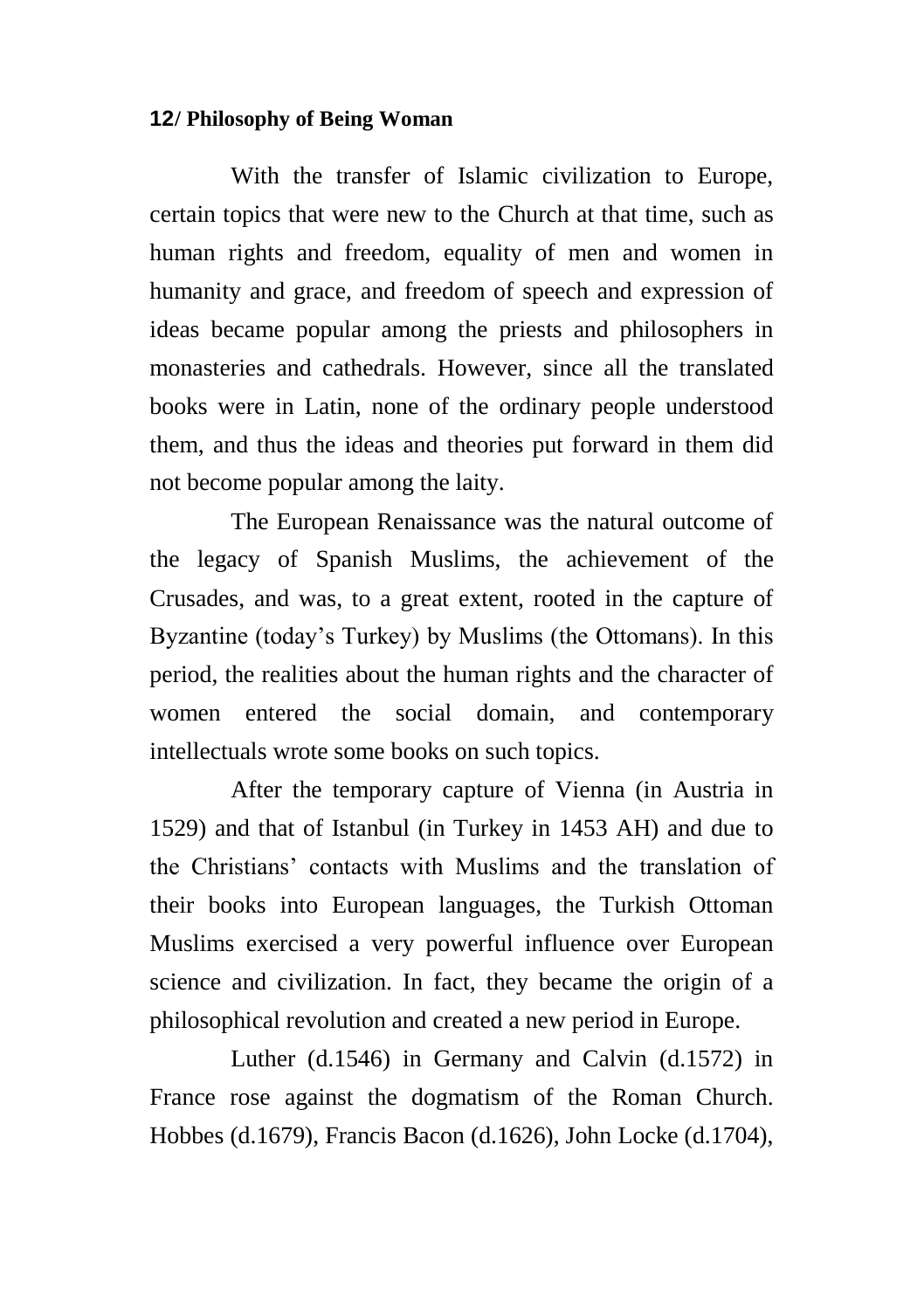With the transfer of Islamic civilization to Europe, certain topics that were new to the Church at that time, such as human rights and freedom, equality of men and women in humanity and grace, and freedom of speech and expression of ideas became popular among the priests and philosophers in monasteries and cathedrals. However, since all the translated books were in Latin, none of the ordinary people understood them, and thus the ideas and theories put forward in them did not become popular among the laity.

The European Renaissance was the natural outcome of the legacy of Spanish Muslims, the achievement of the Crusades, and was, to a great extent, rooted in the capture of Byzantine (today's Turkey) by Muslims (the Ottomans). In this period, the realities about the human rights and the character of women entered the social domain, and contemporary intellectuals wrote some books on such topics.

After the temporary capture of Vienna (in Austria in 1529) and that of Istanbul (in Turkey in 1453 AH) and due to the Christians' contacts with Muslims and the translation of their books into European languages, the Turkish Ottoman Muslims exercised a very powerful influence over European science and civilization. In fact, they became the origin of a philosophical revolution and created a new period in Europe.

Luther (d.1546) in Germany and Calvin (d.1572) in France rose against the dogmatism of the Roman Church. Hobbes (d.1679), Francis Bacon (d.1626), John Locke (d.1704),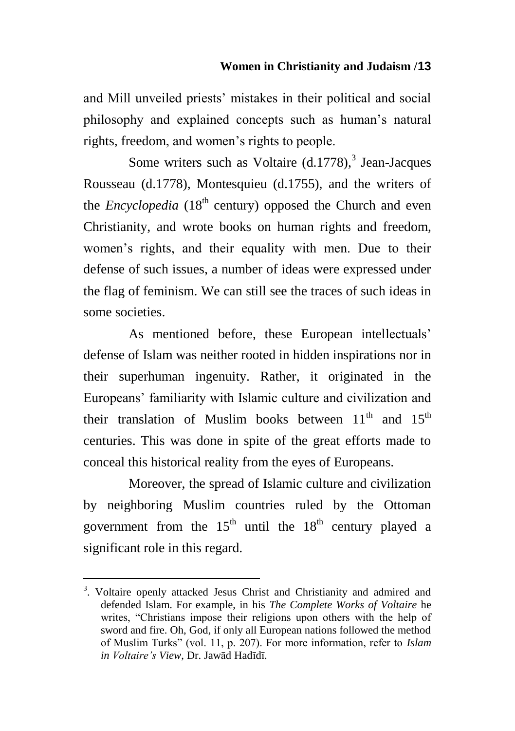and Mill unveiled priests' mistakes in their political and social philosophy and explained concepts such as human's natural rights, freedom, and women's rights to people.

Some writers such as Voltaire (d.1778),[3] Jean-Jacques Rousseau (d.1778), Montesquieu (d.1755), and the writers of the *Encyclopedia* (18th century) opposed the Church and even Christianity, and wrote books on human rights and freedom, women's rights, and their equality with men. Due to their defense of such issues, a number of ideas were expressed under the flag of feminism. We can still see the traces of such ideas in some societies.

As mentioned before, these European intellectuals' defense of Islam was neither rooted in hidden inspirations nor in their superhuman ingenuity. Rather, it originated in the Europeans' familiarity with Islamic culture and civilization and their translation of Muslim books between 11th and 15th centuries. This was done in spite of the great efforts made to conceal this historical reality from the eyes of Europeans.

Moreover, the spread of Islamic culture and civilization by neighboring Muslim countries ruled by the Ottoman government from the 15th until the 18th century played a significant role in this regard.

---

[3]. Voltaire openly attacked Jesus Christ and Christianity and admired and defended Islam. For example, in his *The Complete Works of Voltaire* he writes, "Christians impose their religions upon others with the help of sword and fire. Oh, God, if only all European nations followed the method of Muslim Turks" (vol. 11, p. 207). For more information, refer to *Islam in Voltaire's View*, Dr. Jawād Hadīdī.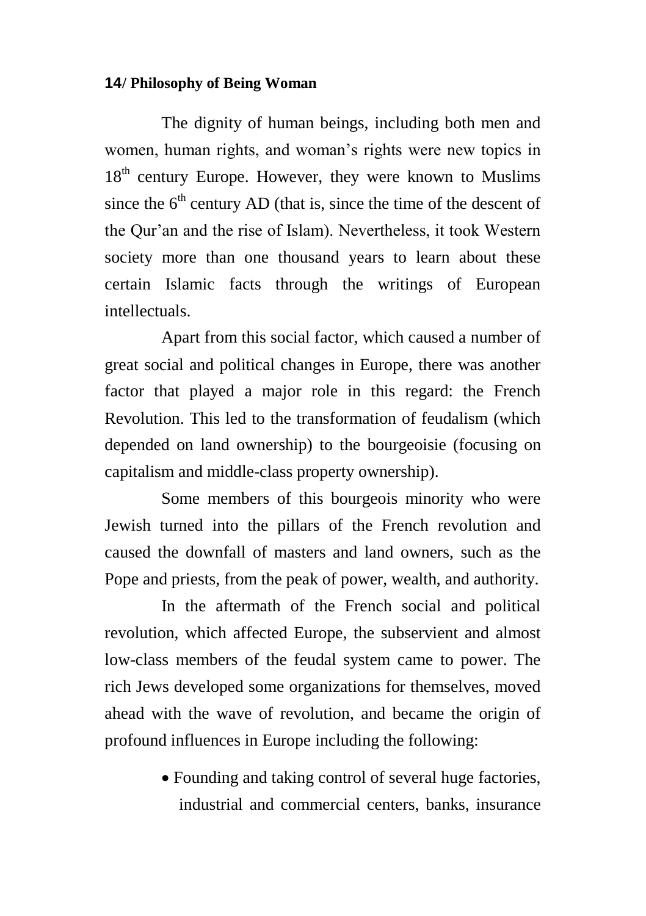The dignity of human beings, including both men and women, human rights, and woman's rights were new topics in 18th century Europe. However, they were known to Muslims since the 6th century AD (that is, since the time of the descent of the Qur'an and the rise of Islam). Nevertheless, it took Western society more than one thousand years to learn about these certain Islamic facts through the writings of European intellectuals.

Apart from this social factor, which caused a number of great social and political changes in Europe, there was another factor that played a major role in this regard: the French Revolution. This led to the transformation of feudalism (which depended on land ownership) to the bourgeoisie (focusing on capitalism and middle-class property ownership).

Some members of this bourgeois minority who were Jewish turned into the pillars of the French revolution and caused the downfall of masters and land owners, such as the Pope and priests, from the peak of power, wealth, and authority.

In the aftermath of the French social and political revolution, which affected Europe, the subservient and almost low-class members of the feudal system came to power. The rich Jews developed some organizations for themselves, moved ahead with the wave of revolution, and became the origin of profound influences in Europe including the following:

- Founding and taking control of several huge factories, industrial and commercial centers, banks, insurance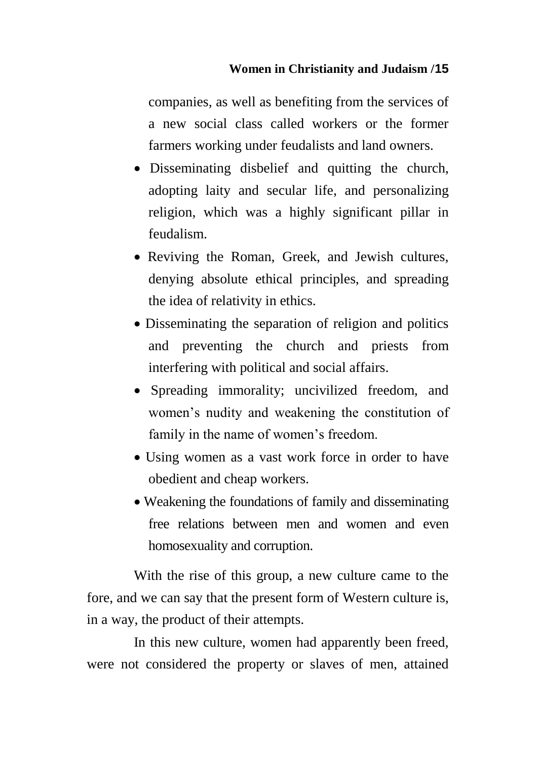companies, as well as benefiting from the services of a new social class called workers or the former farmers working under feudalists and land owners.

- Disseminating disbelief and quitting the church, adopting laity and secular life, and personalizing religion, which was a highly significant pillar in feudalism.
- Reviving the Roman, Greek, and Jewish cultures, denying absolute ethical principles, and spreading the idea of relativity in ethics.
- Disseminating the separation of religion and politics and preventing the church and priests from interfering with political and social affairs.
- Spreading immorality; uncivilized freedom, and women's nudity and weakening the constitution of family in the name of women's freedom.
- Using women as a vast work force in order to have obedient and cheap workers.
- Weakening the foundations of family and disseminating free relations between men and women and even homosexuality and corruption.

With the rise of this group, a new culture came to the fore, and we can say that the present form of Western culture is, in a way, the product of their attempts.

In this new culture, women had apparently been freed, were not considered the property or slaves of men, attained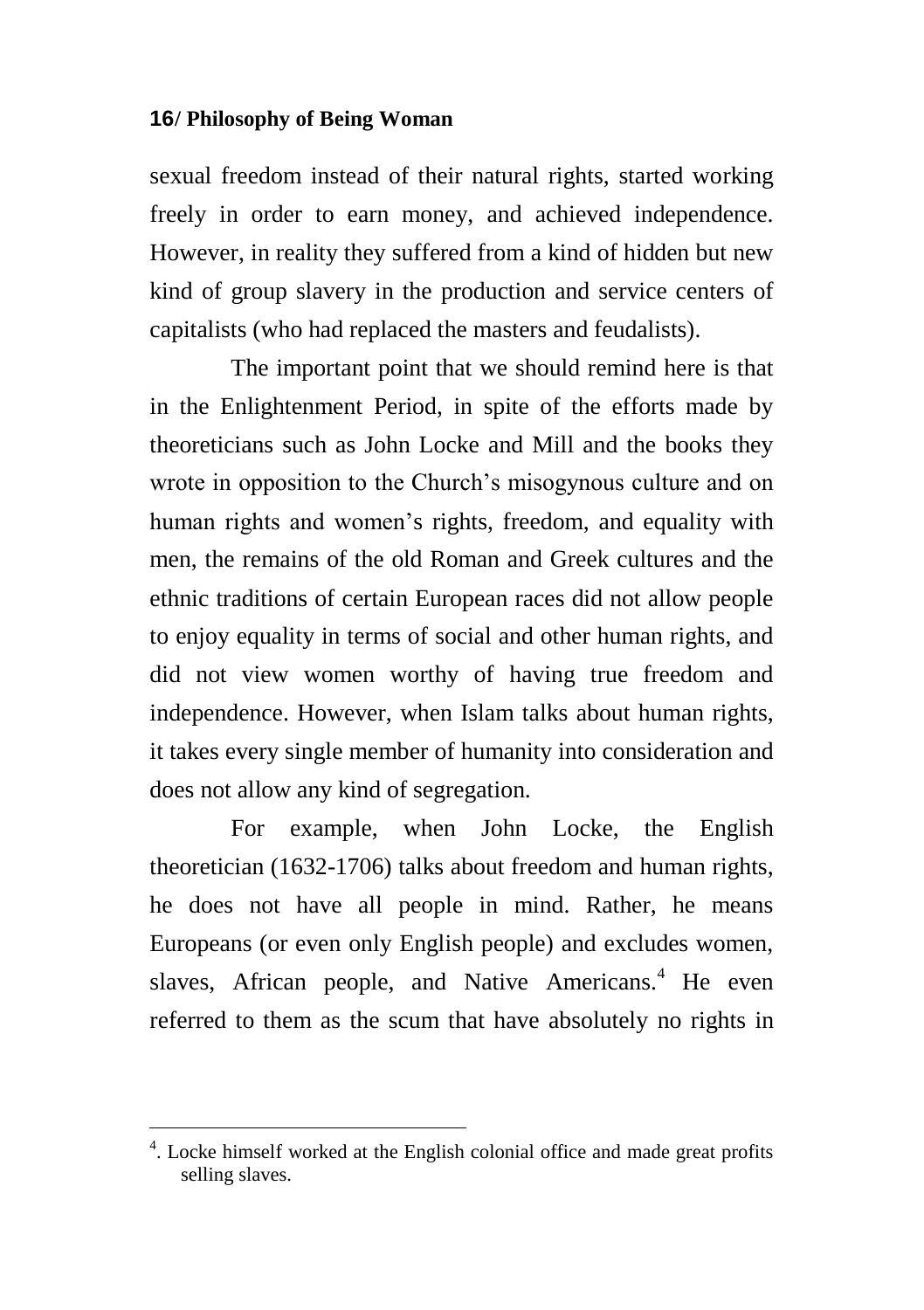sexual freedom instead of their natural rights, started working freely in order to earn money, and achieved independence. However, in reality they suffered from a kind of hidden but new kind of group slavery in the production and service centers of capitalists (who had replaced the masters and feudalists).

The important point that we should remind here is that in the Enlightenment Period, in spite of the efforts made by theoreticians such as John Locke and Mill and the books they wrote in opposition to the Church's misogynous culture and on human rights and women's rights, freedom, and equality with men, the remains of the old Roman and Greek cultures and the ethnic traditions of certain European races did not allow people to enjoy equality in terms of social and other human rights, and did not view women worthy of having true freedom and independence. However, when Islam talks about human rights, it takes every single member of humanity into consideration and does not allow any kind of segregation.

For example, when John Locke, the English theoretician (1632-1706) talks about freedom and human rights, he does not have all people in mind. Rather, he means Europeans (or even only English people) and excludes women, slaves, African people, and Native Americans.[4] He even referred to them as the scum that have absolutely no rights in

---

[4]. Locke himself worked at the English colonial office and made great profits selling slaves.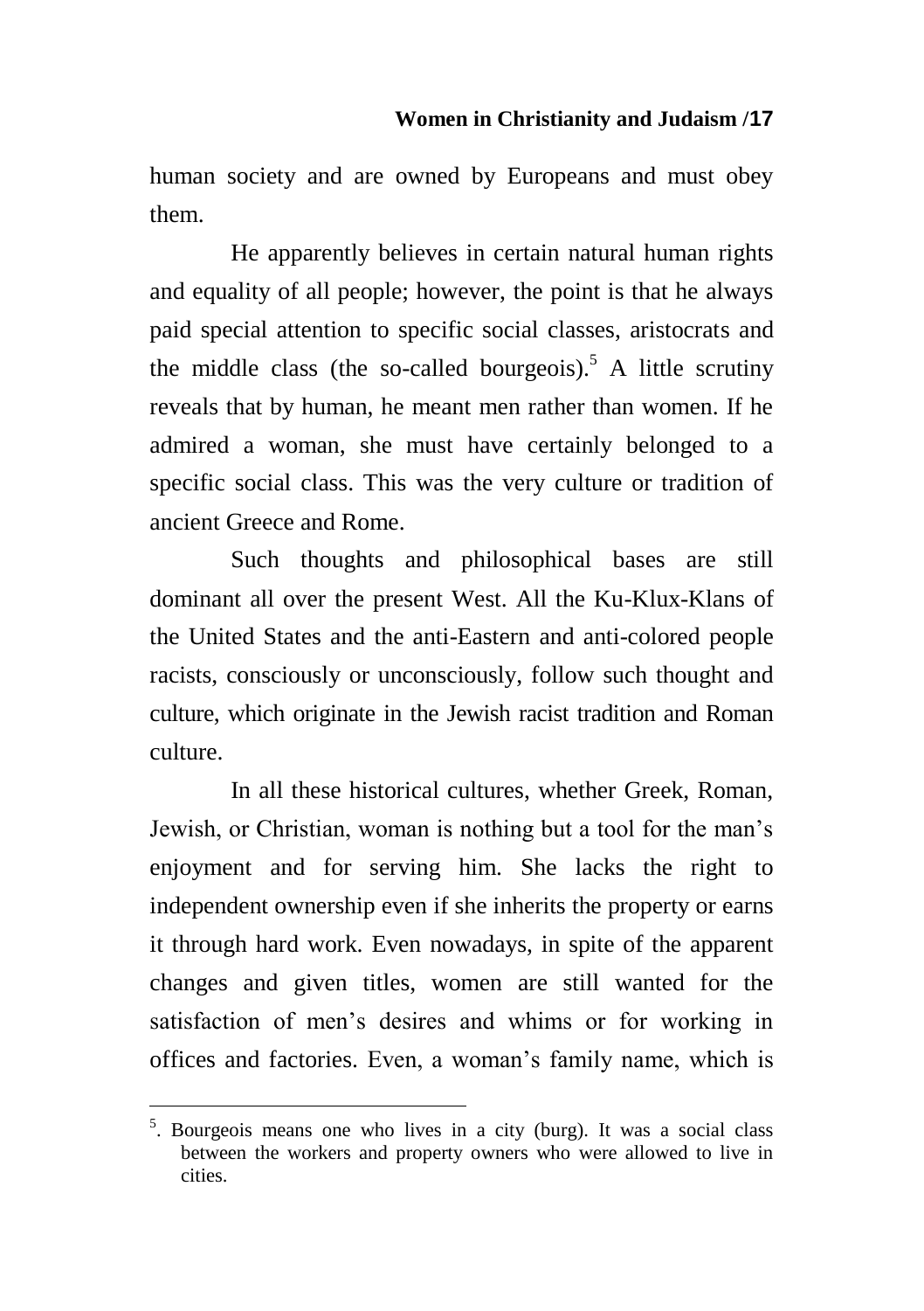human society and are owned by Europeans and must obey them.

He apparently believes in certain natural human rights and equality of all people; however, the point is that he always paid special attention to specific social classes, aristocrats and the middle class (the so-called bourgeois).[5] A little scrutiny reveals that by human, he meant men rather than women. If he admired a woman, she must have certainly belonged to a specific social class. This was the very culture or tradition of ancient Greece and Rome.

Such thoughts and philosophical bases are still dominant all over the present West. All the Ku-Klux-Klans of the United States and the anti-Eastern and anti-colored people racists, consciously or unconsciously, follow such thought and culture, which originate in the Jewish racist tradition and Roman culture.

In all these historical cultures, whether Greek, Roman, Jewish, or Christian, woman is nothing but a tool for the man's enjoyment and for serving him. She lacks the right to independent ownership even if she inherits the property or earns it through hard work. Even nowadays, in spite of the apparent changes and given titles, women are still wanted for the satisfaction of men's desires and whims or for working in offices and factories. Even, a woman's family name, which is

---

[5]. Bourgeois means one who lives in a city (burg). It was a social class between the workers and property owners who were allowed to live in cities.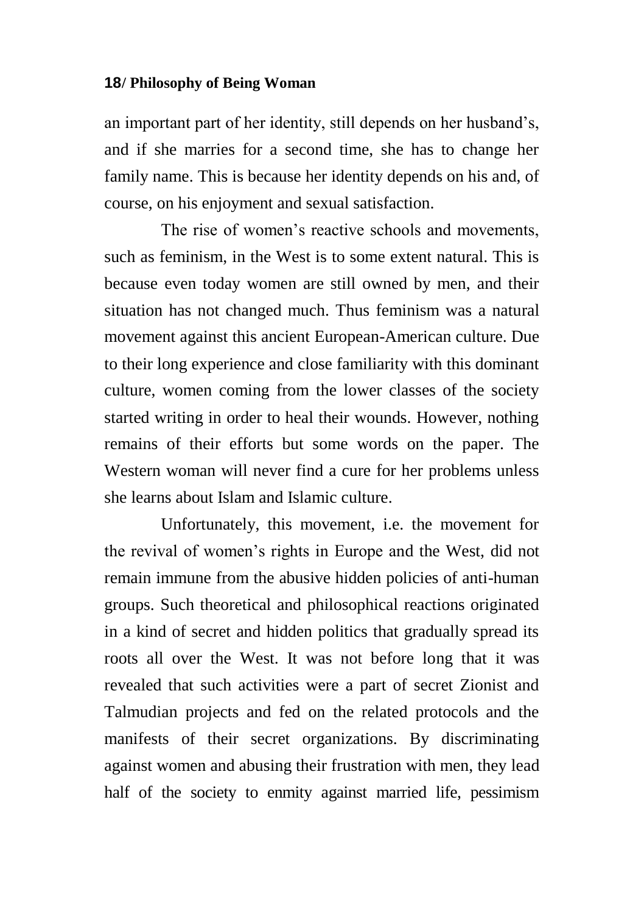an important part of her identity, still depends on her husband's, and if she marries for a second time, she has to change her family name. This is because her identity depends on his and, of course, on his enjoyment and sexual satisfaction.

The rise of women's reactive schools and movements, such as feminism, in the West is to some extent natural. This is because even today women are still owned by men, and their situation has not changed much. Thus feminism was a natural movement against this ancient European-American culture. Due to their long experience and close familiarity with this dominant culture, women coming from the lower classes of the society started writing in order to heal their wounds. However, nothing remains of their efforts but some words on the paper. The Western woman will never find a cure for her problems unless she learns about Islam and Islamic culture.

Unfortunately, this movement, i.e. the movement for the revival of women's rights in Europe and the West, did not remain immune from the abusive hidden policies of anti-human groups. Such theoretical and philosophical reactions originated in a kind of secret and hidden politics that gradually spread its roots all over the West. It was not before long that it was revealed that such activities were a part of secret Zionist and Talmudian projects and fed on the related protocols and the manifests of their secret organizations. By discriminating against women and abusing their frustration with men, they lead half of the society to enmity against married life, pessimism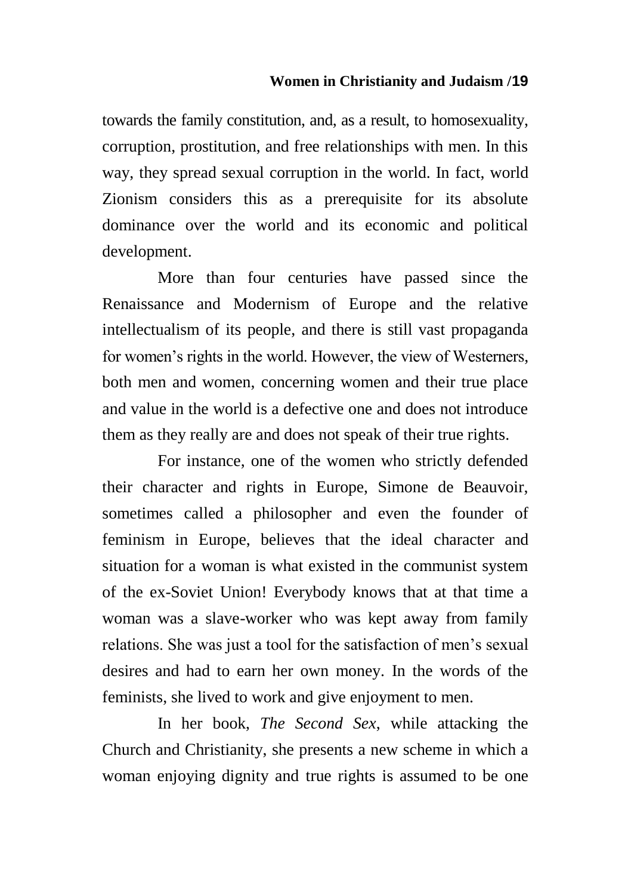towards the family constitution, and, as a result, to homosexuality, corruption, prostitution, and free relationships with men. In this way, they spread sexual corruption in the world. In fact, world Zionism considers this as a prerequisite for its absolute dominance over the world and its economic and political development.

More than four centuries have passed since the Renaissance and Modernism of Europe and the relative intellectualism of its people, and there is still vast propaganda for women's rights in the world. However, the view of Westerners, both men and women, concerning women and their true place and value in the world is a defective one and does not introduce them as they really are and does not speak of their true rights.

For instance, one of the women who strictly defended their character and rights in Europe, Simone de Beauvoir, sometimes called a philosopher and even the founder of feminism in Europe, believes that the ideal character and situation for a woman is what existed in the communist system of the ex-Soviet Union! Everybody knows that at that time a woman was a slave-worker who was kept away from family relations. She was just a tool for the satisfaction of men's sexual desires and had to earn her own money. In the words of the feminists, she lived to work and give enjoyment to men.

In her book, *The Second Sex*, while attacking the Church and Christianity, she presents a new scheme in which a woman enjoying dignity and true rights is assumed to be one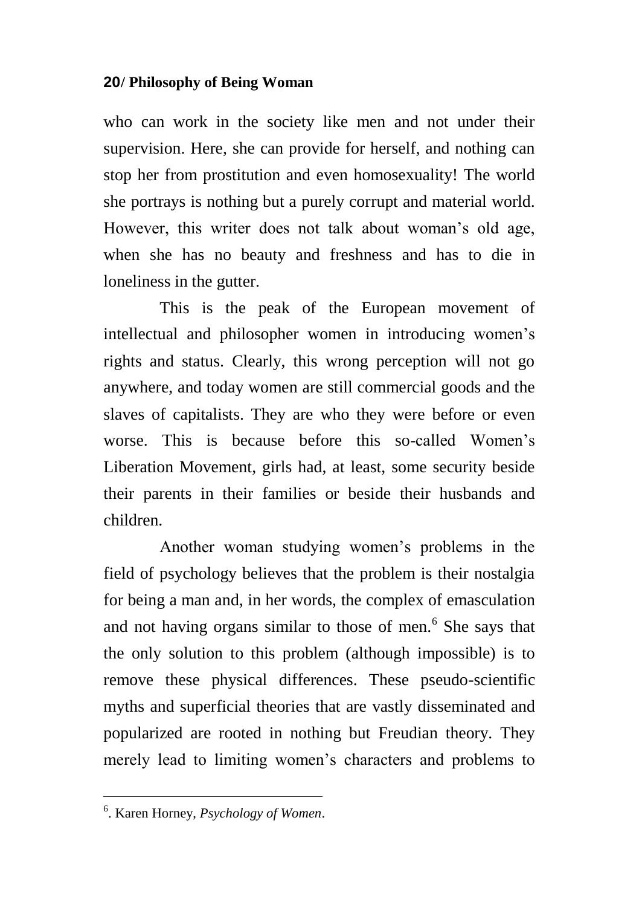who can work in the society like men and not under their supervision. Here, she can provide for herself, and nothing can stop her from prostitution and even homosexuality! The world she portrays is nothing but a purely corrupt and material world. However, this writer does not talk about woman's old age, when she has no beauty and freshness and has to die in loneliness in the gutter.

This is the peak of the European movement of intellectual and philosopher women in introducing women's rights and status. Clearly, this wrong perception will not go anywhere, and today women are still commercial goods and the slaves of capitalists. They are who they were before or even worse. This is because before this so-called Women's Liberation Movement, girls had, at least, some security beside their parents in their families or beside their husbands and children.

Another woman studying women's problems in the field of psychology believes that the problem is their nostalgia for being a man and, in her words, the complex of emasculation and not having organs similar to those of men.[6] She says that the only solution to this problem (although impossible) is to remove these physical differences. These pseudo-scientific myths and superficial theories that are vastly disseminated and popularized are rooted in nothing but Freudian theory. They merely lead to limiting women's characters and problems to

---

[6]. Karen Horney, *Psychology of Women*.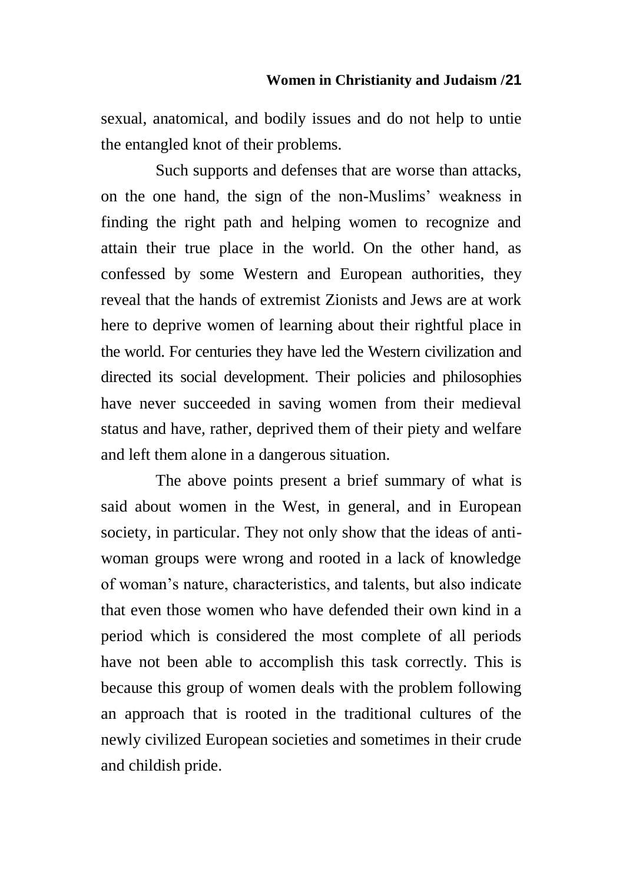sexual, anatomical, and bodily issues and do not help to untie the entangled knot of their problems.

Such supports and defenses that are worse than attacks, on the one hand, the sign of the non-Muslims' weakness in finding the right path and helping women to recognize and attain their true place in the world. On the other hand, as confessed by some Western and European authorities, they reveal that the hands of extremist Zionists and Jews are at work here to deprive women of learning about their rightful place in the world. For centuries they have led the Western civilization and directed its social development. Their policies and philosophies have never succeeded in saving women from their medieval status and have, rather, deprived them of their piety and welfare and left them alone in a dangerous situation.

The above points present a brief summary of what is said about women in the West, in general, and in European society, in particular. They not only show that the ideas of anti-woman groups were wrong and rooted in a lack of knowledge of woman's nature, characteristics, and talents, but also indicate that even those women who have defended their own kind in a period which is considered the most complete of all periods have not been able to accomplish this task correctly. This is because this group of women deals with the problem following an approach that is rooted in the traditional cultures of the newly civilized European societies and sometimes in their crude and childish pride.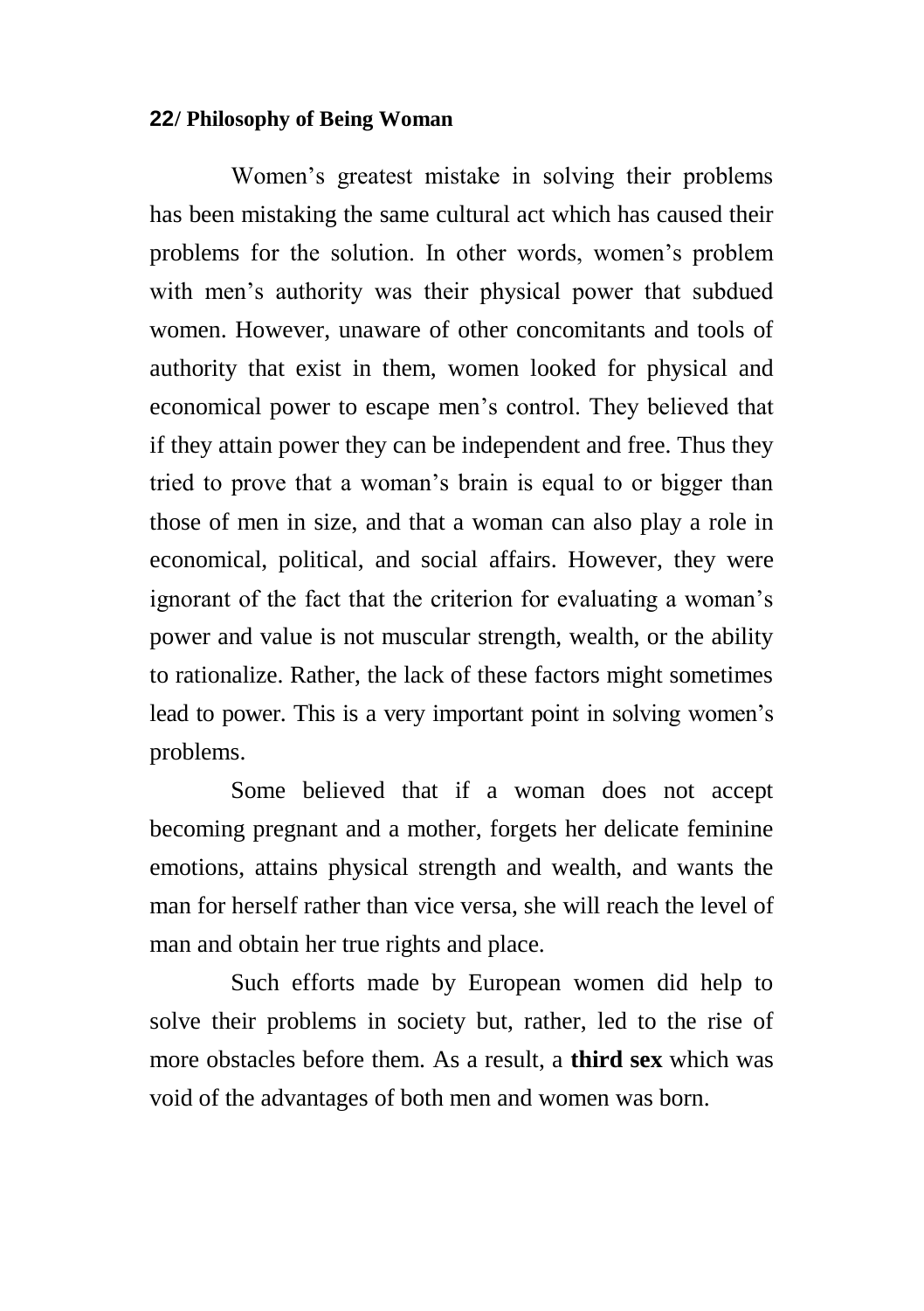Women's greatest mistake in solving their problems has been mistaking the same cultural act which has caused their problems for the solution. In other words, women's problem with men's authority was their physical power that subdued women. However, unaware of other concomitants and tools of authority that exist in them, women looked for physical and economical power to escape men's control. They believed that if they attain power they can be independent and free. Thus they tried to prove that a woman's brain is equal to or bigger than those of men in size, and that a woman can also play a role in economical, political, and social affairs. However, they were ignorant of the fact that the criterion for evaluating a woman's power and value is not muscular strength, wealth, or the ability to rationalize. Rather, the lack of these factors might sometimes lead to power. This is a very important point in solving women's problems.

Some believed that if a woman does not accept becoming pregnant and a mother, forgets her delicate feminine emotions, attains physical strength and wealth, and wants the man for herself rather than vice versa, she will reach the level of man and obtain her true rights and place.

Such efforts made by European women did help to solve their problems in society but, rather, led to the rise of more obstacles before them. As a result, a **third sex** which was void of the advantages of both men and women was born.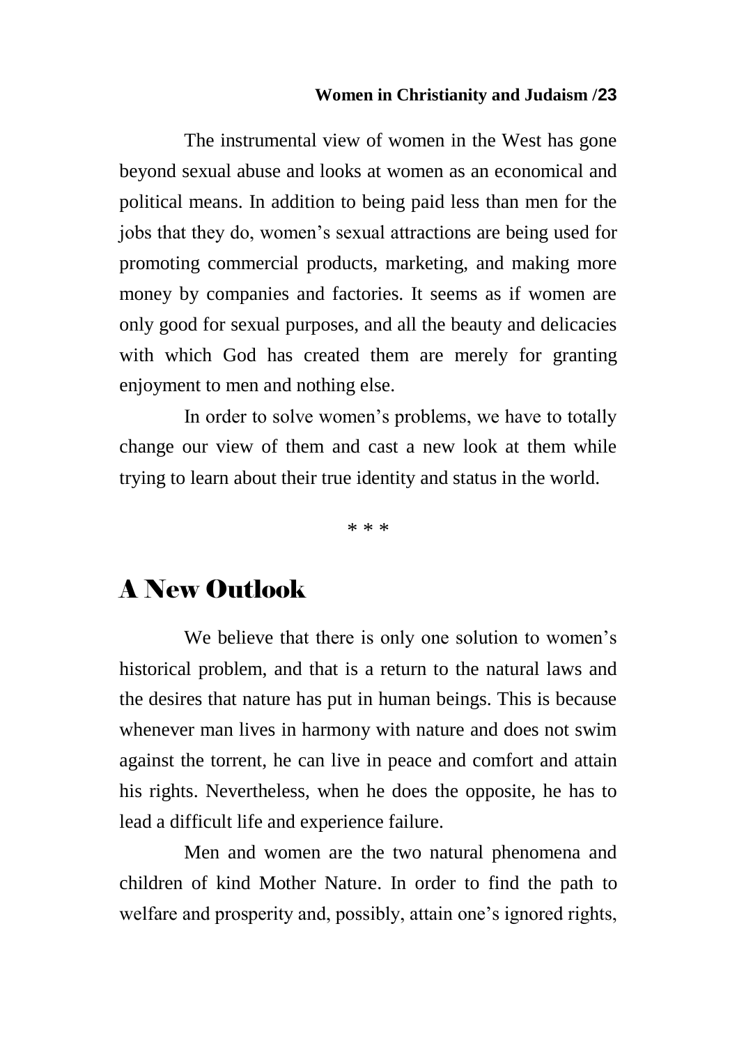The instrumental view of women in the West has gone beyond sexual abuse and looks at women as an economical and political means. In addition to being paid less than men for the jobs that they do, women's sexual attractions are being used for promoting commercial products, marketing, and making more money by companies and factories. It seems as if women are only good for sexual purposes, and all the beauty and delicacies with which God has created them are merely for granting enjoyment to men and nothing else.

In order to solve women's problems, we have to totally change our view of them and cast a new look at them while trying to learn about their true identity and status in the world.

\* \* \*

## A New Outlook

We believe that there is only one solution to women's historical problem, and that is a return to the natural laws and the desires that nature has put in human beings. This is because whenever man lives in harmony with nature and does not swim against the torrent, he can live in peace and comfort and attain his rights. Nevertheless, when he does the opposite, he has to lead a difficult life and experience failure.

Men and women are the two natural phenomena and children of kind Mother Nature. In order to find the path to welfare and prosperity and, possibly, attain one's ignored rights,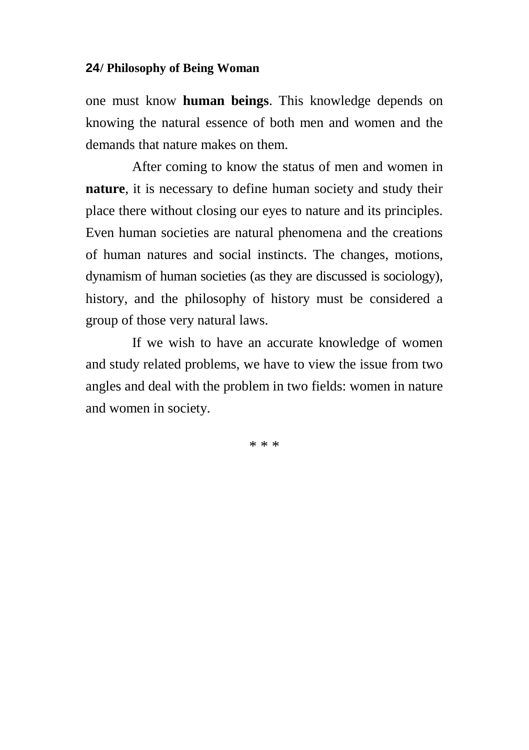one must know **human beings**. This knowledge depends on knowing the natural essence of both men and women and the demands that nature makes on them.

After coming to know the status of men and women in **nature**, it is necessary to define human society and study their place there without closing our eyes to nature and its principles. Even human societies are natural phenomena and the creations of human natures and social instincts. The changes, motions, dynamism of human societies (as they are discussed is sociology), history, and the philosophy of history must be considered a group of those very natural laws.

If we wish to have an accurate knowledge of women and study related problems, we have to view the issue from two angles and deal with the problem in two fields: women in nature and women in society.

* * *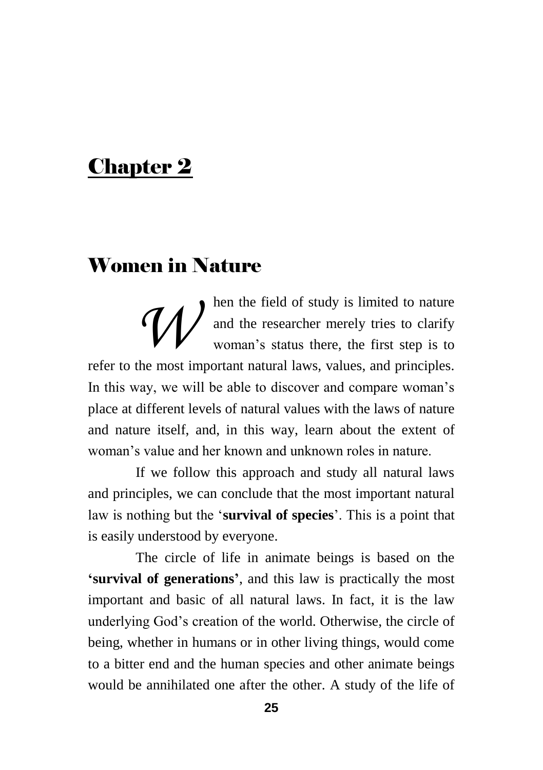# Chapter 2

## Women in Nature

When the field of study is limited to nature and the researcher merely tries to clarify woman's status there, the first step is to refer to the most important natural laws, values, and principles. In this way, we will be able to discover and compare woman's place at different levels of natural values with the laws of nature and nature itself, and, in this way, learn about the extent of woman's value and her known and unknown roles in nature.

If we follow this approach and study all natural laws and principles, we can conclude that the most important natural law is nothing but the '**survival of species**'. This is a point that is easily understood by everyone.

The circle of life in animate beings is based on the **'survival of generations'**, and this law is practically the most important and basic of all natural laws. In fact, it is the law underlying God's creation of the world. Otherwise, the circle of being, whether in humans or in other living things, would come to a bitter end and the human species and other animate beings would be annihilated one after the other. A study of the life of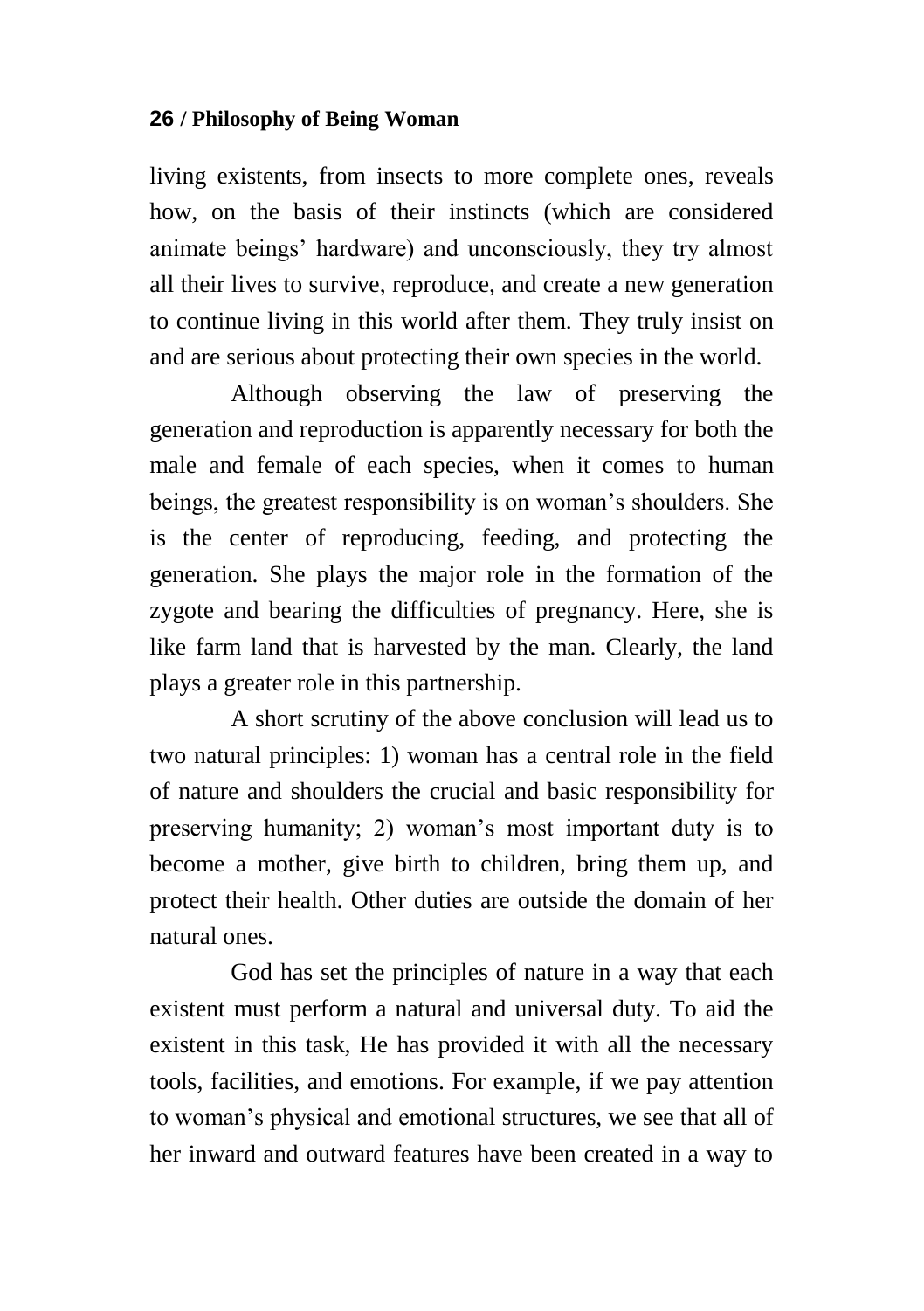living existents, from insects to more complete ones, reveals how, on the basis of their instincts (which are considered animate beings' hardware) and unconsciously, they try almost all their lives to survive, reproduce, and create a new generation to continue living in this world after them. They truly insist on and are serious about protecting their own species in the world.

Although observing the law of preserving the generation and reproduction is apparently necessary for both the male and female of each species, when it comes to human beings, the greatest responsibility is on woman's shoulders. She is the center of reproducing, feeding, and protecting the generation. She plays the major role in the formation of the zygote and bearing the difficulties of pregnancy. Here, she is like farm land that is harvested by the man. Clearly, the land plays a greater role in this partnership.

A short scrutiny of the above conclusion will lead us to two natural principles: 1) woman has a central role in the field of nature and shoulders the crucial and basic responsibility for preserving humanity; 2) woman's most important duty is to become a mother, give birth to children, bring them up, and protect their health. Other duties are outside the domain of her natural ones.

God has set the principles of nature in a way that each existent must perform a natural and universal duty. To aid the existent in this task, He has provided it with all the necessary tools, facilities, and emotions. For example, if we pay attention to woman's physical and emotional structures, we see that all of her inward and outward features have been created in a way to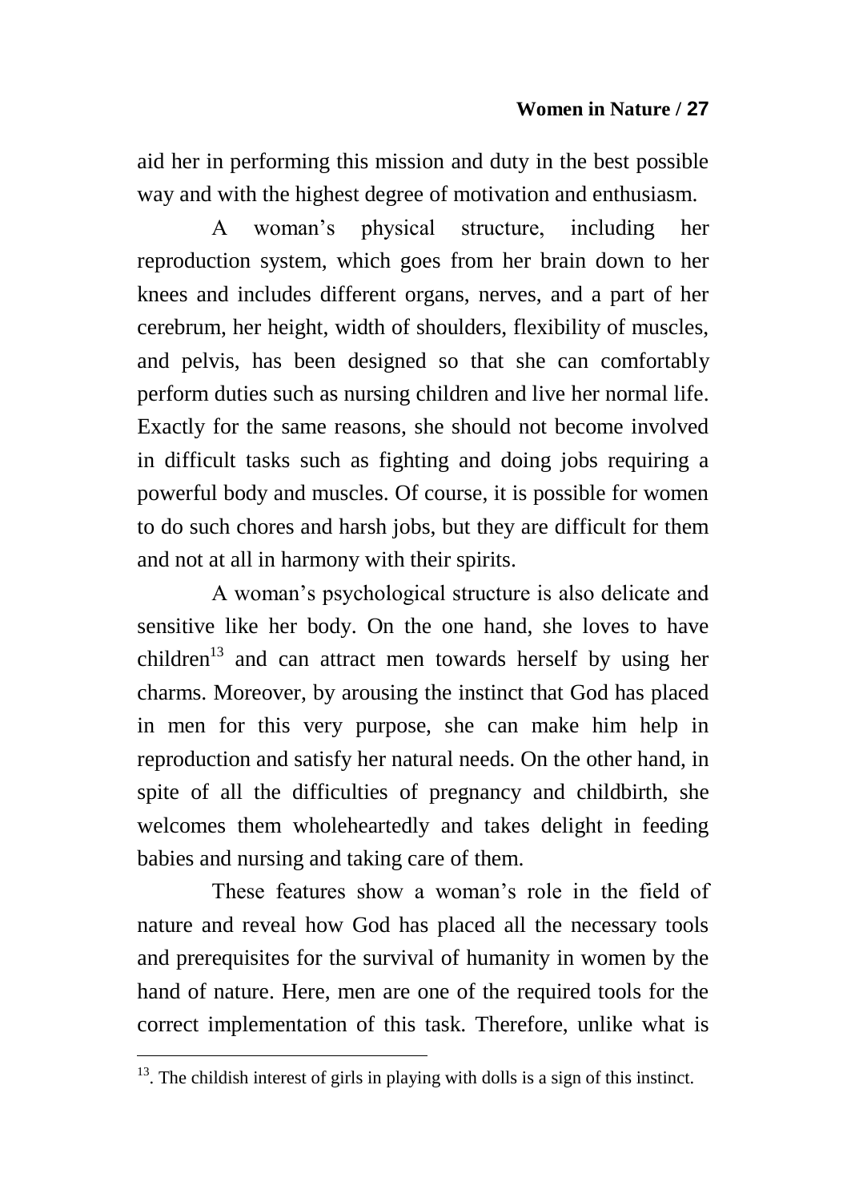aid her in performing this mission and duty in the best possible way and with the highest degree of motivation and enthusiasm.

A woman's physical structure, including her reproduction system, which goes from her brain down to her knees and includes different organs, nerves, and a part of her cerebrum, her height, width of shoulders, flexibility of muscles, and pelvis, has been designed so that she can comfortably perform duties such as nursing children and live her normal life. Exactly for the same reasons, she should not become involved in difficult tasks such as fighting and doing jobs requiring a powerful body and muscles. Of course, it is possible for women to do such chores and harsh jobs, but they are difficult for them and not at all in harmony with their spirits.

A woman's psychological structure is also delicate and sensitive like her body. On the one hand, she loves to have children[13] and can attract men towards herself by using her charms. Moreover, by arousing the instinct that God has placed in men for this very purpose, she can make him help in reproduction and satisfy her natural needs. On the other hand, in spite of all the difficulties of pregnancy and childbirth, she welcomes them wholeheartedly and takes delight in feeding babies and nursing and taking care of them.

These features show a woman's role in the field of nature and reveal how God has placed all the necessary tools and prerequisites for the survival of humanity in women by the hand of nature. Here, men are one of the required tools for the correct implementation of this task. Therefore, unlike what is

---

[13]. The childish interest of girls in playing with dolls is a sign of this instinct.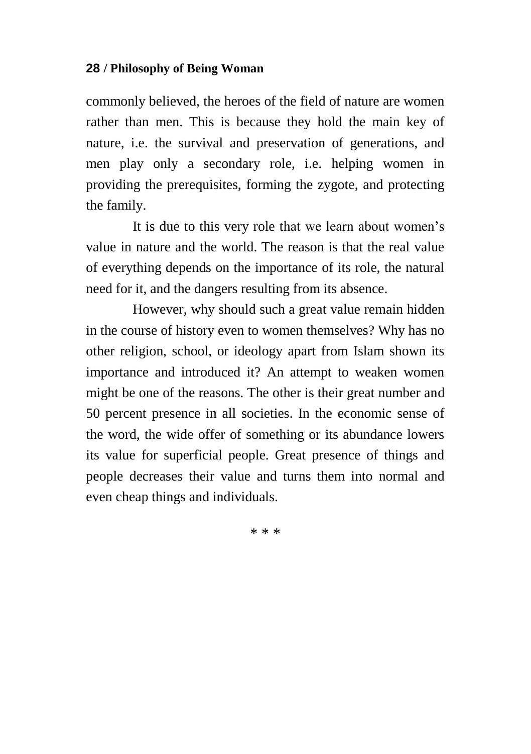commonly believed, the heroes of the field of nature are women rather than men. This is because they hold the main key of nature, i.e. the survival and preservation of generations, and men play only a secondary role, i.e. helping women in providing the prerequisites, forming the zygote, and protecting the family.

It is due to this very role that we learn about women's value in nature and the world. The reason is that the real value of everything depends on the importance of its role, the natural need for it, and the dangers resulting from its absence.

However, why should such a great value remain hidden in the course of history even to women themselves? Why has no other religion, school, or ideology apart from Islam shown its importance and introduced it? An attempt to weaken women might be one of the reasons. The other is their great number and 50 percent presence in all societies. In the economic sense of the word, the wide offer of something or its abundance lowers its value for superficial people. Great presence of things and people decreases their value and turns them into normal and even cheap things and individuals.

* * *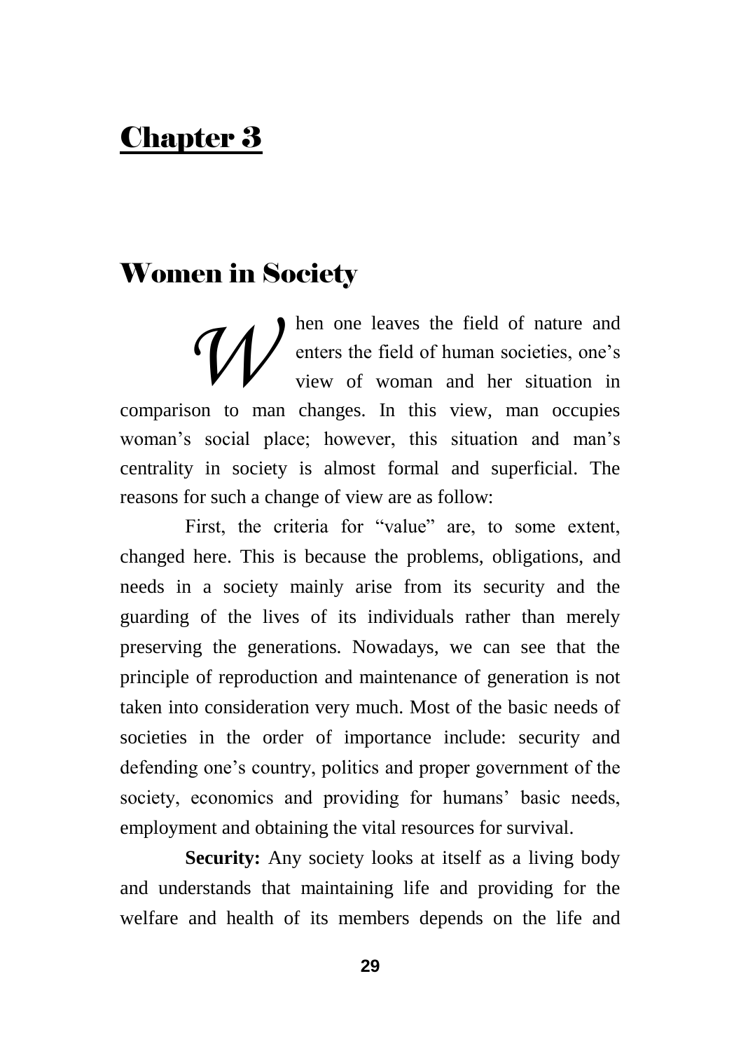# Chapter 3

## Women in Society

When one leaves the field of nature and enters the field of human societies, one's view of woman and her situation in comparison to man changes. In this view, man occupies woman's social place; however, this situation and man's centrality in society is almost formal and superficial. The reasons for such a change of view are as follow:

First, the criteria for "value" are, to some extent, changed here. This is because the problems, obligations, and needs in a society mainly arise from its security and the guarding of the lives of its individuals rather than merely preserving the generations. Nowadays, we can see that the principle of reproduction and maintenance of generation is not taken into consideration very much. Most of the basic needs of societies in the order of importance include: security and defending one's country, politics and proper government of the society, economics and providing for humans' basic needs, employment and obtaining the vital resources for survival.

**Security:** Any society looks at itself as a living body and understands that maintaining life and providing for the welfare and health of its members depends on the life and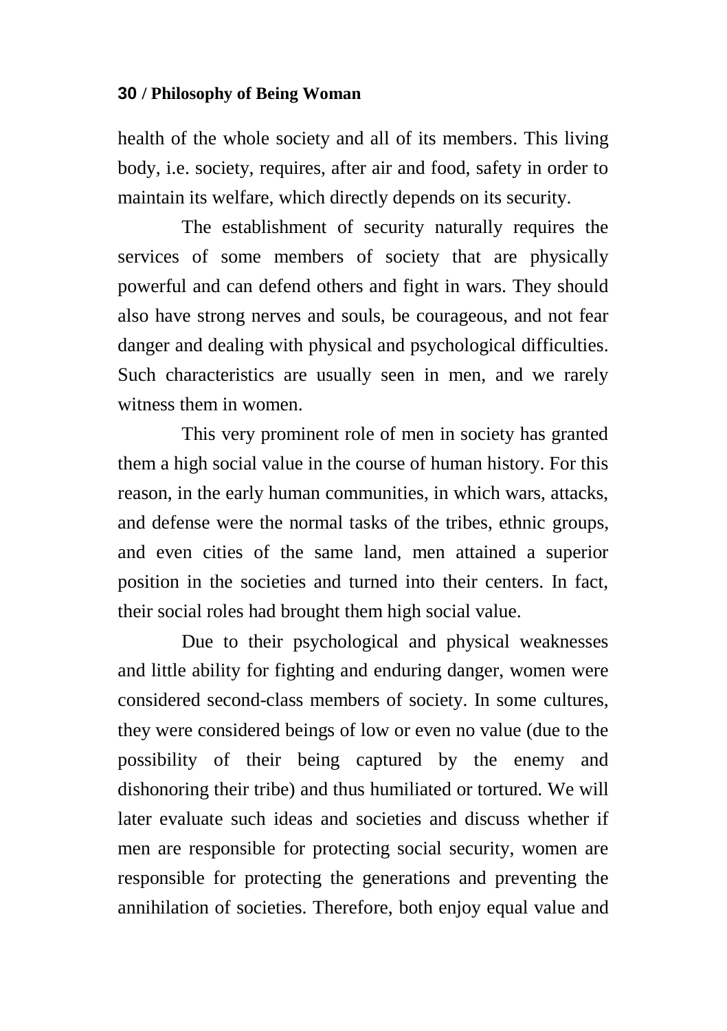health of the whole society and all of its members. This living body, i.e. society, requires, after air and food, safety in order to maintain its welfare, which directly depends on its security.

The establishment of security naturally requires the services of some members of society that are physically powerful and can defend others and fight in wars. They should also have strong nerves and souls, be courageous, and not fear danger and dealing with physical and psychological difficulties. Such characteristics are usually seen in men, and we rarely witness them in women.

This very prominent role of men in society has granted them a high social value in the course of human history. For this reason, in the early human communities, in which wars, attacks, and defense were the normal tasks of the tribes, ethnic groups, and even cities of the same land, men attained a superior position in the societies and turned into their centers. In fact, their social roles had brought them high social value.

Due to their psychological and physical weaknesses and little ability for fighting and enduring danger, women were considered second-class members of society. In some cultures, they were considered beings of low or even no value (due to the possibility of their being captured by the enemy and dishonoring their tribe) and thus humiliated or tortured. We will later evaluate such ideas and societies and discuss whether if men are responsible for protecting social security, women are responsible for protecting the generations and preventing the annihilation of societies. Therefore, both enjoy equal value and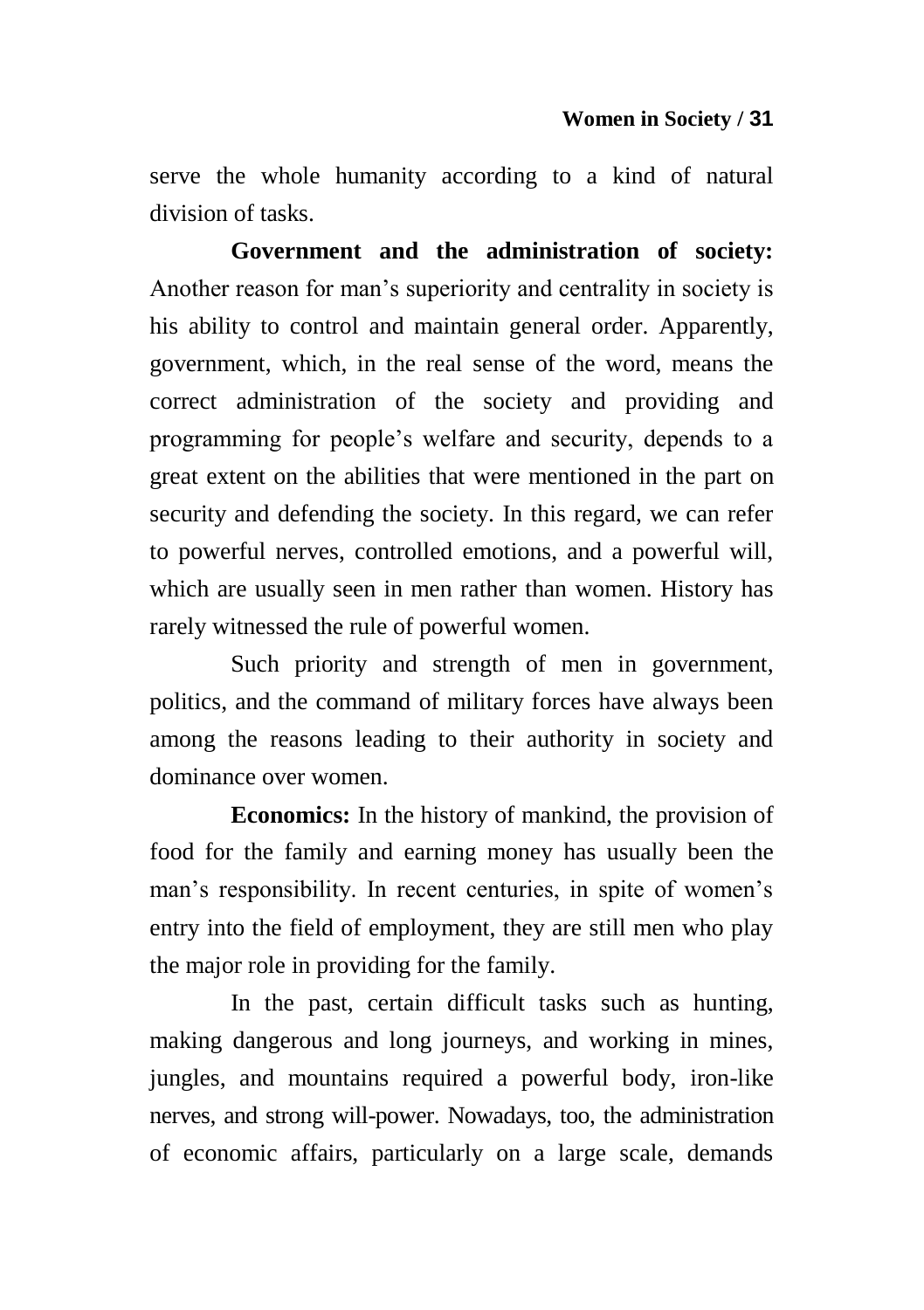serve the whole humanity according to a kind of natural division of tasks.

**Government and the administration of society:** Another reason for man's superiority and centrality in society is his ability to control and maintain general order. Apparently, government, which, in the real sense of the word, means the correct administration of the society and providing and programming for people's welfare and security, depends to a great extent on the abilities that were mentioned in the part on security and defending the society. In this regard, we can refer to powerful nerves, controlled emotions, and a powerful will, which are usually seen in men rather than women. History has rarely witnessed the rule of powerful women.

Such priority and strength of men in government, politics, and the command of military forces have always been among the reasons leading to their authority in society and dominance over women.

**Economics:** In the history of mankind, the provision of food for the family and earning money has usually been the man's responsibility. In recent centuries, in spite of women's entry into the field of employment, they are still men who play the major role in providing for the family.

In the past, certain difficult tasks such as hunting, making dangerous and long journeys, and working in mines, jungles, and mountains required a powerful body, iron-like nerves, and strong will-power. Nowadays, too, the administration of economic affairs, particularly on a large scale, demands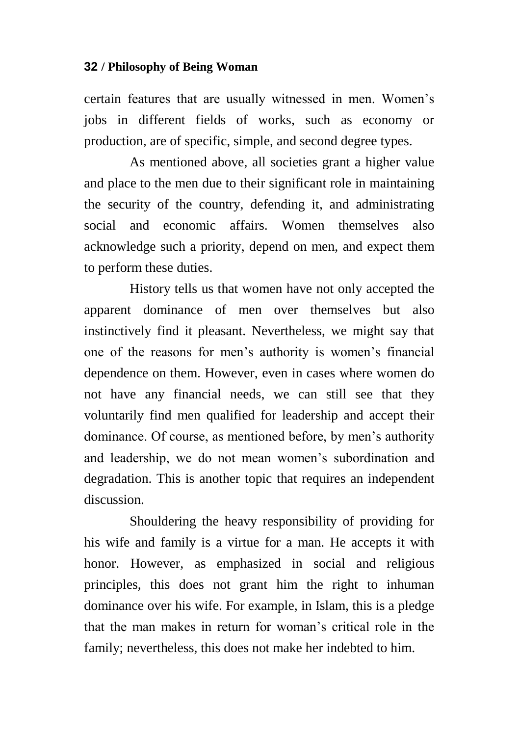certain features that are usually witnessed in men. Women's jobs in different fields of works, such as economy or production, are of specific, simple, and second degree types.

As mentioned above, all societies grant a higher value and place to the men due to their significant role in maintaining the security of the country, defending it, and administrating social and economic affairs. Women themselves also acknowledge such a priority, depend on men, and expect them to perform these duties.

History tells us that women have not only accepted the apparent dominance of men over themselves but also instinctively find it pleasant. Nevertheless, we might say that one of the reasons for men's authority is women's financial dependence on them. However, even in cases where women do not have any financial needs, we can still see that they voluntarily find men qualified for leadership and accept their dominance. Of course, as mentioned before, by men's authority and leadership, we do not mean women's subordination and degradation. This is another topic that requires an independent discussion.

Shouldering the heavy responsibility of providing for his wife and family is a virtue for a man. He accepts it with honor. However, as emphasized in social and religious principles, this does not grant him the right to inhuman dominance over his wife. For example, in Islam, this is a pledge that the man makes in return for woman's critical role in the family; nevertheless, this does not make her indebted to him.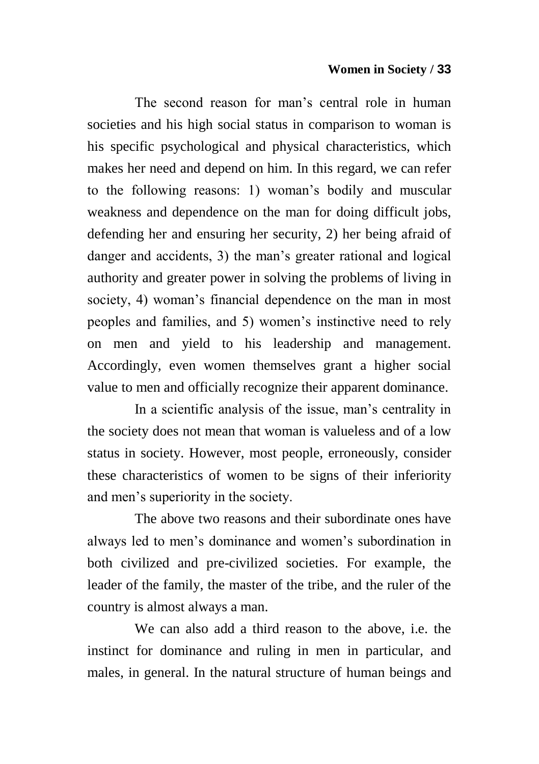The second reason for man's central role in human societies and his high social status in comparison to woman is his specific psychological and physical characteristics, which makes her need and depend on him. In this regard, we can refer to the following reasons: 1) woman's bodily and muscular weakness and dependence on the man for doing difficult jobs, defending her and ensuring her security, 2) her being afraid of danger and accidents, 3) the man's greater rational and logical authority and greater power in solving the problems of living in society, 4) woman's financial dependence on the man in most peoples and families, and 5) women's instinctive need to rely on men and yield to his leadership and management. Accordingly, even women themselves grant a higher social value to men and officially recognize their apparent dominance.

In a scientific analysis of the issue, man's centrality in the society does not mean that woman is valueless and of a low status in society. However, most people, erroneously, consider these characteristics of women to be signs of their inferiority and men's superiority in the society.

The above two reasons and their subordinate ones have always led to men's dominance and women's subordination in both civilized and pre-civilized societies. For example, the leader of the family, the master of the tribe, and the ruler of the country is almost always a man.

We can also add a third reason to the above, i.e. the instinct for dominance and ruling in men in particular, and males, in general. In the natural structure of human beings and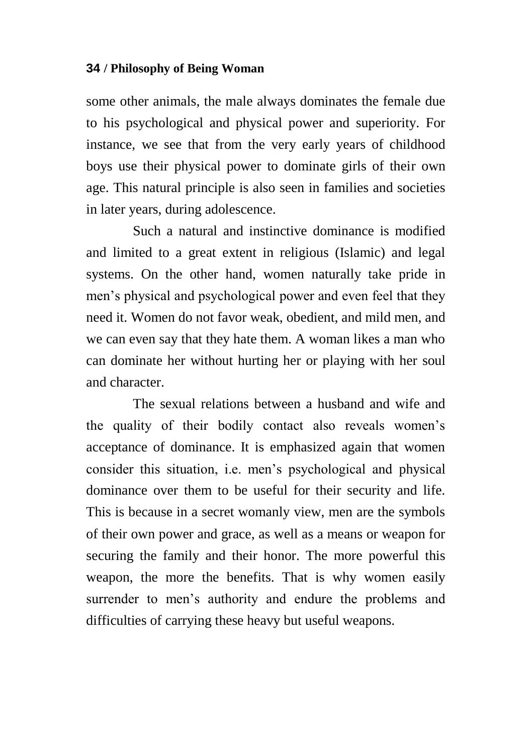some other animals, the male always dominates the female due to his psychological and physical power and superiority. For instance, we see that from the very early years of childhood boys use their physical power to dominate girls of their own age. This natural principle is also seen in families and societies in later years, during adolescence.

Such a natural and instinctive dominance is modified and limited to a great extent in religious (Islamic) and legal systems. On the other hand, women naturally take pride in men's physical and psychological power and even feel that they need it. Women do not favor weak, obedient, and mild men, and we can even say that they hate them. A woman likes a man who can dominate her without hurting her or playing with her soul and character.

The sexual relations between a husband and wife and the quality of their bodily contact also reveals women's acceptance of dominance. It is emphasized again that women consider this situation, i.e. men's psychological and physical dominance over them to be useful for their security and life. This is because in a secret womanly view, men are the symbols of their own power and grace, as well as a means or weapon for securing the family and their honor. The more powerful this weapon, the more the benefits. That is why women easily surrender to men's authority and endure the problems and difficulties of carrying these heavy but useful weapons.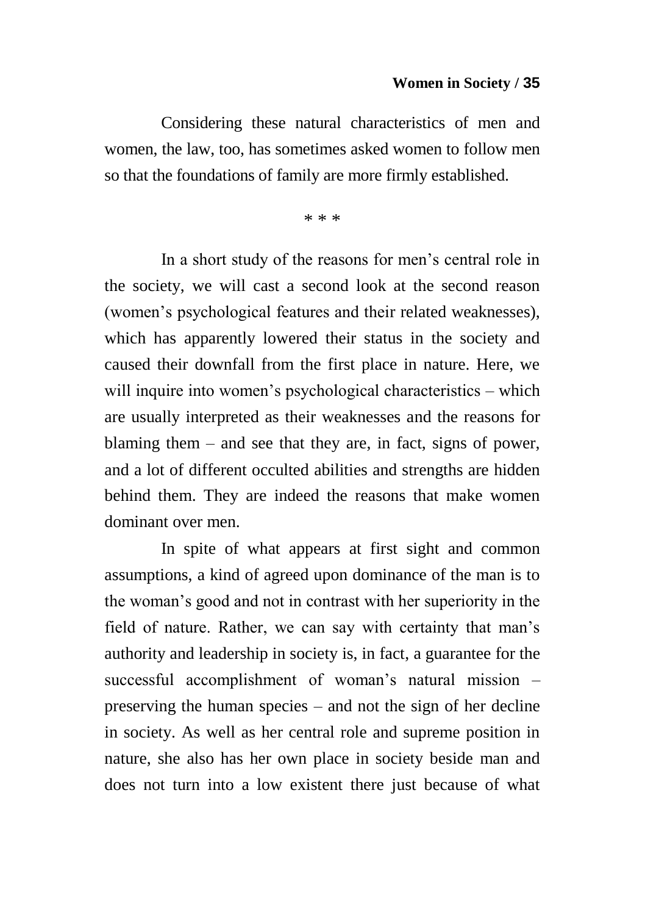Considering these natural characteristics of men and women, the law, too, has sometimes asked women to follow men so that the foundations of family are more firmly established.

* * *

In a short study of the reasons for men's central role in the society, we will cast a second look at the second reason (women's psychological features and their related weaknesses), which has apparently lowered their status in the society and caused their downfall from the first place in nature. Here, we will inquire into women's psychological characteristics – which are usually interpreted as their weaknesses and the reasons for blaming them – and see that they are, in fact, signs of power, and a lot of different occulted abilities and strengths are hidden behind them. They are indeed the reasons that make women dominant over men.

In spite of what appears at first sight and common assumptions, a kind of agreed upon dominance of the man is to the woman's good and not in contrast with her superiority in the field of nature. Rather, we can say with certainty that man's authority and leadership in society is, in fact, a guarantee for the successful accomplishment of woman's natural mission – preserving the human species – and not the sign of her decline in society. As well as her central role and supreme position in nature, she also has her own place in society beside man and does not turn into a low existent there just because of what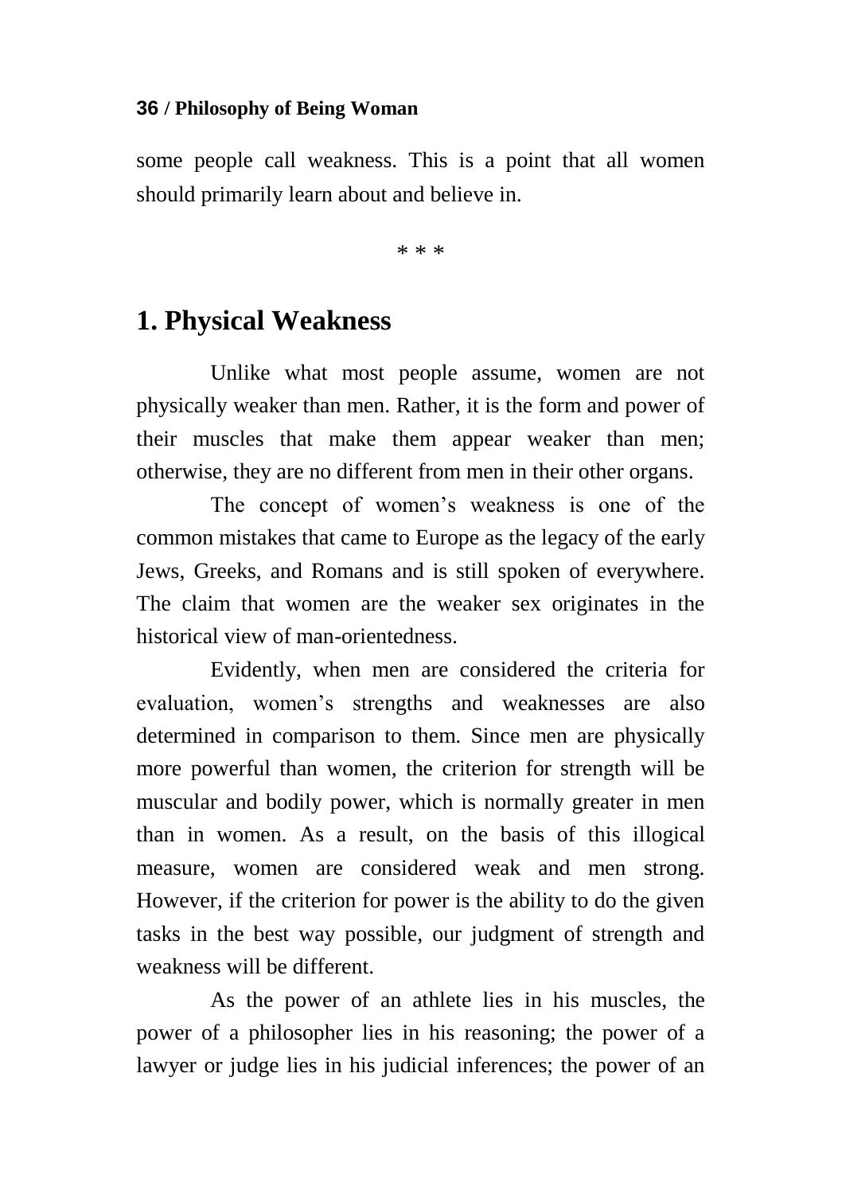some people call weakness. This is a point that all women should primarily learn about and believe in.

\* \* \*

## 1. Physical Weakness

Unlike what most people assume, women are not physically weaker than men. Rather, it is the form and power of their muscles that make them appear weaker than men; otherwise, they are no different from men in their other organs.

The concept of women's weakness is one of the common mistakes that came to Europe as the legacy of the early Jews, Greeks, and Romans and is still spoken of everywhere. The claim that women are the weaker sex originates in the historical view of man-orientedness.

Evidently, when men are considered the criteria for evaluation, women's strengths and weaknesses are also determined in comparison to them. Since men are physically more powerful than women, the criterion for strength will be muscular and bodily power, which is normally greater in men than in women. As a result, on the basis of this illogical measure, women are considered weak and men strong. However, if the criterion for power is the ability to do the given tasks in the best way possible, our judgment of strength and weakness will be different.

As the power of an athlete lies in his muscles, the power of a philosopher lies in his reasoning; the power of a lawyer or judge lies in his judicial inferences; the power of an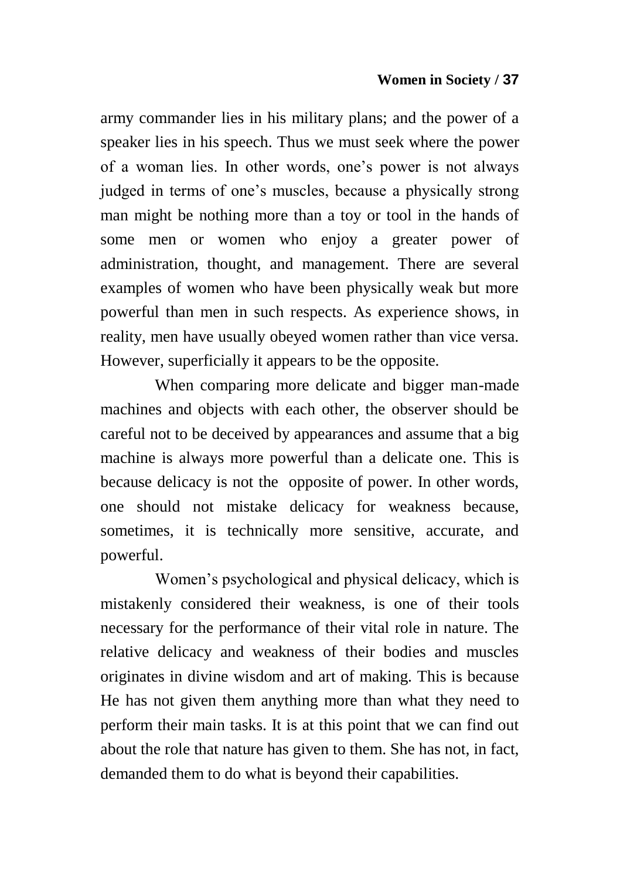army commander lies in his military plans; and the power of a speaker lies in his speech. Thus we must seek where the power of a woman lies. In other words, one's power is not always judged in terms of one's muscles, because a physically strong man might be nothing more than a toy or tool in the hands of some men or women who enjoy a greater power of administration, thought, and management. There are several examples of women who have been physically weak but more powerful than men in such respects. As experience shows, in reality, men have usually obeyed women rather than vice versa. However, superficially it appears to be the opposite.

When comparing more delicate and bigger man-made machines and objects with each other, the observer should be careful not to be deceived by appearances and assume that a big machine is always more powerful than a delicate one. This is because delicacy is not the opposite of power. In other words, one should not mistake delicacy for weakness because, sometimes, it is technically more sensitive, accurate, and powerful.

Women's psychological and physical delicacy, which is mistakenly considered their weakness, is one of their tools necessary for the performance of their vital role in nature. The relative delicacy and weakness of their bodies and muscles originates in divine wisdom and art of making. This is because He has not given them anything more than what they need to perform their main tasks. It is at this point that we can find out about the role that nature has given to them. She has not, in fact, demanded them to do what is beyond their capabilities.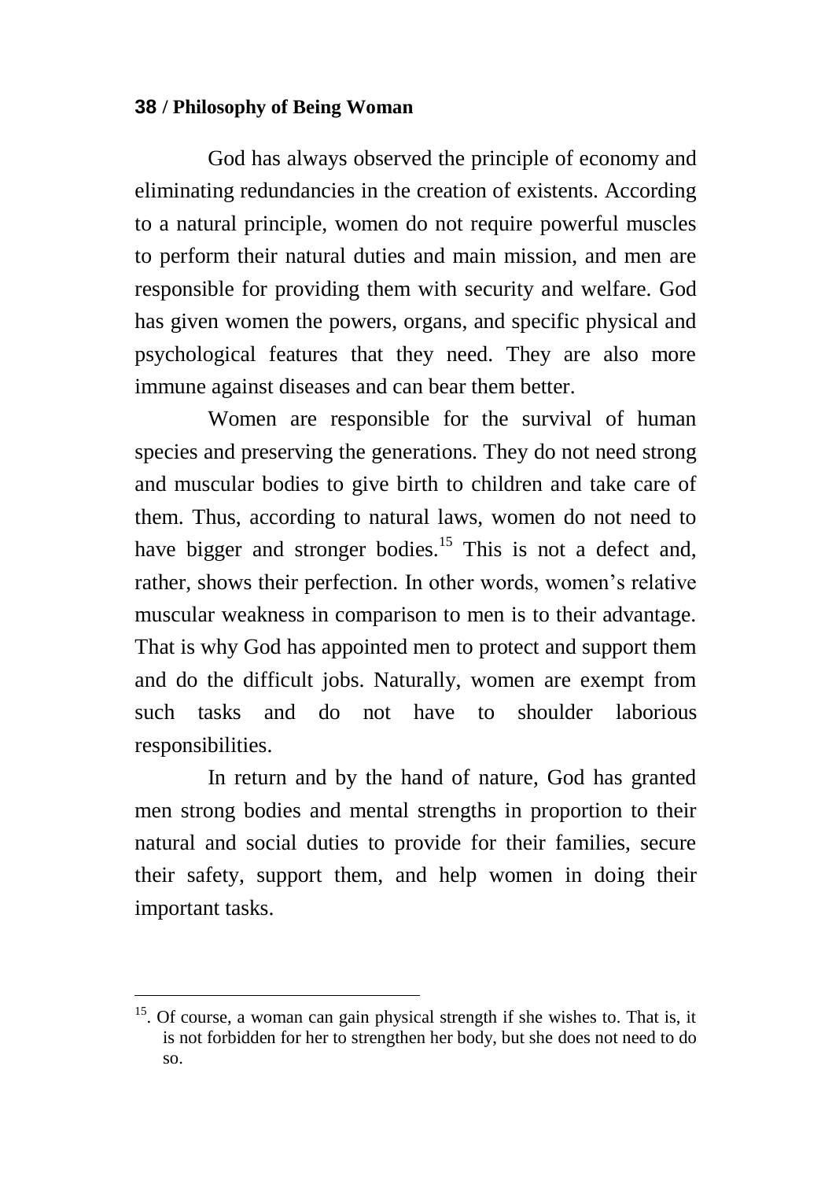God has always observed the principle of economy and eliminating redundancies in the creation of existents. According to a natural principle, women do not require powerful muscles to perform their natural duties and main mission, and men are responsible for providing them with security and welfare. God has given women the powers, organs, and specific physical and psychological features that they need. They are also more immune against diseases and can bear them better.

Women are responsible for the survival of human species and preserving the generations. They do not need strong and muscular bodies to give birth to children and take care of them. Thus, according to natural laws, women do not need to have bigger and stronger bodies.[15] This is not a defect and, rather, shows their perfection. In other words, women's relative muscular weakness in comparison to men is to their advantage. That is why God has appointed men to protect and support them and do the difficult jobs. Naturally, women are exempt from such tasks and do not have to shoulder laborious responsibilities.

In return and by the hand of nature, God has granted men strong bodies and mental strengths in proportion to their natural and social duties to provide for their families, secure their safety, support them, and help women in doing their important tasks.

---

[15]. Of course, a woman can gain physical strength if she wishes to. That is, it is not forbidden for her to strengthen her body, but she does not need to do so.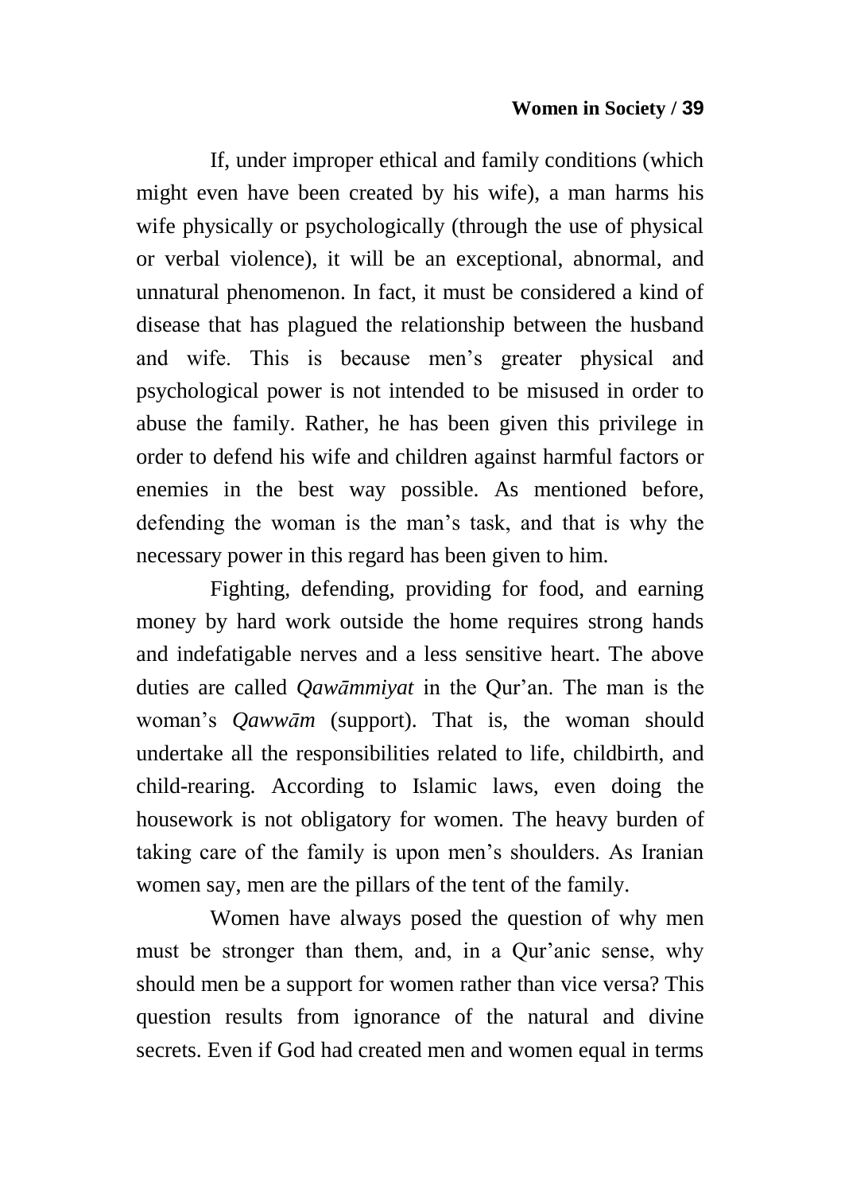If, under improper ethical and family conditions (which might even have been created by his wife), a man harms his wife physically or psychologically (through the use of physical or verbal violence), it will be an exceptional, abnormal, and unnatural phenomenon. In fact, it must be considered a kind of disease that has plagued the relationship between the husband and wife. This is because men's greater physical and psychological power is not intended to be misused in order to abuse the family. Rather, he has been given this privilege in order to defend his wife and children against harmful factors or enemies in the best way possible. As mentioned before, defending the woman is the man's task, and that is why the necessary power in this regard has been given to him.

Fighting, defending, providing for food, and earning money by hard work outside the home requires strong hands and indefatigable nerves and a less sensitive heart. The above duties are called *Qawāmmiyat* in the Qur'an. The man is the woman's *Qawwām* (support). That is, the woman should undertake all the responsibilities related to life, childbirth, and child-rearing. According to Islamic laws, even doing the housework is not obligatory for women. The heavy burden of taking care of the family is upon men's shoulders. As Iranian women say, men are the pillars of the tent of the family.

Women have always posed the question of why men must be stronger than them, and, in a Qur'anic sense, why should men be a support for women rather than vice versa? This question results from ignorance of the natural and divine secrets. Even if God had created men and women equal in terms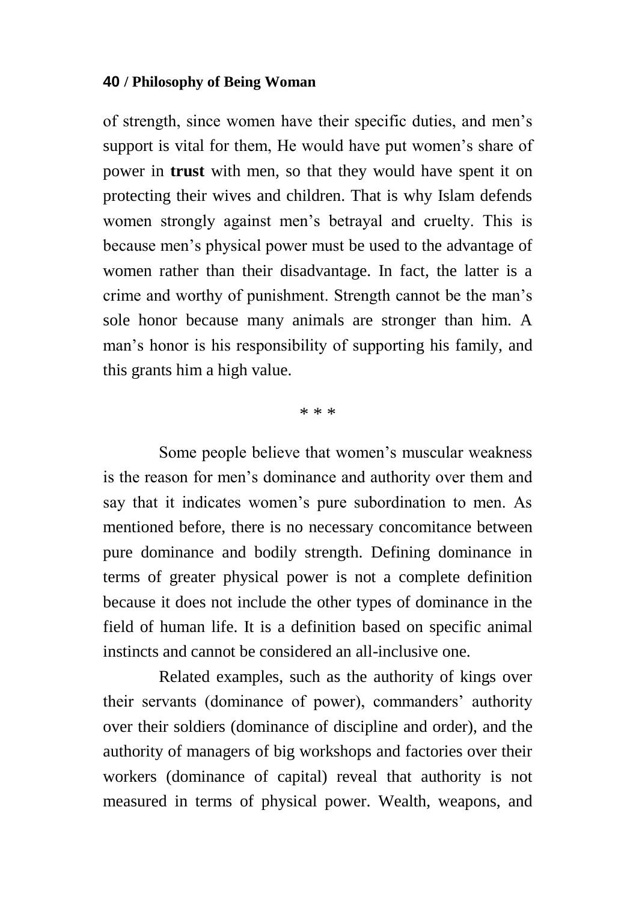of strength, since women have their specific duties, and men's support is vital for them, He would have put women's share of power in **trust** with men, so that they would have spent it on protecting their wives and children. That is why Islam defends women strongly against men's betrayal and cruelty. This is because men's physical power must be used to the advantage of women rather than their disadvantage. In fact, the latter is a crime and worthy of punishment. Strength cannot be the man's sole honor because many animals are stronger than him. A man's honor is his responsibility of supporting his family, and this grants him a high value.

* * *

Some people believe that women's muscular weakness is the reason for men's dominance and authority over them and say that it indicates women's pure subordination to men. As mentioned before, there is no necessary concomitance between pure dominance and bodily strength. Defining dominance in terms of greater physical power is not a complete definition because it does not include the other types of dominance in the field of human life. It is a definition based on specific animal instincts and cannot be considered an all-inclusive one.

Related examples, such as the authority of kings over their servants (dominance of power), commanders' authority over their soldiers (dominance of discipline and order), and the authority of managers of big workshops and factories over their workers (dominance of capital) reveal that authority is not measured in terms of physical power. Wealth, weapons, and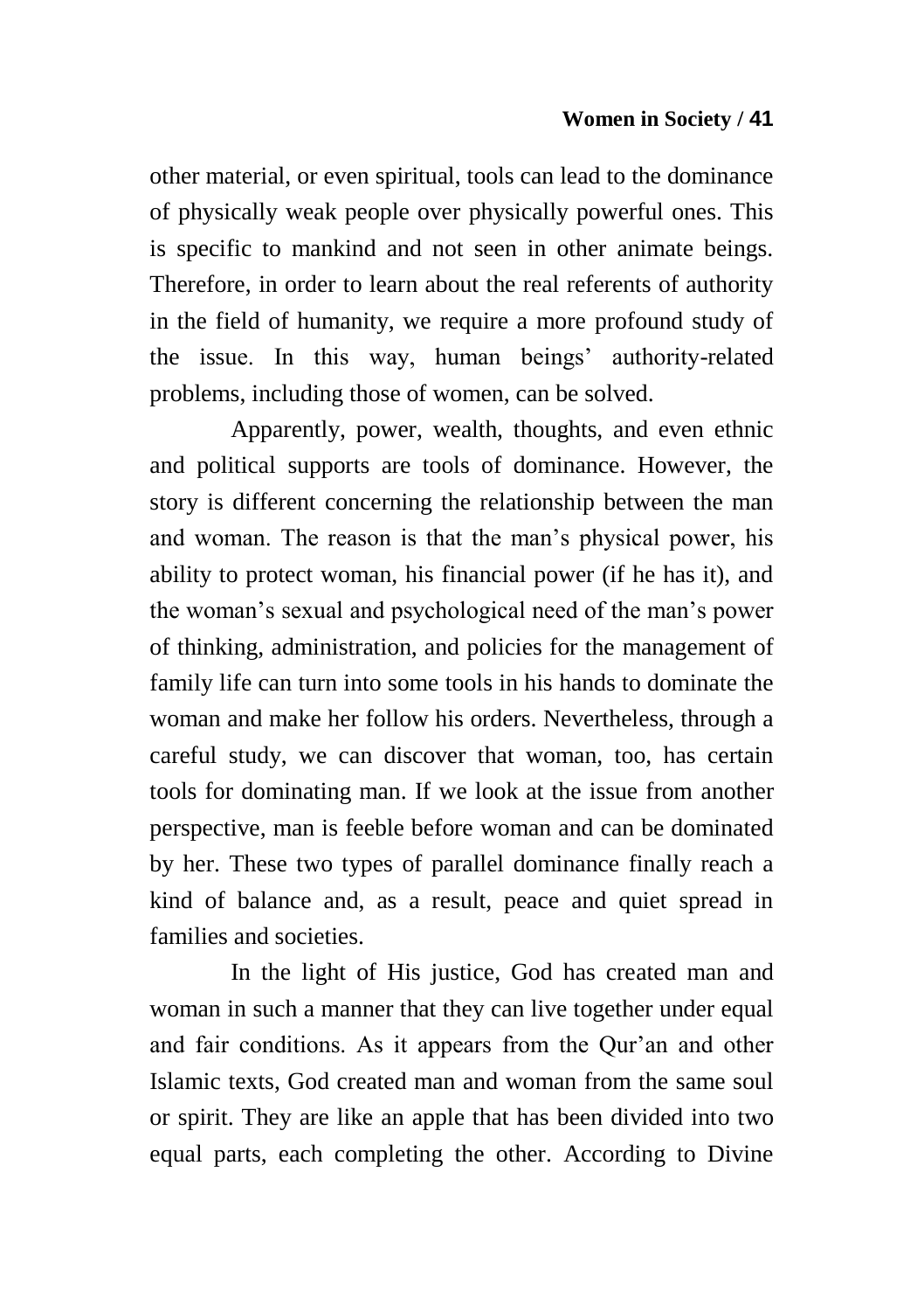other material, or even spiritual, tools can lead to the dominance of physically weak people over physically powerful ones. This is specific to mankind and not seen in other animate beings. Therefore, in order to learn about the real referents of authority in the field of humanity, we require a more profound study of the issue. In this way, human beings' authority-related problems, including those of women, can be solved.

Apparently, power, wealth, thoughts, and even ethnic and political supports are tools of dominance. However, the story is different concerning the relationship between the man and woman. The reason is that the man's physical power, his ability to protect woman, his financial power (if he has it), and the woman's sexual and psychological need of the man's power of thinking, administration, and policies for the management of family life can turn into some tools in his hands to dominate the woman and make her follow his orders. Nevertheless, through a careful study, we can discover that woman, too, has certain tools for dominating man. If we look at the issue from another perspective, man is feeble before woman and can be dominated by her. These two types of parallel dominance finally reach a kind of balance and, as a result, peace and quiet spread in families and societies.

In the light of His justice, God has created man and woman in such a manner that they can live together under equal and fair conditions. As it appears from the Qur'an and other Islamic texts, God created man and woman from the same soul or spirit. They are like an apple that has been divided into two equal parts, each completing the other. According to Divine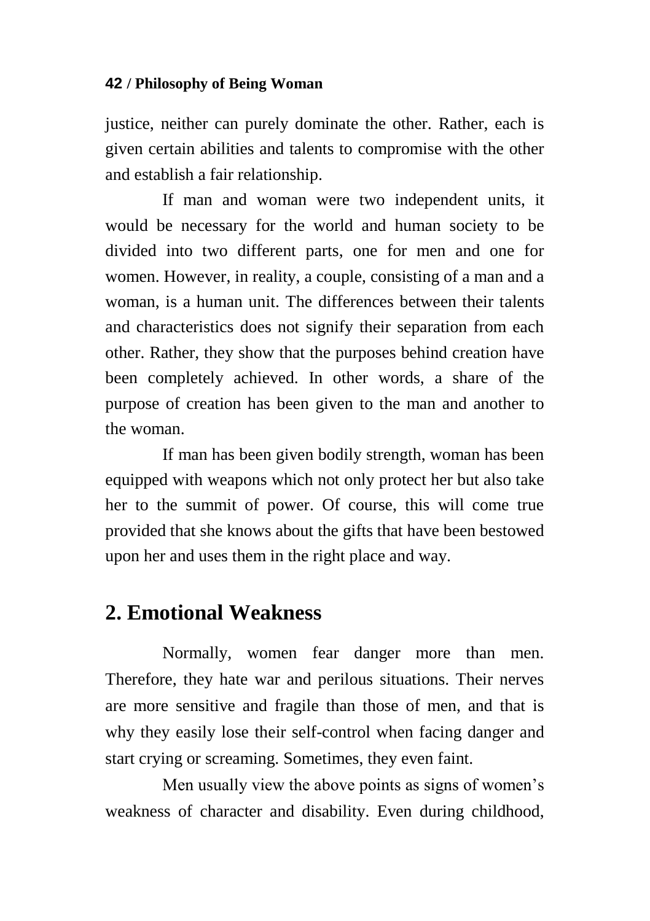justice, neither can purely dominate the other. Rather, each is given certain abilities and talents to compromise with the other and establish a fair relationship.

If man and woman were two independent units, it would be necessary for the world and human society to be divided into two different parts, one for men and one for women. However, in reality, a couple, consisting of a man and a woman, is a human unit. The differences between their talents and characteristics does not signify their separation from each other. Rather, they show that the purposes behind creation have been completely achieved. In other words, a share of the purpose of creation has been given to the man and another to the woman.

If man has been given bodily strength, woman has been equipped with weapons which not only protect her but also take her to the summit of power. Of course, this will come true provided that she knows about the gifts that have been bestowed upon her and uses them in the right place and way.

## 2. Emotional Weakness

Normally, women fear danger more than men. Therefore, they hate war and perilous situations. Their nerves are more sensitive and fragile than those of men, and that is why they easily lose their self-control when facing danger and start crying or screaming. Sometimes, they even faint.

Men usually view the above points as signs of women's weakness of character and disability. Even during childhood,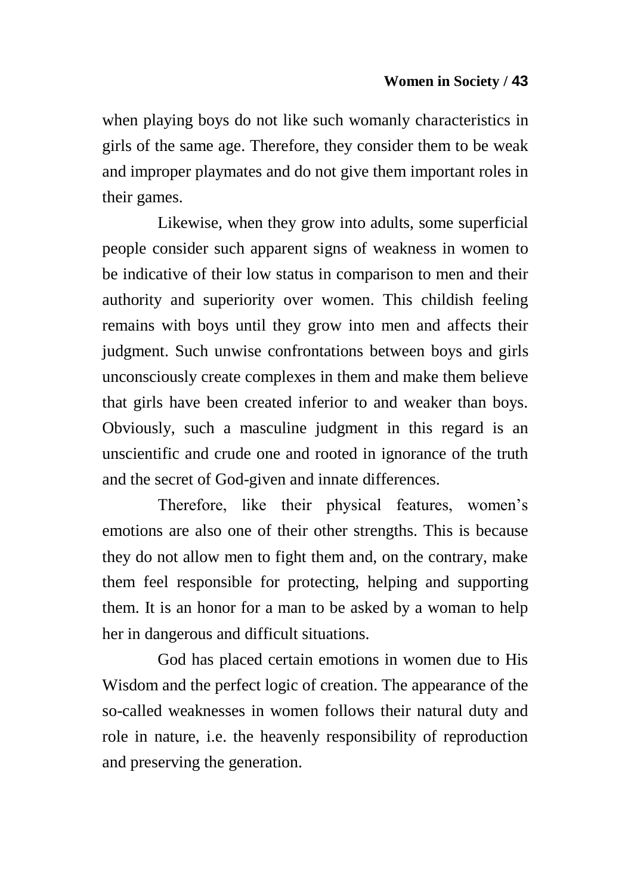when playing boys do not like such womanly characteristics in girls of the same age. Therefore, they consider them to be weak and improper playmates and do not give them important roles in their games.

Likewise, when they grow into adults, some superficial people consider such apparent signs of weakness in women to be indicative of their low status in comparison to men and their authority and superiority over women. This childish feeling remains with boys until they grow into men and affects their judgment. Such unwise confrontations between boys and girls unconsciously create complexes in them and make them believe that girls have been created inferior to and weaker than boys. Obviously, such a masculine judgment in this regard is an unscientific and crude one and rooted in ignorance of the truth and the secret of God-given and innate differences.

Therefore, like their physical features, women's emotions are also one of their other strengths. This is because they do not allow men to fight them and, on the contrary, make them feel responsible for protecting, helping and supporting them. It is an honor for a man to be asked by a woman to help her in dangerous and difficult situations.

God has placed certain emotions in women due to His Wisdom and the perfect logic of creation. The appearance of the so-called weaknesses in women follows their natural duty and role in nature, i.e. the heavenly responsibility of reproduction and preserving the generation.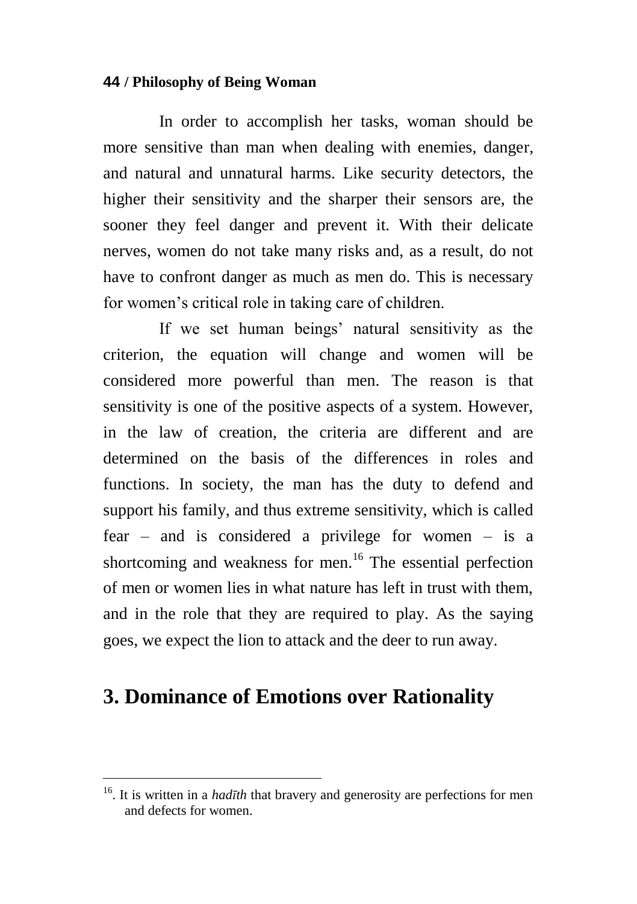In order to accomplish her tasks, woman should be more sensitive than man when dealing with enemies, danger, and natural and unnatural harms. Like security detectors, the higher their sensitivity and the sharper their sensors are, the sooner they feel danger and prevent it. With their delicate nerves, women do not take many risks and, as a result, do not have to confront danger as much as men do. This is necessary for women's critical role in taking care of children.

If we set human beings' natural sensitivity as the criterion, the equation will change and women will be considered more powerful than men. The reason is that sensitivity is one of the positive aspects of a system. However, in the law of creation, the criteria are different and are determined on the basis of the differences in roles and functions. In society, the man has the duty to defend and support his family, and thus extreme sensitivity, which is called fear – and is considered a privilege for women – is a shortcoming and weakness for men.[16] The essential perfection of men or women lies in what nature has left in trust with them, and in the role that they are required to play. As the saying goes, we expect the lion to attack and the deer to run away.

## 3. Dominance of Emotions over Rationality

---

[16]. It is written in a *hadīth* that bravery and generosity are perfections for men and defects for women.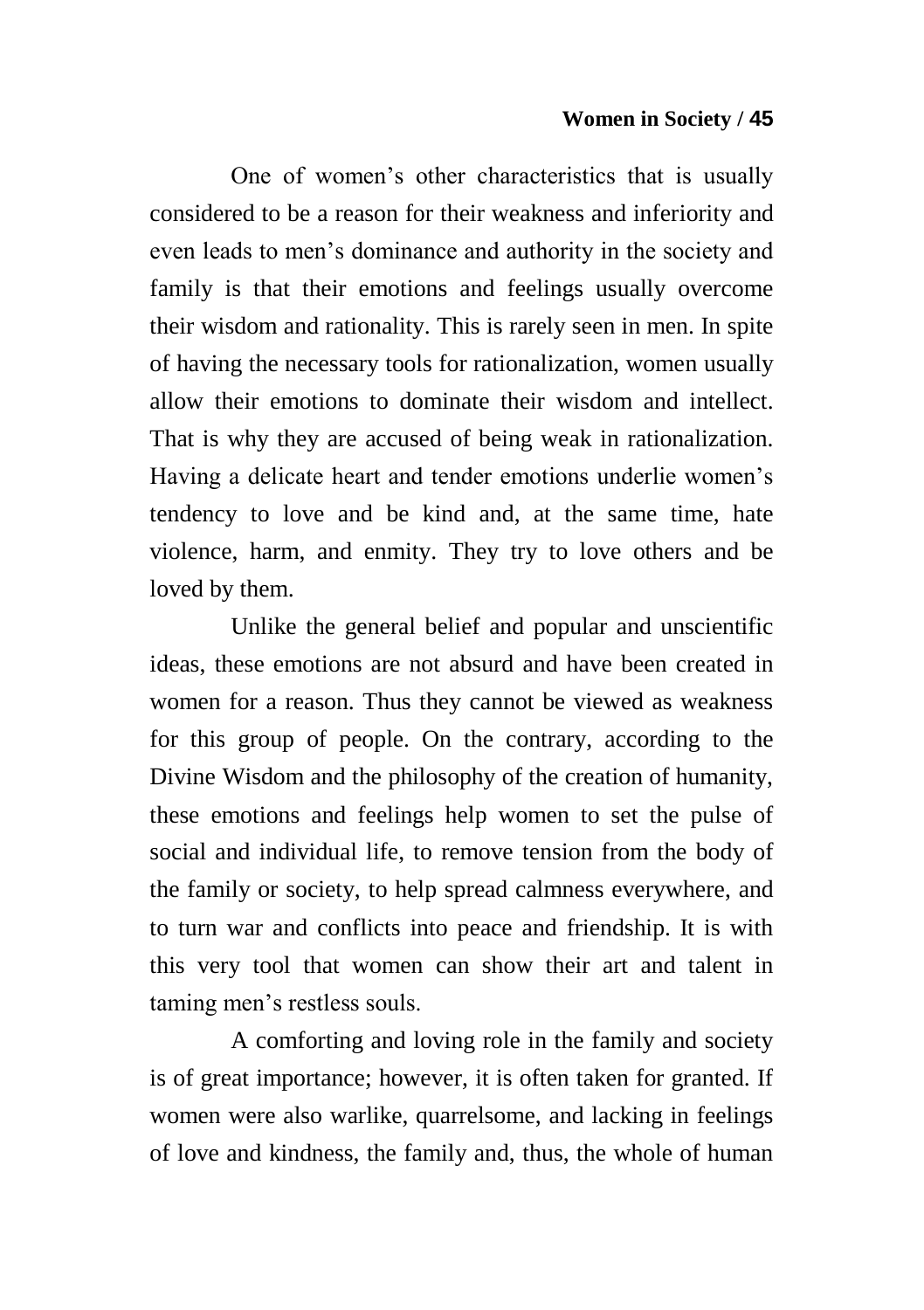One of women's other characteristics that is usually considered to be a reason for their weakness and inferiority and even leads to men's dominance and authority in the society and family is that their emotions and feelings usually overcome their wisdom and rationality. This is rarely seen in men. In spite of having the necessary tools for rationalization, women usually allow their emotions to dominate their wisdom and intellect. That is why they are accused of being weak in rationalization. Having a delicate heart and tender emotions underlie women's tendency to love and be kind and, at the same time, hate violence, harm, and enmity. They try to love others and be loved by them.

Unlike the general belief and popular and unscientific ideas, these emotions are not absurd and have been created in women for a reason. Thus they cannot be viewed as weakness for this group of people. On the contrary, according to the Divine Wisdom and the philosophy of the creation of humanity, these emotions and feelings help women to set the pulse of social and individual life, to remove tension from the body of the family or society, to help spread calmness everywhere, and to turn war and conflicts into peace and friendship. It is with this very tool that women can show their art and talent in taming men's restless souls.

A comforting and loving role in the family and society is of great importance; however, it is often taken for granted. If women were also warlike, quarrelsome, and lacking in feelings of love and kindness, the family and, thus, the whole of human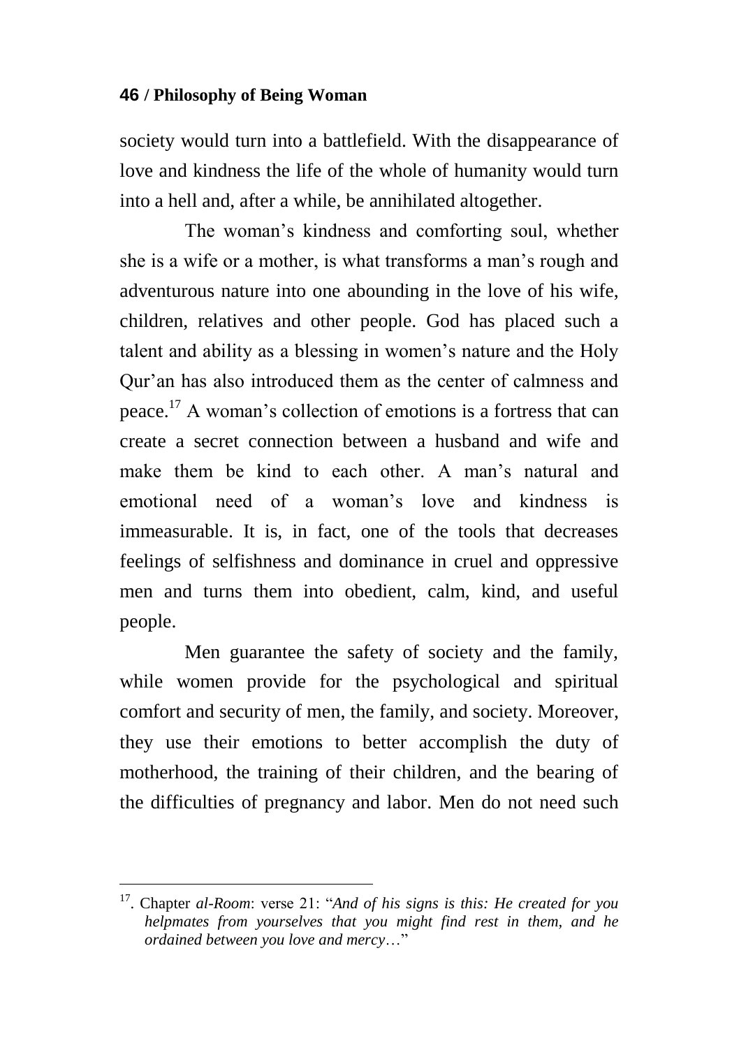society would turn into a battlefield. With the disappearance of love and kindness the life of the whole of humanity would turn into a hell and, after a while, be annihilated altogether.

The woman's kindness and comforting soul, whether she is a wife or a mother, is what transforms a man's rough and adventurous nature into one abounding in the love of his wife, children, relatives and other people. God has placed such a talent and ability as a blessing in women's nature and the Holy Qur'an has also introduced them as the center of calmness and peace.[17] A woman's collection of emotions is a fortress that can create a secret connection between a husband and wife and make them be kind to each other. A man's natural and emotional need of a woman's love and kindness is immeasurable. It is, in fact, one of the tools that decreases feelings of selfishness and dominance in cruel and oppressive men and turns them into obedient, calm, kind, and useful people.

Men guarantee the safety of society and the family, while women provide for the psychological and spiritual comfort and security of men, the family, and society. Moreover, they use their emotions to better accomplish the duty of motherhood, the training of their children, and the bearing of the difficulties of pregnancy and labor. Men do not need such

---

[17]. Chapter *al-Room*: verse 21: "*And of his signs is this: He created for you helpmates from yourselves that you might find rest in them, and he ordained between you love and mercy*…"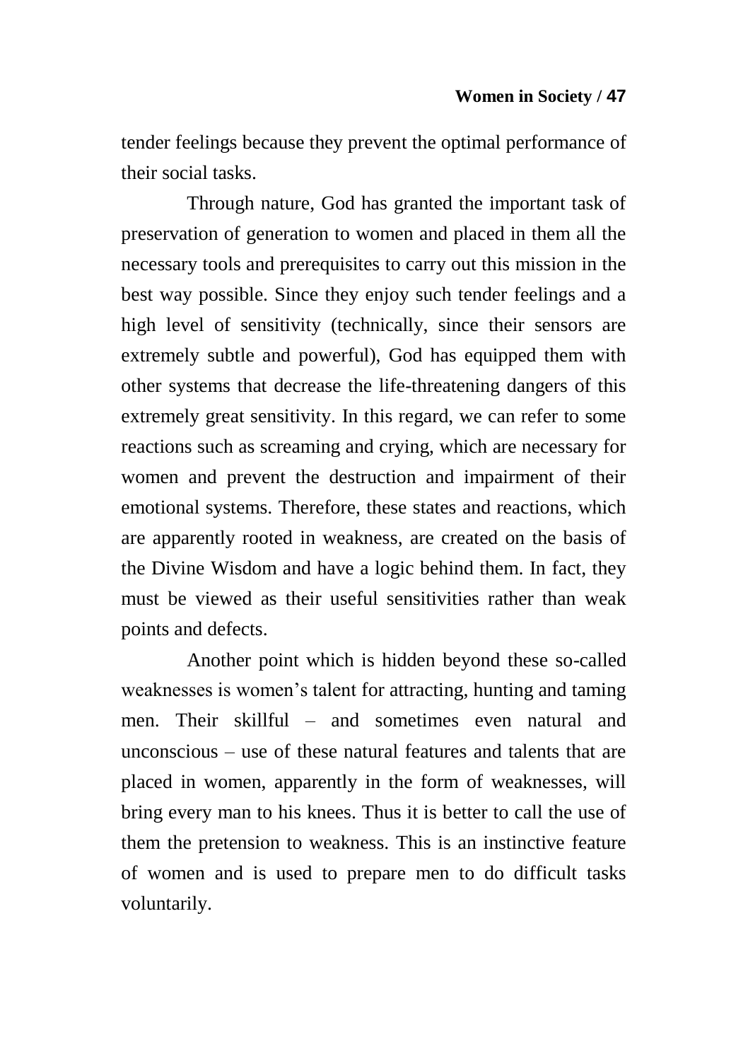tender feelings because they prevent the optimal performance of their social tasks.

Through nature, God has granted the important task of preservation of generation to women and placed in them all the necessary tools and prerequisites to carry out this mission in the best way possible. Since they enjoy such tender feelings and a high level of sensitivity (technically, since their sensors are extremely subtle and powerful), God has equipped them with other systems that decrease the life-threatening dangers of this extremely great sensitivity. In this regard, we can refer to some reactions such as screaming and crying, which are necessary for women and prevent the destruction and impairment of their emotional systems. Therefore, these states and reactions, which are apparently rooted in weakness, are created on the basis of the Divine Wisdom and have a logic behind them. In fact, they must be viewed as their useful sensitivities rather than weak points and defects.

Another point which is hidden beyond these so-called weaknesses is women's talent for attracting, hunting and taming men. Their skillful – and sometimes even natural and unconscious – use of these natural features and talents that are placed in women, apparently in the form of weaknesses, will bring every man to his knees. Thus it is better to call the use of them the pretension to weakness. This is an instinctive feature of women and is used to prepare men to do difficult tasks voluntarily.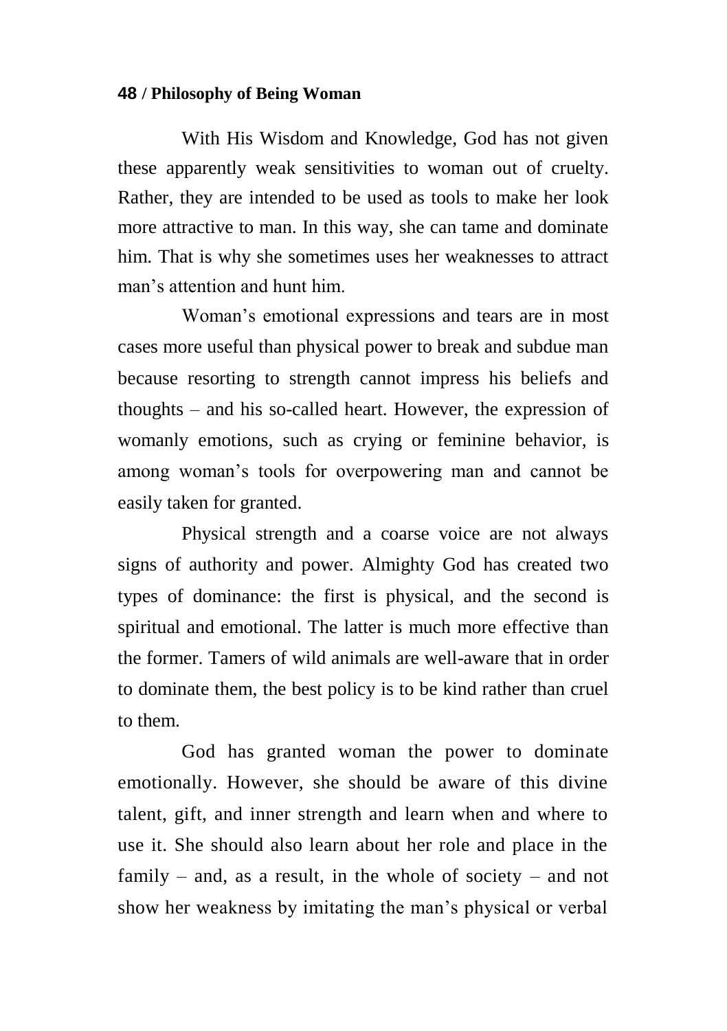With His Wisdom and Knowledge, God has not given these apparently weak sensitivities to woman out of cruelty. Rather, they are intended to be used as tools to make her look more attractive to man. In this way, she can tame and dominate him. That is why she sometimes uses her weaknesses to attract man's attention and hunt him.

Woman's emotional expressions and tears are in most cases more useful than physical power to break and subdue man because resorting to strength cannot impress his beliefs and thoughts – and his so-called heart. However, the expression of womanly emotions, such as crying or feminine behavior, is among woman's tools for overpowering man and cannot be easily taken for granted.

Physical strength and a coarse voice are not always signs of authority and power. Almighty God has created two types of dominance: the first is physical, and the second is spiritual and emotional. The latter is much more effective than the former. Tamers of wild animals are well-aware that in order to dominate them, the best policy is to be kind rather than cruel to them.

God has granted woman the power to dominate emotionally. However, she should be aware of this divine talent, gift, and inner strength and learn when and where to use it. She should also learn about her role and place in the family – and, as a result, in the whole of society – and not show her weakness by imitating the man's physical or verbal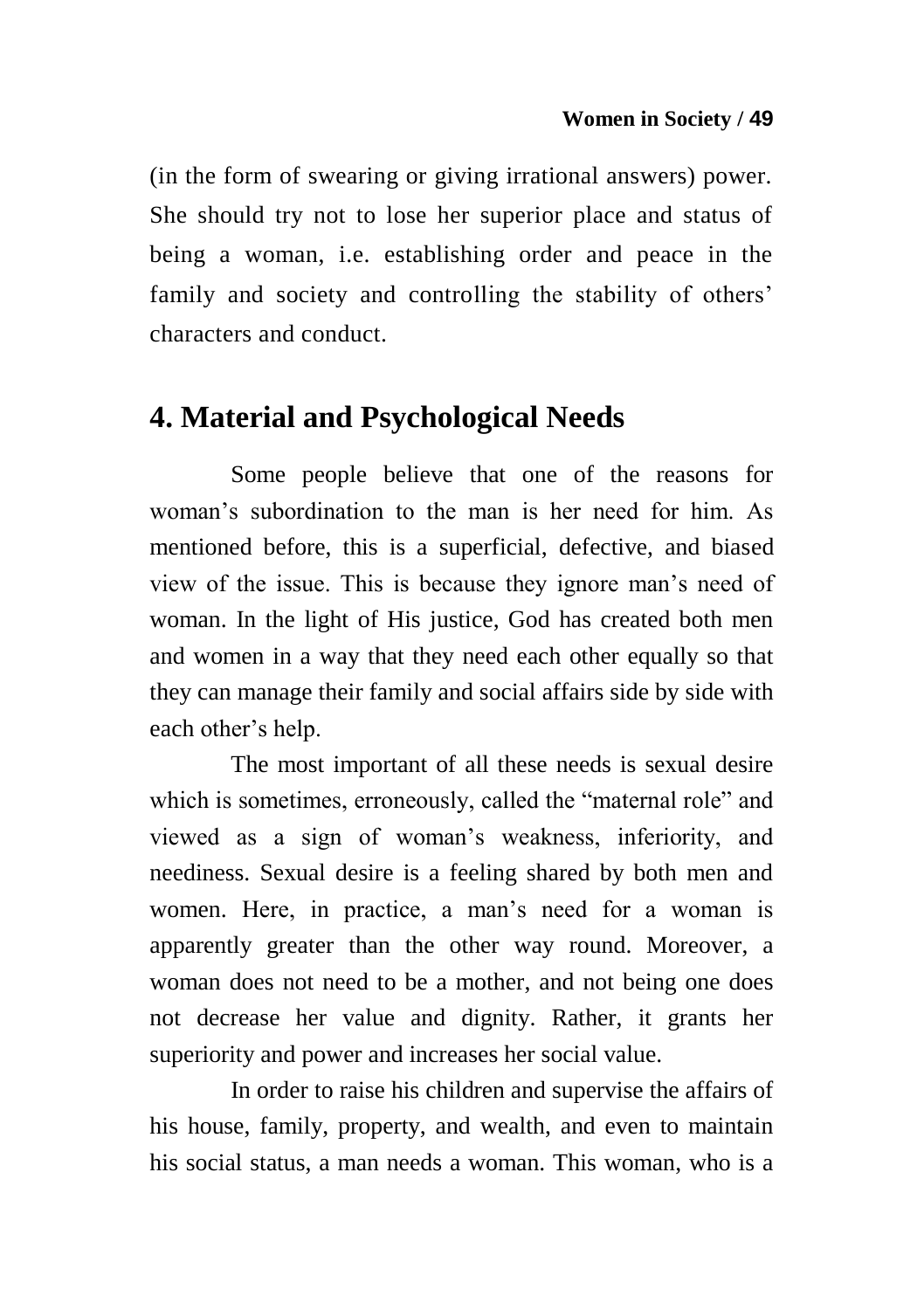(in the form of swearing or giving irrational answers) power. She should try not to lose her superior place and status of being a woman, i.e. establishing order and peace in the family and society and controlling the stability of others' characters and conduct.

## 4. Material and Psychological Needs

Some people believe that one of the reasons for woman's subordination to the man is her need for him. As mentioned before, this is a superficial, defective, and biased view of the issue. This is because they ignore man's need of woman. In the light of His justice, God has created both men and women in a way that they need each other equally so that they can manage their family and social affairs side by side with each other's help.

The most important of all these needs is sexual desire which is sometimes, erroneously, called the "maternal role" and viewed as a sign of woman's weakness, inferiority, and neediness. Sexual desire is a feeling shared by both men and women. Here, in practice, a man's need for a woman is apparently greater than the other way round. Moreover, a woman does not need to be a mother, and not being one does not decrease her value and dignity. Rather, it grants her superiority and power and increases her social value.

In order to raise his children and supervise the affairs of his house, family, property, and wealth, and even to maintain his social status, a man needs a woman. This woman, who is a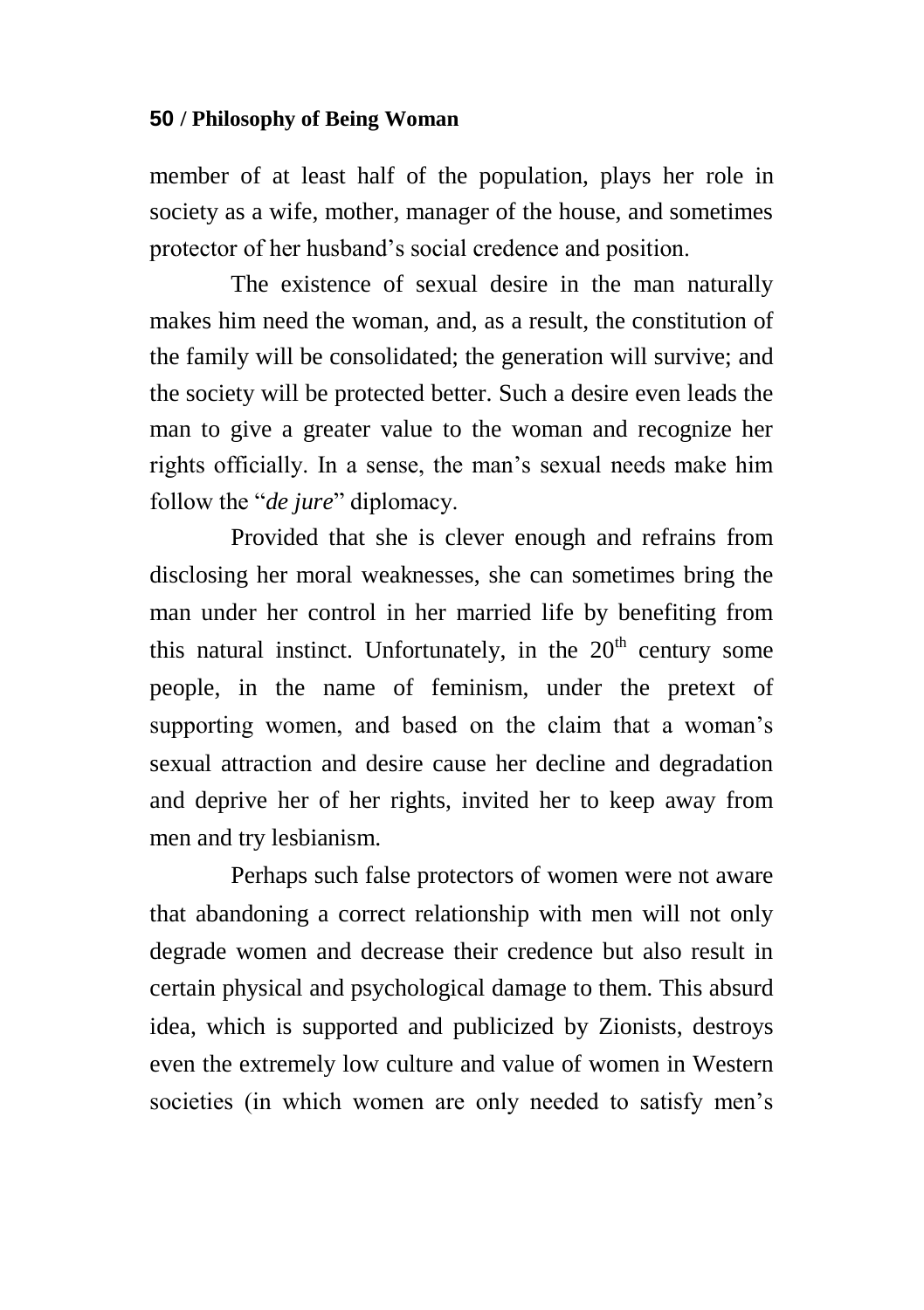member of at least half of the population, plays her role in society as a wife, mother, manager of the house, and sometimes protector of her husband's social credence and position.

The existence of sexual desire in the man naturally makes him need the woman, and, as a result, the constitution of the family will be consolidated; the generation will survive; and the society will be protected better. Such a desire even leads the man to give a greater value to the woman and recognize her rights officially. In a sense, the man's sexual needs make him follow the "*de jure*" diplomacy.

Provided that she is clever enough and refrains from disclosing her moral weaknesses, she can sometimes bring the man under her control in her married life by benefiting from this natural instinct. Unfortunately, in the $20^{th}$ century some people, in the name of feminism, under the pretext of supporting women, and based on the claim that a woman's sexual attraction and desire cause her decline and degradation and deprive her of her rights, invited her to keep away from men and try lesbianism.

Perhaps such false protectors of women were not aware that abandoning a correct relationship with men will not only degrade women and decrease their credence but also result in certain physical and psychological damage to them. This absurd idea, which is supported and publicized by Zionists, destroys even the extremely low culture and value of women in Western societies (in which women are only needed to satisfy men's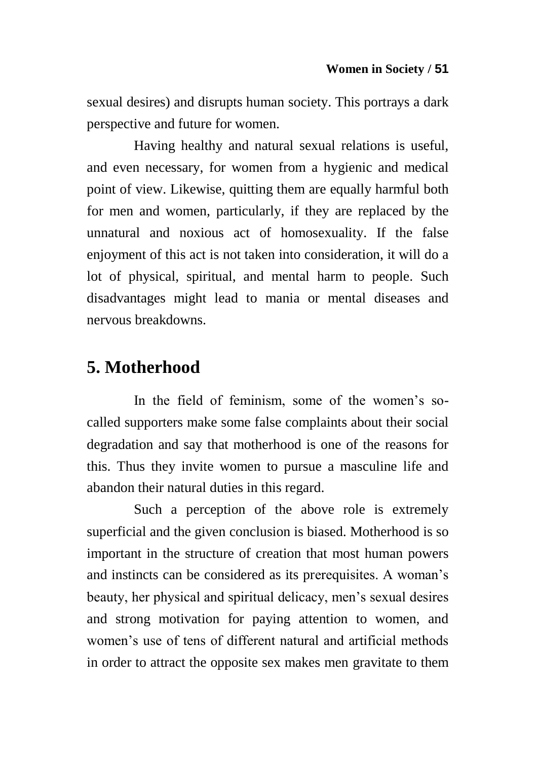sexual desires) and disrupts human society. This portrays a dark perspective and future for women.

Having healthy and natural sexual relations is useful, and even necessary, for women from a hygienic and medical point of view. Likewise, quitting them are equally harmful both for men and women, particularly, if they are replaced by the unnatural and noxious act of homosexuality. If the false enjoyment of this act is not taken into consideration, it will do a lot of physical, spiritual, and mental harm to people. Such disadvantages might lead to mania or mental diseases and nervous breakdowns.

## 5. Motherhood

In the field of feminism, some of the women's so-called supporters make some false complaints about their social degradation and say that motherhood is one of the reasons for this. Thus they invite women to pursue a masculine life and abandon their natural duties in this regard.

Such a perception of the above role is extremely superficial and the given conclusion is biased. Motherhood is so important in the structure of creation that most human powers and instincts can be considered as its prerequisites. A woman's beauty, her physical and spiritual delicacy, men's sexual desires and strong motivation for paying attention to women, and women's use of tens of different natural and artificial methods in order to attract the opposite sex makes men gravitate to them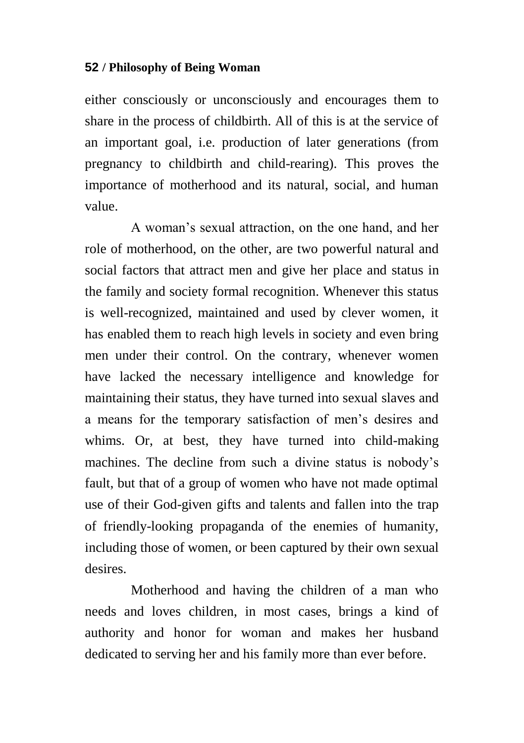either consciously or unconsciously and encourages them to share in the process of childbirth. All of this is at the service of an important goal, i.e. production of later generations (from pregnancy to childbirth and child-rearing). This proves the importance of motherhood and its natural, social, and human value.

A woman's sexual attraction, on the one hand, and her role of motherhood, on the other, are two powerful natural and social factors that attract men and give her place and status in the family and society formal recognition. Whenever this status is well-recognized, maintained and used by clever women, it has enabled them to reach high levels in society and even bring men under their control. On the contrary, whenever women have lacked the necessary intelligence and knowledge for maintaining their status, they have turned into sexual slaves and a means for the temporary satisfaction of men's desires and whims. Or, at best, they have turned into child-making machines. The decline from such a divine status is nobody's fault, but that of a group of women who have not made optimal use of their God-given gifts and talents and fallen into the trap of friendly-looking propaganda of the enemies of humanity, including those of women, or been captured by their own sexual desires.

Motherhood and having the children of a man who needs and loves children, in most cases, brings a kind of authority and honor for woman and makes her husband dedicated to serving her and his family more than ever before.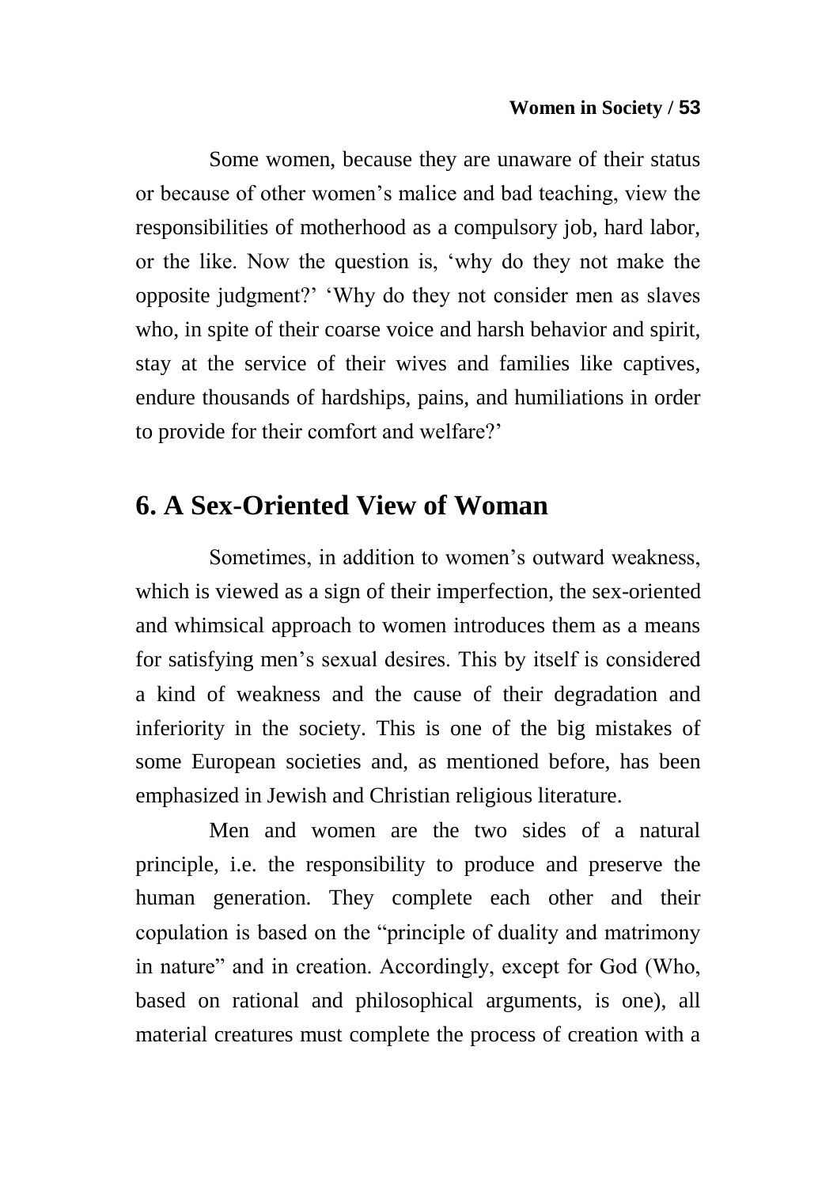Some women, because they are unaware of their status or because of other women's malice and bad teaching, view the responsibilities of motherhood as a compulsory job, hard labor, or the like. Now the question is, 'why do they not make the opposite judgment?' 'Why do they not consider men as slaves who, in spite of their coarse voice and harsh behavior and spirit, stay at the service of their wives and families like captives, endure thousands of hardships, pains, and humiliations in order to provide for their comfort and welfare?'

## 6. A Sex-Oriented View of Woman

Sometimes, in addition to women's outward weakness, which is viewed as a sign of their imperfection, the sex-oriented and whimsical approach to women introduces them as a means for satisfying men's sexual desires. This by itself is considered a kind of weakness and the cause of their degradation and inferiority in the society. This is one of the big mistakes of some European societies and, as mentioned before, has been emphasized in Jewish and Christian religious literature.

Men and women are the two sides of a natural principle, i.e. the responsibility to produce and preserve the human generation. They complete each other and their copulation is based on the "principle of duality and matrimony in nature" and in creation. Accordingly, except for God (Who, based on rational and philosophical arguments, is one), all material creatures must complete the process of creation with a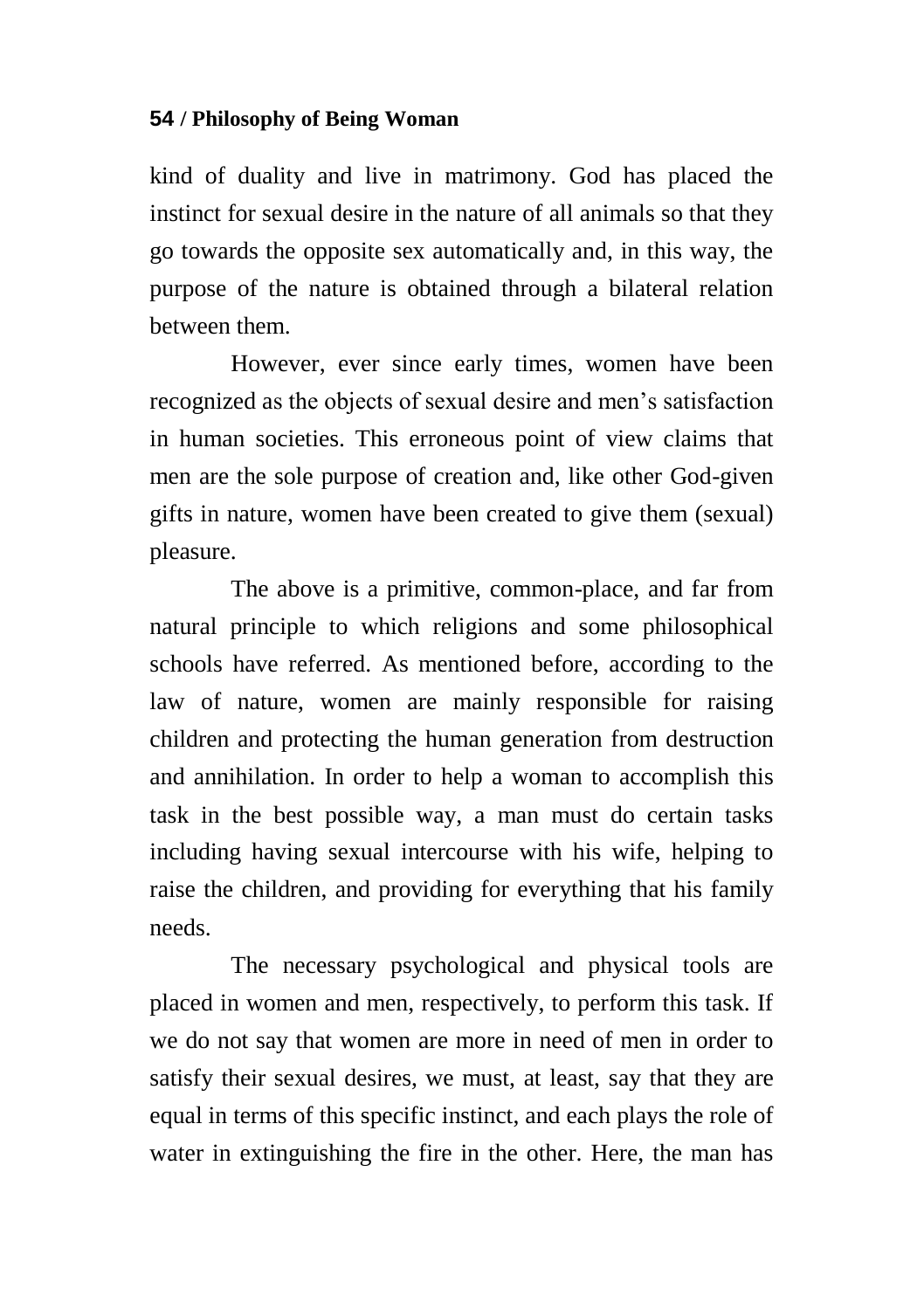kind of duality and live in matrimony. God has placed the instinct for sexual desire in the nature of all animals so that they go towards the opposite sex automatically and, in this way, the purpose of the nature is obtained through a bilateral relation between them.

However, ever since early times, women have been recognized as the objects of sexual desire and men's satisfaction in human societies. This erroneous point of view claims that men are the sole purpose of creation and, like other God-given gifts in nature, women have been created to give them (sexual) pleasure.

The above is a primitive, common-place, and far from natural principle to which religions and some philosophical schools have referred. As mentioned before, according to the law of nature, women are mainly responsible for raising children and protecting the human generation from destruction and annihilation. In order to help a woman to accomplish this task in the best possible way, a man must do certain tasks including having sexual intercourse with his wife, helping to raise the children, and providing for everything that his family needs.

The necessary psychological and physical tools are placed in women and men, respectively, to perform this task. If we do not say that women are more in need of men in order to satisfy their sexual desires, we must, at least, say that they are equal in terms of this specific instinct, and each plays the role of water in extinguishing the fire in the other. Here, the man has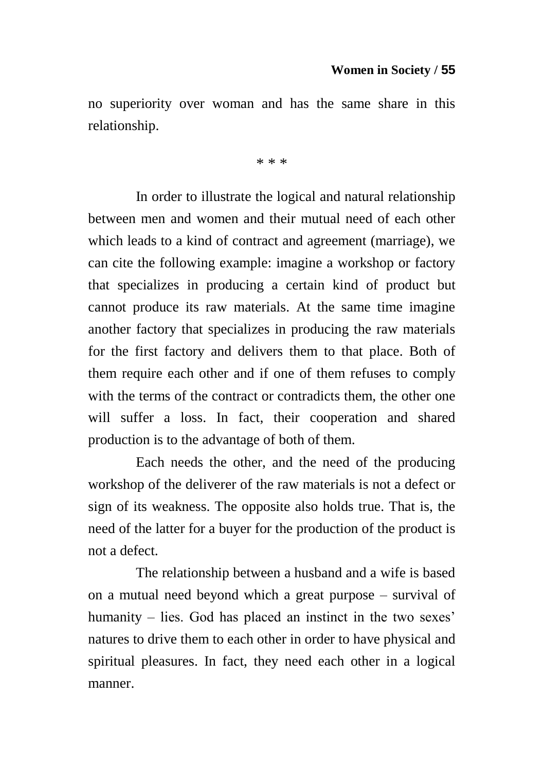no superiority over woman and has the same share in this relationship.

* * *

In order to illustrate the logical and natural relationship between men and women and their mutual need of each other which leads to a kind of contract and agreement (marriage), we can cite the following example: imagine a workshop or factory that specializes in producing a certain kind of product but cannot produce its raw materials. At the same time imagine another factory that specializes in producing the raw materials for the first factory and delivers them to that place. Both of them require each other and if one of them refuses to comply with the terms of the contract or contradicts them, the other one will suffer a loss. In fact, their cooperation and shared production is to the advantage of both of them.

Each needs the other, and the need of the producing workshop of the deliverer of the raw materials is not a defect or sign of its weakness. The opposite also holds true. That is, the need of the latter for a buyer for the production of the product is not a defect.

The relationship between a husband and a wife is based on a mutual need beyond which a great purpose – survival of humanity – lies. God has placed an instinct in the two sexes' natures to drive them to each other in order to have physical and spiritual pleasures. In fact, they need each other in a logical manner.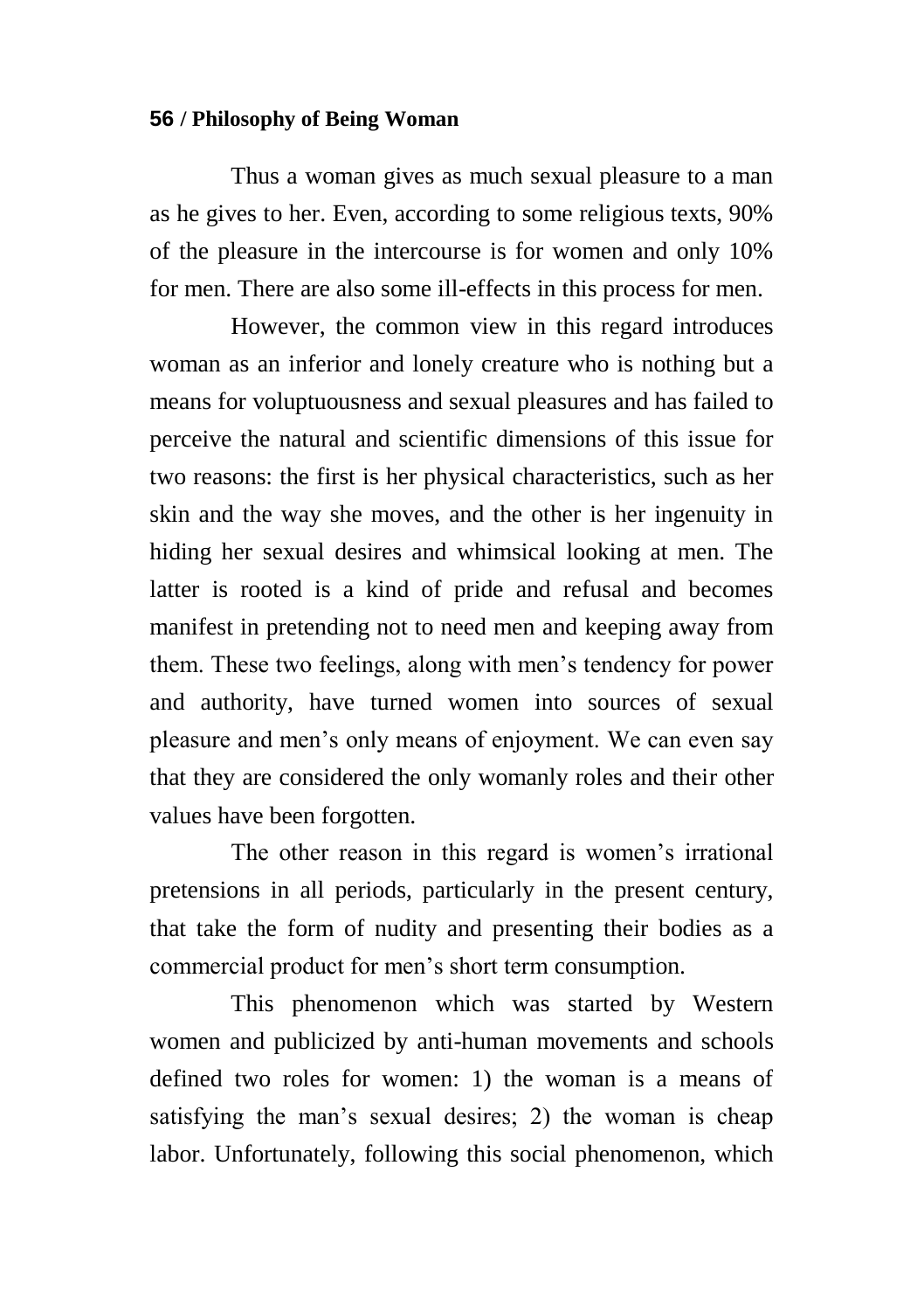Thus a woman gives as much sexual pleasure to a man as he gives to her. Even, according to some religious texts, 90% of the pleasure in the intercourse is for women and only 10% for men. There are also some ill-effects in this process for men.

However, the common view in this regard introduces woman as an inferior and lonely creature who is nothing but a means for voluptuousness and sexual pleasures and has failed to perceive the natural and scientific dimensions of this issue for two reasons: the first is her physical characteristics, such as her skin and the way she moves, and the other is her ingenuity in hiding her sexual desires and whimsical looking at men. The latter is rooted is a kind of pride and refusal and becomes manifest in pretending not to need men and keeping away from them. These two feelings, along with men's tendency for power and authority, have turned women into sources of sexual pleasure and men's only means of enjoyment. We can even say that they are considered the only womanly roles and their other values have been forgotten.

The other reason in this regard is women's irrational pretensions in all periods, particularly in the present century, that take the form of nudity and presenting their bodies as a commercial product for men's short term consumption.

This phenomenon which was started by Western women and publicized by anti-human movements and schools defined two roles for women: 1) the woman is a means of satisfying the man's sexual desires; 2) the woman is cheap labor. Unfortunately, following this social phenomenon, which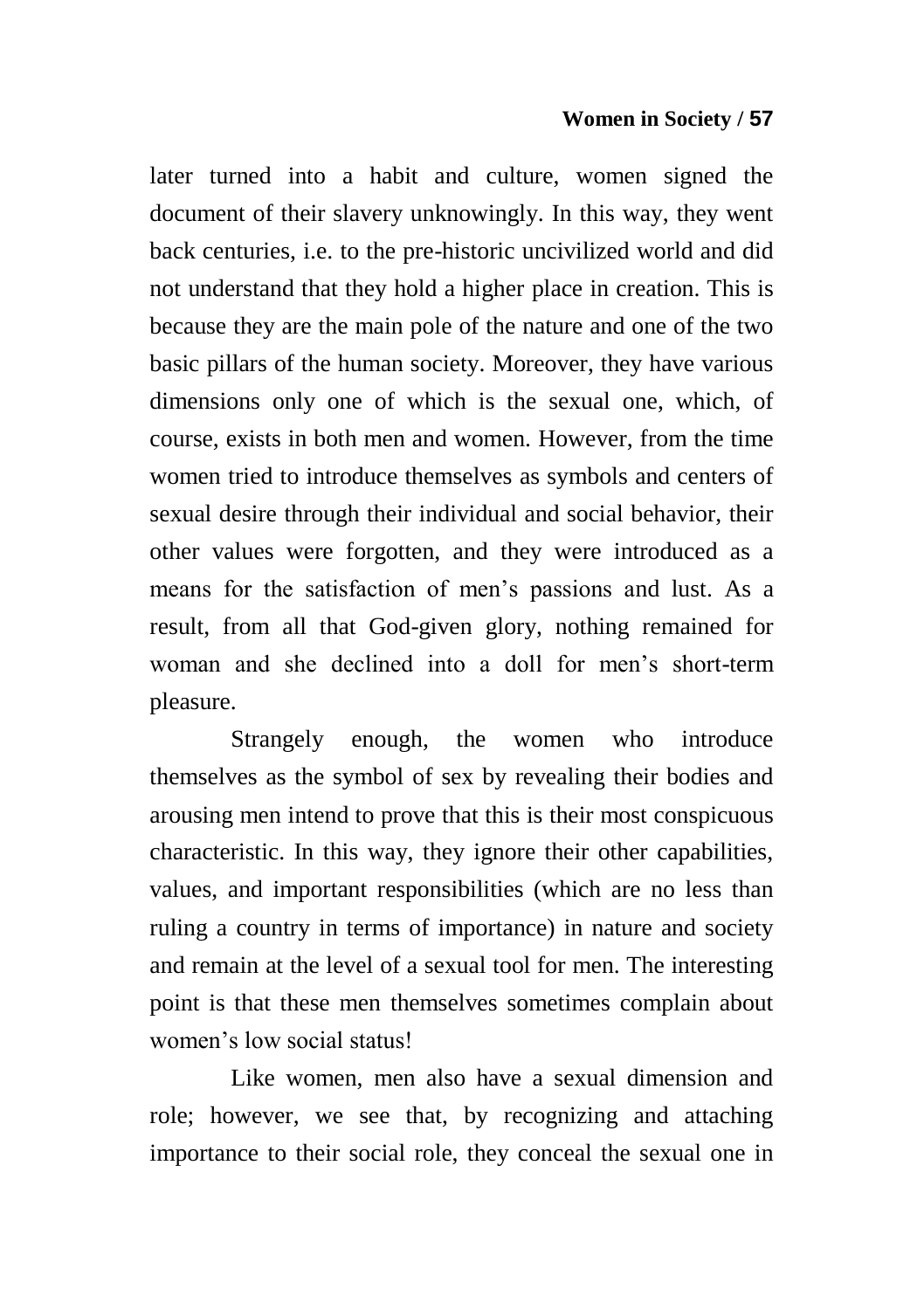later turned into a habit and culture, women signed the document of their slavery unknowingly. In this way, they went back centuries, i.e. to the pre-historic uncivilized world and did not understand that they hold a higher place in creation. This is because they are the main pole of the nature and one of the two basic pillars of the human society. Moreover, they have various dimensions only one of which is the sexual one, which, of course, exists in both men and women. However, from the time women tried to introduce themselves as symbols and centers of sexual desire through their individual and social behavior, their other values were forgotten, and they were introduced as a means for the satisfaction of men's passions and lust. As a result, from all that God-given glory, nothing remained for woman and she declined into a doll for men's short-term pleasure.

Strangely enough, the women who introduce themselves as the symbol of sex by revealing their bodies and arousing men intend to prove that this is their most conspicuous characteristic. In this way, they ignore their other capabilities, values, and important responsibilities (which are no less than ruling a country in terms of importance) in nature and society and remain at the level of a sexual tool for men. The interesting point is that these men themselves sometimes complain about women's low social status!

Like women, men also have a sexual dimension and role; however, we see that, by recognizing and attaching importance to their social role, they conceal the sexual one in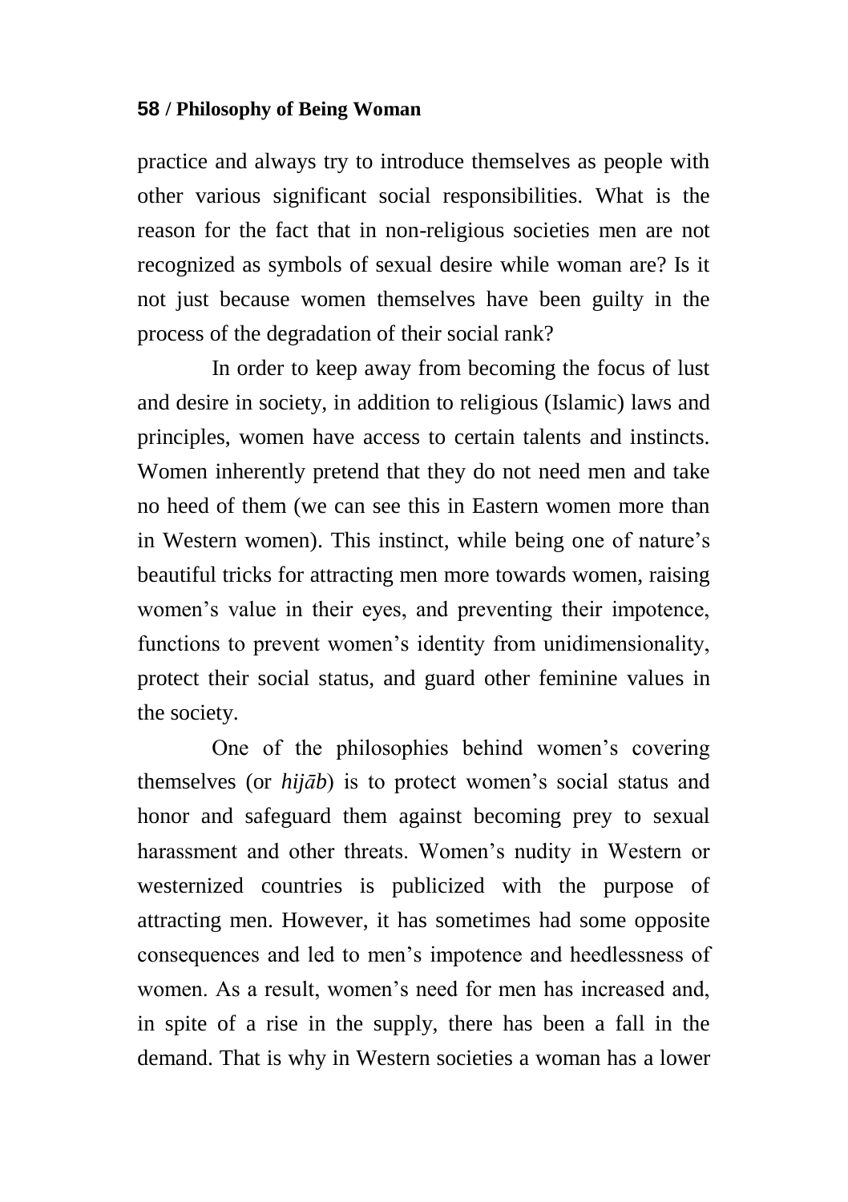practice and always try to introduce themselves as people with other various significant social responsibilities. What is the reason for the fact that in non-religious societies men are not recognized as symbols of sexual desire while woman are? Is it not just because women themselves have been guilty in the process of the degradation of their social rank?

In order to keep away from becoming the focus of lust and desire in society, in addition to religious (Islamic) laws and principles, women have access to certain talents and instincts. Women inherently pretend that they do not need men and take no heed of them (we can see this in Eastern women more than in Western women). This instinct, while being one of nature's beautiful tricks for attracting men more towards women, raising women's value in their eyes, and preventing their impotence, functions to prevent women's identity from unidimensionality, protect their social status, and guard other feminine values in the society.

One of the philosophies behind women's covering themselves (or *hijāb*) is to protect women's social status and honor and safeguard them against becoming prey to sexual harassment and other threats. Women's nudity in Western or westernized countries is publicized with the purpose of attracting men. However, it has sometimes had some opposite consequences and led to men's impotence and heedlessness of women. As a result, women's need for men has increased and, in spite of a rise in the supply, there has been a fall in the demand. That is why in Western societies a woman has a lower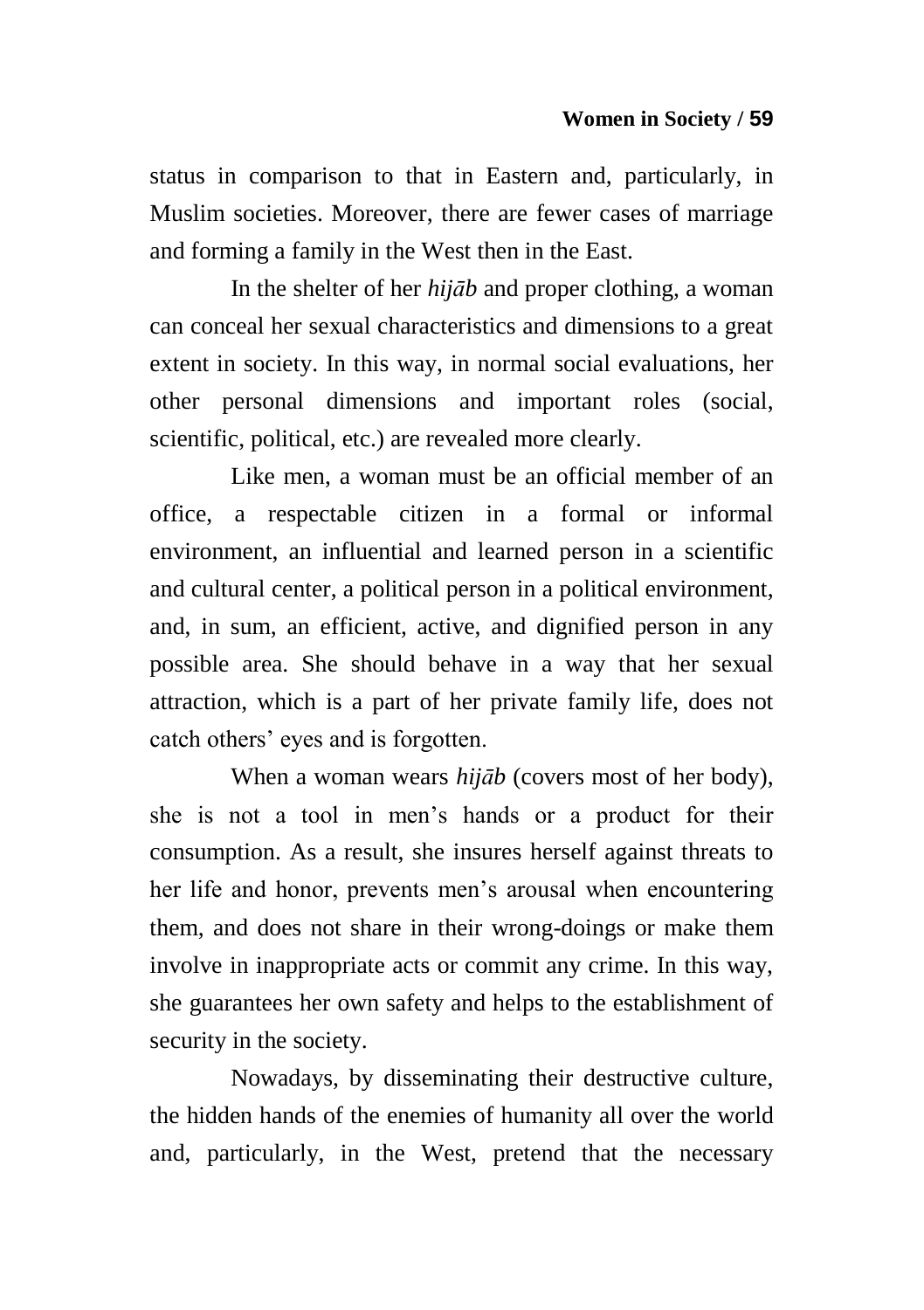status in comparison to that in Eastern and, particularly, in Muslim societies. Moreover, there are fewer cases of marriage and forming a family in the West then in the East.

In the shelter of her *hijāb* and proper clothing, a woman can conceal her sexual characteristics and dimensions to a great extent in society. In this way, in normal social evaluations, her other personal dimensions and important roles (social, scientific, political, etc.) are revealed more clearly.

Like men, a woman must be an official member of an office, a respectable citizen in a formal or informal environment, an influential and learned person in a scientific and cultural center, a political person in a political environment, and, in sum, an efficient, active, and dignified person in any possible area. She should behave in a way that her sexual attraction, which is a part of her private family life, does not catch others' eyes and is forgotten.

When a woman wears *hijāb* (covers most of her body), she is not a tool in men's hands or a product for their consumption. As a result, she insures herself against threats to her life and honor, prevents men's arousal when encountering them, and does not share in their wrong-doings or make them involve in inappropriate acts or commit any crime. In this way, she guarantees her own safety and helps to the establishment of security in the society.

Nowadays, by disseminating their destructive culture, the hidden hands of the enemies of humanity all over the world and, particularly, in the West, pretend that the necessary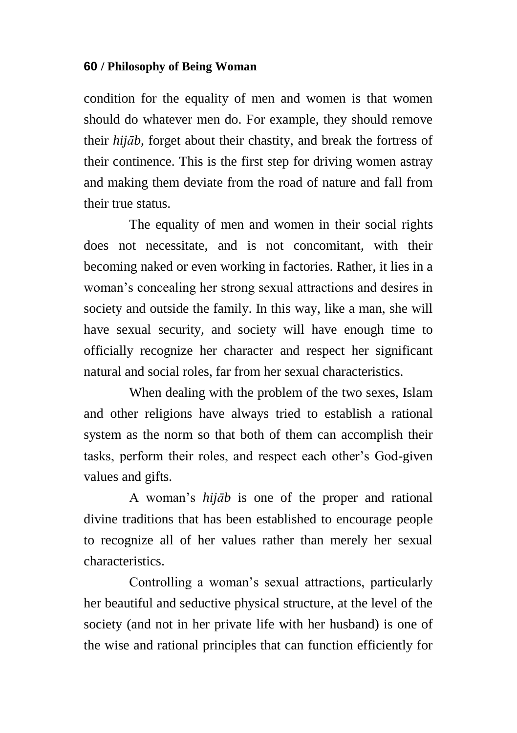condition for the equality of men and women is that women should do whatever men do. For example, they should remove their *hijāb*, forget about their chastity, and break the fortress of their continence. This is the first step for driving women astray and making them deviate from the road of nature and fall from their true status.

The equality of men and women in their social rights does not necessitate, and is not concomitant, with their becoming naked or even working in factories. Rather, it lies in a woman's concealing her strong sexual attractions and desires in society and outside the family. In this way, like a man, she will have sexual security, and society will have enough time to officially recognize her character and respect her significant natural and social roles, far from her sexual characteristics.

When dealing with the problem of the two sexes, Islam and other religions have always tried to establish a rational system as the norm so that both of them can accomplish their tasks, perform their roles, and respect each other's God-given values and gifts.

A woman's *hijāb* is one of the proper and rational divine traditions that has been established to encourage people to recognize all of her values rather than merely her sexual characteristics.

Controlling a woman's sexual attractions, particularly her beautiful and seductive physical structure, at the level of the society (and not in her private life with her husband) is one of the wise and rational principles that can function efficiently for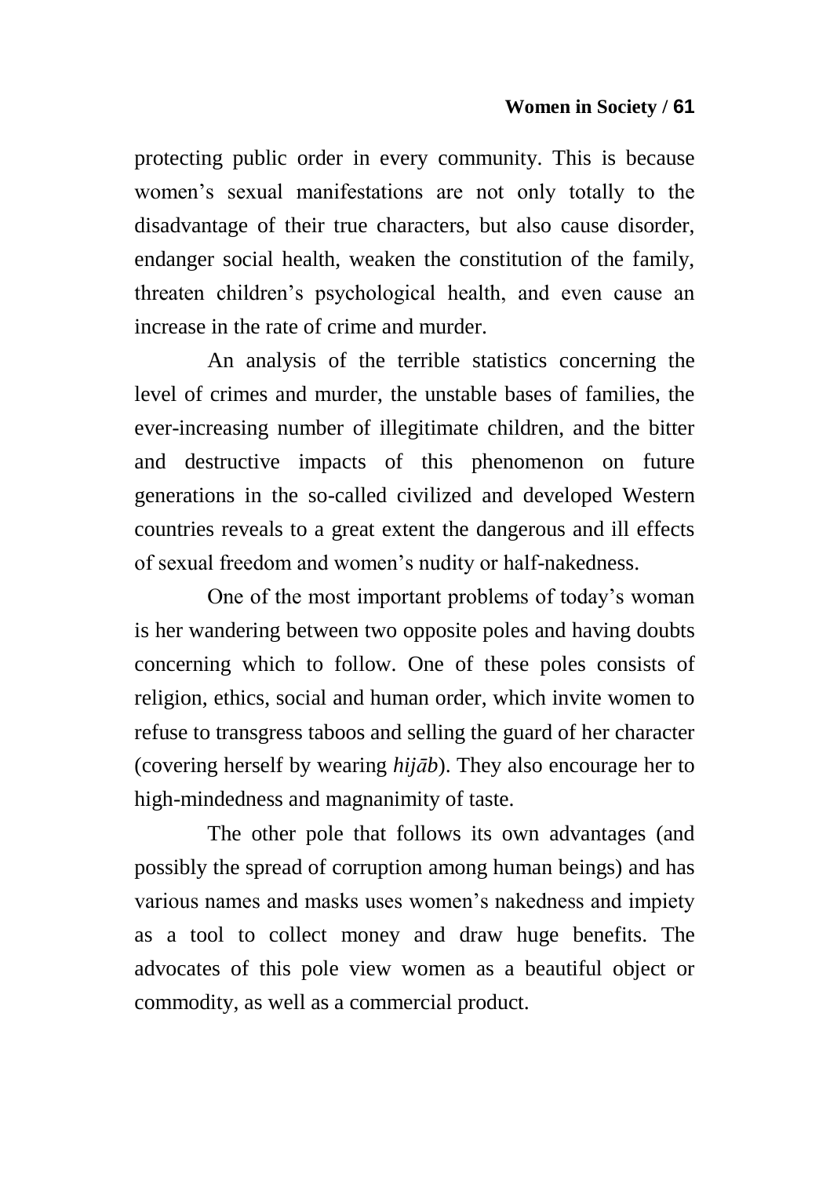protecting public order in every community. This is because women's sexual manifestations are not only totally to the disadvantage of their true characters, but also cause disorder, endanger social health, weaken the constitution of the family, threaten children's psychological health, and even cause an increase in the rate of crime and murder.

An analysis of the terrible statistics concerning the level of crimes and murder, the unstable bases of families, the ever-increasing number of illegitimate children, and the bitter and destructive impacts of this phenomenon on future generations in the so-called civilized and developed Western countries reveals to a great extent the dangerous and ill effects of sexual freedom and women's nudity or half-nakedness.

One of the most important problems of today's woman is her wandering between two opposite poles and having doubts concerning which to follow. One of these poles consists of religion, ethics, social and human order, which invite women to refuse to transgress taboos and selling the guard of her character (covering herself by wearing *hijāb*). They also encourage her to high-mindedness and magnanimity of taste.

The other pole that follows its own advantages (and possibly the spread of corruption among human beings) and has various names and masks uses women's nakedness and impiety as a tool to collect money and draw huge benefits. The advocates of this pole view women as a beautiful object or commodity, as well as a commercial product.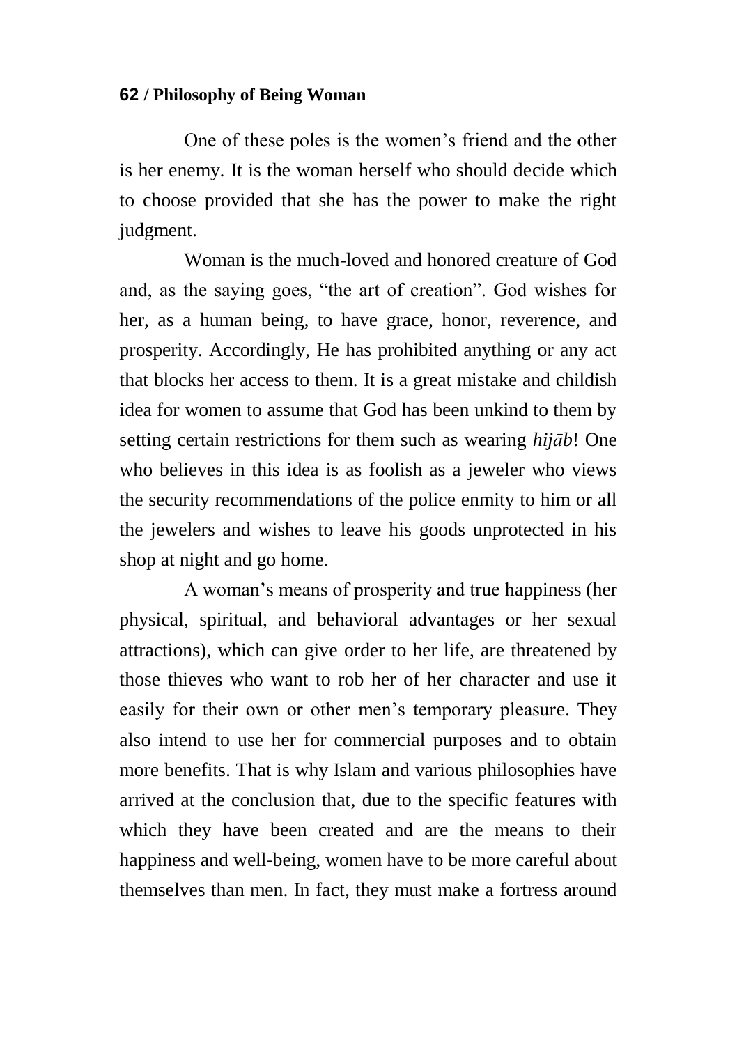One of these poles is the women's friend and the other is her enemy. It is the woman herself who should decide which to choose provided that she has the power to make the right judgment.

Woman is the much-loved and honored creature of God and, as the saying goes, "the art of creation". God wishes for her, as a human being, to have grace, honor, reverence, and prosperity. Accordingly, He has prohibited anything or any act that blocks her access to them. It is a great mistake and childish idea for women to assume that God has been unkind to them by setting certain restrictions for them such as wearing *hijāb*! One who believes in this idea is as foolish as a jeweler who views the security recommendations of the police enmity to him or all the jewelers and wishes to leave his goods unprotected in his shop at night and go home.

A woman's means of prosperity and true happiness (her physical, spiritual, and behavioral advantages or her sexual attractions), which can give order to her life, are threatened by those thieves who want to rob her of her character and use it easily for their own or other men's temporary pleasure. They also intend to use her for commercial purposes and to obtain more benefits. That is why Islam and various philosophies have arrived at the conclusion that, due to the specific features with which they have been created and are the means to their happiness and well-being, women have to be more careful about themselves than men. In fact, they must make a fortress around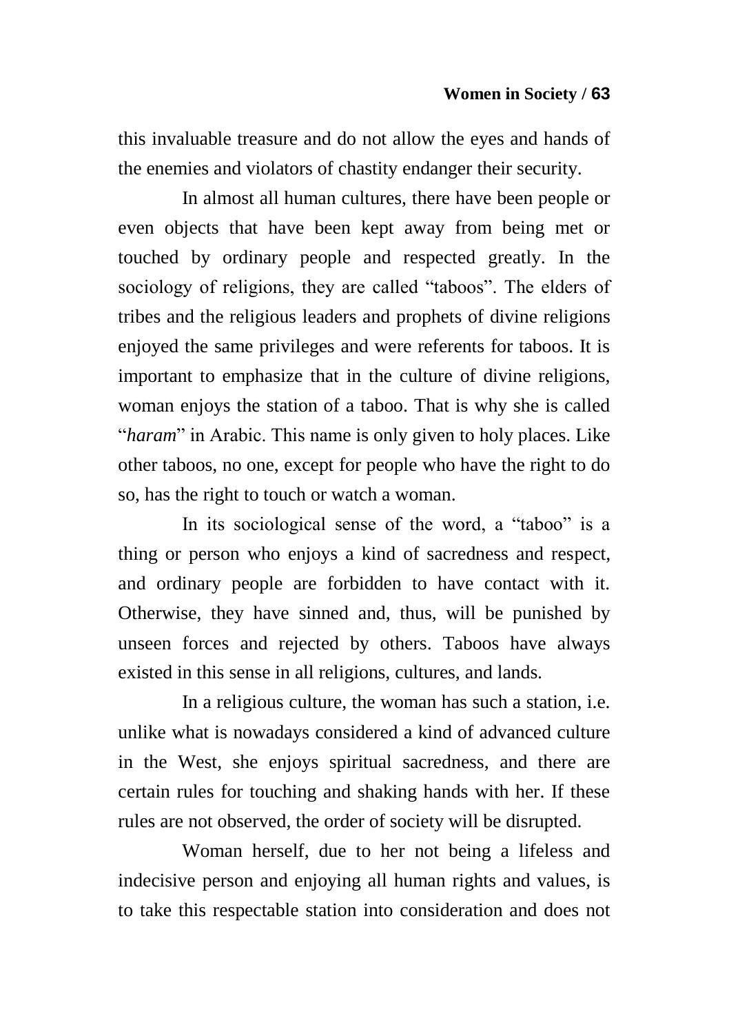this invaluable treasure and do not allow the eyes and hands of the enemies and violators of chastity endanger their security.

In almost all human cultures, there have been people or even objects that have been kept away from being met or touched by ordinary people and respected greatly. In the sociology of religions, they are called "taboos". The elders of tribes and the religious leaders and prophets of divine religions enjoyed the same privileges and were referents for taboos. It is important to emphasize that in the culture of divine religions, woman enjoys the station of a taboo. That is why she is called "*haram*" in Arabic. This name is only given to holy places. Like other taboos, no one, except for people who have the right to do so, has the right to touch or watch a woman.

In its sociological sense of the word, a "taboo" is a thing or person who enjoys a kind of sacredness and respect, and ordinary people are forbidden to have contact with it. Otherwise, they have sinned and, thus, will be punished by unseen forces and rejected by others. Taboos have always existed in this sense in all religions, cultures, and lands.

In a religious culture, the woman has such a station, i.e. unlike what is nowadays considered a kind of advanced culture in the West, she enjoys spiritual sacredness, and there are certain rules for touching and shaking hands with her. If these rules are not observed, the order of society will be disrupted.

Woman herself, due to her not being a lifeless and indecisive person and enjoying all human rights and values, is to take this respectable station into consideration and does not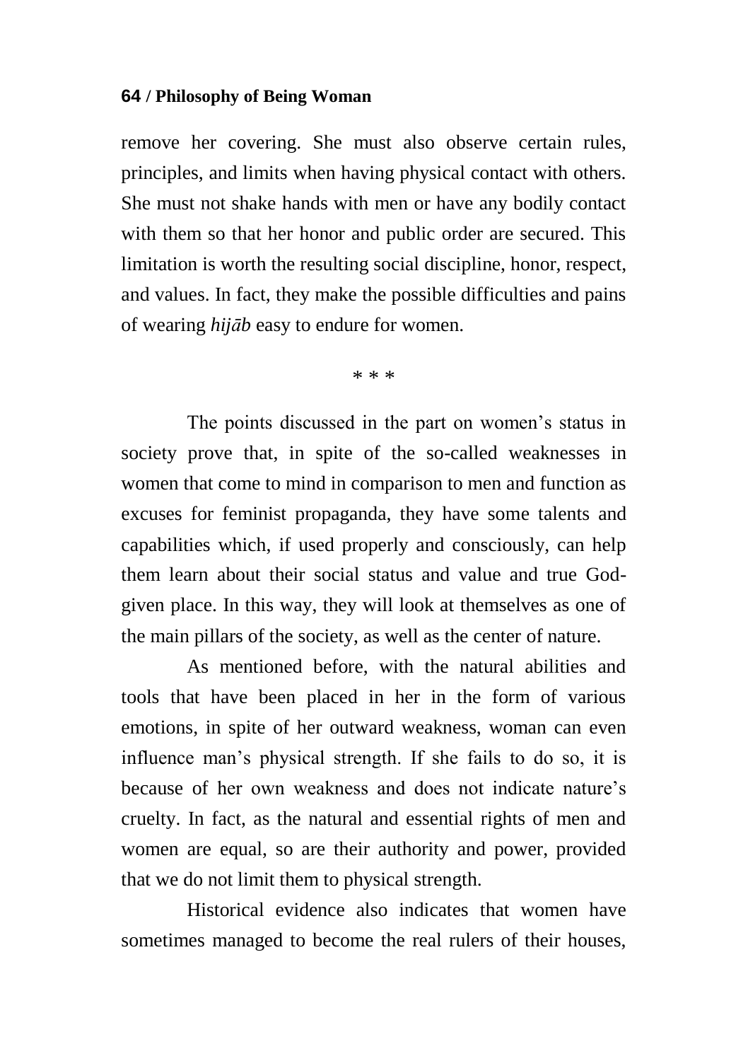remove her covering. She must also observe certain rules, principles, and limits when having physical contact with others. She must not shake hands with men or have any bodily contact with them so that her honor and public order are secured. This limitation is worth the resulting social discipline, honor, respect, and values. In fact, they make the possible difficulties and pains of wearing *hijāb* easy to endure for women.

\* \* \*

The points discussed in the part on women's status in society prove that, in spite of the so-called weaknesses in women that come to mind in comparison to men and function as excuses for feminist propaganda, they have some talents and capabilities which, if used properly and consciously, can help them learn about their social status and value and true God-given place. In this way, they will look at themselves as one of the main pillars of the society, as well as the center of nature.

As mentioned before, with the natural abilities and tools that have been placed in her in the form of various emotions, in spite of her outward weakness, woman can even influence man's physical strength. If she fails to do so, it is because of her own weakness and does not indicate nature's cruelty. In fact, as the natural and essential rights of men and women are equal, so are their authority and power, provided that we do not limit them to physical strength.

Historical evidence also indicates that women have sometimes managed to become the real rulers of their houses,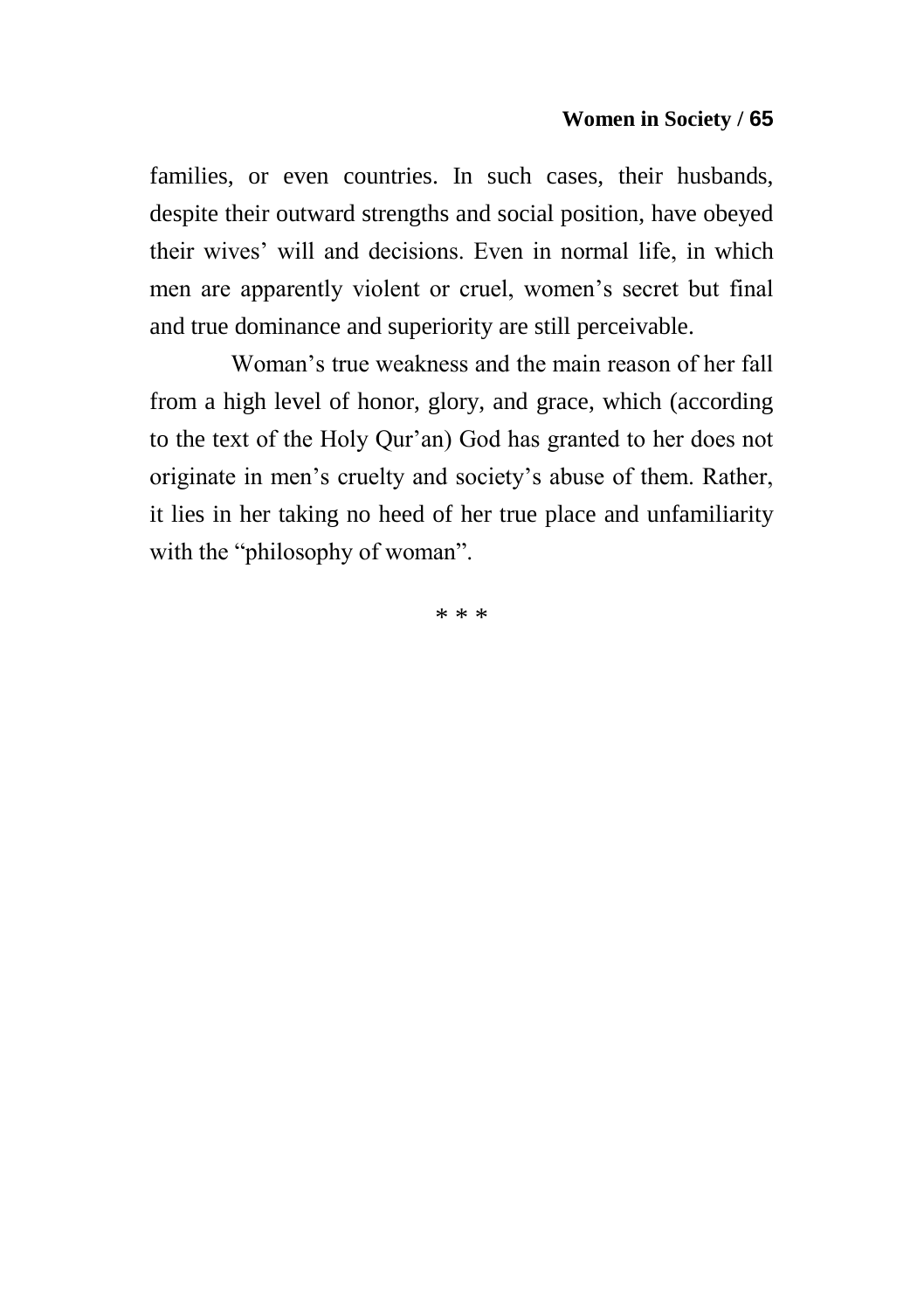families, or even countries. In such cases, their husbands, despite their outward strengths and social position, have obeyed their wives' will and decisions. Even in normal life, in which men are apparently violent or cruel, women's secret but final and true dominance and superiority are still perceivable.

Woman's true weakness and the main reason of her fall from a high level of honor, glory, and grace, which (according to the text of the Holy Qur'an) God has granted to her does not originate in men's cruelty and society's abuse of them. Rather, it lies in her taking no heed of her true place and unfamiliarity with the "philosophy of woman".

* * *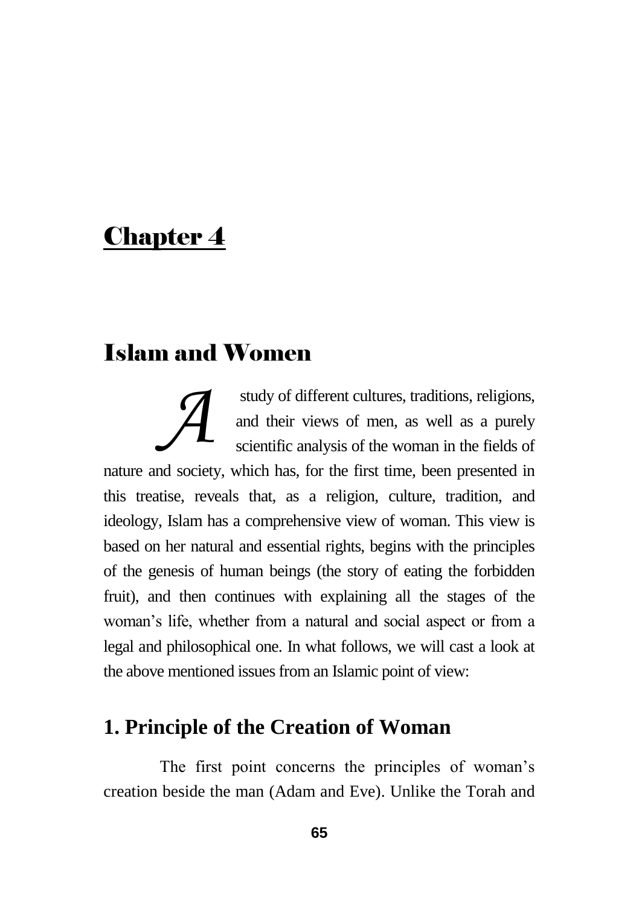# Chapter 4

## Islam and Women

A study of different cultures, traditions, religions, and their views of men, as well as a purely scientific analysis of the woman in the fields of nature and society, which has, for the first time, been presented in this treatise, reveals that, as a religion, culture, tradition, and ideology, Islam has a comprehensive view of woman. This view is based on her natural and essential rights, begins with the principles of the genesis of human beings (the story of eating the forbidden fruit), and then continues with explaining all the stages of the woman's life, whether from a natural and social aspect or from a legal and philosophical one. In what follows, we will cast a look at the above mentioned issues from an Islamic point of view:

### 1. Principle of the Creation of Woman

The first point concerns the principles of woman's creation beside the man (Adam and Eve). Unlike the Torah and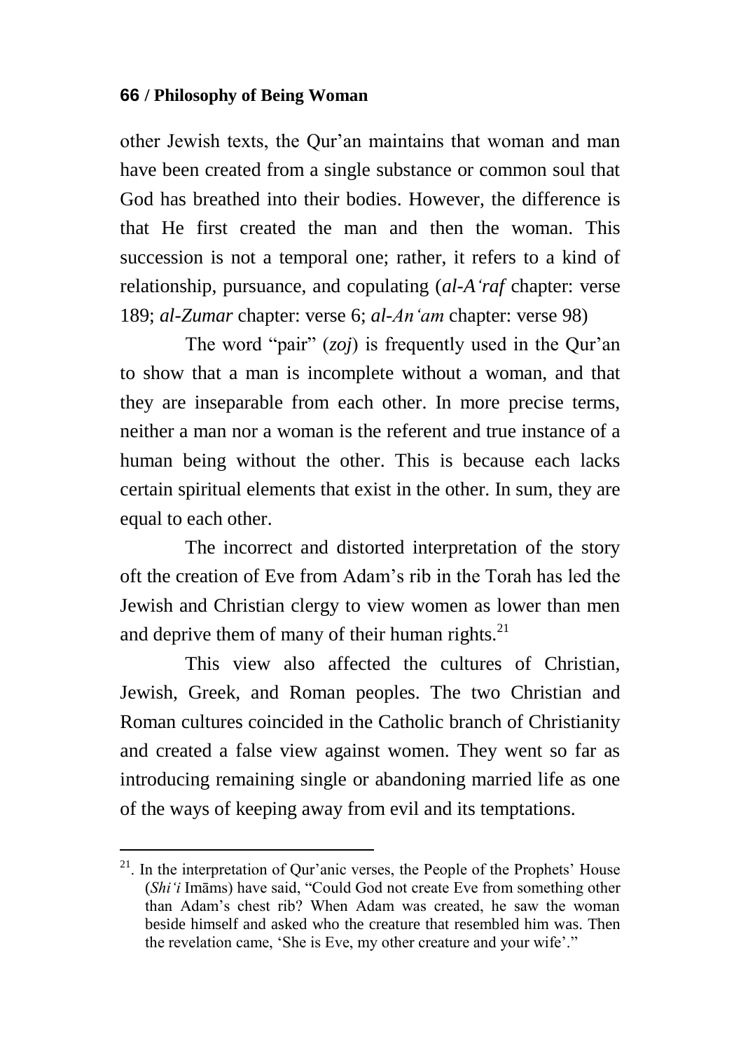other Jewish texts, the Qur'an maintains that woman and man have been created from a single substance or common soul that God has breathed into their bodies. However, the difference is that He first created the man and then the woman. This succession is not a temporal one; rather, it refers to a kind of relationship, pursuance, and copulating (*al-A'raf* chapter: verse 189; *al-Zumar* chapter: verse 6; *al-An'am* chapter: verse 98)

The word "pair" (*zoj*) is frequently used in the Qur'an to show that a man is incomplete without a woman, and that they are inseparable from each other. In more precise terms, neither a man nor a woman is the referent and true instance of a human being without the other. This is because each lacks certain spiritual elements that exist in the other. In sum, they are equal to each other.

The incorrect and distorted interpretation of the story oft the creation of Eve from Adam's rib in the Torah has led the Jewish and Christian clergy to view women as lower than men and deprive them of many of their human rights.[21]

This view also affected the cultures of Christian, Jewish, Greek, and Roman peoples. The two Christian and Roman cultures coincided in the Catholic branch of Christianity and created a false view against women. They went so far as introducing remaining single or abandoning married life as one of the ways of keeping away from evil and its temptations.

---

[21]. In the interpretation of Qur'anic verses, the People of the Prophets' House (*Shi'i* Imāms) have said, "Could God not create Eve from something other than Adam's chest rib? When Adam was created, he saw the woman beside himself and asked who the creature that resembled him was. Then the revelation came, 'She is Eve, my other creature and your wife'."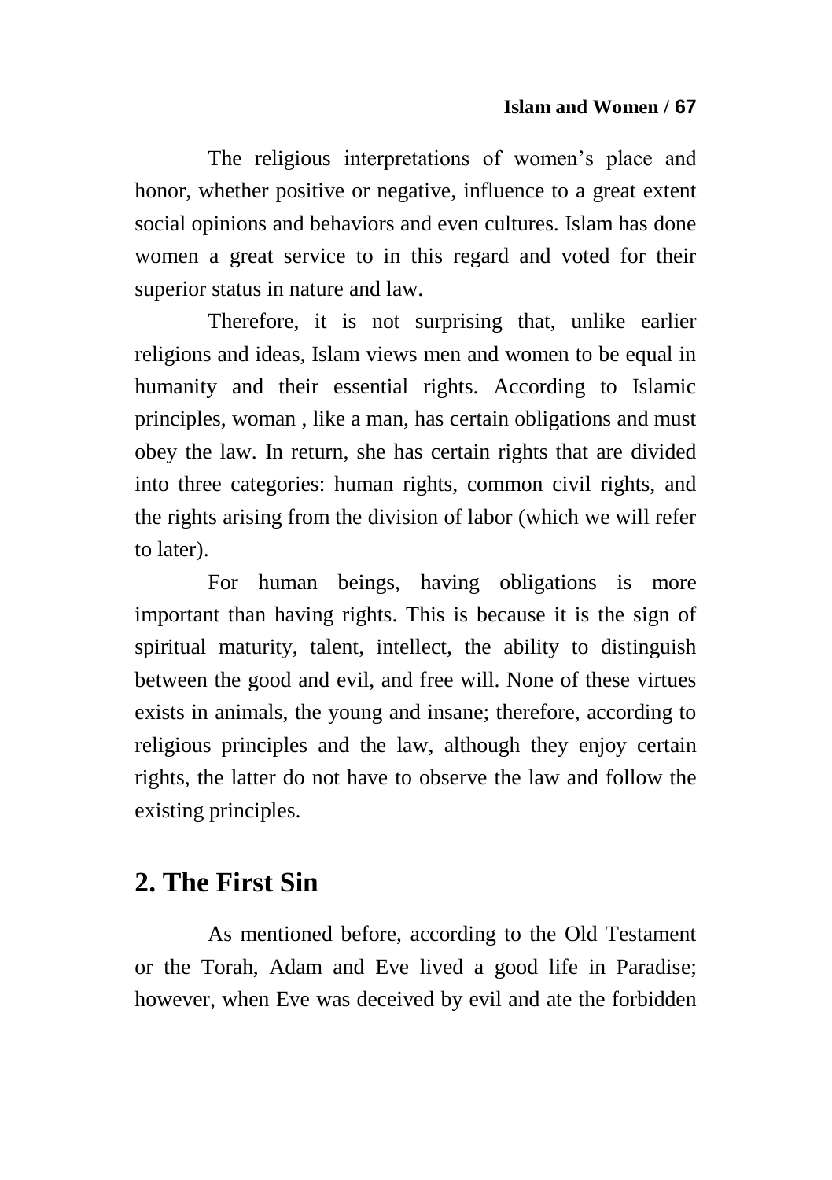The religious interpretations of women's place and honor, whether positive or negative, influence to a great extent social opinions and behaviors and even cultures. Islam has done women a great service to in this regard and voted for their superior status in nature and law.

Therefore, it is not surprising that, unlike earlier religions and ideas, Islam views men and women to be equal in humanity and their essential rights. According to Islamic principles, woman , like a man, has certain obligations and must obey the law. In return, she has certain rights that are divided into three categories: human rights, common civil rights, and the rights arising from the division of labor (which we will refer to later).

For human beings, having obligations is more important than having rights. This is because it is the sign of spiritual maturity, talent, intellect, the ability to distinguish between the good and evil, and free will. None of these virtues exists in animals, the young and insane; therefore, according to religious principles and the law, although they enjoy certain rights, the latter do not have to observe the law and follow the existing principles.

## 2. The First Sin

As mentioned before, according to the Old Testament or the Torah, Adam and Eve lived a good life in Paradise; however, when Eve was deceived by evil and ate the forbidden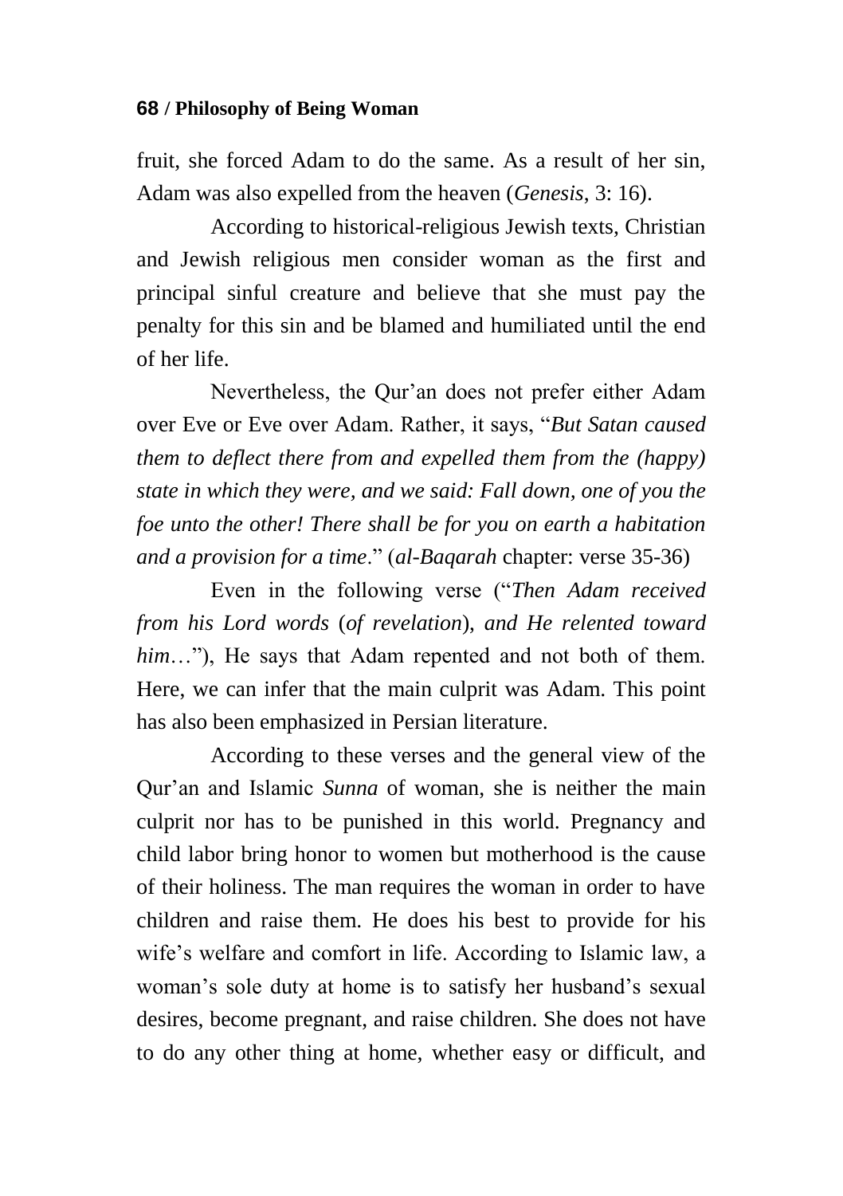fruit, she forced Adam to do the same. As a result of her sin, Adam was also expelled from the heaven (*Genesis*, 3: 16).

According to historical-religious Jewish texts, Christian and Jewish religious men consider woman as the first and principal sinful creature and believe that she must pay the penalty for this sin and be blamed and humiliated until the end of her life.

Nevertheless, the Qur'an does not prefer either Adam over Eve or Eve over Adam. Rather, it says, "*But Satan caused them to deflect there from and expelled them from the (happy) state in which they were, and we said: Fall down, one of you the foe unto the other! There shall be for you on earth a habitation and a provision for a time*." (*al-Baqarah* chapter: verse 35-36)

Even in the following verse ("*Then Adam received from his Lord words* (*of revelation*), *and He relented toward him*…"), He says that Adam repented and not both of them. Here, we can infer that the main culprit was Adam. This point has also been emphasized in Persian literature.

According to these verses and the general view of the Qur'an and Islamic *Sunna* of woman, she is neither the main culprit nor has to be punished in this world. Pregnancy and child labor bring honor to women but motherhood is the cause of their holiness. The man requires the woman in order to have children and raise them. He does his best to provide for his wife's welfare and comfort in life. According to Islamic law, a woman's sole duty at home is to satisfy her husband's sexual desires, become pregnant, and raise children. She does not have to do any other thing at home, whether easy or difficult, and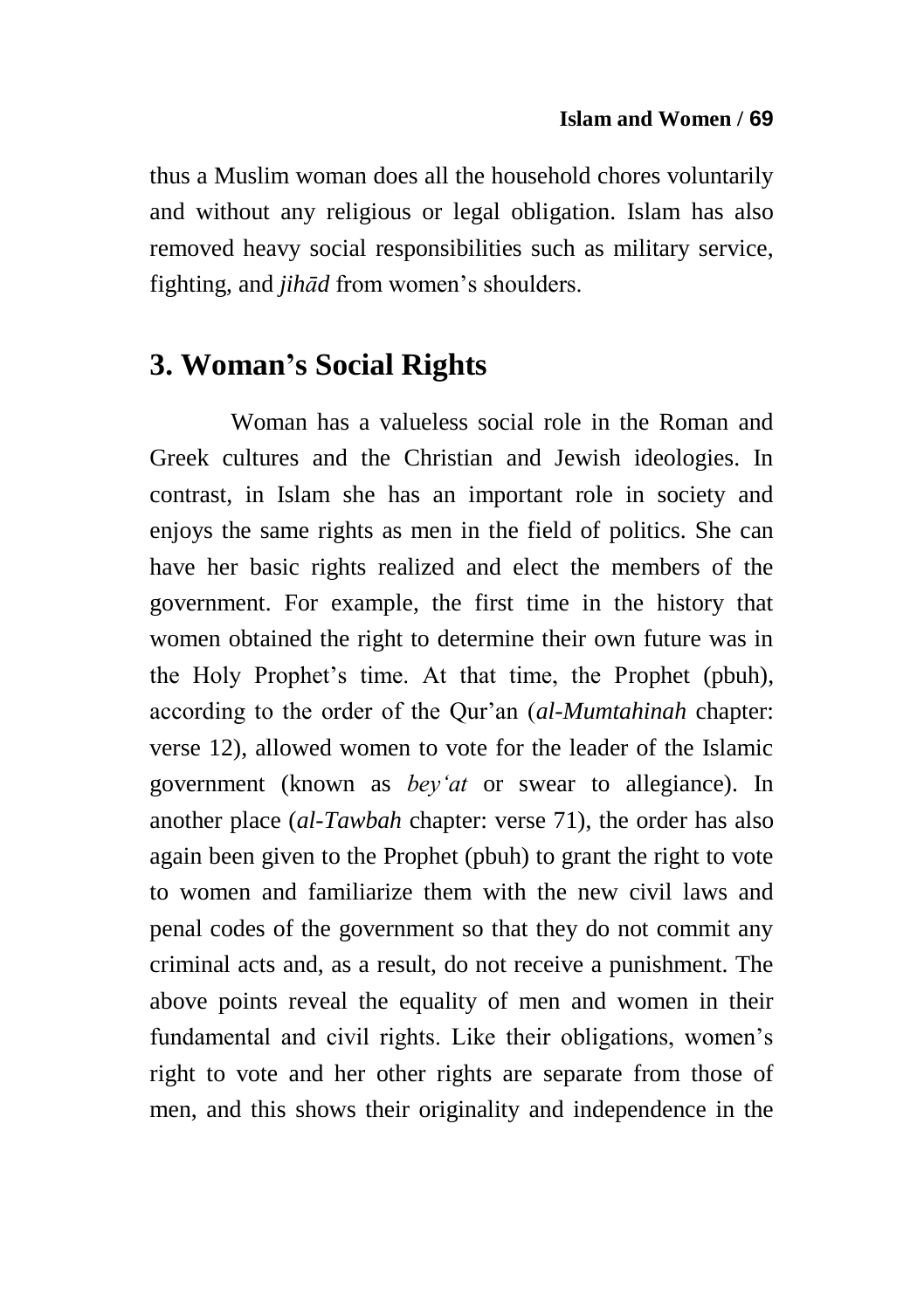thus a Muslim woman does all the household chores voluntarily and without any religious or legal obligation. Islam has also removed heavy social responsibilities such as military service, fighting, and *jihād* from women's shoulders.

## 3. Woman's Social Rights

Woman has a valueless social role in the Roman and Greek cultures and the Christian and Jewish ideologies. In contrast, in Islam she has an important role in society and enjoys the same rights as men in the field of politics. She can have her basic rights realized and elect the members of the government. For example, the first time in the history that women obtained the right to determine their own future was in the Holy Prophet's time. At that time, the Prophet (pbuh), according to the order of the Qur'an (*al-Mumtahinah* chapter: verse 12), allowed women to vote for the leader of the Islamic government (known as *bey'at* or swear to allegiance). In another place (*al-Tawbah* chapter: verse 71), the order has also again been given to the Prophet (pbuh) to grant the right to vote to women and familiarize them with the new civil laws and penal codes of the government so that they do not commit any criminal acts and, as a result, do not receive a punishment. The above points reveal the equality of men and women in their fundamental and civil rights. Like their obligations, women's right to vote and her other rights are separate from those of men, and this shows their originality and independence in the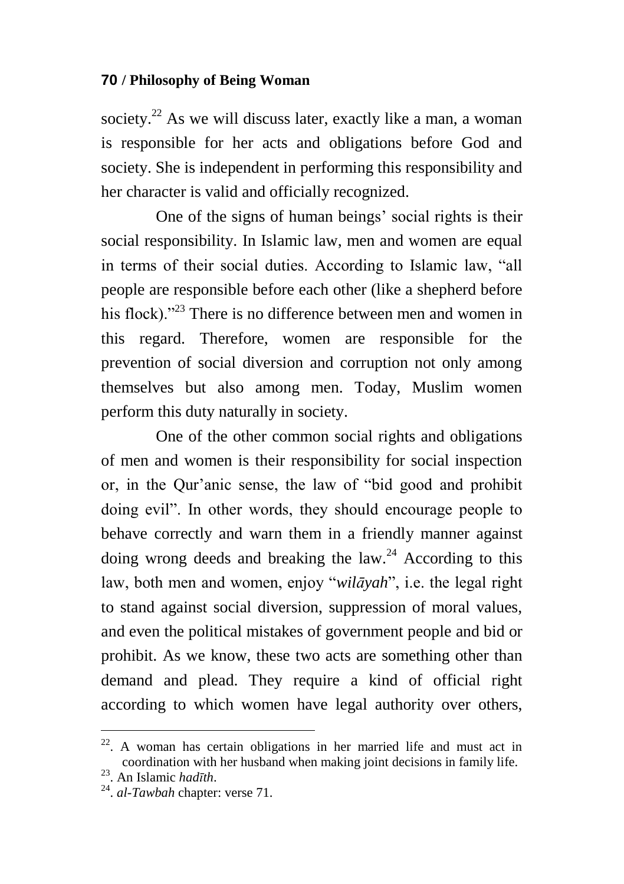society.[22] As we will discuss later, exactly like a man, a woman is responsible for her acts and obligations before God and society. She is independent in performing this responsibility and her character is valid and officially recognized.

One of the signs of human beings' social rights is their social responsibility. In Islamic law, men and women are equal in terms of their social duties. According to Islamic law, "all people are responsible before each other (like a shepherd before his flock)."[23] There is no difference between men and women in this regard. Therefore, women are responsible for the prevention of social diversion and corruption not only among themselves but also among men. Today, Muslim women perform this duty naturally in society.

One of the other common social rights and obligations of men and women is their responsibility for social inspection or, in the Qur'anic sense, the law of "bid good and prohibit doing evil". In other words, they should encourage people to behave correctly and warn them in a friendly manner against doing wrong deeds and breaking the law.[24] According to this law, both men and women, enjoy "*wilāyah*", i.e. the legal right to stand against social diversion, suppression of moral values, and even the political mistakes of government people and bid or prohibit. As we know, these two acts are something other than demand and plead. They require a kind of official right according to which women have legal authority over others,

---

[22]. A woman has certain obligations in her married life and must act in coordination with her husband when making joint decisions in family life.

[23]. An Islamic *hadīth*.

[24]. *al-Tawbah* chapter: verse 71.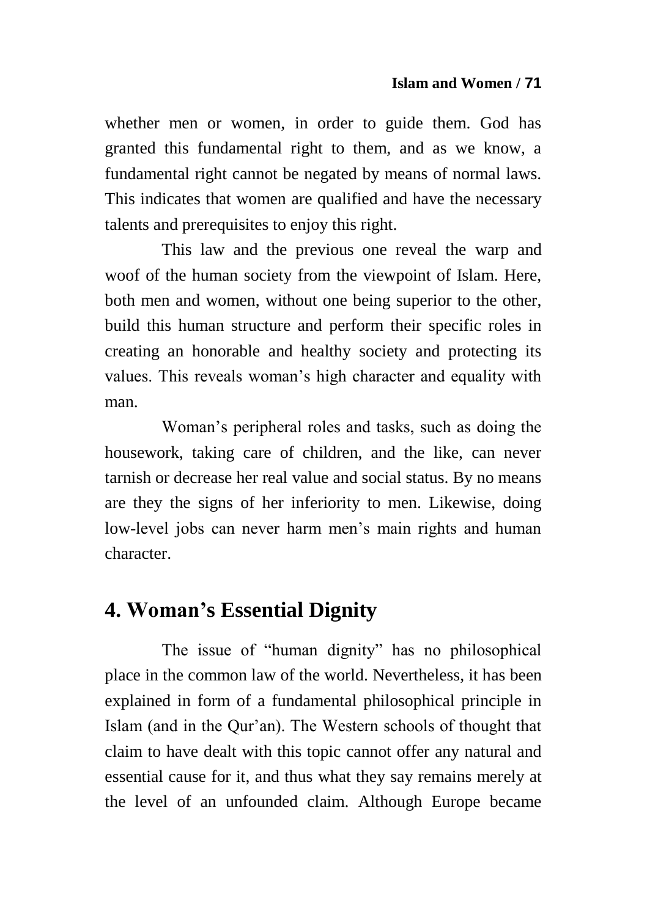whether men or women, in order to guide them. God has granted this fundamental right to them, and as we know, a fundamental right cannot be negated by means of normal laws. This indicates that women are qualified and have the necessary talents and prerequisites to enjoy this right.

This law and the previous one reveal the warp and woof of the human society from the viewpoint of Islam. Here, both men and women, without one being superior to the other, build this human structure and perform their specific roles in creating an honorable and healthy society and protecting its values. This reveals woman's high character and equality with man.

Woman's peripheral roles and tasks, such as doing the housework, taking care of children, and the like, can never tarnish or decrease her real value and social status. By no means are they the signs of her inferiority to men. Likewise, doing low-level jobs can never harm men's main rights and human character.

## 4. Woman's Essential Dignity

The issue of "human dignity" has no philosophical place in the common law of the world. Nevertheless, it has been explained in form of a fundamental philosophical principle in Islam (and in the Qur'an). The Western schools of thought that claim to have dealt with this topic cannot offer any natural and essential cause for it, and thus what they say remains merely at the level of an unfounded claim. Although Europe became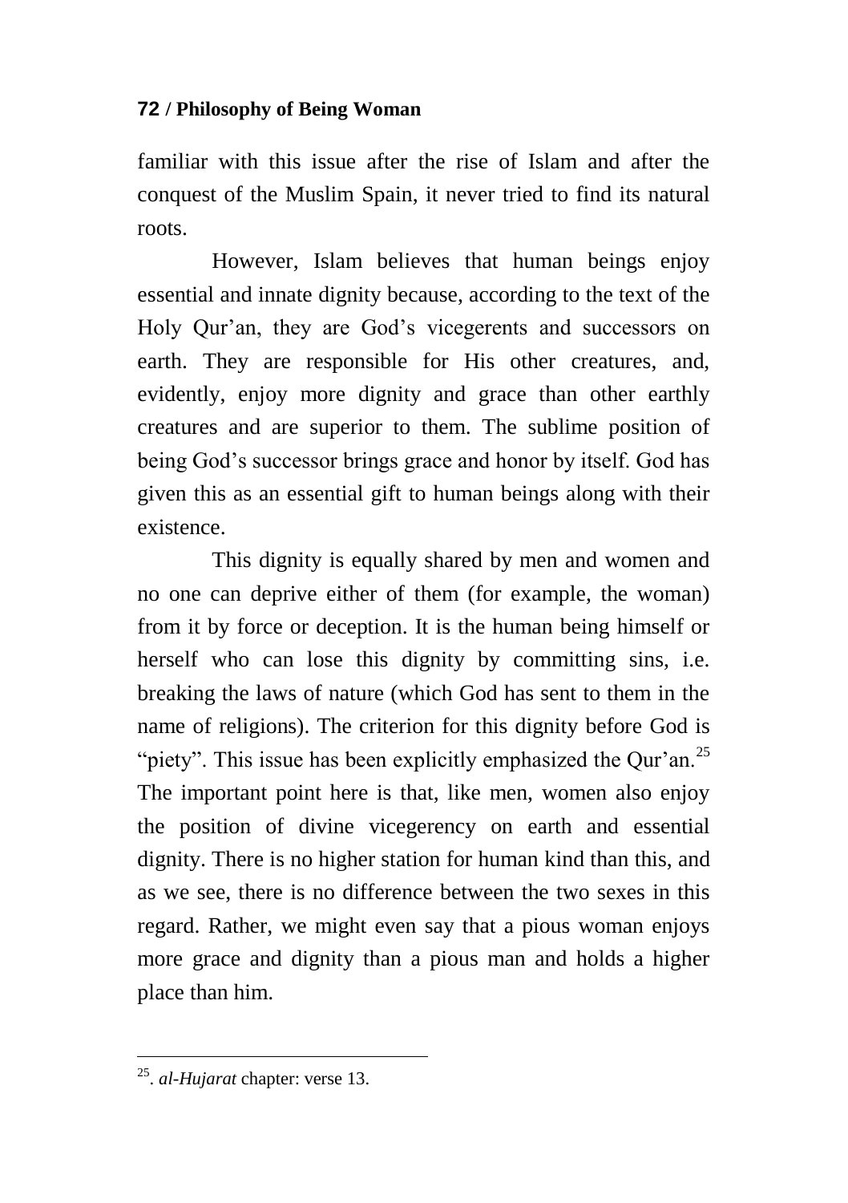familiar with this issue after the rise of Islam and after the conquest of the Muslim Spain, it never tried to find its natural roots.

However, Islam believes that human beings enjoy essential and innate dignity because, according to the text of the Holy Qur'an, they are God's vicegerents and successors on earth. They are responsible for His other creatures, and, evidently, enjoy more dignity and grace than other earthly creatures and are superior to them. The sublime position of being God's successor brings grace and honor by itself. God has given this as an essential gift to human beings along with their existence.

This dignity is equally shared by men and women and no one can deprive either of them (for example, the woman) from it by force or deception. It is the human being himself or herself who can lose this dignity by committing sins, i.e. breaking the laws of nature (which God has sent to them in the name of religions). The criterion for this dignity before God is "piety". This issue has been explicitly emphasized the Qur'an.[25] The important point here is that, like men, women also enjoy the position of divine vicegerency on earth and essential dignity. There is no higher station for human kind than this, and as we see, there is no difference between the two sexes in this regard. Rather, we might even say that a pious woman enjoys more grace and dignity than a pious man and holds a higher place than him.

---

[25]. *al-Hujarat* chapter: verse 13.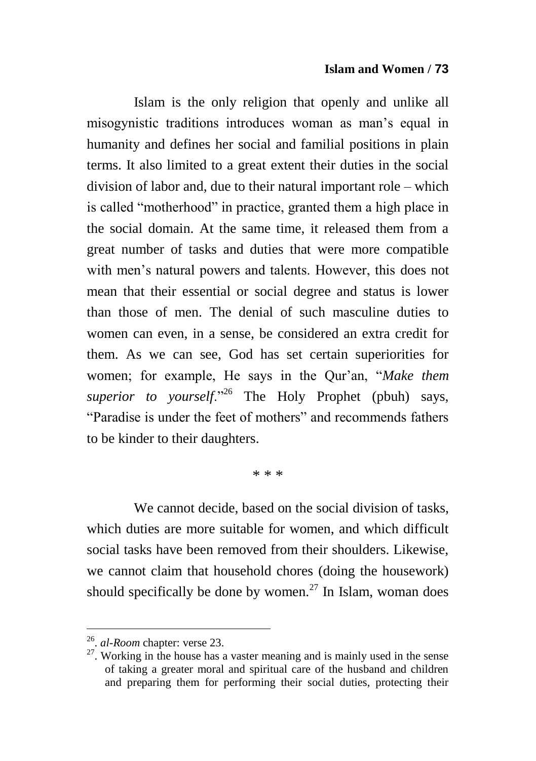Islam is the only religion that openly and unlike all misogynistic traditions introduces woman as man's equal in humanity and defines her social and familial positions in plain terms. It also limited to a great extent their duties in the social division of labor and, due to their natural important role – which is called "motherhood" in practice, granted them a high place in the social domain. At the same time, it released them from a great number of tasks and duties that were more compatible with men's natural powers and talents. However, this does not mean that their essential or social degree and status is lower than those of men. The denial of such masculine duties to women can even, in a sense, be considered an extra credit for them. As we can see, God has set certain superiorities for women; for example, He says in the Qur'an, "*Make them superior to yourself*."[26] The Holy Prophet (pbuh) says, "Paradise is under the feet of mothers" and recommends fathers to be kinder to their daughters.

* * *

We cannot decide, based on the social division of tasks, which duties are more suitable for women, and which difficult social tasks have been removed from their shoulders. Likewise, we cannot claim that household chores (doing the housework) should specifically be done by women.[27] In Islam, woman does

---

[26]. *al-Room* chapter: verse 23.

[27]. Working in the house has a vaster meaning and is mainly used in the sense of taking a greater moral and spiritual care of the husband and children and preparing them for performing their social duties, protecting their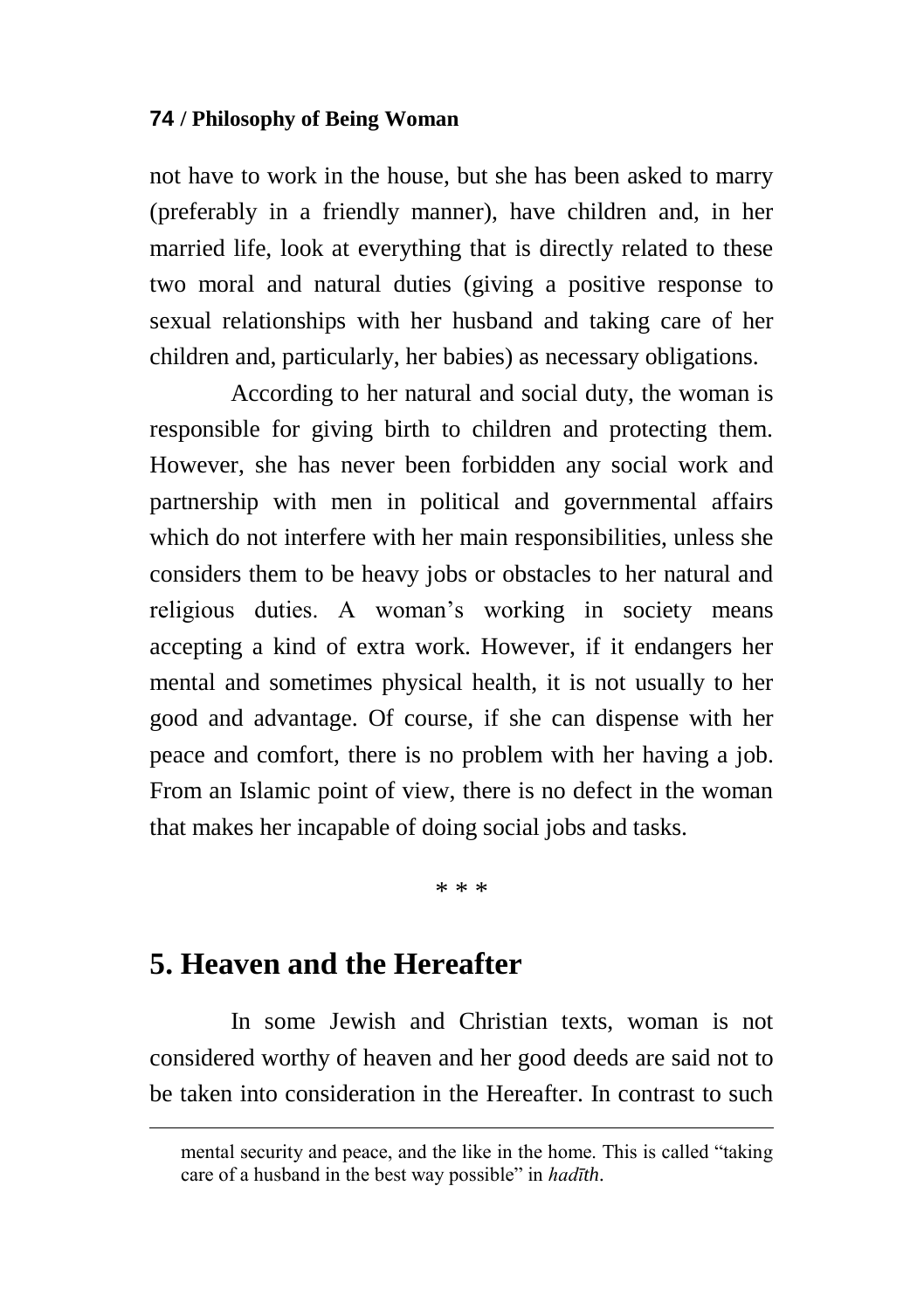not have to work in the house, but she has been asked to marry (preferably in a friendly manner), have children and, in her married life, look at everything that is directly related to these two moral and natural duties (giving a positive response to sexual relationships with her husband and taking care of her children and, particularly, her babies) as necessary obligations.

According to her natural and social duty, the woman is responsible for giving birth to children and protecting them. However, she has never been forbidden any social work and partnership with men in political and governmental affairs which do not interfere with her main responsibilities, unless she considers them to be heavy jobs or obstacles to her natural and religious duties. A woman's working in society means accepting a kind of extra work. However, if it endangers her mental and sometimes physical health, it is not usually to her good and advantage. Of course, if she can dispense with her peace and comfort, there is no problem with her having a job. From an Islamic point of view, there is no defect in the woman that makes her incapable of doing social jobs and tasks.

\* \* \*

## 5. Heaven and the Hereafter

In some Jewish and Christian texts, woman is not considered worthy of heaven and her good deeds are said not to be taken into consideration in the Hereafter. In contrast to such

---

mental security and peace, and the like in the home. This is called "taking care of a husband in the best way possible" in *hadīth*.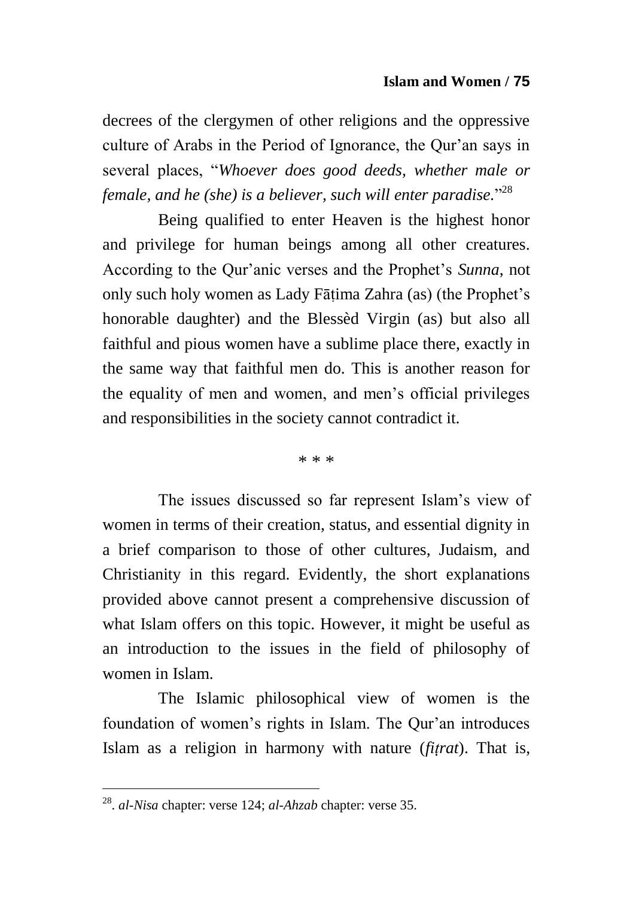decrees of the clergymen of other religions and the oppressive culture of Arabs in the Period of Ignorance, the Qur'an says in several places, "*Whoever does good deeds, whether male or female, and he (she) is a believer, such will enter paradise.*"[28]

Being qualified to enter Heaven is the highest honor and privilege for human beings among all other creatures. According to the Qur'anic verses and the Prophet's *Sunna*, not only such holy women as Lady Fāṭima Zahra (as) (the Prophet's honorable daughter) and the Blessèd Virgin (as) but also all faithful and pious women have a sublime place there, exactly in the same way that faithful men do. This is another reason for the equality of men and women, and men's official privileges and responsibilities in the society cannot contradict it.

\* \* \*

The issues discussed so far represent Islam's view of women in terms of their creation, status, and essential dignity in a brief comparison to those of other cultures, Judaism, and Christianity in this regard. Evidently, the short explanations provided above cannot present a comprehensive discussion of what Islam offers on this topic. However, it might be useful as an introduction to the issues in the field of philosophy of women in Islam.

The Islamic philosophical view of women is the foundation of women's rights in Islam. The Qur'an introduces Islam as a religion in harmony with nature (*fiṭrat*). That is,

---

[28]. *al-Nisa* chapter: verse 124; *al-Ahzab* chapter: verse 35.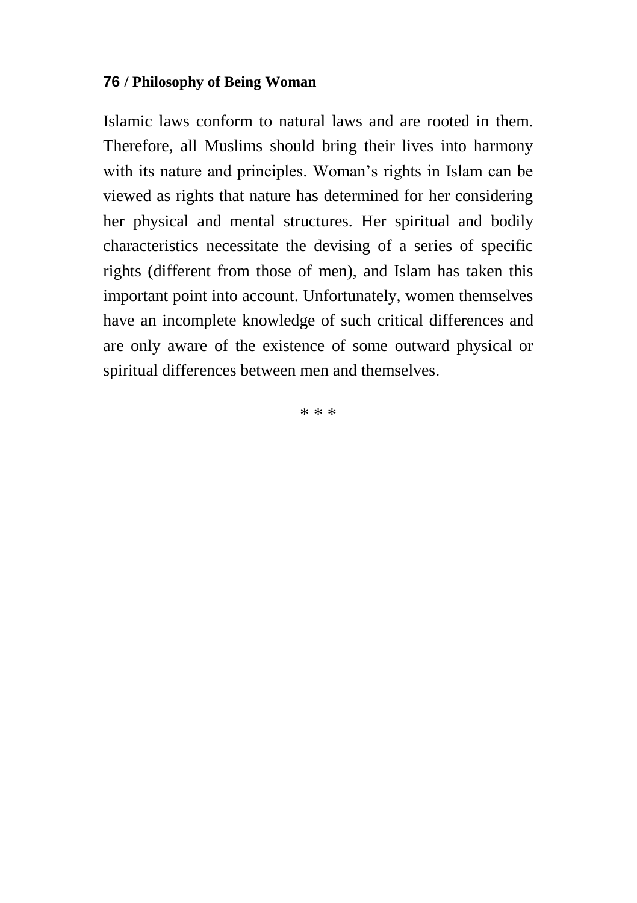Islamic laws conform to natural laws and are rooted in them. Therefore, all Muslims should bring their lives into harmony with its nature and principles. Woman's rights in Islam can be viewed as rights that nature has determined for her considering her physical and mental structures. Her spiritual and bodily characteristics necessitate the devising of a series of specific rights (different from those of men), and Islam has taken this important point into account. Unfortunately, women themselves have an incomplete knowledge of such critical differences and are only aware of the existence of some outward physical or spiritual differences between men and themselves.

* * *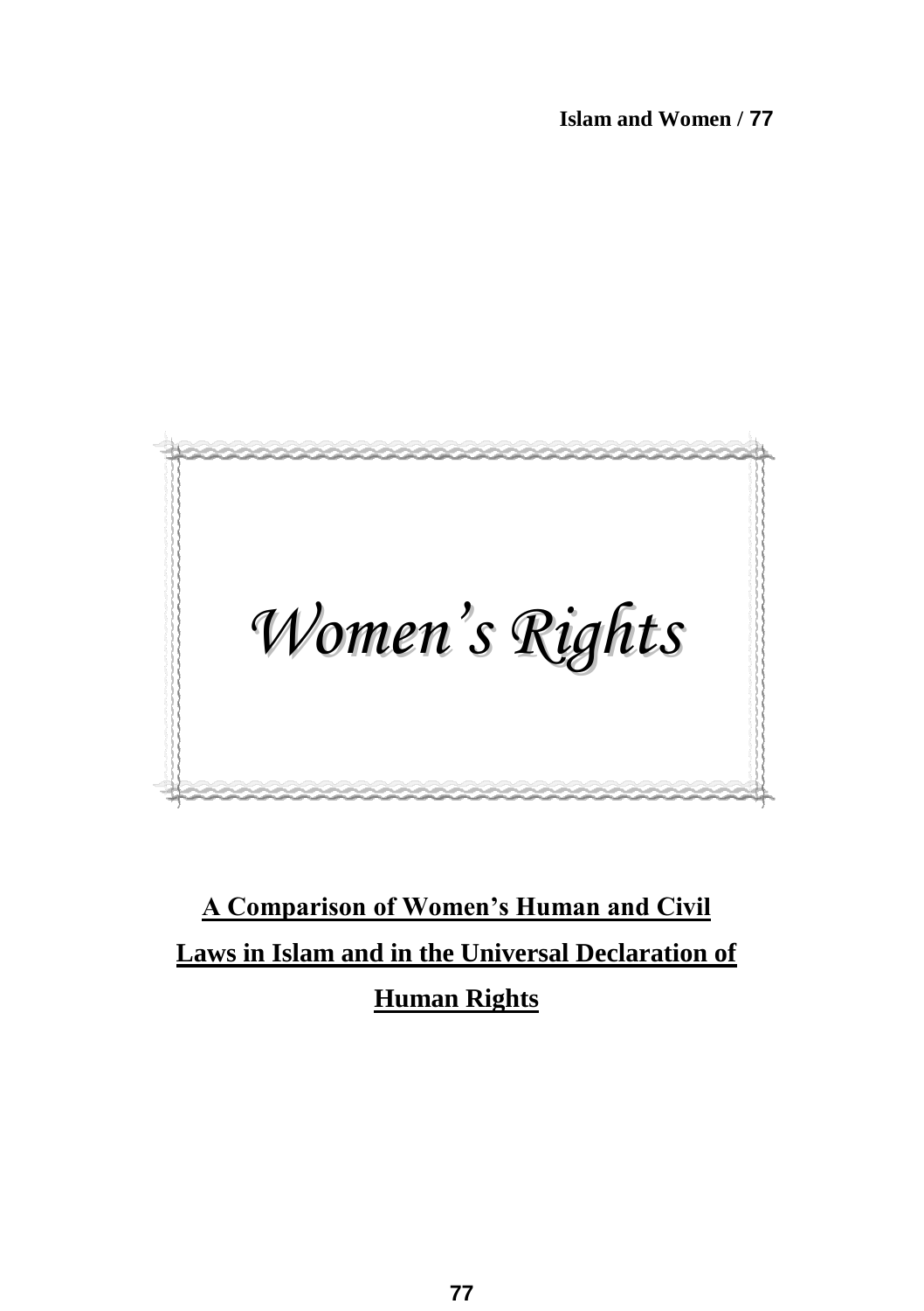# *Women's Rights*

## A Comparison of Women's Human and Civil Laws in Islam and in the Universal Declaration of Human Rights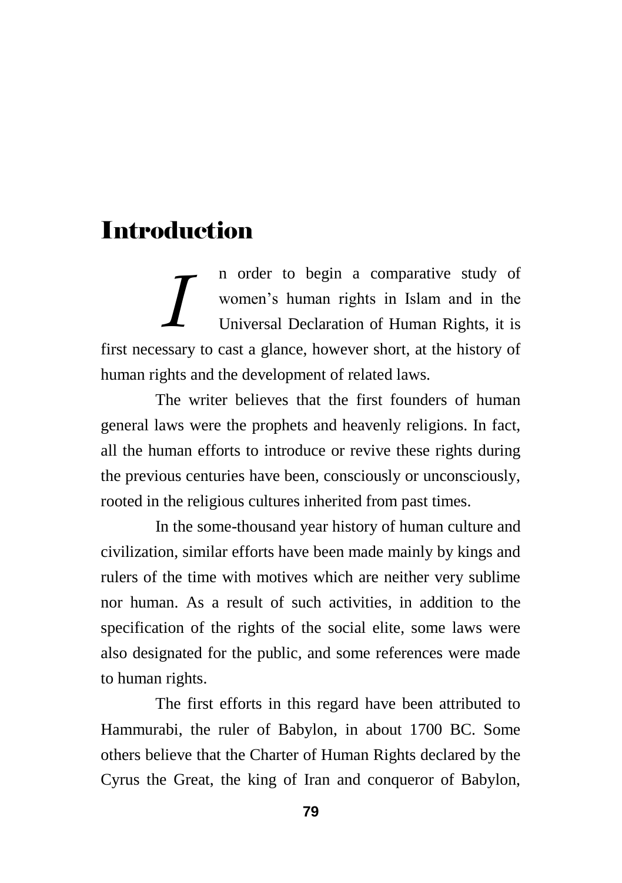# Introduction

In order to begin a comparative study of women's human rights in Islam and in the Universal Declaration of Human Rights, it is first necessary to cast a glance, however short, at the history of human rights and the development of related laws.

The writer believes that the first founders of human general laws were the prophets and heavenly religions. In fact, all the human efforts to introduce or revive these rights during the previous centuries have been, consciously or unconsciously, rooted in the religious cultures inherited from past times.

In the some-thousand year history of human culture and civilization, similar efforts have been made mainly by kings and rulers of the time with motives which are neither very sublime nor human. As a result of such activities, in addition to the specification of the rights of the social elite, some laws were also designated for the public, and some references were made to human rights.

The first efforts in this regard have been attributed to Hammurabi, the ruler of Babylon, in about 1700 BC. Some others believe that the Charter of Human Rights declared by the Cyrus the Great, the king of Iran and conqueror of Babylon,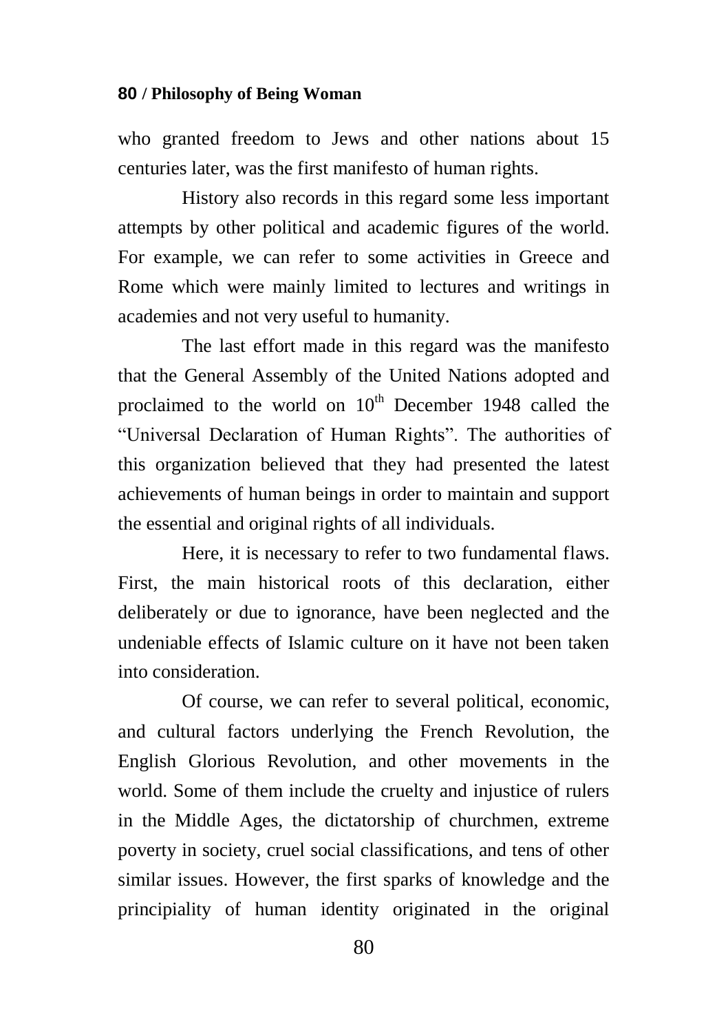who granted freedom to Jews and other nations about 15 centuries later, was the first manifesto of human rights.

History also records in this regard some less important attempts by other political and academic figures of the world. For example, we can refer to some activities in Greece and Rome which were mainly limited to lectures and writings in academies and not very useful to humanity.

The last effort made in this regard was the manifesto that the General Assembly of the United Nations adopted and proclaimed to the world on 10th December 1948 called the "Universal Declaration of Human Rights". The authorities of this organization believed that they had presented the latest achievements of human beings in order to maintain and support the essential and original rights of all individuals.

Here, it is necessary to refer to two fundamental flaws. First, the main historical roots of this declaration, either deliberately or due to ignorance, have been neglected and the undeniable effects of Islamic culture on it have not been taken into consideration.

Of course, we can refer to several political, economic, and cultural factors underlying the French Revolution, the English Glorious Revolution, and other movements in the world. Some of them include the cruelty and injustice of rulers in the Middle Ages, the dictatorship of churchmen, extreme poverty in society, cruel social classifications, and tens of other similar issues. However, the first sparks of knowledge and the principiality of human identity originated in the original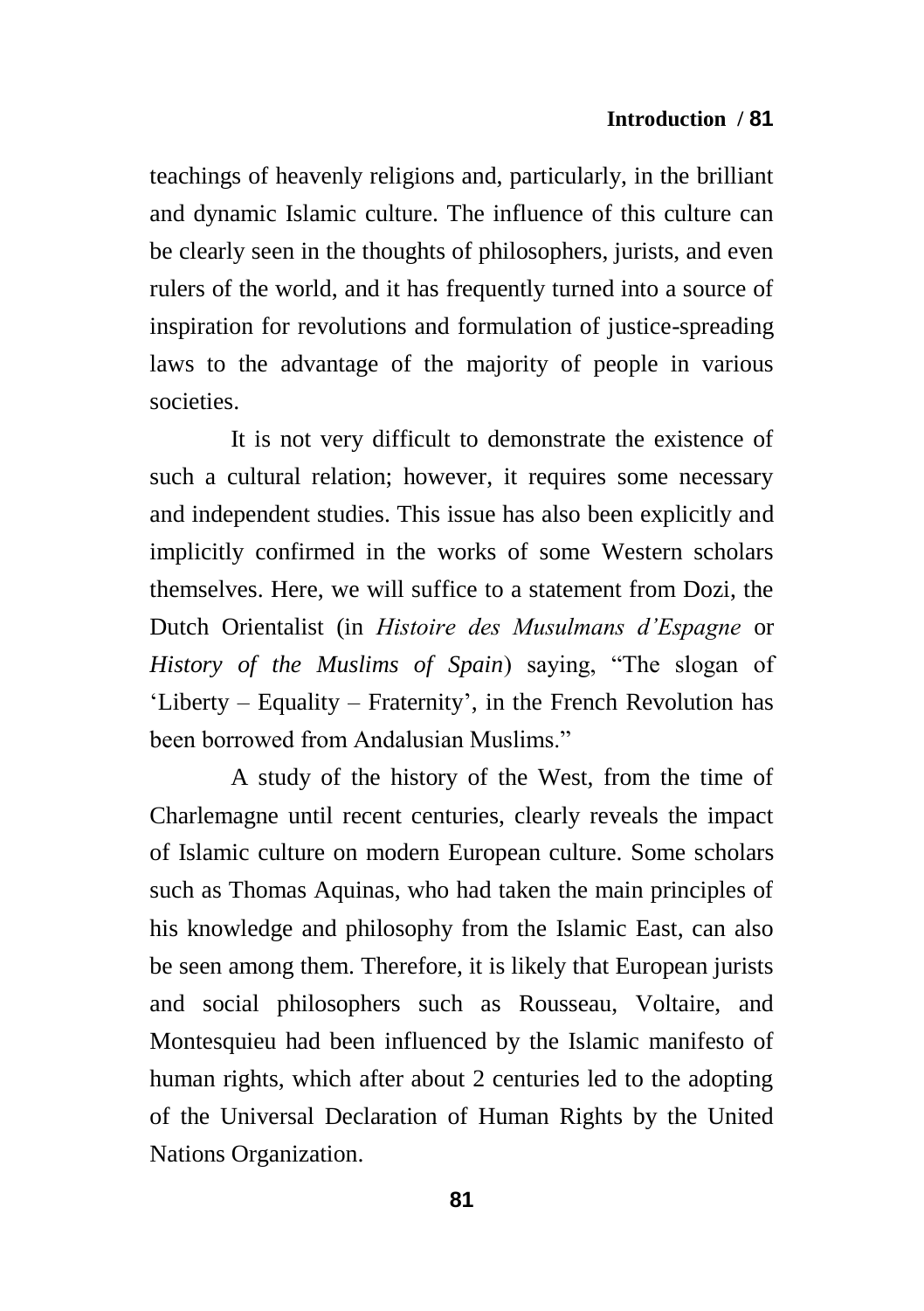teachings of heavenly religions and, particularly, in the brilliant and dynamic Islamic culture. The influence of this culture can be clearly seen in the thoughts of philosophers, jurists, and even rulers of the world, and it has frequently turned into a source of inspiration for revolutions and formulation of justice-spreading laws to the advantage of the majority of people in various societies.

It is not very difficult to demonstrate the existence of such a cultural relation; however, it requires some necessary and independent studies. This issue has also been explicitly and implicitly confirmed in the works of some Western scholars themselves. Here, we will suffice to a statement from Dozi, the Dutch Orientalist (in *Histoire des Musulmans d'Espagne* or *History of the Muslims of Spain*) saying, "The slogan of 'Liberty – Equality – Fraternity', in the French Revolution has been borrowed from Andalusian Muslims."

A study of the history of the West, from the time of Charlemagne until recent centuries, clearly reveals the impact of Islamic culture on modern European culture. Some scholars such as Thomas Aquinas, who had taken the main principles of his knowledge and philosophy from the Islamic East, can also be seen among them. Therefore, it is likely that European jurists and social philosophers such as Rousseau, Voltaire, and Montesquieu had been influenced by the Islamic manifesto of human rights, which after about 2 centuries led to the adopting of the Universal Declaration of Human Rights by the United Nations Organization.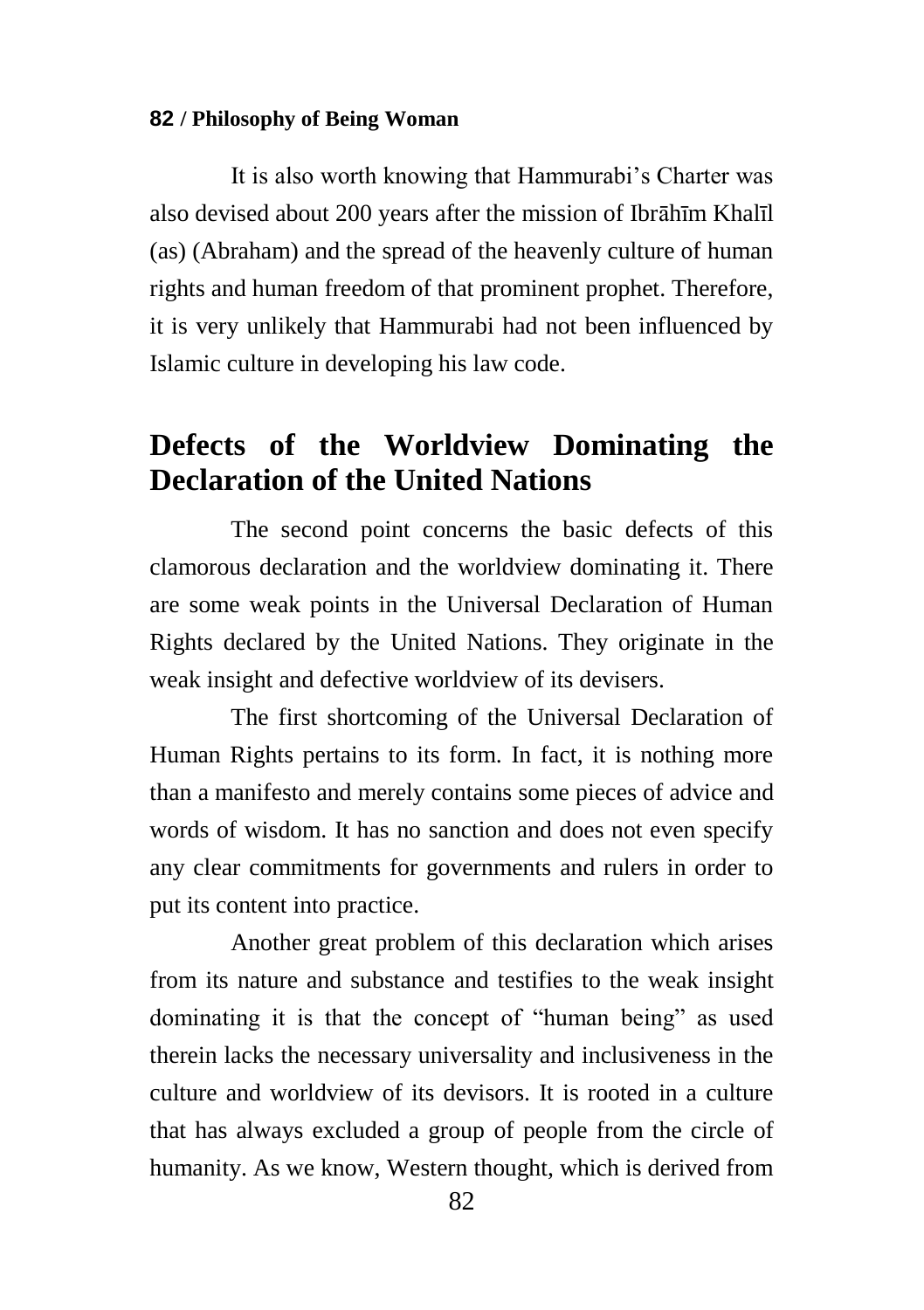It is also worth knowing that Hammurabi's Charter was also devised about 200 years after the mission of Ibrāhīm Khalīl (as) (Abraham) and the spread of the heavenly culture of human rights and human freedom of that prominent prophet. Therefore, it is very unlikely that Hammurabi had not been influenced by Islamic culture in developing his law code.

## Defects of the Worldview Dominating the Declaration of the United Nations

The second point concerns the basic defects of this clamorous declaration and the worldview dominating it. There are some weak points in the Universal Declaration of Human Rights declared by the United Nations. They originate in the weak insight and defective worldview of its devisers.

The first shortcoming of the Universal Declaration of Human Rights pertains to its form. In fact, it is nothing more than a manifesto and merely contains some pieces of advice and words of wisdom. It has no sanction and does not even specify any clear commitments for governments and rulers in order to put its content into practice.

Another great problem of this declaration which arises from its nature and substance and testifies to the weak insight dominating it is that the concept of "human being" as used therein lacks the necessary universality and inclusiveness in the culture and worldview of its devisors. It is rooted in a culture that has always excluded a group of people from the circle of humanity. As we know, Western thought, which is derived from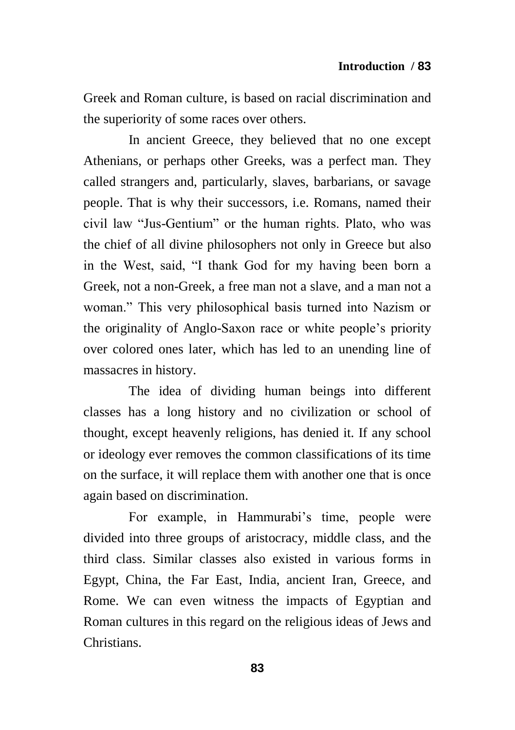Greek and Roman culture, is based on racial discrimination and the superiority of some races over others.

In ancient Greece, they believed that no one except Athenians, or perhaps other Greeks, was a perfect man. They called strangers and, particularly, slaves, barbarians, or savage people. That is why their successors, i.e. Romans, named their civil law "Jus-Gentium" or the human rights. Plato, who was the chief of all divine philosophers not only in Greece but also in the West, said, "I thank God for my having been born a Greek, not a non-Greek, a free man not a slave, and a man not a woman." This very philosophical basis turned into Nazism or the originality of Anglo-Saxon race or white people's priority over colored ones later, which has led to an unending line of massacres in history.

The idea of dividing human beings into different classes has a long history and no civilization or school of thought, except heavenly religions, has denied it. If any school or ideology ever removes the common classifications of its time on the surface, it will replace them with another one that is once again based on discrimination.

For example, in Hammurabi's time, people were divided into three groups of aristocracy, middle class, and the third class. Similar classes also existed in various forms in Egypt, China, the Far East, India, ancient Iran, Greece, and Rome. We can even witness the impacts of Egyptian and Roman cultures in this regard on the religious ideas of Jews and Christians.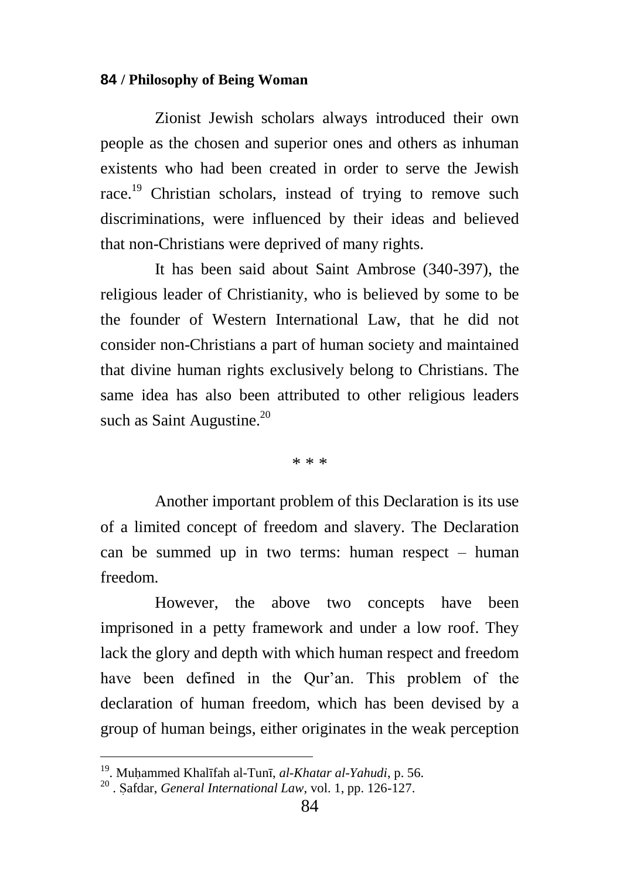Zionist Jewish scholars always introduced their own people as the chosen and superior ones and others as inhuman existents who had been created in order to serve the Jewish race.[19] Christian scholars, instead of trying to remove such discriminations, were influenced by their ideas and believed that non-Christians were deprived of many rights.

It has been said about Saint Ambrose (340-397), the religious leader of Christianity, who is believed by some to be the founder of Western International Law, that he did not consider non-Christians a part of human society and maintained that divine human rights exclusively belong to Christians. The same idea has also been attributed to other religious leaders such as Saint Augustine.[20]

\* \* \*

Another important problem of this Declaration is its use of a limited concept of freedom and slavery. The Declaration can be summed up in two terms: human respect – human freedom.

However, the above two concepts have been imprisoned in a petty framework and under a low roof. They lack the glory and depth with which human respect and freedom have been defined in the Qur'an. This problem of the declaration of human freedom, which has been devised by a group of human beings, either originates in the weak perception

---

[19]. Muḥammed Khalīfah al-Tunī, *al-Khatar al-Yahudi*, p. 56.

[20] . Ṣafdar, *General International Law*, vol. 1, pp. 126-127.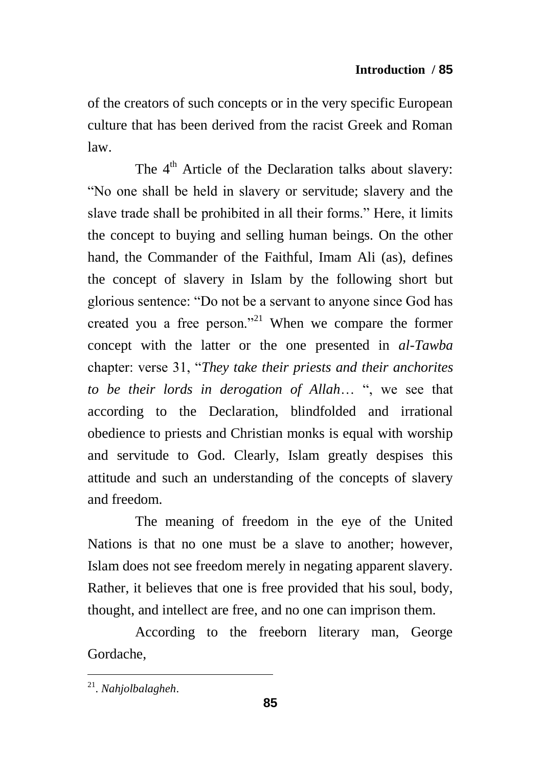of the creators of such concepts or in the very specific European culture that has been derived from the racist Greek and Roman law.

The 4th Article of the Declaration talks about slavery: "No one shall be held in slavery or servitude; slavery and the slave trade shall be prohibited in all their forms." Here, it limits the concept to buying and selling human beings. On the other hand, the Commander of the Faithful, Imam Ali (as), defines the concept of slavery in Islam by the following short but glorious sentence: "Do not be a servant to anyone since God has created you a free person."[21] When we compare the former concept with the latter or the one presented in *al-Tawba* chapter: verse 31, "*They take their priests and their anchorites to be their lords in derogation of Allah*… ", we see that according to the Declaration, blindfolded and irrational obedience to priests and Christian monks is equal with worship and servitude to God. Clearly, Islam greatly despises this attitude and such an understanding of the concepts of slavery and freedom.

The meaning of freedom in the eye of the United Nations is that no one must be a slave to another; however, Islam does not see freedom merely in negating apparent slavery. Rather, it believes that one is free provided that his soul, body, thought, and intellect are free, and no one can imprison them.

According to the freeborn literary man, George Gordache,

---

[21]. *Nahjolbalagheh*.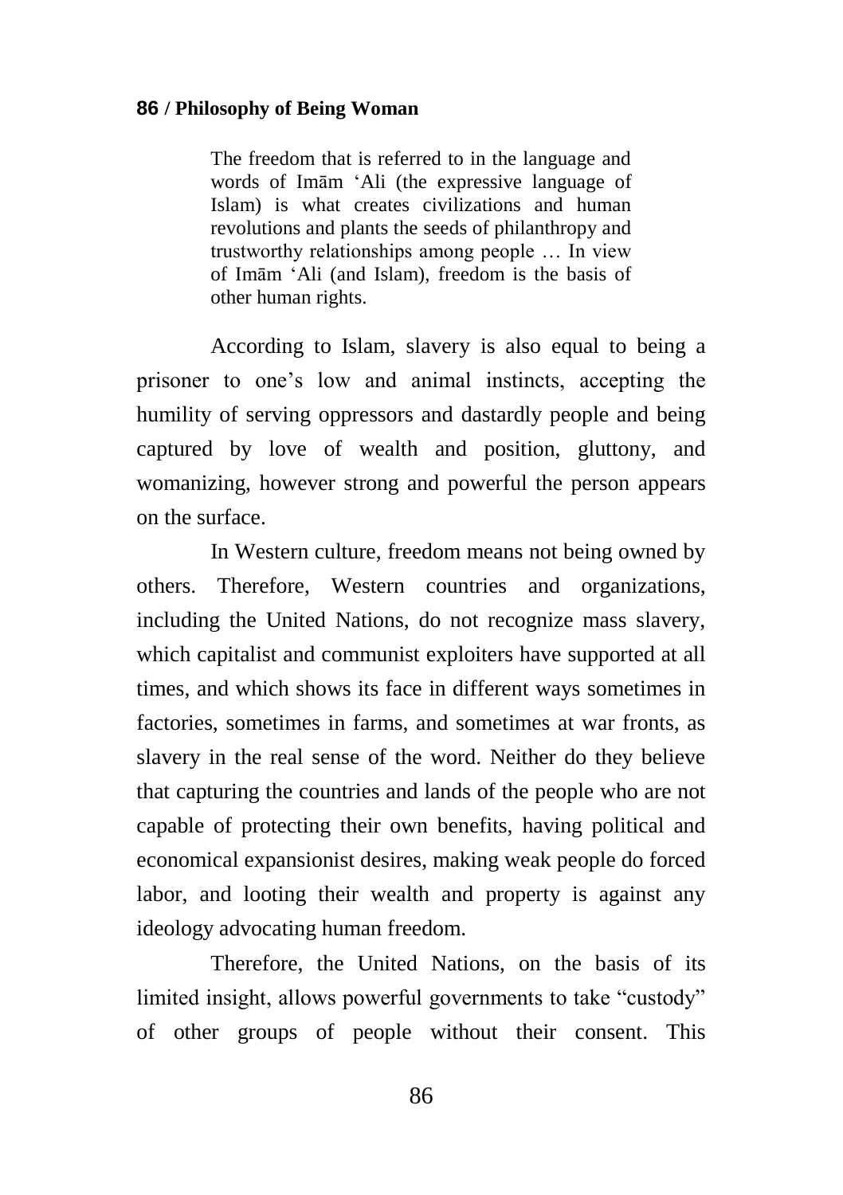> The freedom that is referred to in the language and words of Imām ʻAli (the expressive language of Islam) is what creates civilizations and human revolutions and plants the seeds of philanthropy and trustworthy relationships among people … In view of Imām ʻAli (and Islam), freedom is the basis of other human rights.

According to Islam, slavery is also equal to being a prisoner to one's low and animal instincts, accepting the humility of serving oppressors and dastardly people and being captured by love of wealth and position, gluttony, and womanizing, however strong and powerful the person appears on the surface.

In Western culture, freedom means not being owned by others. Therefore, Western countries and organizations, including the United Nations, do not recognize mass slavery, which capitalist and communist exploiters have supported at all times, and which shows its face in different ways sometimes in factories, sometimes in farms, and sometimes at war fronts, as slavery in the real sense of the word. Neither do they believe that capturing the countries and lands of the people who are not capable of protecting their own benefits, having political and economical expansionist desires, making weak people do forced labor, and looting their wealth and property is against any ideology advocating human freedom.

Therefore, the United Nations, on the basis of its limited insight, allows powerful governments to take "custody" of other groups of people without their consent. This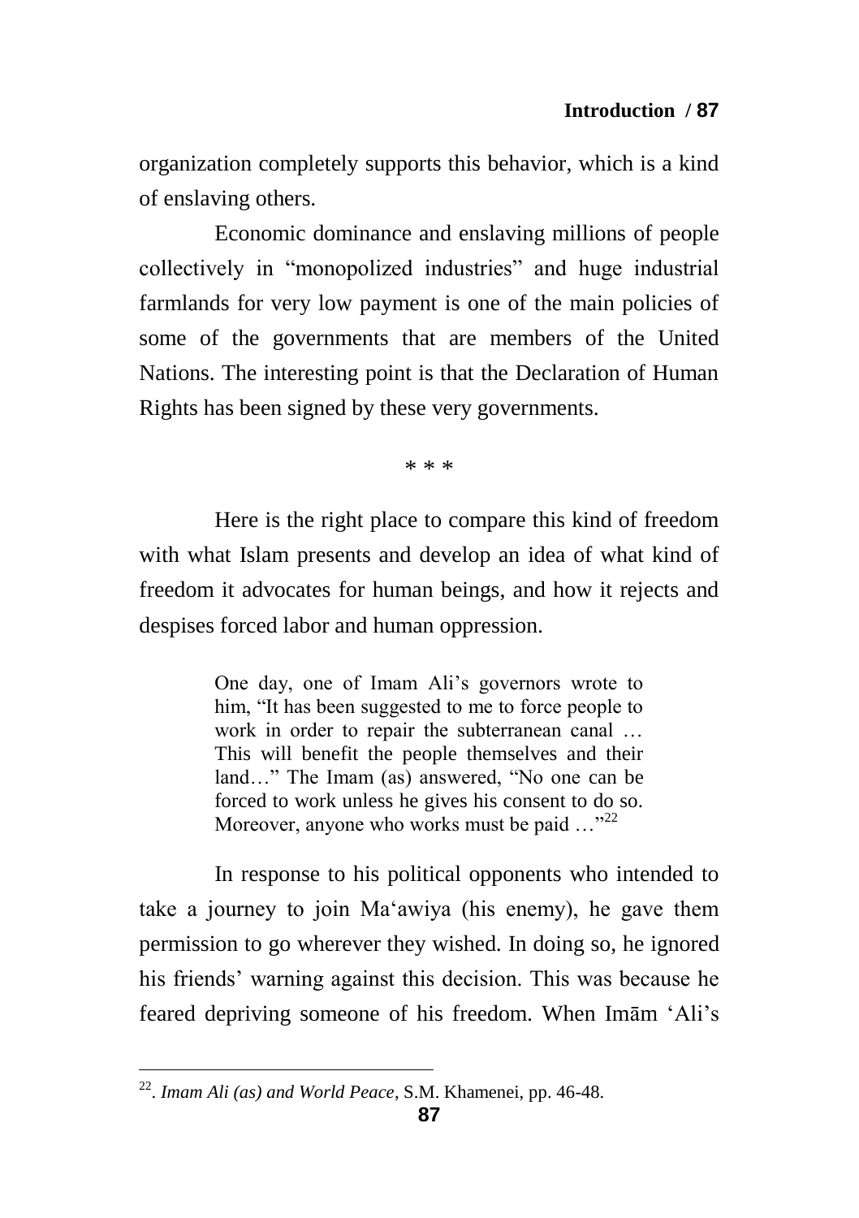organization completely supports this behavior, which is a kind of enslaving others.

Economic dominance and enslaving millions of people collectively in "monopolized industries" and huge industrial farmlands for very low payment is one of the main policies of some of the governments that are members of the United Nations. The interesting point is that the Declaration of Human Rights has been signed by these very governments.

\* \* \*

Here is the right place to compare this kind of freedom with what Islam presents and develop an idea of what kind of freedom it advocates for human beings, and how it rejects and despises forced labor and human oppression.

> One day, one of Imam Ali's governors wrote to him, "It has been suggested to me to force people to work in order to repair the subterranean canal … This will benefit the people themselves and their land…" The Imam (as) answered, "No one can be forced to work unless he gives his consent to do so. Moreover, anyone who works must be paid …"[22]

In response to his political opponents who intended to take a journey to join Ma'awiya (his enemy), he gave them permission to go wherever they wished. In doing so, he ignored his friends' warning against this decision. This was because he feared depriving someone of his freedom. When Imām 'Ali's

---

[22]. *Imam Ali (as) and World Peace*, S.M. Khamenei, pp. 46-48.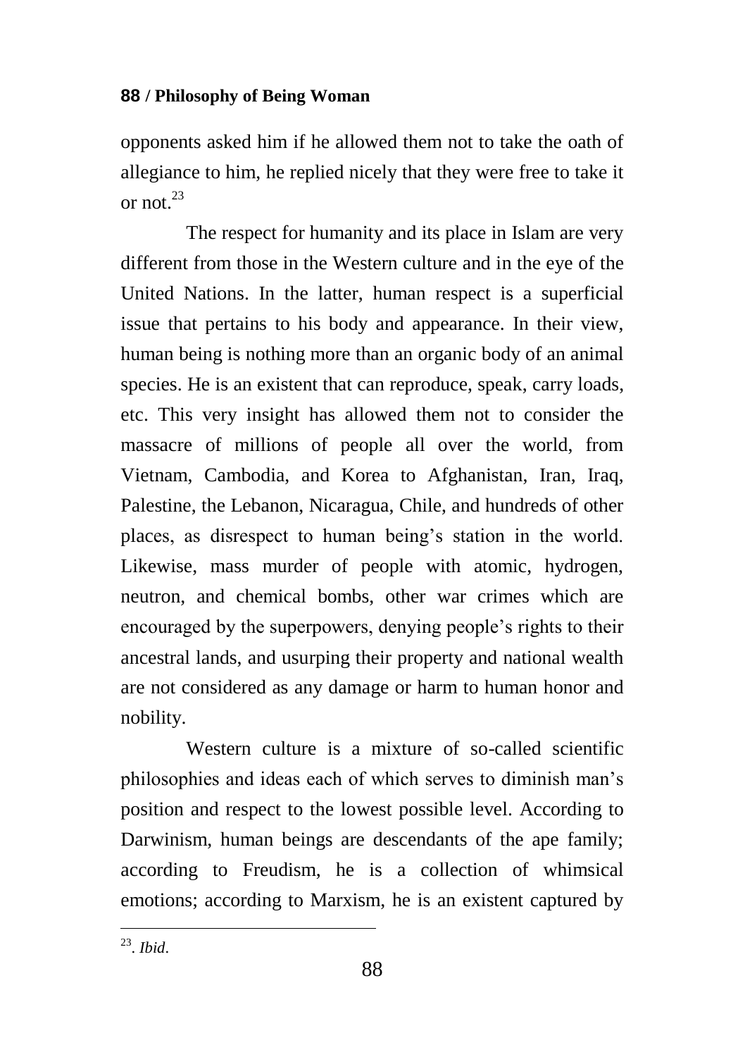opponents asked him if he allowed them not to take the oath of allegiance to him, he replied nicely that they were free to take it or not.[23]

The respect for humanity and its place in Islam are very different from those in the Western culture and in the eye of the United Nations. In the latter, human respect is a superficial issue that pertains to his body and appearance. In their view, human being is nothing more than an organic body of an animal species. He is an existent that can reproduce, speak, carry loads, etc. This very insight has allowed them not to consider the massacre of millions of people all over the world, from Vietnam, Cambodia, and Korea to Afghanistan, Iran, Iraq, Palestine, the Lebanon, Nicaragua, Chile, and hundreds of other places, as disrespect to human being's station in the world. Likewise, mass murder of people with atomic, hydrogen, neutron, and chemical bombs, other war crimes which are encouraged by the superpowers, denying people's rights to their ancestral lands, and usurping their property and national wealth are not considered as any damage or harm to human honor and nobility.

Western culture is a mixture of so-called scientific philosophies and ideas each of which serves to diminish man's position and respect to the lowest possible level. According to Darwinism, human beings are descendants of the ape family; according to Freudism, he is a collection of whimsical emotions; according to Marxism, he is an existent captured by

---

[23]. *Ibid*.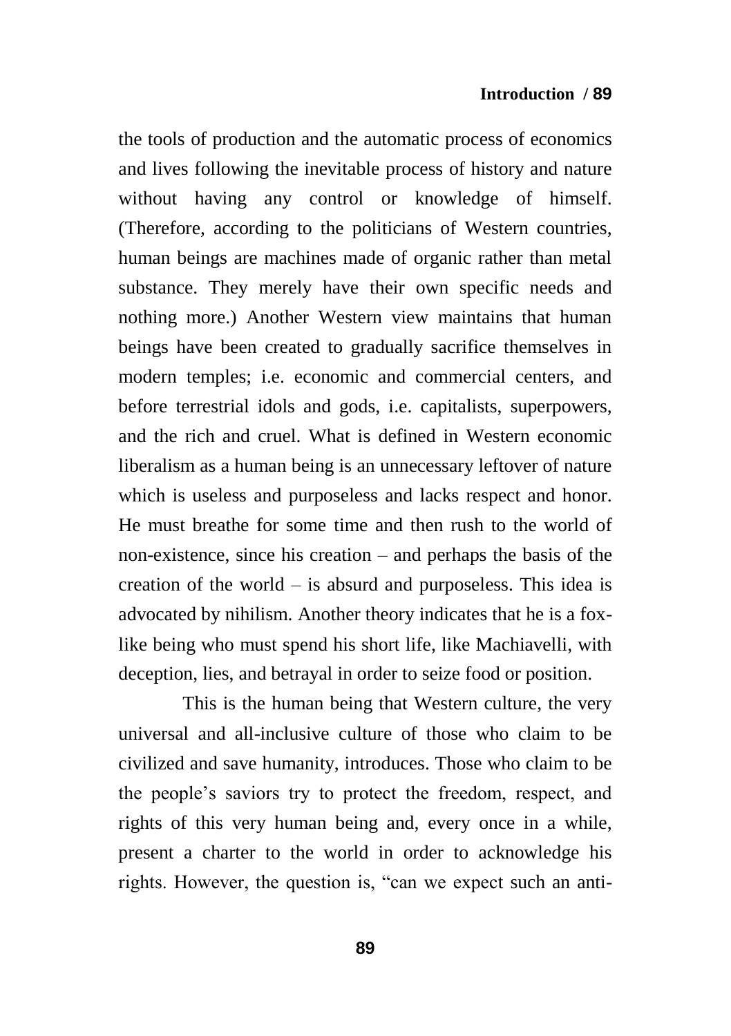the tools of production and the automatic process of economics and lives following the inevitable process of history and nature without having any control or knowledge of himself. (Therefore, according to the politicians of Western countries, human beings are machines made of organic rather than metal substance. They merely have their own specific needs and nothing more.) Another Western view maintains that human beings have been created to gradually sacrifice themselves in modern temples; i.e. economic and commercial centers, and before terrestrial idols and gods, i.e. capitalists, superpowers, and the rich and cruel. What is defined in Western economic liberalism as a human being is an unnecessary leftover of nature which is useless and purposeless and lacks respect and honor. He must breathe for some time and then rush to the world of non-existence, since his creation – and perhaps the basis of the creation of the world – is absurd and purposeless. This idea is advocated by nihilism. Another theory indicates that he is a fox-like being who must spend his short life, like Machiavelli, with deception, lies, and betrayal in order to seize food or position.

This is the human being that Western culture, the very universal and all-inclusive culture of those who claim to be civilized and save humanity, introduces. Those who claim to be the people's saviors try to protect the freedom, respect, and rights of this very human being and, every once in a while, present a charter to the world in order to acknowledge his rights. However, the question is, "can we expect such an anti-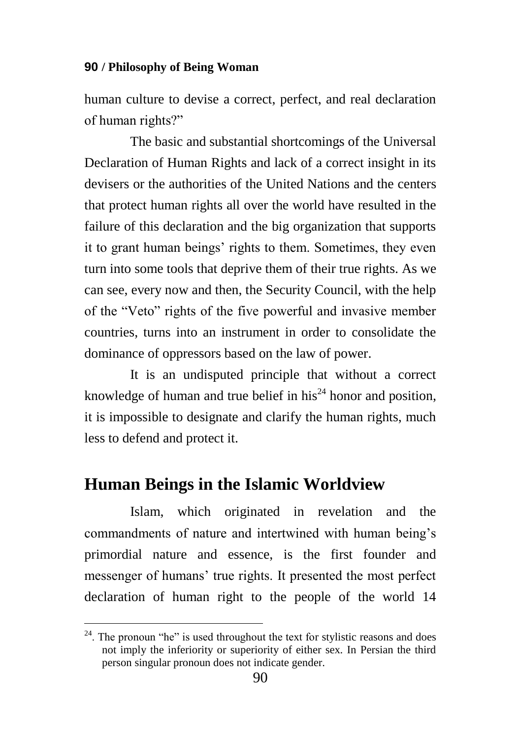human culture to devise a correct, perfect, and real declaration of human rights?"

The basic and substantial shortcomings of the Universal Declaration of Human Rights and lack of a correct insight in its devisers or the authorities of the United Nations and the centers that protect human rights all over the world have resulted in the failure of this declaration and the big organization that supports it to grant human beings' rights to them. Sometimes, they even turn into some tools that deprive them of their true rights. As we can see, every now and then, the Security Council, with the help of the "Veto" rights of the five powerful and invasive member countries, turns into an instrument in order to consolidate the dominance of oppressors based on the law of power.

It is an undisputed principle that without a correct knowledge of human and true belief in his[24] honor and position, it is impossible to designate and clarify the human rights, much less to defend and protect it.

## Human Beings in the Islamic Worldview

Islam, which originated in revelation and the commandments of nature and intertwined with human being's primordial nature and essence, is the first founder and messenger of humans' true rights. It presented the most perfect declaration of human right to the people of the world 14

---

[24]. The pronoun "he" is used throughout the text for stylistic reasons and does not imply the inferiority or superiority of either sex. In Persian the third person singular pronoun does not indicate gender.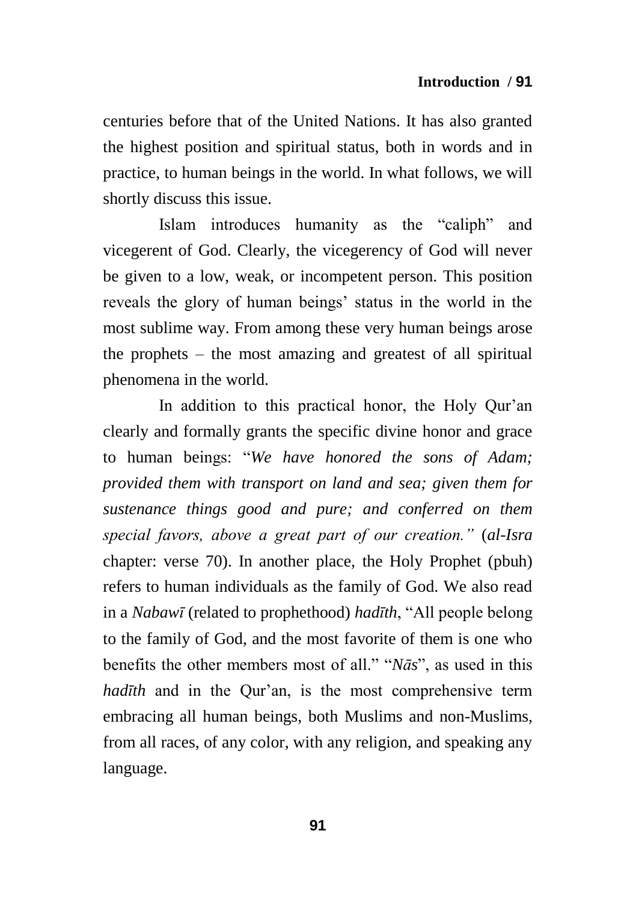centuries before that of the United Nations. It has also granted the highest position and spiritual status, both in words and in practice, to human beings in the world. In what follows, we will shortly discuss this issue.

Islam introduces humanity as the "caliph" and vicegerent of God. Clearly, the vicegerency of God will never be given to a low, weak, or incompetent person. This position reveals the glory of human beings' status in the world in the most sublime way. From among these very human beings arose the prophets – the most amazing and greatest of all spiritual phenomena in the world.

In addition to this practical honor, the Holy Qur'an clearly and formally grants the specific divine honor and grace to human beings: "*We have honored the sons of Adam; provided them with transport on land and sea; given them for sustenance things good and pure; and conferred on them special favors, above a great part of our creation."* (*al-Isra* chapter: verse 70). In another place, the Holy Prophet (pbuh) refers to human individuals as the family of God. We also read in a *Nabawī* (related to prophethood) *hadīth*, "All people belong to the family of God, and the most favorite of them is one who benefits the other members most of all." "*Nās*", as used in this *hadīth* and in the Qur'an, is the most comprehensive term embracing all human beings, both Muslims and non-Muslims, from all races, of any color, with any religion, and speaking any language.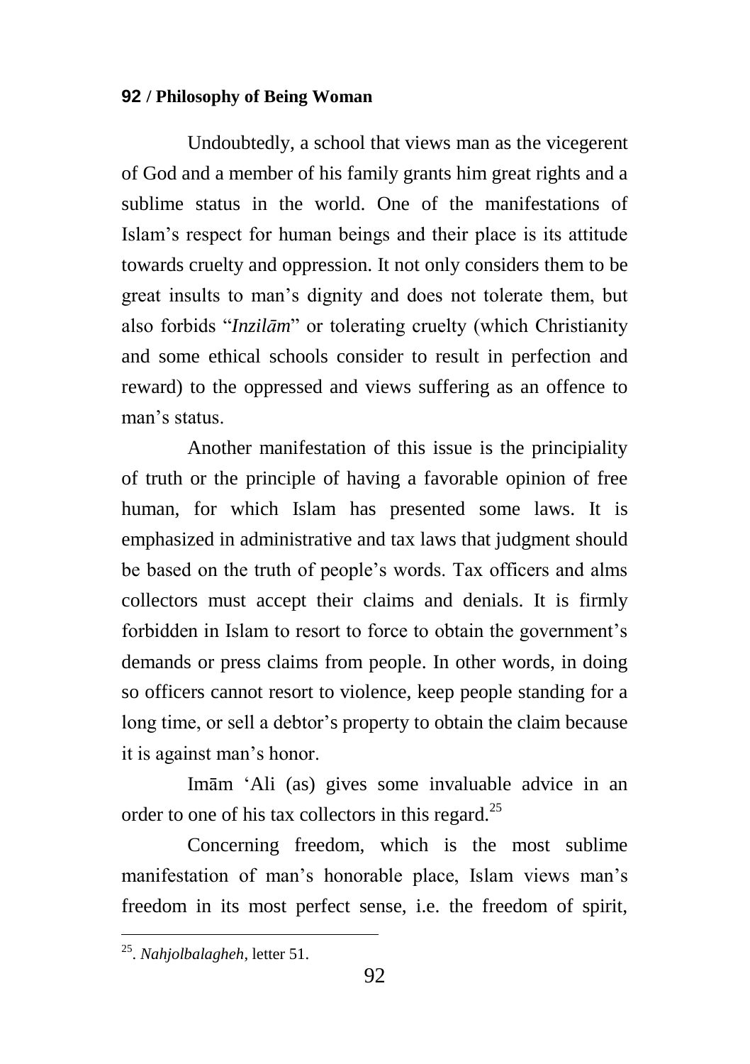Undoubtedly, a school that views man as the vicegerent of God and a member of his family grants him great rights and a sublime status in the world. One of the manifestations of Islam's respect for human beings and their place is its attitude towards cruelty and oppression. It not only considers them to be great insults to man's dignity and does not tolerate them, but also forbids "*Inzilām*" or tolerating cruelty (which Christianity and some ethical schools consider to result in perfection and reward) to the oppressed and views suffering as an offence to man's status.

Another manifestation of this issue is the principiality of truth or the principle of having a favorable opinion of free human, for which Islam has presented some laws. It is emphasized in administrative and tax laws that judgment should be based on the truth of people's words. Tax officers and alms collectors must accept their claims and denials. It is firmly forbidden in Islam to resort to force to obtain the government's demands or press claims from people. In other words, in doing so officers cannot resort to violence, keep people standing for a long time, or sell a debtor's property to obtain the claim because it is against man's honor.

Imām 'Ali (as) gives some invaluable advice in an order to one of his tax collectors in this regard.[25]

Concerning freedom, which is the most sublime manifestation of man's honorable place, Islam views man's freedom in its most perfect sense, i.e. the freedom of spirit,

---

[25]. *Nahjolbalagheh*, letter 51.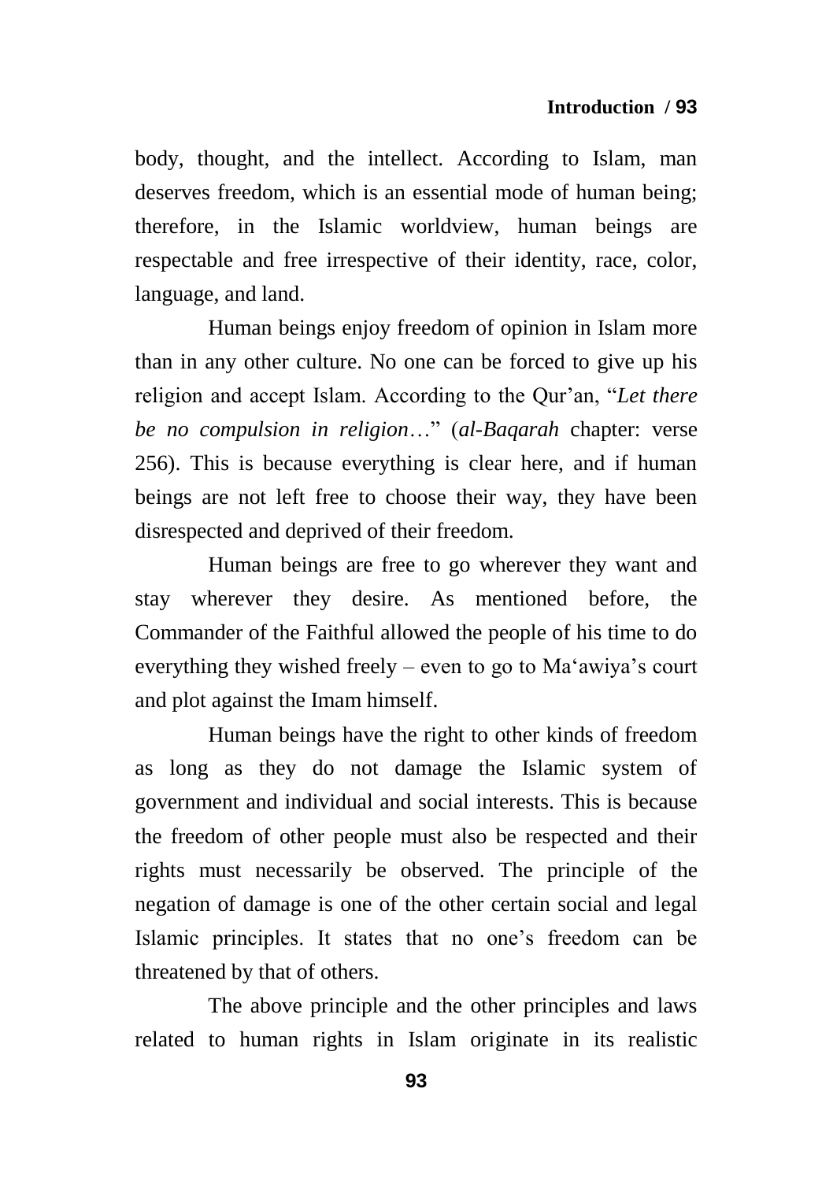body, thought, and the intellect. According to Islam, man deserves freedom, which is an essential mode of human being; therefore, in the Islamic worldview, human beings are respectable and free irrespective of their identity, race, color, language, and land.

Human beings enjoy freedom of opinion in Islam more than in any other culture. No one can be forced to give up his religion and accept Islam. According to the Qur'an, "*Let there be no compulsion in religion*…" (*al-Baqarah* chapter: verse 256). This is because everything is clear here, and if human beings are not left free to choose their way, they have been disrespected and deprived of their freedom.

Human beings are free to go wherever they want and stay wherever they desire. As mentioned before, the Commander of the Faithful allowed the people of his time to do everything they wished freely – even to go to Ma'awiya's court and plot against the Imam himself.

Human beings have the right to other kinds of freedom as long as they do not damage the Islamic system of government and individual and social interests. This is because the freedom of other people must also be respected and their rights must necessarily be observed. The principle of the negation of damage is one of the other certain social and legal Islamic principles. It states that no one's freedom can be threatened by that of others.

The above principle and the other principles and laws related to human rights in Islam originate in its realistic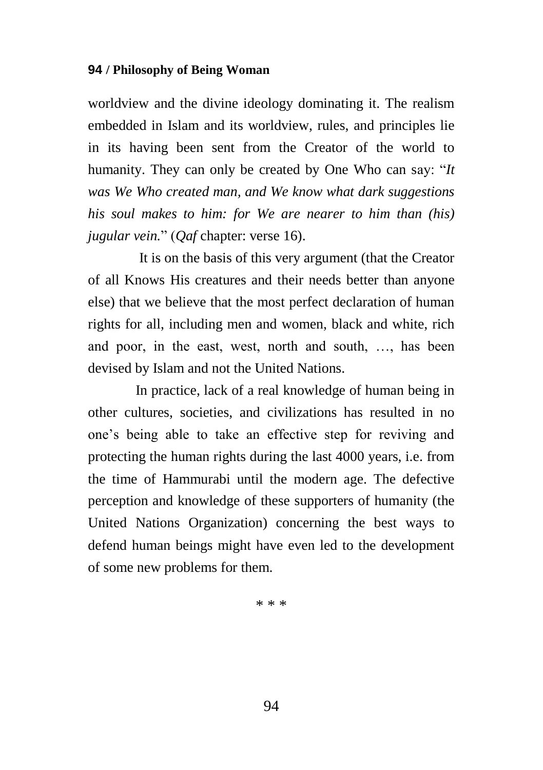worldview and the divine ideology dominating it. The realism embedded in Islam and its worldview, rules, and principles lie in its having been sent from the Creator of the world to humanity. They can only be created by One Who can say: "*It was We Who created man, and We know what dark suggestions his soul makes to him: for We are nearer to him than (his) jugular vein.*" (*Qaf* chapter: verse 16).

It is on the basis of this very argument (that the Creator of all Knows His creatures and their needs better than anyone else) that we believe that the most perfect declaration of human rights for all, including men and women, black and white, rich and poor, in the east, west, north and south, …, has been devised by Islam and not the United Nations.

In practice, lack of a real knowledge of human being in other cultures, societies, and civilizations has resulted in no one's being able to take an effective step for reviving and protecting the human rights during the last 4000 years, i.e. from the time of Hammurabi until the modern age. The defective perception and knowledge of these supporters of humanity (the United Nations Organization) concerning the best ways to defend human beings might have even led to the development of some new problems for them.

\* \* \*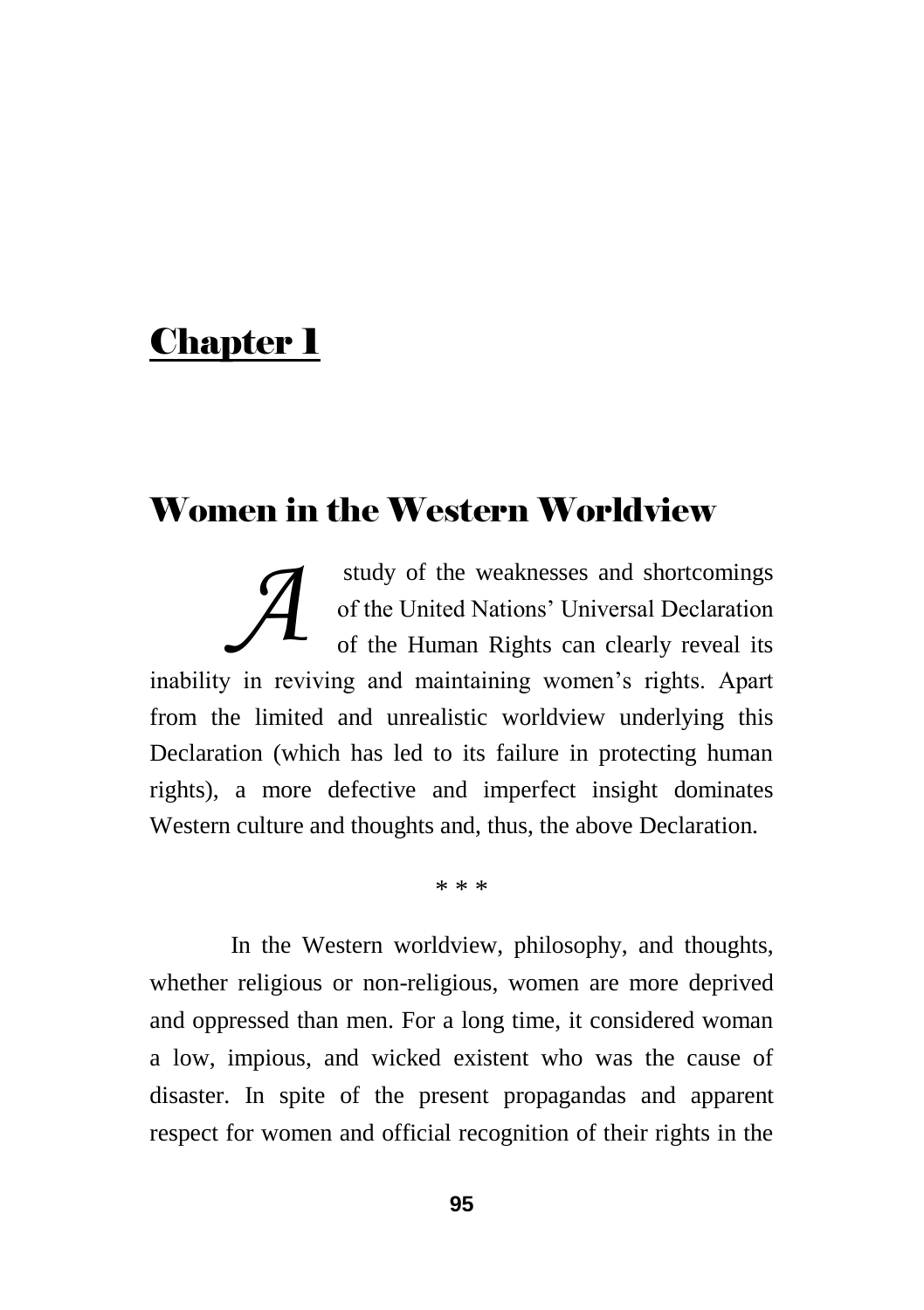# Chapter 1

## Women in the Western Worldview

A study of the weaknesses and shortcomings of the United Nations' Universal Declaration of the Human Rights can clearly reveal its inability in reviving and maintaining women's rights. Apart from the limited and unrealistic worldview underlying this Declaration (which has led to its failure in protecting human rights), a more defective and imperfect insight dominates Western culture and thoughts and, thus, the above Declaration.

\* \* \*

In the Western worldview, philosophy, and thoughts, whether religious or non-religious, women are more deprived and oppressed than men. For a long time, it considered woman a low, impious, and wicked existent who was the cause of disaster. In spite of the present propagandas and apparent respect for women and official recognition of their rights in the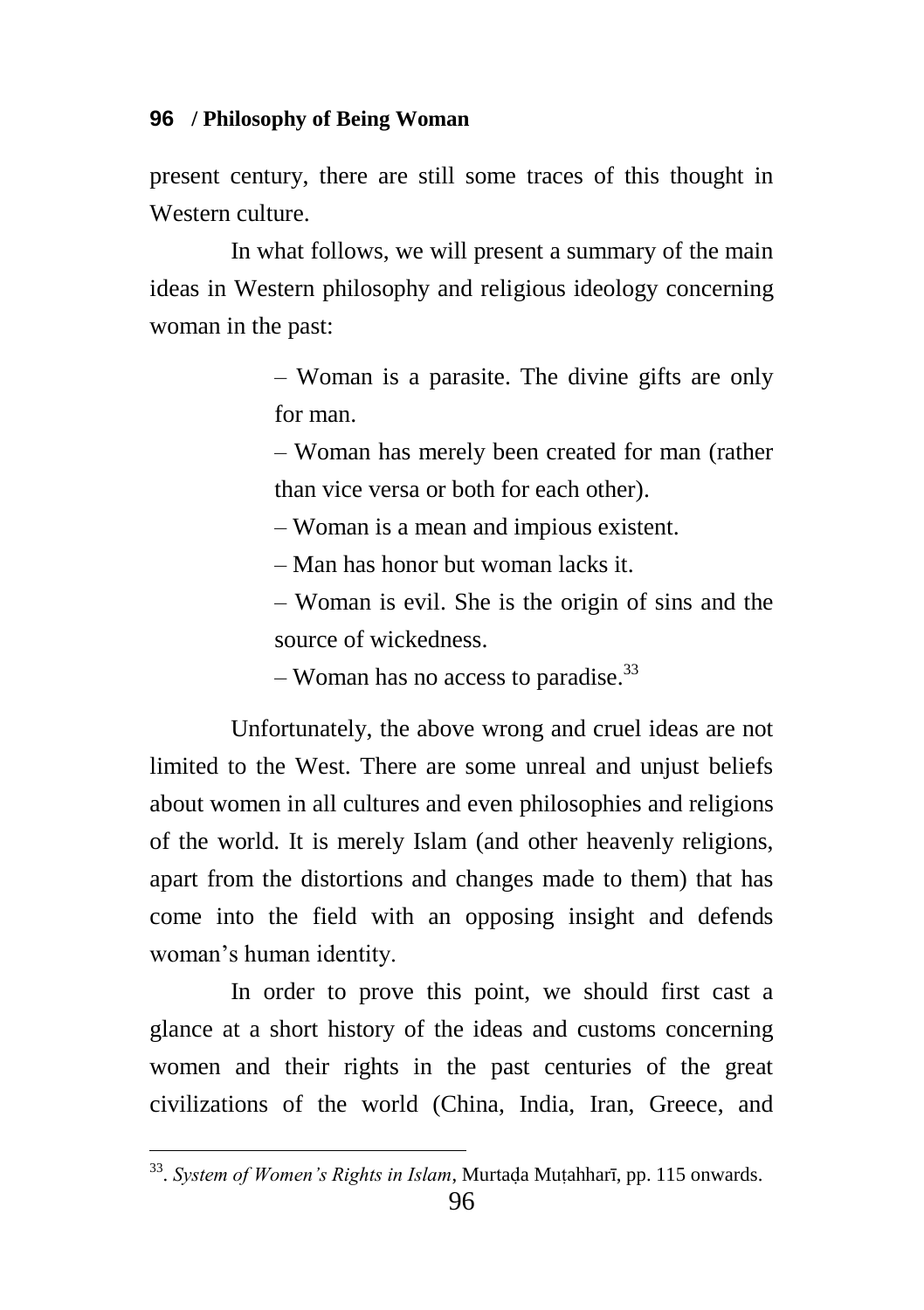present century, there are still some traces of this thought in Western culture.

In what follows, we will present a summary of the main ideas in Western philosophy and religious ideology concerning woman in the past:

> – Woman is a parasite. The divine gifts are only for man.
>
> – Woman has merely been created for man (rather than vice versa or both for each other).
>
> – Woman is a mean and impious existent.
>
> – Man has honor but woman lacks it.
>
> – Woman is evil. She is the origin of sins and the source of wickedness.
>
> – Woman has no access to paradise.[33]

Unfortunately, the above wrong and cruel ideas are not limited to the West. There are some unreal and unjust beliefs about women in all cultures and even philosophies and religions of the world. It is merely Islam (and other heavenly religions, apart from the distortions and changes made to them) that has come into the field with an opposing insight and defends woman's human identity.

In order to prove this point, we should first cast a glance at a short history of the ideas and customs concerning women and their rights in the past centuries of the great civilizations of the world (China, India, Iran, Greece, and

---

[33]. *System of Women's Rights in Islam*, Murtaḍa Muṭahharī, pp. 115 onwards.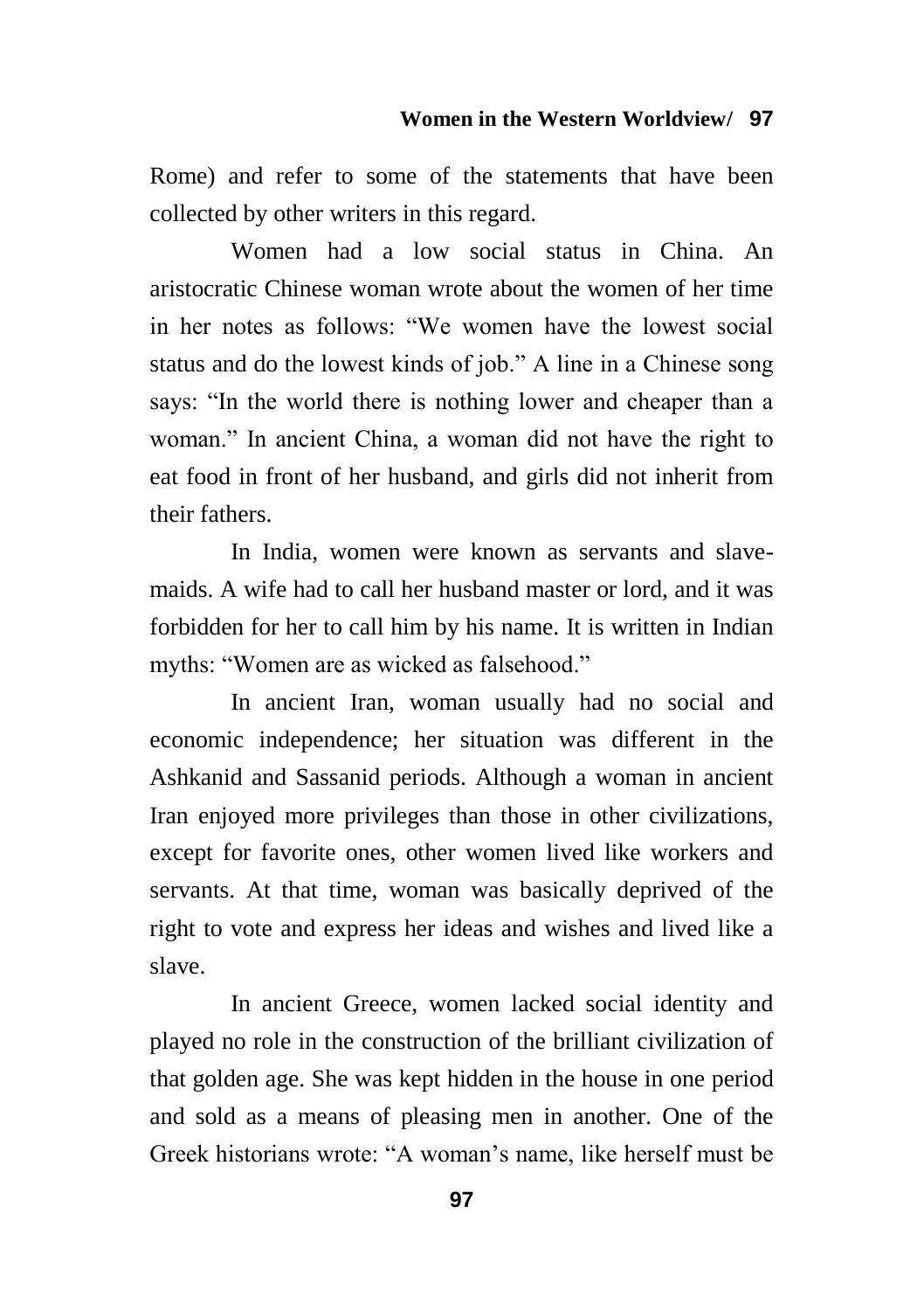Rome) and refer to some of the statements that have been collected by other writers in this regard.

Women had a low social status in China. An aristocratic Chinese woman wrote about the women of her time in her notes as follows: “We women have the lowest social status and do the lowest kinds of job.” A line in a Chinese song says: “In the world there is nothing lower and cheaper than a woman.” In ancient China, a woman did not have the right to eat food in front of her husband, and girls did not inherit from their fathers.

In India, women were known as servants and slave-maids. A wife had to call her husband master or lord, and it was forbidden for her to call him by his name. It is written in Indian myths: “Women are as wicked as falsehood.”

In ancient Iran, woman usually had no social and economic independence; her situation was different in the Ashkanid and Sassanid periods. Although a woman in ancient Iran enjoyed more privileges than those in other civilizations, except for favorite ones, other women lived like workers and servants. At that time, woman was basically deprived of the right to vote and express her ideas and wishes and lived like a slave.

In ancient Greece, women lacked social identity and played no role in the construction of the brilliant civilization of that golden age. She was kept hidden in the house in one period and sold as a means of pleasing men in another. One of the Greek historians wrote: “A woman’s name, like herself must be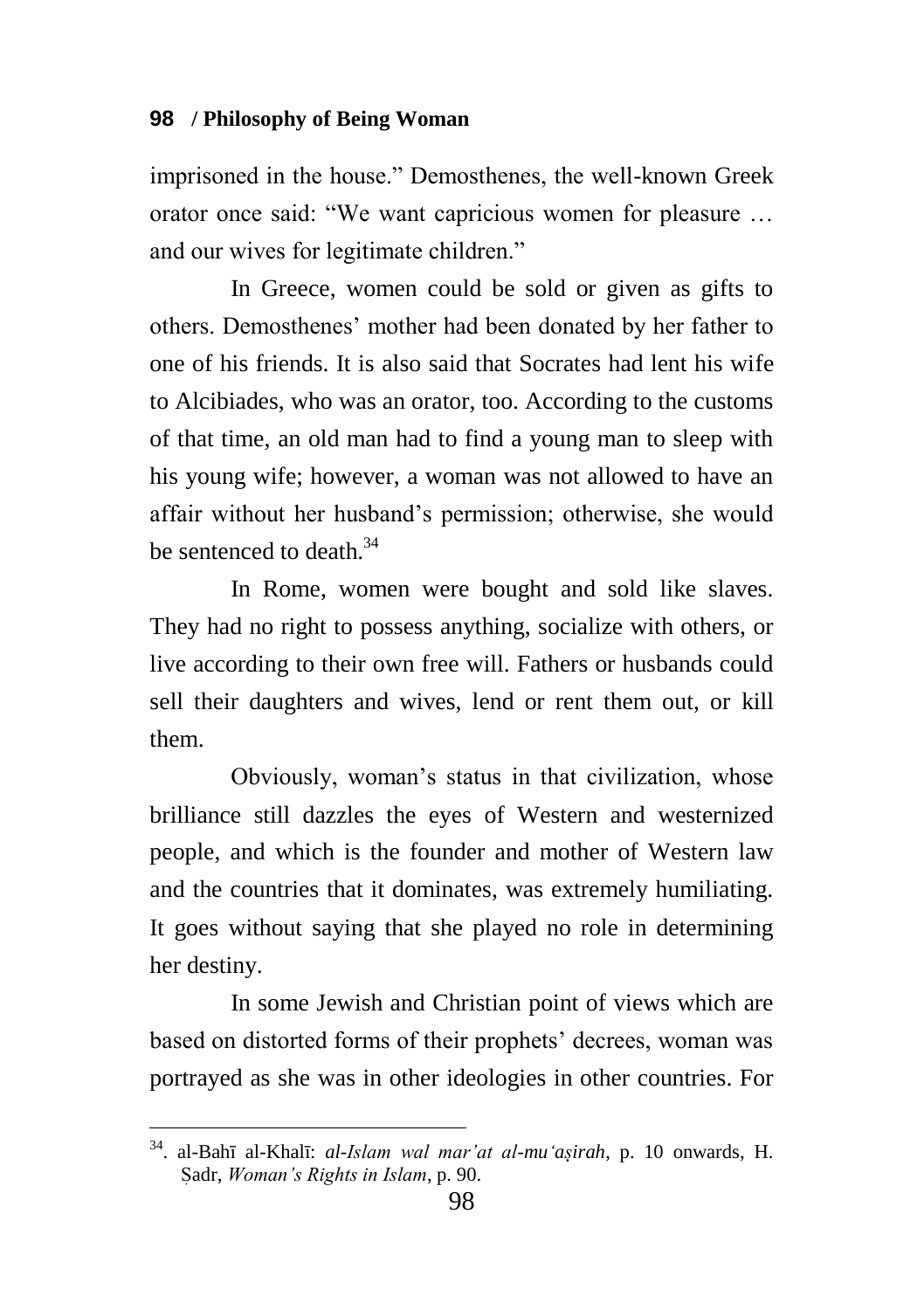imprisoned in the house.” Demosthenes, the well-known Greek orator once said: “We want capricious women for pleasure … and our wives for legitimate children.”

In Greece, women could be sold or given as gifts to others. Demosthenes’ mother had been donated by her father to one of his friends. It is also said that Socrates had lent his wife to Alcibiades, who was an orator, too. According to the customs of that time, an old man had to find a young man to sleep with his young wife; however, a woman was not allowed to have an affair without her husband’s permission; otherwise, she would be sentenced to death.[34]

In Rome, women were bought and sold like slaves. They had no right to possess anything, socialize with others, or live according to their own free will. Fathers or husbands could sell their daughters and wives, lend or rent them out, or kill them.

Obviously, woman’s status in that civilization, whose brilliance still dazzles the eyes of Western and westernized people, and which is the founder and mother of Western law and the countries that it dominates, was extremely humiliating. It goes without saying that she played no role in determining her destiny.

In some Jewish and Christian point of views which are based on distorted forms of their prophets’ decrees, woman was portrayed as she was in other ideologies in other countries. For

---

[34]. al-Bahī al-Khalī: *al-Islam wal mar’at al-mu‘aṣirah*, p. 10 onwards, H. Ṣadr, *Woman’s Rights in Islam*, p. 90.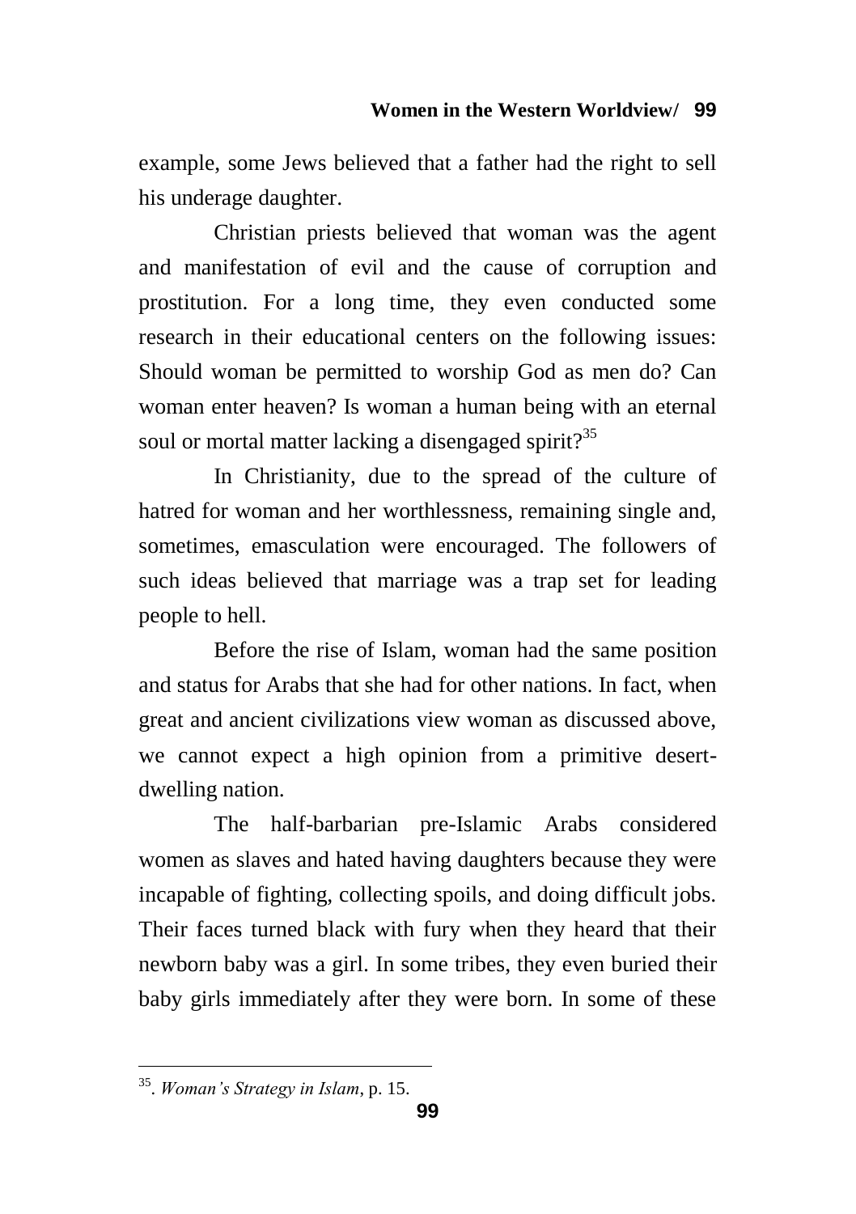example, some Jews believed that a father had the right to sell his underage daughter.

Christian priests believed that woman was the agent and manifestation of evil and the cause of corruption and prostitution. For a long time, they even conducted some research in their educational centers on the following issues: Should woman be permitted to worship God as men do? Can woman enter heaven? Is woman a human being with an eternal soul or mortal matter lacking a disengaged spirit?[35]

In Christianity, due to the spread of the culture of hatred for woman and her worthlessness, remaining single and, sometimes, emasculation were encouraged. The followers of such ideas believed that marriage was a trap set for leading people to hell.

Before the rise of Islam, woman had the same position and status for Arabs that she had for other nations. In fact, when great and ancient civilizations view woman as discussed above, we cannot expect a high opinion from a primitive desert-dwelling nation.

The half-barbarian pre-Islamic Arabs considered women as slaves and hated having daughters because they were incapable of fighting, collecting spoils, and doing difficult jobs. Their faces turned black with fury when they heard that their newborn baby was a girl. In some tribes, they even buried their baby girls immediately after they were born. In some of these

---

[35]. *Woman's Strategy in Islam*, p. 15.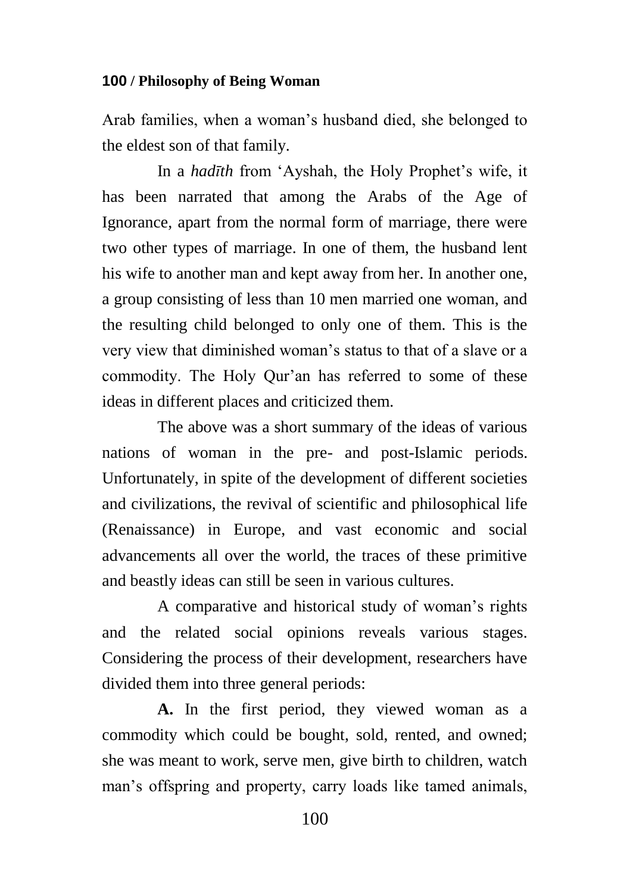Arab families, when a woman's husband died, she belonged to the eldest son of that family.

In a *hadīth* from 'Ayshah, the Holy Prophet's wife, it has been narrated that among the Arabs of the Age of Ignorance, apart from the normal form of marriage, there were two other types of marriage. In one of them, the husband lent his wife to another man and kept away from her. In another one, a group consisting of less than 10 men married one woman, and the resulting child belonged to only one of them. This is the very view that diminished woman's status to that of a slave or a commodity. The Holy Qur'an has referred to some of these ideas in different places and criticized them.

The above was a short summary of the ideas of various nations of woman in the pre- and post-Islamic periods. Unfortunately, in spite of the development of different societies and civilizations, the revival of scientific and philosophical life (Renaissance) in Europe, and vast economic and social advancements all over the world, the traces of these primitive and beastly ideas can still be seen in various cultures.

A comparative and historical study of woman's rights and the related social opinions reveals various stages. Considering the process of their development, researchers have divided them into three general periods:

**A.** In the first period, they viewed woman as a commodity which could be bought, sold, rented, and owned; she was meant to work, serve men, give birth to children, watch man's offspring and property, carry loads like tamed animals,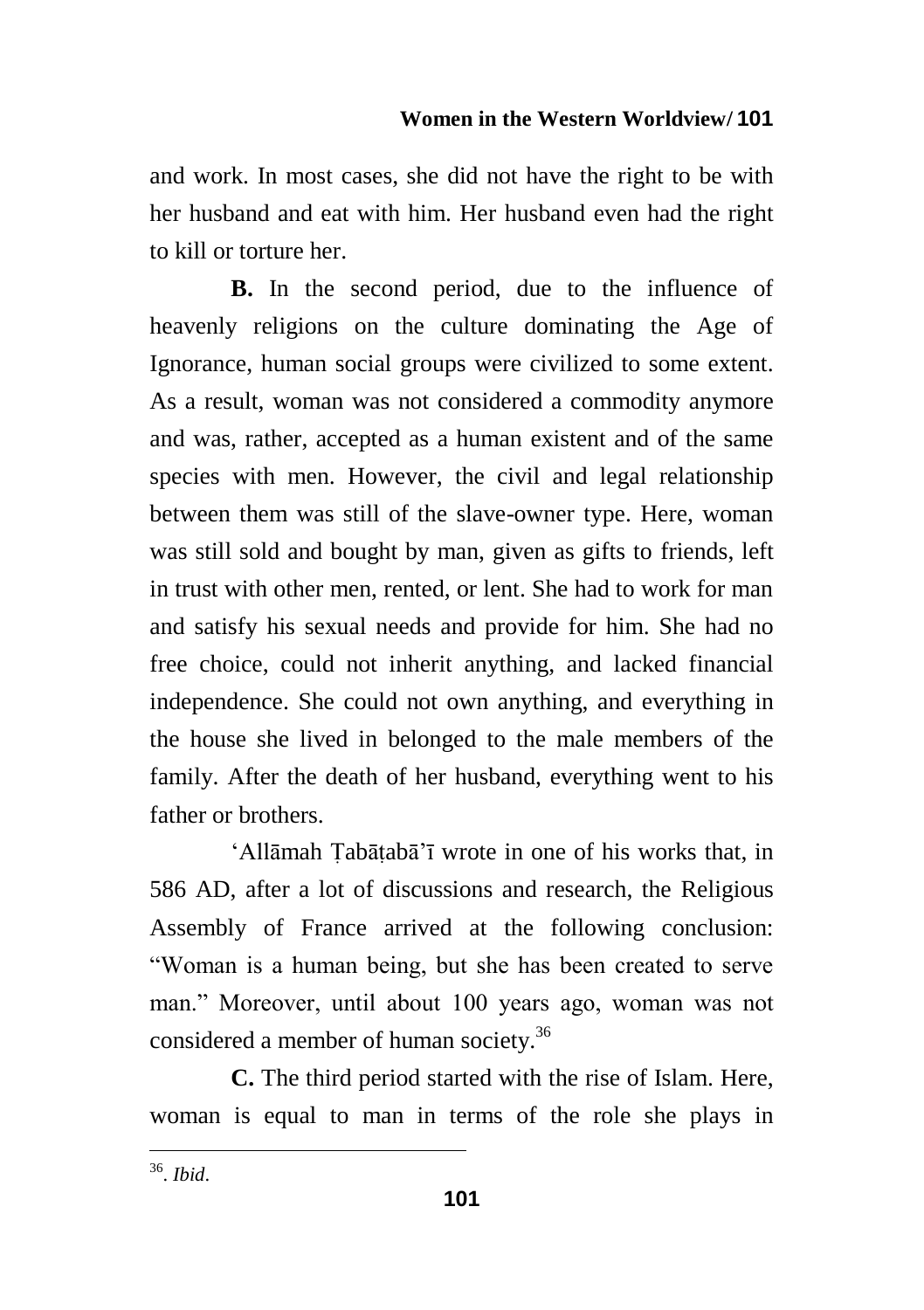and work. In most cases, she did not have the right to be with her husband and eat with him. Her husband even had the right to kill or torture her.

**B.** In the second period, due to the influence of heavenly religions on the culture dominating the Age of Ignorance, human social groups were civilized to some extent. As a result, woman was not considered a commodity anymore and was, rather, accepted as a human existent and of the same species with men. However, the civil and legal relationship between them was still of the slave-owner type. Here, woman was still sold and bought by man, given as gifts to friends, left in trust with other men, rented, or lent. She had to work for man and satisfy his sexual needs and provide for him. She had no free choice, could not inherit anything, and lacked financial independence. She could not own anything, and everything in the house she lived in belonged to the male members of the family. After the death of her husband, everything went to his father or brothers.

'Allāmah Ṭabāṭabā'ī wrote in one of his works that, in 586 AD, after a lot of discussions and research, the Religious Assembly of France arrived at the following conclusion: "Woman is a human being, but she has been created to serve man." Moreover, until about 100 years ago, woman was not considered a member of human society.[36]

**C.** The third period started with the rise of Islam. Here, woman is equal to man in terms of the role she plays in

---

[36]. *Ibid*.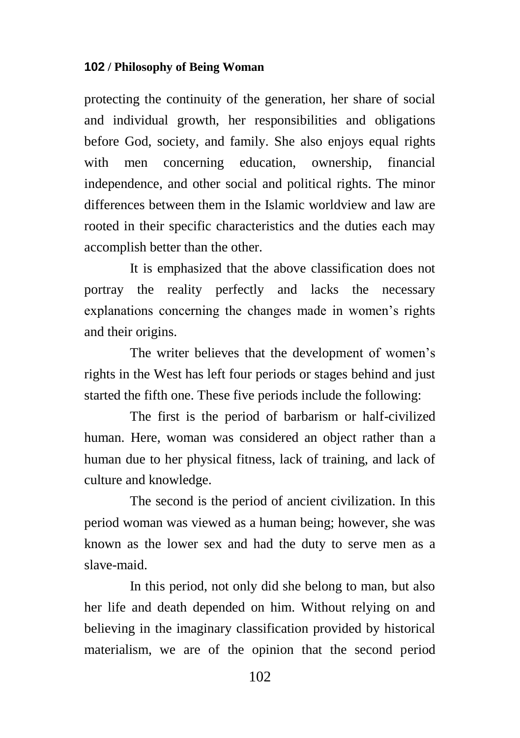protecting the continuity of the generation, her share of social and individual growth, her responsibilities and obligations before God, society, and family. She also enjoys equal rights with men concerning education, ownership, financial independence, and other social and political rights. The minor differences between them in the Islamic worldview and law are rooted in their specific characteristics and the duties each may accomplish better than the other.

It is emphasized that the above classification does not portray the reality perfectly and lacks the necessary explanations concerning the changes made in women's rights and their origins.

The writer believes that the development of women's rights in the West has left four periods or stages behind and just started the fifth one. These five periods include the following:

The first is the period of barbarism or half-civilized human. Here, woman was considered an object rather than a human due to her physical fitness, lack of training, and lack of culture and knowledge.

The second is the period of ancient civilization. In this period woman was viewed as a human being; however, she was known as the lower sex and had the duty to serve men as a slave-maid.

In this period, not only did she belong to man, but also her life and death depended on him. Without relying on and believing in the imaginary classification provided by historical materialism, we are of the opinion that the second period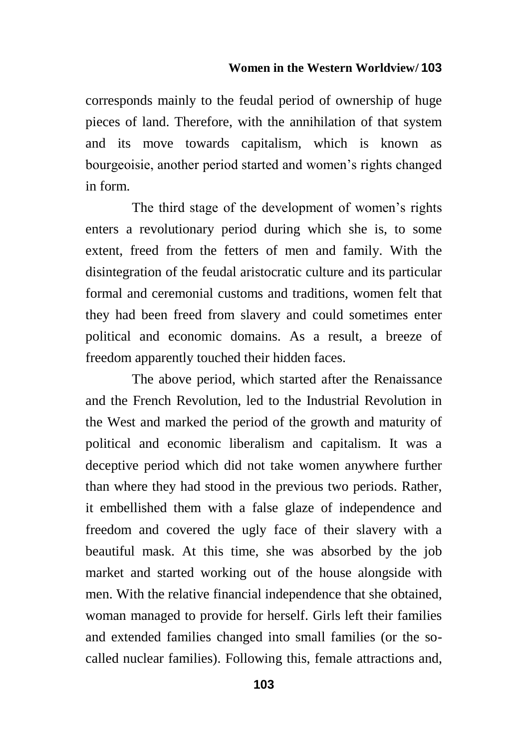corresponds mainly to the feudal period of ownership of huge pieces of land. Therefore, with the annihilation of that system and its move towards capitalism, which is known as bourgeoisie, another period started and women's rights changed in form.

The third stage of the development of women's rights enters a revolutionary period during which she is, to some extent, freed from the fetters of men and family. With the disintegration of the feudal aristocratic culture and its particular formal and ceremonial customs and traditions, women felt that they had been freed from slavery and could sometimes enter political and economic domains. As a result, a breeze of freedom apparently touched their hidden faces.

The above period, which started after the Renaissance and the French Revolution, led to the Industrial Revolution in the West and marked the period of the growth and maturity of political and economic liberalism and capitalism. It was a deceptive period which did not take women anywhere further than where they had stood in the previous two periods. Rather, it embellished them with a false glaze of independence and freedom and covered the ugly face of their slavery with a beautiful mask. At this time, she was absorbed by the job market and started working out of the house alongside with men. With the relative financial independence that she obtained, woman managed to provide for herself. Girls left their families and extended families changed into small families (or the so-called nuclear families). Following this, female attractions and,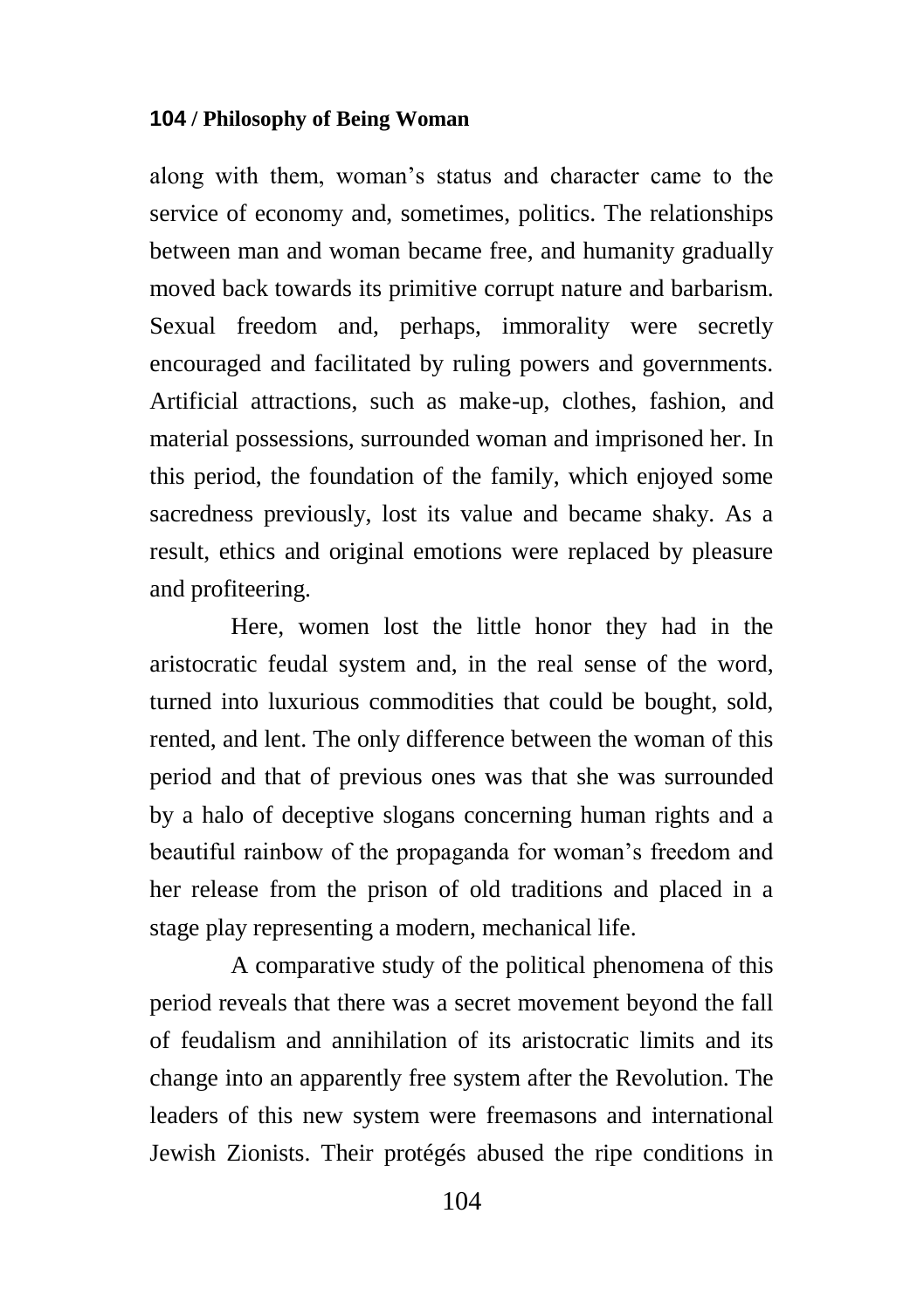along with them, woman's status and character came to the service of economy and, sometimes, politics. The relationships between man and woman became free, and humanity gradually moved back towards its primitive corrupt nature and barbarism. Sexual freedom and, perhaps, immorality were secretly encouraged and facilitated by ruling powers and governments. Artificial attractions, such as make-up, clothes, fashion, and material possessions, surrounded woman and imprisoned her. In this period, the foundation of the family, which enjoyed some sacredness previously, lost its value and became shaky. As a result, ethics and original emotions were replaced by pleasure and profiteering.

Here, women lost the little honor they had in the aristocratic feudal system and, in the real sense of the word, turned into luxurious commodities that could be bought, sold, rented, and lent. The only difference between the woman of this period and that of previous ones was that she was surrounded by a halo of deceptive slogans concerning human rights and a beautiful rainbow of the propaganda for woman's freedom and her release from the prison of old traditions and placed in a stage play representing a modern, mechanical life.

A comparative study of the political phenomena of this period reveals that there was a secret movement beyond the fall of feudalism and annihilation of its aristocratic limits and its change into an apparently free system after the Revolution. The leaders of this new system were freemasons and international Jewish Zionists. Their protégés abused the ripe conditions in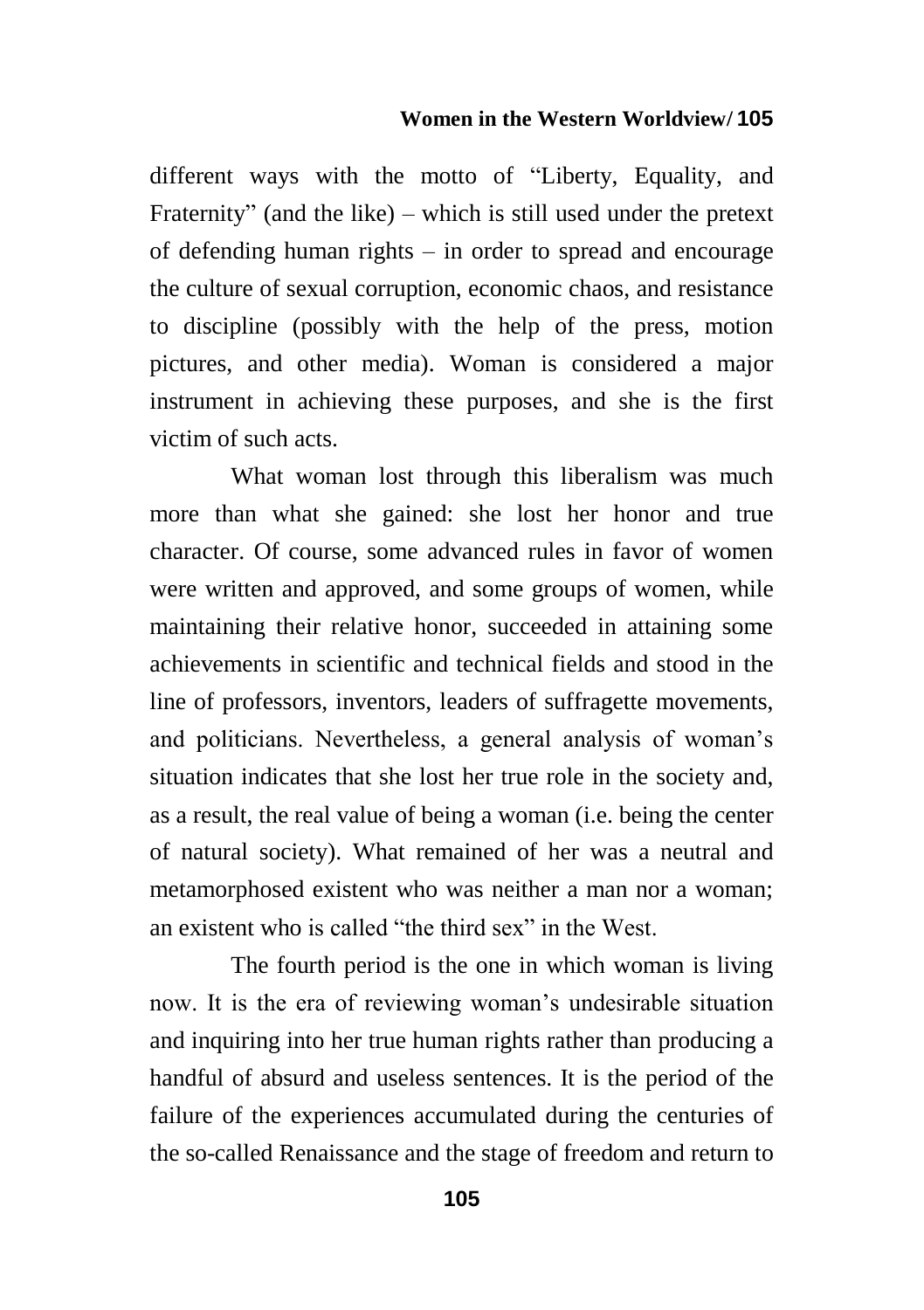different ways with the motto of "Liberty, Equality, and Fraternity" (and the like) – which is still used under the pretext of defending human rights – in order to spread and encourage the culture of sexual corruption, economic chaos, and resistance to discipline (possibly with the help of the press, motion pictures, and other media). Woman is considered a major instrument in achieving these purposes, and she is the first victim of such acts.

What woman lost through this liberalism was much more than what she gained: she lost her honor and true character. Of course, some advanced rules in favor of women were written and approved, and some groups of women, while maintaining their relative honor, succeeded in attaining some achievements in scientific and technical fields and stood in the line of professors, inventors, leaders of suffragette movements, and politicians. Nevertheless, a general analysis of woman's situation indicates that she lost her true role in the society and, as a result, the real value of being a woman (i.e. being the center of natural society). What remained of her was a neutral and metamorphosed existent who was neither a man nor a woman; an existent who is called "the third sex" in the West.

The fourth period is the one in which woman is living now. It is the era of reviewing woman's undesirable situation and inquiring into her true human rights rather than producing a handful of absurd and useless sentences. It is the period of the failure of the experiences accumulated during the centuries of the so-called Renaissance and the stage of freedom and return to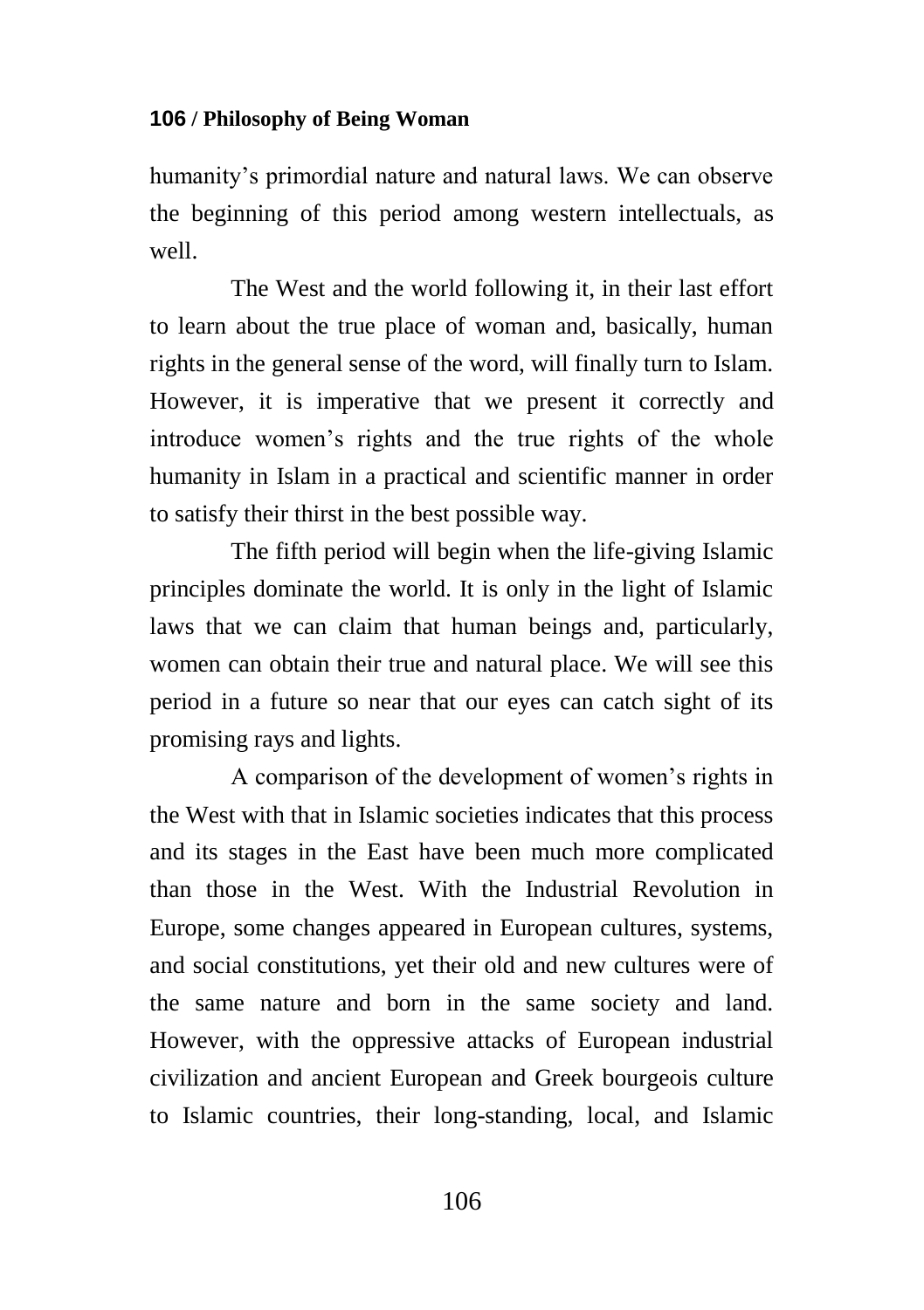humanity's primordial nature and natural laws. We can observe the beginning of this period among western intellectuals, as well.

The West and the world following it, in their last effort to learn about the true place of woman and, basically, human rights in the general sense of the word, will finally turn to Islam. However, it is imperative that we present it correctly and introduce women's rights and the true rights of the whole humanity in Islam in a practical and scientific manner in order to satisfy their thirst in the best possible way.

The fifth period will begin when the life-giving Islamic principles dominate the world. It is only in the light of Islamic laws that we can claim that human beings and, particularly, women can obtain their true and natural place. We will see this period in a future so near that our eyes can catch sight of its promising rays and lights.

A comparison of the development of women's rights in the West with that in Islamic societies indicates that this process and its stages in the East have been much more complicated than those in the West. With the Industrial Revolution in Europe, some changes appeared in European cultures, systems, and social constitutions, yet their old and new cultures were of the same nature and born in the same society and land. However, with the oppressive attacks of European industrial civilization and ancient European and Greek bourgeois culture to Islamic countries, their long-standing, local, and Islamic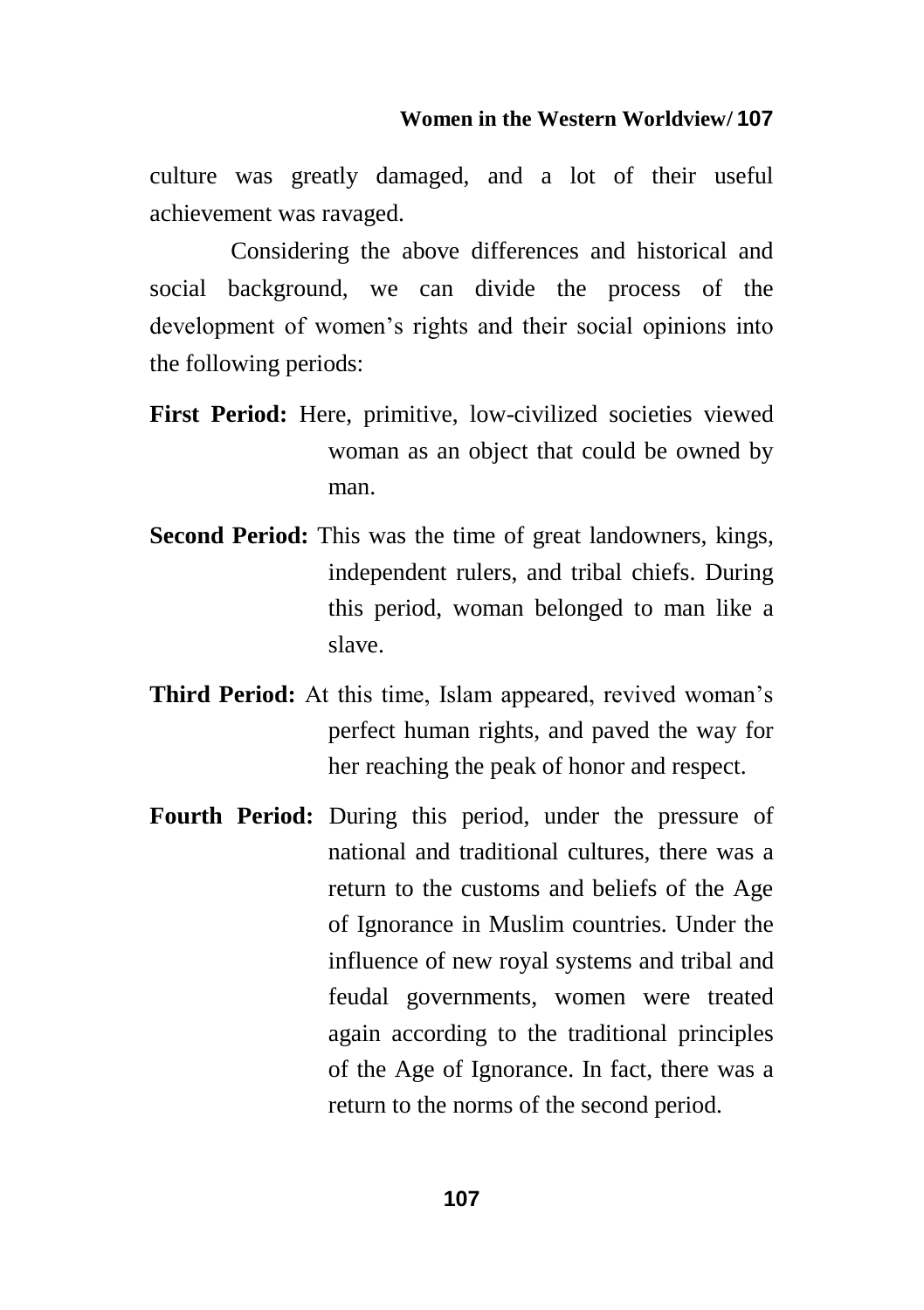culture was greatly damaged, and a lot of their useful achievement was ravaged.

Considering the above differences and historical and social background, we can divide the process of the development of women's rights and their social opinions into the following periods:

**First Period:** Here, primitive, low-civilized societies viewed woman as an object that could be owned by man.

**Second Period:** This was the time of great landowners, kings, independent rulers, and tribal chiefs. During this period, woman belonged to man like a slave.

**Third Period:** At this time, Islam appeared, revived woman's perfect human rights, and paved the way for her reaching the peak of honor and respect.

**Fourth Period:** During this period, under the pressure of national and traditional cultures, there was a return to the customs and beliefs of the Age of Ignorance in Muslim countries. Under the influence of new royal systems and tribal and feudal governments, women were treated again according to the traditional principles of the Age of Ignorance. In fact, there was a return to the norms of the second period.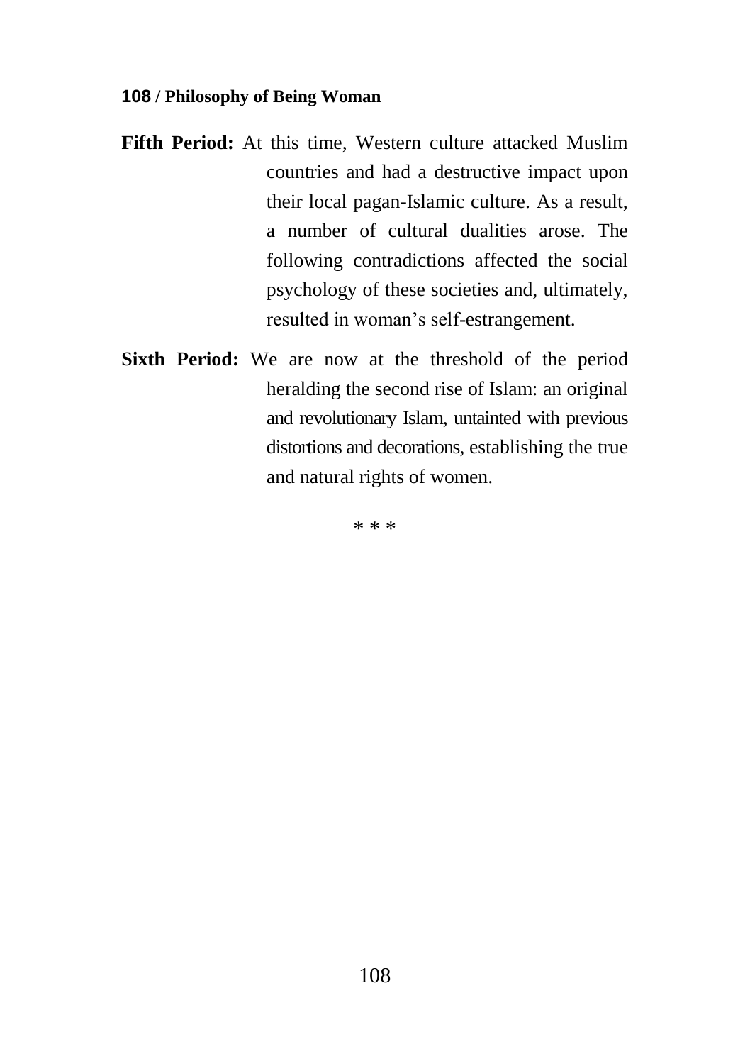**Fifth Period:** At this time, Western culture attacked Muslim countries and had a destructive impact upon their local pagan-Islamic culture. As a result, a number of cultural dualities arose. The following contradictions affected the social psychology of these societies and, ultimately, resulted in woman's self-estrangement.

**Sixth Period:** We are now at the threshold of the period heralding the second rise of Islam: an original and revolutionary Islam, untainted with previous distortions and decorations, establishing the true and natural rights of women.

\* \* \*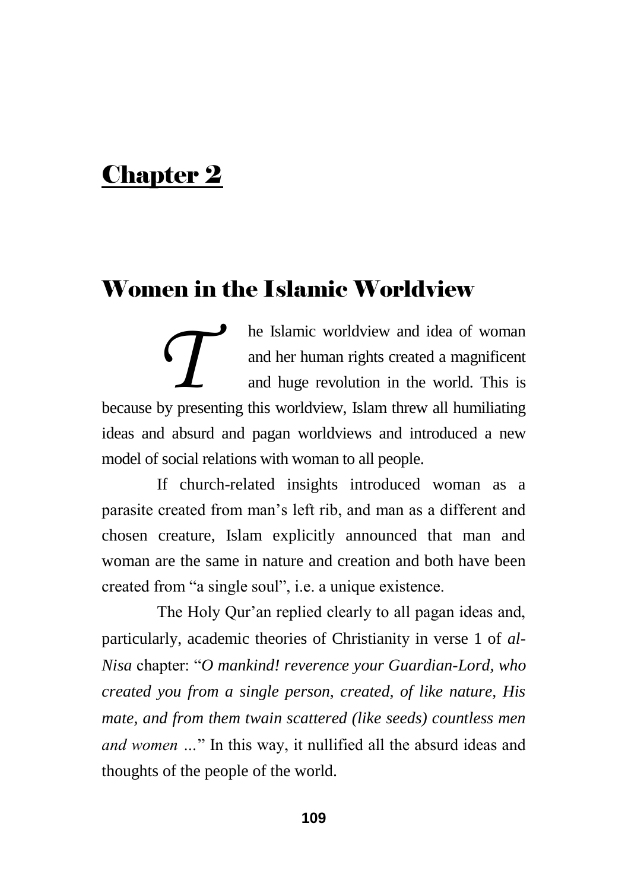# Chapter 2

## Women in the Islamic Worldview

The Islamic worldview and idea of woman and her human rights created a magnificent and huge revolution in the world. This is because by presenting this worldview, Islam threw all humiliating ideas and absurd and pagan worldviews and introduced a new model of social relations with woman to all people.

If church-related insights introduced woman as a parasite created from man's left rib, and man as a different and chosen creature, Islam explicitly announced that man and woman are the same in nature and creation and both have been created from "a single soul", i.e. a unique existence.

The Holy Qur'an replied clearly to all pagan ideas and, particularly, academic theories of Christianity in verse 1 of *al-Nisa* chapter: "*O mankind! reverence your Guardian-Lord, who created you from a single person, created, of like nature, His mate, and from them twain scattered (like seeds) countless men and women …*" In this way, it nullified all the absurd ideas and thoughts of the people of the world.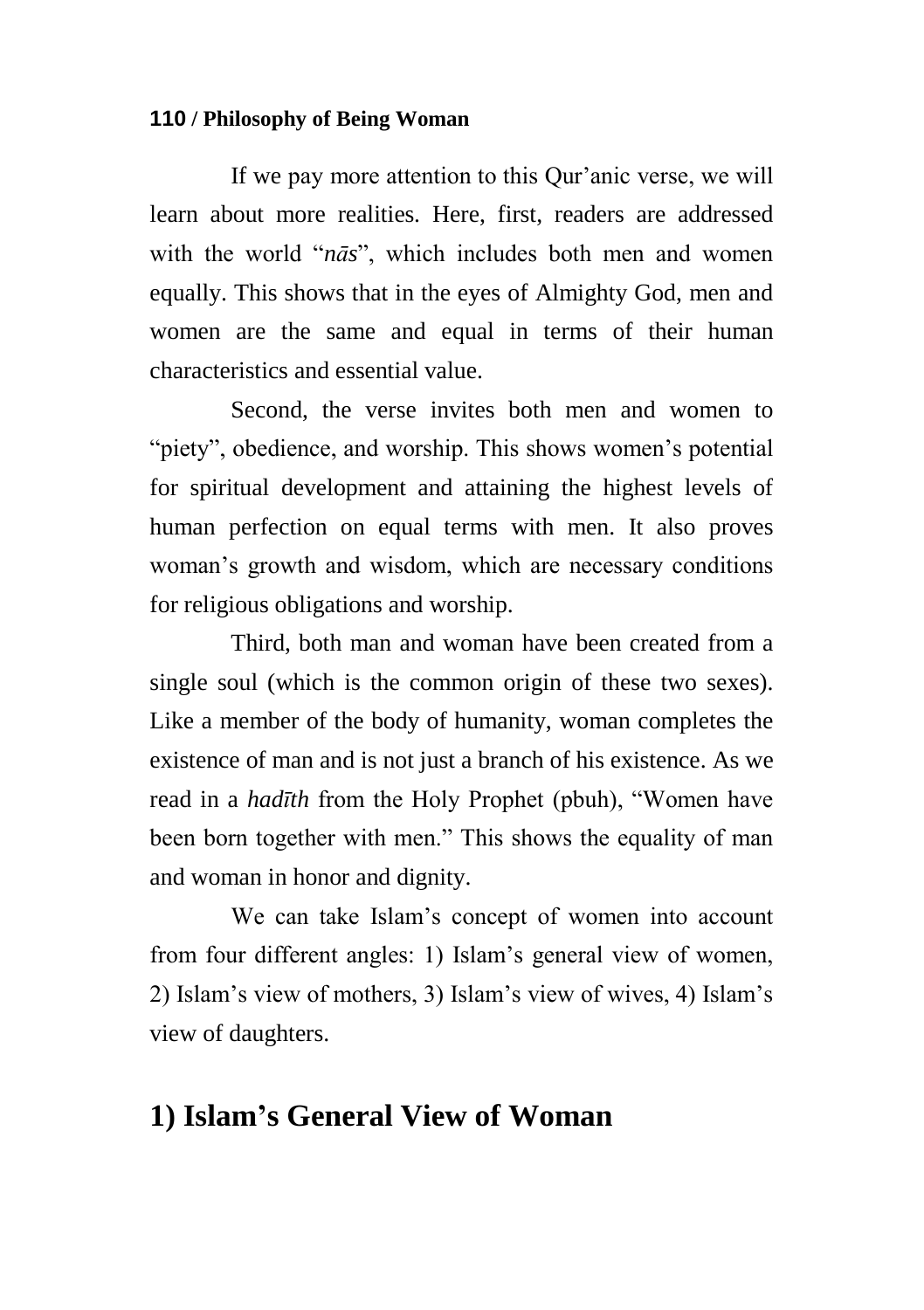If we pay more attention to this Qur'anic verse, we will learn about more realities. Here, first, readers are addressed with the world "*nās*", which includes both men and women equally. This shows that in the eyes of Almighty God, men and women are the same and equal in terms of their human characteristics and essential value.

Second, the verse invites both men and women to "piety", obedience, and worship. This shows women's potential for spiritual development and attaining the highest levels of human perfection on equal terms with men. It also proves woman's growth and wisdom, which are necessary conditions for religious obligations and worship.

Third, both man and woman have been created from a single soul (which is the common origin of these two sexes). Like a member of the body of humanity, woman completes the existence of man and is not just a branch of his existence. As we read in a *hadīth* from the Holy Prophet (pbuh), "Women have been born together with men." This shows the equality of man and woman in honor and dignity.

We can take Islam's concept of women into account from four different angles: 1) Islam's general view of women, 2) Islam's view of mothers, 3) Islam's view of wives, 4) Islam's view of daughters.

## 1) Islam's General View of Woman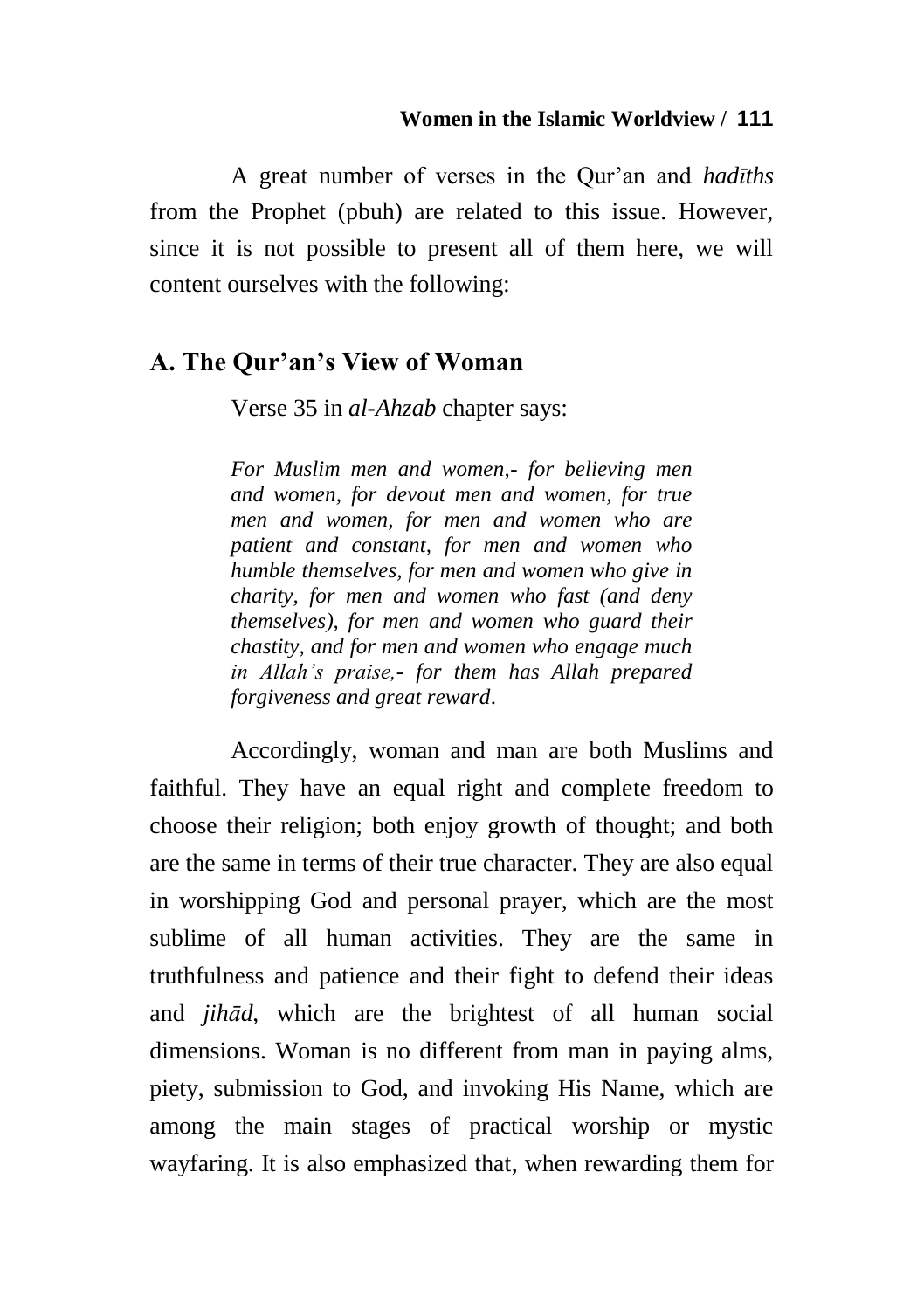A great number of verses in the Qur'an and *hadīths* from the Prophet (pbuh) are related to this issue. However, since it is not possible to present all of them here, we will content ourselves with the following:

## A. The Qur'an's View of Woman

Verse 35 in *al-Ahzab* chapter says:

> *For Muslim men and women,- for believing men and women, for devout men and women, for true men and women, for men and women who are patient and constant, for men and women who humble themselves, for men and women who give in charity, for men and women who fast (and deny themselves), for men and women who guard their chastity, and for men and women who engage much in Allah's praise,- for them has Allah prepared forgiveness and great reward.*

Accordingly, woman and man are both Muslims and faithful. They have an equal right and complete freedom to choose their religion; both enjoy growth of thought; and both are the same in terms of their true character. They are also equal in worshipping God and personal prayer, which are the most sublime of all human activities. They are the same in truthfulness and patience and their fight to defend their ideas and *jihād*, which are the brightest of all human social dimensions. Woman is no different from man in paying alms, piety, submission to God, and invoking His Name, which are among the main stages of practical worship or mystic wayfaring. It is also emphasized that, when rewarding them for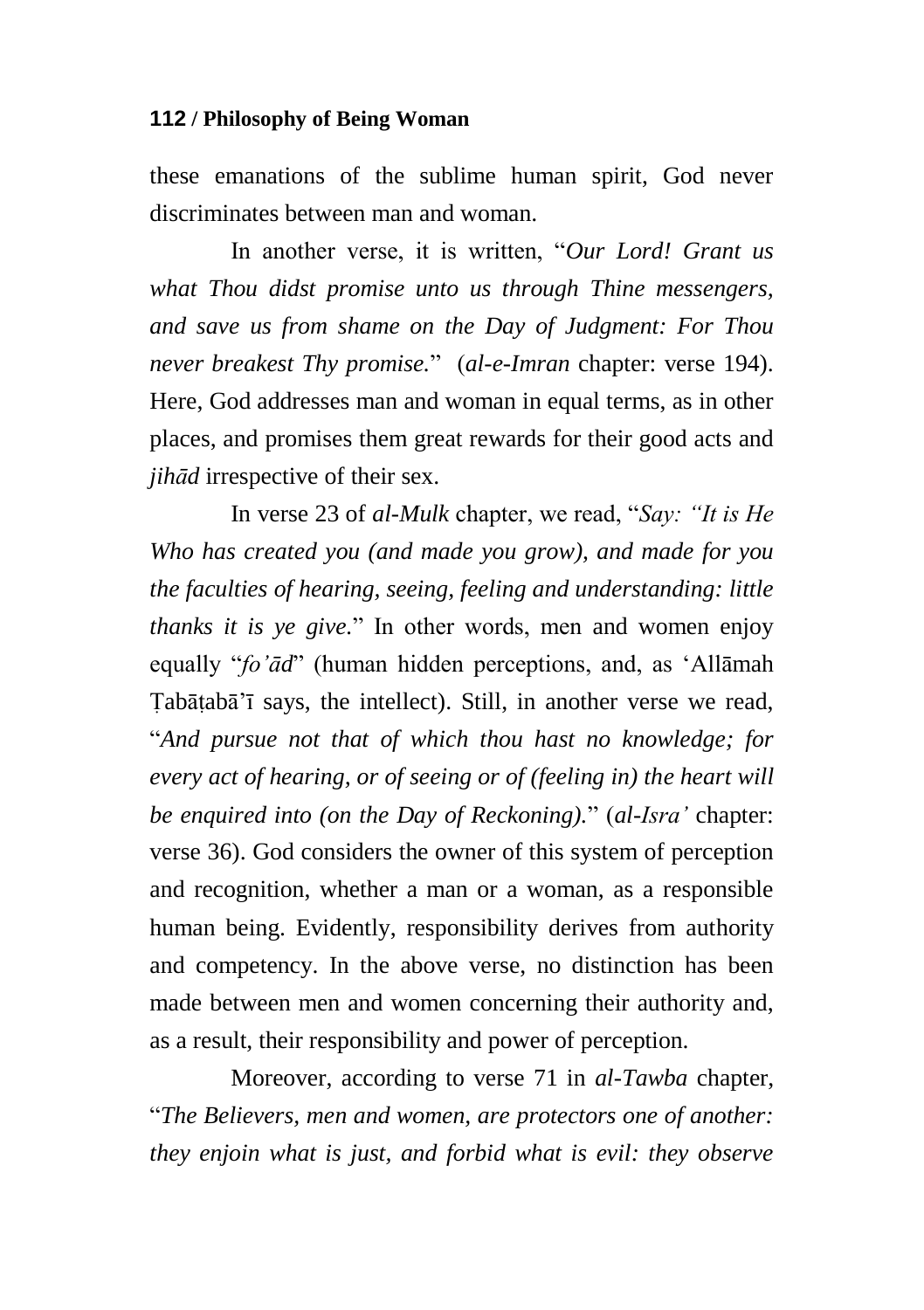these emanations of the sublime human spirit, God never discriminates between man and woman.

In another verse, it is written, "*Our Lord! Grant us what Thou didst promise unto us through Thine messengers, and save us from shame on the Day of Judgment: For Thou never breakest Thy promise.*" (*al-e-Imran* chapter: verse 194). Here, God addresses man and woman in equal terms, as in other places, and promises them great rewards for their good acts and *jihād* irrespective of their sex.

In verse 23 of *al-Mulk* chapter, we read, "*Say: "It is He Who has created you (and made you grow), and made for you the faculties of hearing, seeing, feeling and understanding: little thanks it is ye give.*" In other words, men and women enjoy equally "*fo'ād*" (human hidden perceptions, and, as 'Allāmah Ṭabāṭabā'ī says, the intellect). Still, in another verse we read, "*And pursue not that of which thou hast no knowledge; for every act of hearing, or of seeing or of (feeling in) the heart will be enquired into (on the Day of Reckoning).*" (*al-Isra'* chapter: verse 36). God considers the owner of this system of perception and recognition, whether a man or a woman, as a responsible human being. Evidently, responsibility derives from authority and competency. In the above verse, no distinction has been made between men and women concerning their authority and, as a result, their responsibility and power of perception.

Moreover, according to verse 71 in *al-Tawba* chapter, "*The Believers, men and women, are protectors one of another: they enjoin what is just, and forbid what is evil: they observe*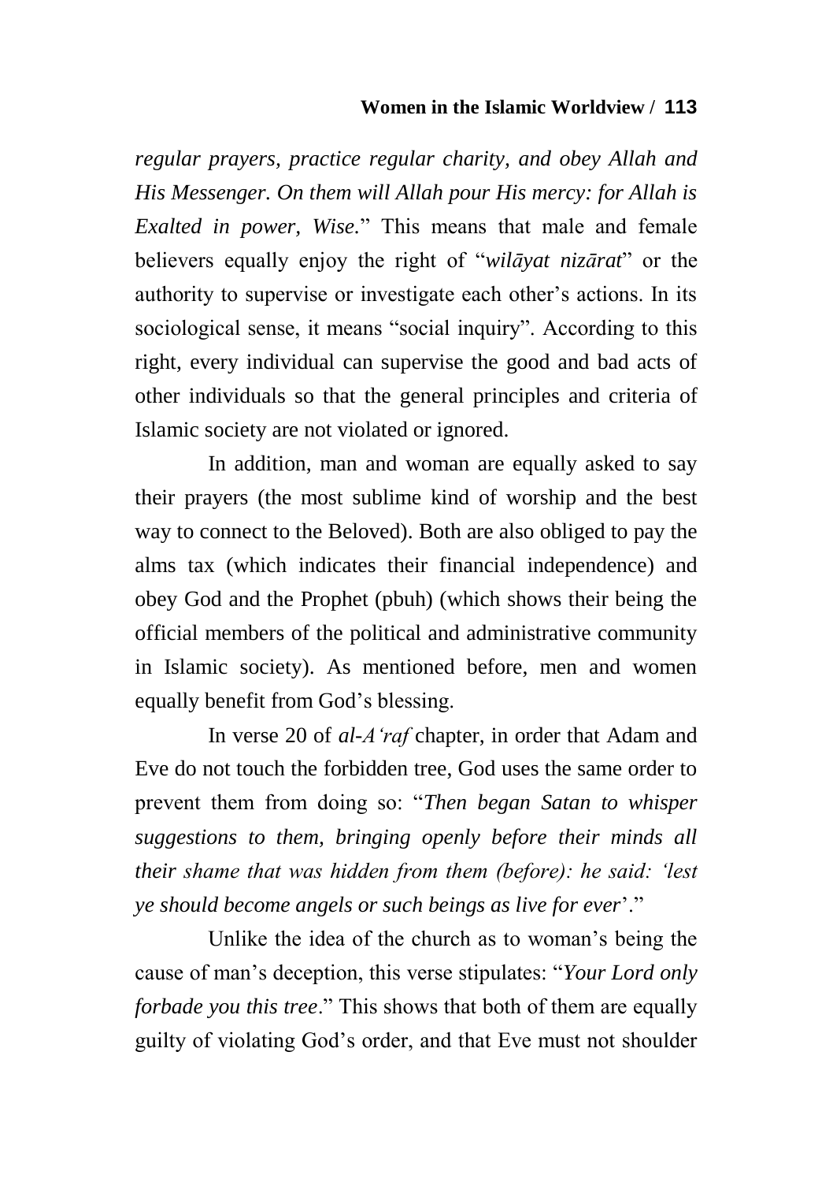*regular prayers, practice regular charity, and obey Allah and His Messenger. On them will Allah pour His mercy: for Allah is Exalted in power, Wise.*" This means that male and female believers equally enjoy the right of "*wilāyat nizārat*" or the authority to supervise or investigate each other's actions. In its sociological sense, it means "social inquiry". According to this right, every individual can supervise the good and bad acts of other individuals so that the general principles and criteria of Islamic society are not violated or ignored.

In addition, man and woman are equally asked to say their prayers (the most sublime kind of worship and the best way to connect to the Beloved). Both are also obliged to pay the alms tax (which indicates their financial independence) and obey God and the Prophet (pbuh) (which shows their being the official members of the political and administrative community in Islamic society). As mentioned before, men and women equally benefit from God's blessing.

In verse 20 of *al-A'raf* chapter, in order that Adam and Eve do not touch the forbidden tree, God uses the same order to prevent them from doing so: "*Then began Satan to whisper suggestions to them, bringing openly before their minds all their shame that was hidden from them (before): he said: 'lest ye should become angels or such beings as live for ever*'."

Unlike the idea of the church as to woman's being the cause of man's deception, this verse stipulates: "*Your Lord only forbade you this tree*." This shows that both of them are equally guilty of violating God's order, and that Eve must not shoulder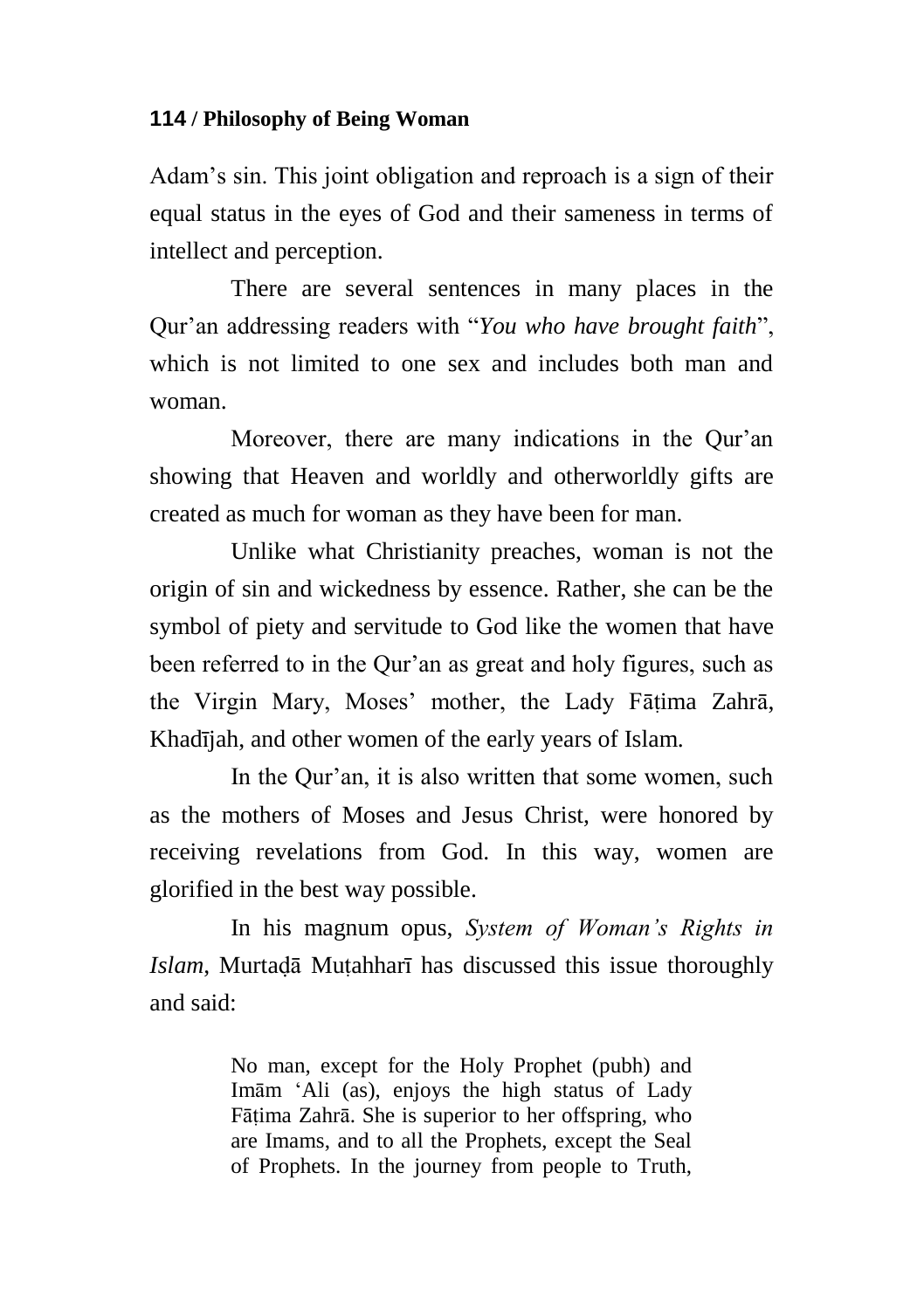Adam's sin. This joint obligation and reproach is a sign of their equal status in the eyes of God and their sameness in terms of intellect and perception.

There are several sentences in many places in the Qur'an addressing readers with "*You who have brought faith*", which is not limited to one sex and includes both man and woman.

Moreover, there are many indications in the Qur'an showing that Heaven and worldly and otherworldly gifts are created as much for woman as they have been for man.

Unlike what Christianity preaches, woman is not the origin of sin and wickedness by essence. Rather, she can be the symbol of piety and servitude to God like the women that have been referred to in the Qur'an as great and holy figures, such as the Virgin Mary, Moses' mother, the Lady Fāṭima Zahrā, Khadījah, and other women of the early years of Islam.

In the Qur'an, it is also written that some women, such as the mothers of Moses and Jesus Christ, were honored by receiving revelations from God. In this way, women are glorified in the best way possible.

In his magnum opus, *System of Woman's Rights in Islam*, Murtaḍā Muṭahharī has discussed this issue thoroughly and said:

> No man, except for the Holy Prophet (pubh) and Imām 'Ali (as), enjoys the high status of Lady Fāṭima Zahrā. She is superior to her offspring, who are Imams, and to all the Prophets, except the Seal of Prophets. In the journey from people to Truth,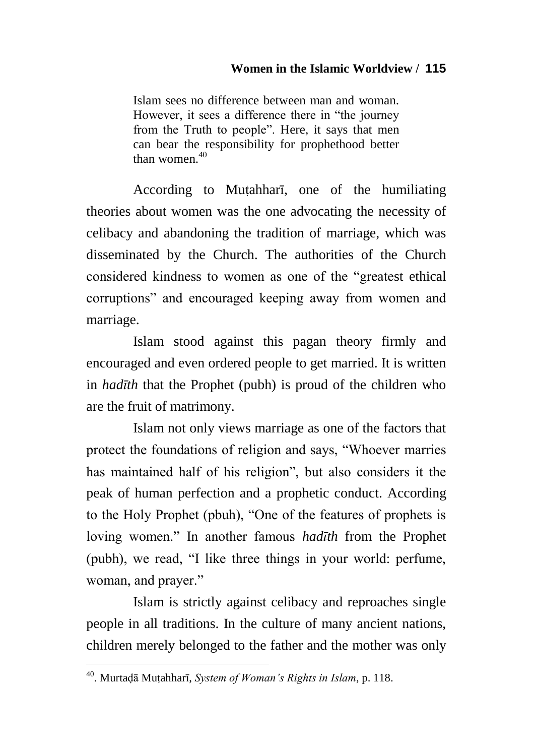> Islam sees no difference between man and woman. However, it sees a difference there in "the journey from the Truth to people". Here, it says that men can bear the responsibility for prophethood better than women.[40]

According to Muṭahharī, one of the humiliating theories about women was the one advocating the necessity of celibacy and abandoning the tradition of marriage, which was disseminated by the Church. The authorities of the Church considered kindness to women as one of the "greatest ethical corruptions" and encouraged keeping away from women and marriage.

Islam stood against this pagan theory firmly and encouraged and even ordered people to get married. It is written in *hadīth* that the Prophet (pubh) is proud of the children who are the fruit of matrimony.

Islam not only views marriage as one of the factors that protect the foundations of religion and says, "Whoever marries has maintained half of his religion", but also considers it the peak of human perfection and a prophetic conduct. According to the Holy Prophet (pbuh), "One of the features of prophets is loving women." In another famous *hadīth* from the Prophet (pubh), we read, "I like three things in your world: perfume, woman, and prayer."

Islam is strictly against celibacy and reproaches single people in all traditions. In the culture of many ancient nations, children merely belonged to the father and the mother was only

---

[40]. Murtaḍā Muṭahharī, *System of Woman's Rights in Islam*, p. 118.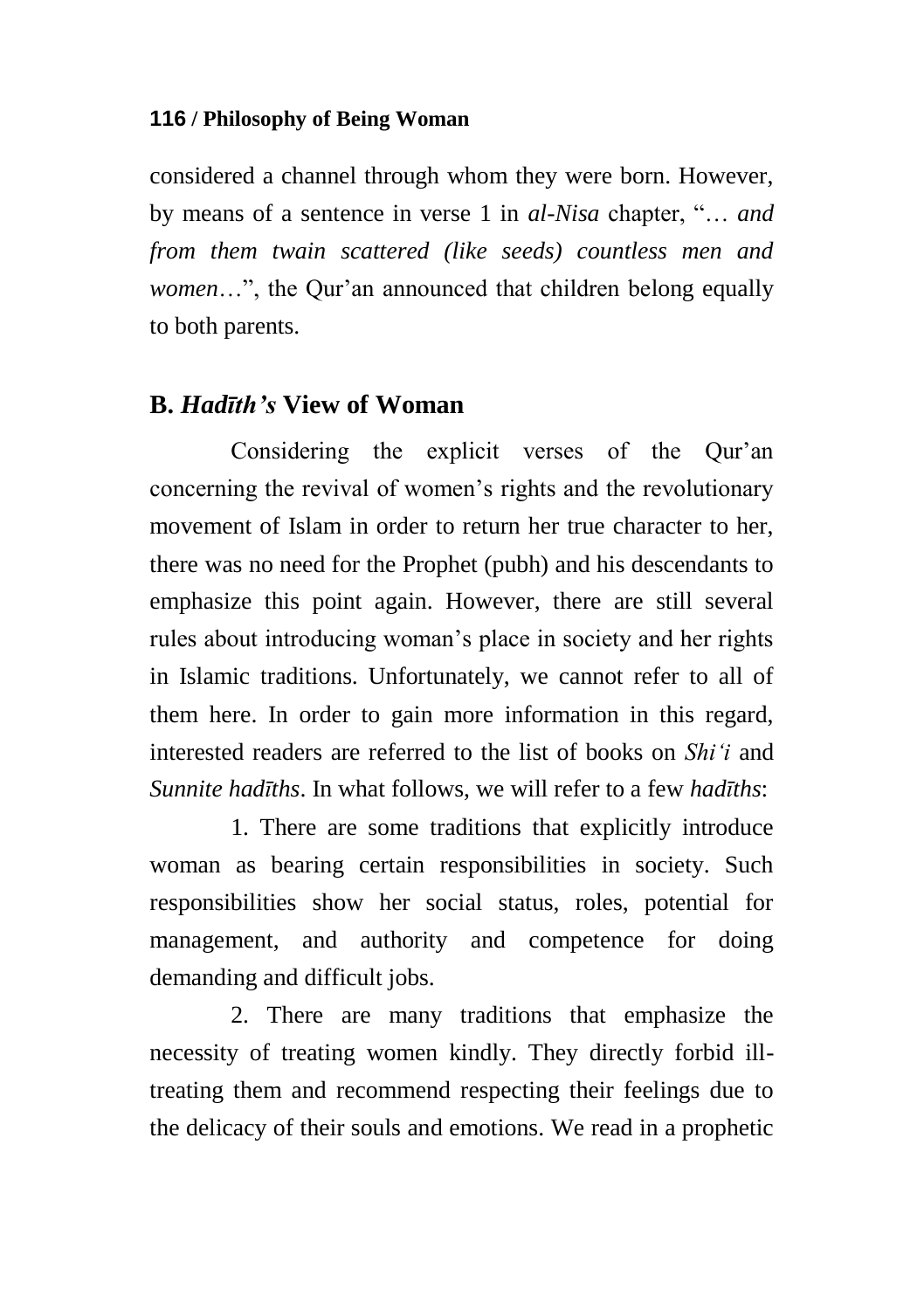considered a channel through whom they were born. However, by means of a sentence in verse 1 in *al-Nisa* chapter, "… *and from them twain scattered (like seeds) countless men and women*…", the Qur'an announced that children belong equally to both parents.

## B. *Hadīth's* View of Woman

Considering the explicit verses of the Qur'an concerning the revival of women's rights and the revolutionary movement of Islam in order to return her true character to her, there was no need for the Prophet (pubh) and his descendants to emphasize this point again. However, there are still several rules about introducing woman's place in society and her rights in Islamic traditions. Unfortunately, we cannot refer to all of them here. In order to gain more information in this regard, interested readers are referred to the list of books on *Shi'i* and *Sunnite hadīths*. In what follows, we will refer to a few *hadīths*:

1. There are some traditions that explicitly introduce woman as bearing certain responsibilities in society. Such responsibilities show her social status, roles, potential for management, and authority and competence for doing demanding and difficult jobs.

2. There are many traditions that emphasize the necessity of treating women kindly. They directly forbid ill-treating them and recommend respecting their feelings due to the delicacy of their souls and emotions. We read in a prophetic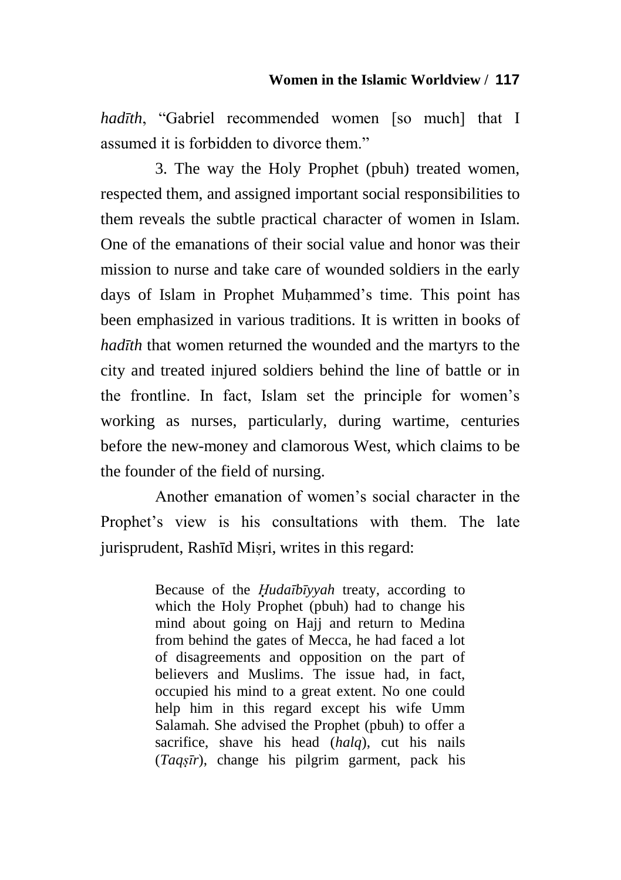*hadīth*, "Gabriel recommended women [so much] that I assumed it is forbidden to divorce them."

3. The way the Holy Prophet (pbuh) treated women, respected them, and assigned important social responsibilities to them reveals the subtle practical character of women in Islam. One of the emanations of their social value and honor was their mission to nurse and take care of wounded soldiers in the early days of Islam in Prophet Muḥammed's time. This point has been emphasized in various traditions. It is written in books of *hadīth* that women returned the wounded and the martyrs to the city and treated injured soldiers behind the line of battle or in the frontline. In fact, Islam set the principle for women's working as nurses, particularly, during wartime, centuries before the new-money and clamorous West, which claims to be the founder of the field of nursing.

Another emanation of women's social character in the Prophet's view is his consultations with them. The late jurisprudent, Rashīd Miṣri, writes in this regard:

> Because of the *Ḥudaībīyyah* treaty, according to which the Holy Prophet (pbuh) had to change his mind about going on Hajj and return to Medina from behind the gates of Mecca, he had faced a lot of disagreements and opposition on the part of believers and Muslims. The issue had, in fact, occupied his mind to a great extent. No one could help him in this regard except his wife Umm Salamah. She advised the Prophet (pbuh) to offer a sacrifice, shave his head (*halq*), cut his nails (*Taqṣīr*), change his pilgrim garment, pack his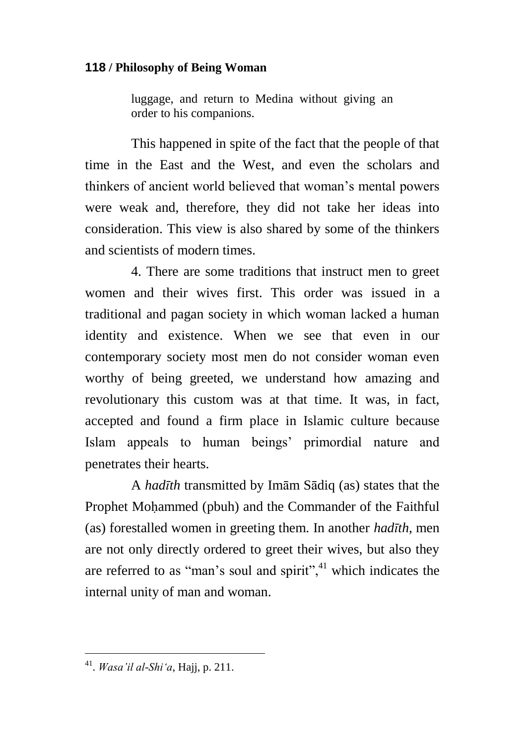luggage, and return to Medina without giving an order to his companions.

This happened in spite of the fact that the people of that time in the East and the West, and even the scholars and thinkers of ancient world believed that woman's mental powers were weak and, therefore, they did not take her ideas into consideration. This view is also shared by some of the thinkers and scientists of modern times.

4. There are some traditions that instruct men to greet women and their wives first. This order was issued in a traditional and pagan society in which woman lacked a human identity and existence. When we see that even in our contemporary society most men do not consider woman even worthy of being greeted, we understand how amazing and revolutionary this custom was at that time. It was, in fact, accepted and found a firm place in Islamic culture because Islam appeals to human beings' primordial nature and penetrates their hearts.

A *hadīth* transmitted by Imām Sādiq (as) states that the Prophet Moḥammed (pbuh) and the Commander of the Faithful (as) forestalled women in greeting them. In another *hadīth*, men are not only directly ordered to greet their wives, but also they are referred to as "man's soul and spirit",[41] which indicates the internal unity of man and woman.

---

[41]. *Wasa'il al-Shi'a*, Hajj, p. 211.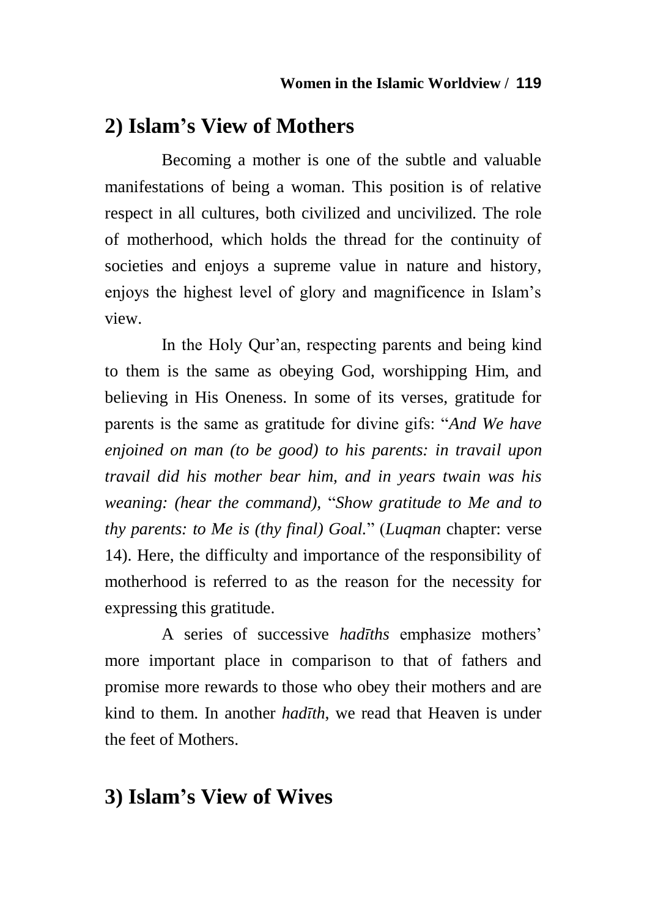## 2) Islam's View of Mothers

Becoming a mother is one of the subtle and valuable manifestations of being a woman. This position is of relative respect in all cultures, both civilized and uncivilized. The role of motherhood, which holds the thread for the continuity of societies and enjoys a supreme value in nature and history, enjoys the highest level of glory and magnificence in Islam's view.

In the Holy Qur'an, respecting parents and being kind to them is the same as obeying God, worshipping Him, and believing in His Oneness. In some of its verses, gratitude for parents is the same as gratitude for divine gifs: "*And We have enjoined on man (to be good) to his parents: in travail upon travail did his mother bear him, and in years twain was his weaning: (hear the command),* "*Show gratitude to Me and to thy parents: to Me is (thy final) Goal.*" (*Luqman* chapter: verse 14). Here, the difficulty and importance of the responsibility of motherhood is referred to as the reason for the necessity for expressing this gratitude.

A series of successive *hadīths* emphasize mothers' more important place in comparison to that of fathers and promise more rewards to those who obey their mothers and are kind to them. In another *hadīth*, we read that Heaven is under the feet of Mothers.

## 3) Islam's View of Wives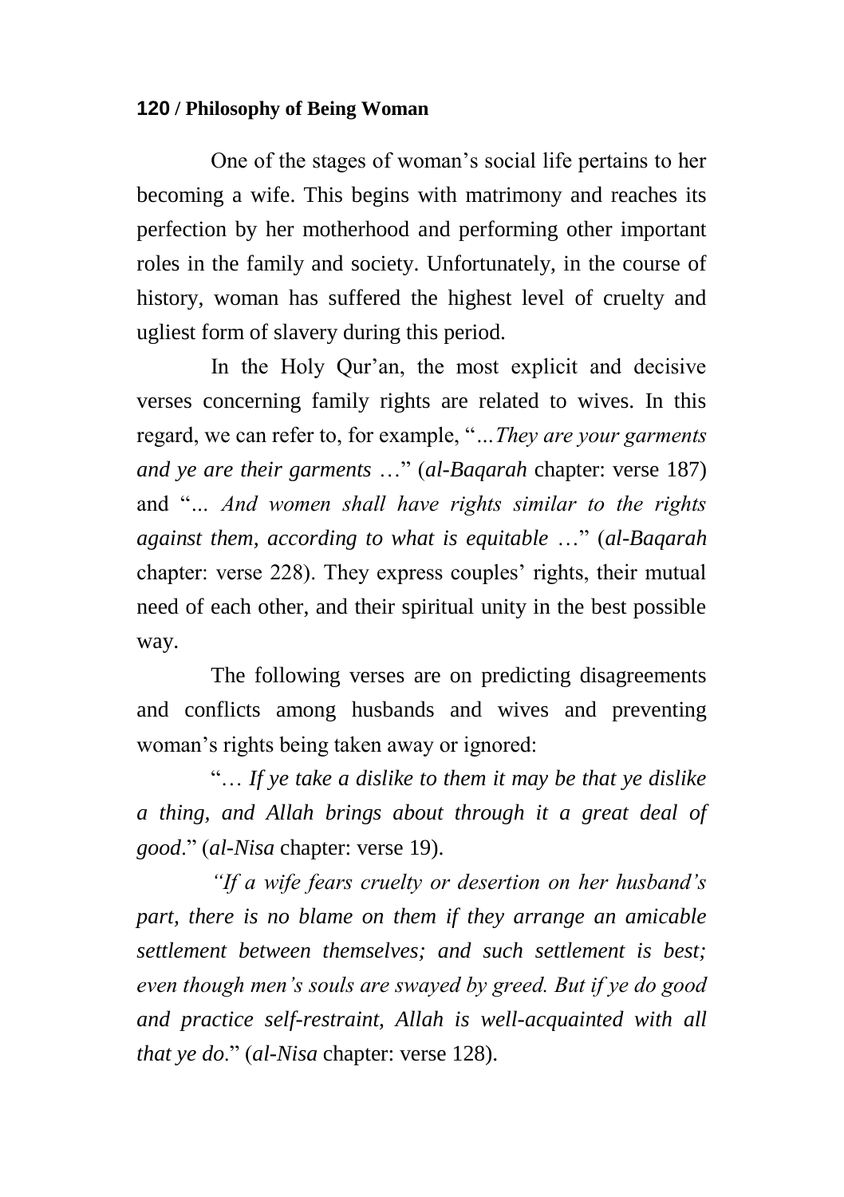One of the stages of woman's social life pertains to her becoming a wife. This begins with matrimony and reaches its perfection by her motherhood and performing other important roles in the family and society. Unfortunately, in the course of history, woman has suffered the highest level of cruelty and ugliest form of slavery during this period.

In the Holy Qur'an, the most explicit and decisive verses concerning family rights are related to wives. In this regard, we can refer to, for example, "*…They are your garments and ye are their garments* …" (*al-Baqarah* chapter: verse 187) and "*... And women shall have rights similar to the rights against them, according to what is equitable* …" (*al-Baqarah* chapter: verse 228). They express couples' rights, their mutual need of each other, and their spiritual unity in the best possible way.

The following verses are on predicting disagreements and conflicts among husbands and wives and preventing woman's rights being taken away or ignored:

"*… If ye take a dislike to them it may be that ye dislike a thing, and Allah brings about through it a great deal of good*." (*al-Nisa* chapter: verse 19).

*"If a wife fears cruelty or desertion on her husband's part, there is no blame on them if they arrange an amicable settlement between themselves; and such settlement is best; even though men's souls are swayed by greed. But if ye do good and practice self-restraint, Allah is well-acquainted with all that ye do.*" (*al-Nisa* chapter: verse 128).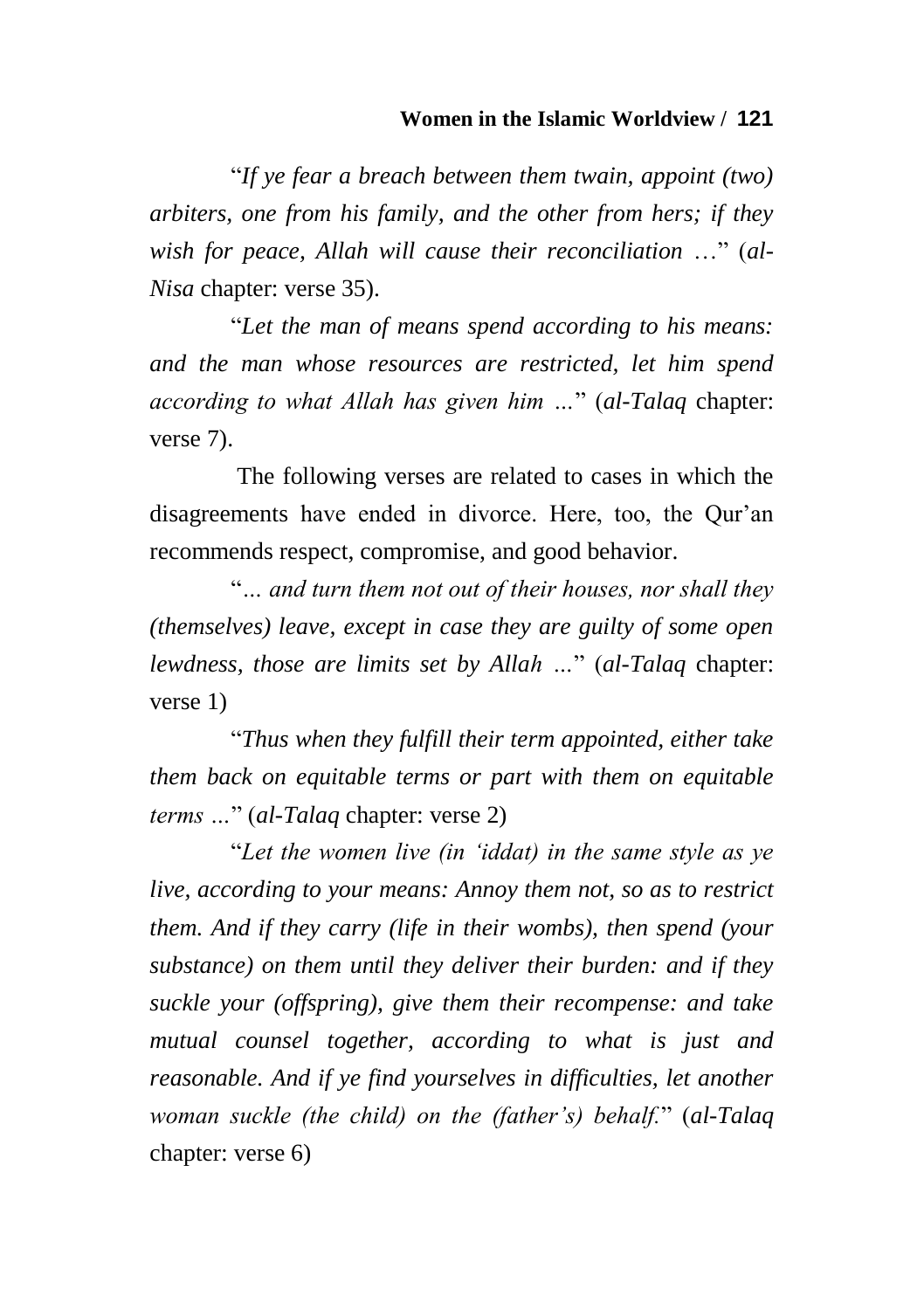"*If ye fear a breach between them twain, appoint (two) arbiters, one from his family, and the other from hers; if they wish for peace, Allah will cause their reconciliation* …" (*al-Nisa* chapter: verse 35).

"*Let the man of means spend according to his means: and the man whose resources are restricted, let him spend according to what Allah has given him …*" (*al-Talaq* chapter: verse 7).

The following verses are related to cases in which the disagreements have ended in divorce. Here, too, the Qur'an recommends respect, compromise, and good behavior.

"*… and turn them not out of their houses, nor shall they (themselves) leave, except in case they are guilty of some open lewdness, those are limits set by Allah …*" (*al-Talaq* chapter: verse 1)

"*Thus when they fulfill their term appointed, either take them back on equitable terms or part with them on equitable terms …*" (*al-Talaq* chapter: verse 2)

"*Let the women live (in 'iddat) in the same style as ye live, according to your means: Annoy them not, so as to restrict them. And if they carry (life in their wombs), then spend (your substance) on them until they deliver their burden: and if they suckle your (offspring), give them their recompense: and take mutual counsel together, according to what is just and reasonable. And if ye find yourselves in difficulties, let another woman suckle (the child) on the (father's) behalf.*" (*al-Talaq* chapter: verse 6)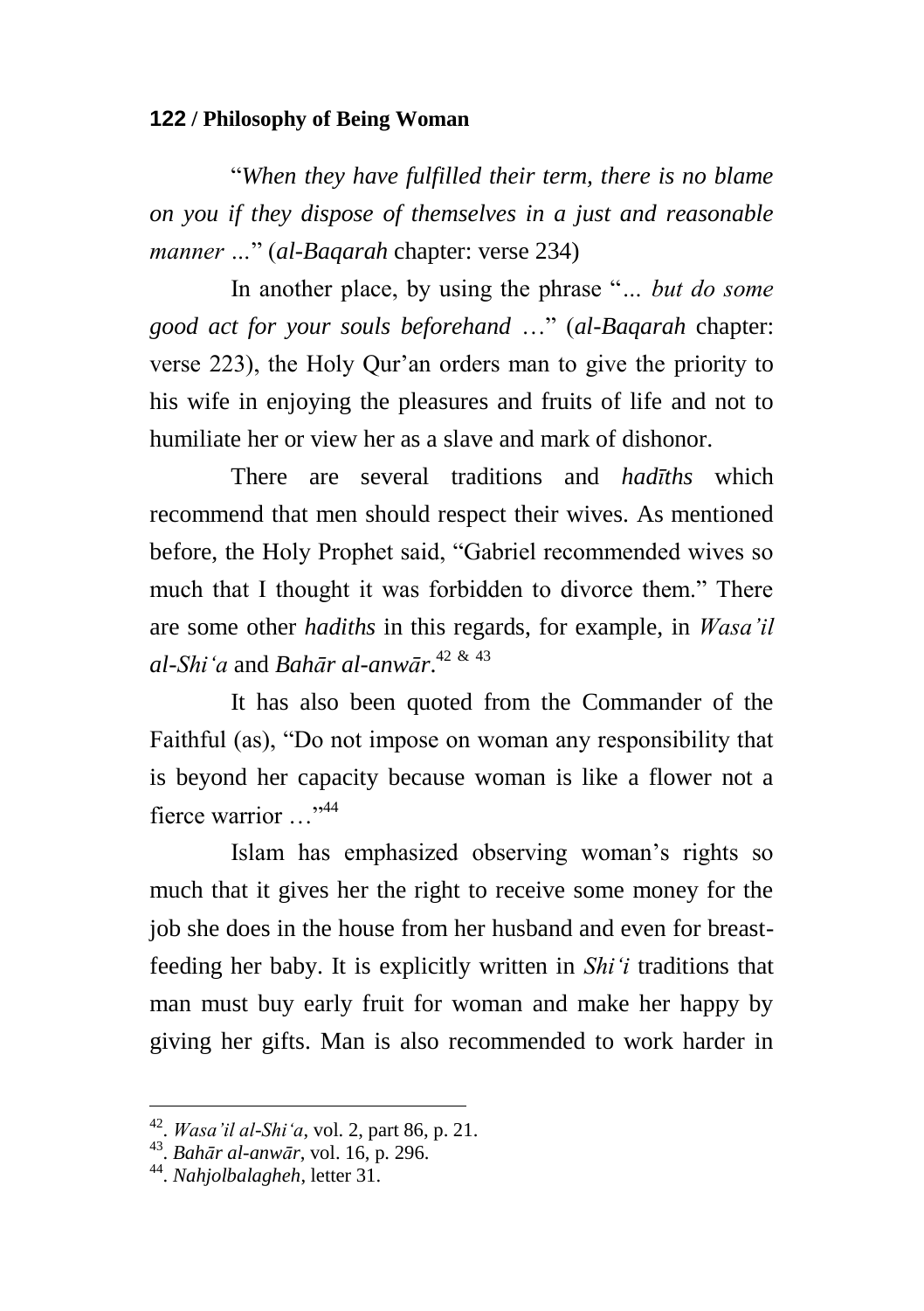"*When they have fulfilled their term, there is no blame on you if they dispose of themselves in a just and reasonable manner ...*" (*al-Baqarah* chapter: verse 234)

In another place, by using the phrase "*... but do some good act for your souls beforehand* …" (*al-Baqarah* chapter: verse 223), the Holy Qur'an orders man to give the priority to his wife in enjoying the pleasures and fruits of life and not to humiliate her or view her as a slave and mark of dishonor.

There are several traditions and *hadīths* which recommend that men should respect their wives. As mentioned before, the Holy Prophet said, "Gabriel recommended wives so much that I thought it was forbidden to divorce them." There are some other *hadiths* in this regards, for example, in *Wasa'il al-Shi'a* and *Bahār al-anwār*.[42 & 43]

It has also been quoted from the Commander of the Faithful (as), "Do not impose on woman any responsibility that is beyond her capacity because woman is like a flower not a fierce warrior …"[44]

Islam has emphasized observing woman's rights so much that it gives her the right to receive some money for the job she does in the house from her husband and even for breast-feeding her baby. It is explicitly written in *Shi'i* traditions that man must buy early fruit for woman and make her happy by giving her gifts. Man is also recommended to work harder in

---

[42]. *Wasa'il al-Shi'a*, vol. 2, part 86, p. 21.

[43]. *Bahār al-anwār*, vol. 16, p. 296.

[44]. *Nahjolbalagheh*, letter 31.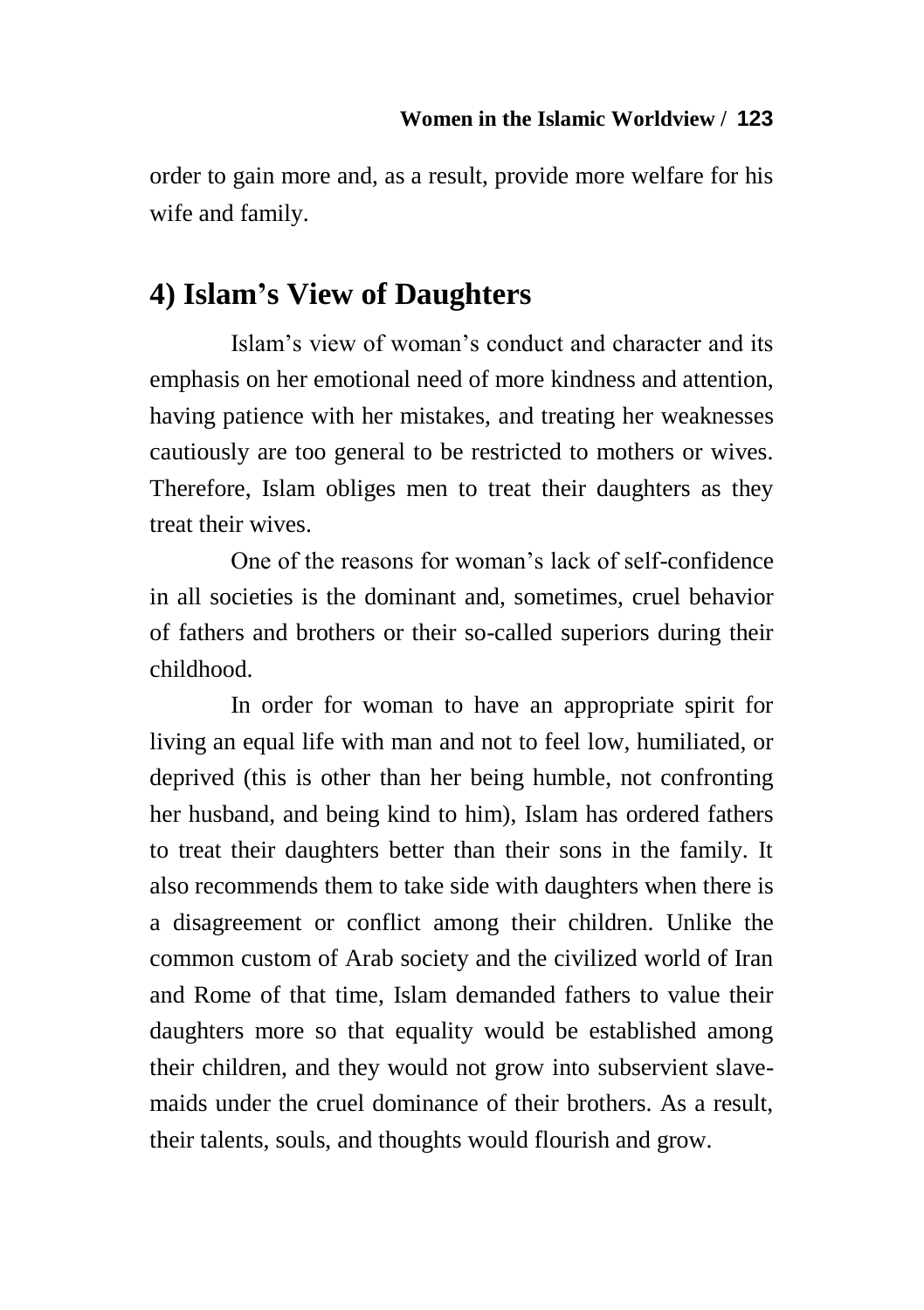order to gain more and, as a result, provide more welfare for his wife and family.

## 4) Islam's View of Daughters

Islam's view of woman's conduct and character and its emphasis on her emotional need of more kindness and attention, having patience with her mistakes, and treating her weaknesses cautiously are too general to be restricted to mothers or wives. Therefore, Islam obliges men to treat their daughters as they treat their wives.

One of the reasons for woman's lack of self-confidence in all societies is the dominant and, sometimes, cruel behavior of fathers and brothers or their so-called superiors during their childhood.

In order for woman to have an appropriate spirit for living an equal life with man and not to feel low, humiliated, or deprived (this is other than her being humble, not confronting her husband, and being kind to him), Islam has ordered fathers to treat their daughters better than their sons in the family. It also recommends them to take side with daughters when there is a disagreement or conflict among their children. Unlike the common custom of Arab society and the civilized world of Iran and Rome of that time, Islam demanded fathers to value their daughters more so that equality would be established among their children, and they would not grow into subservient slave-maids under the cruel dominance of their brothers. As a result, their talents, souls, and thoughts would flourish and grow.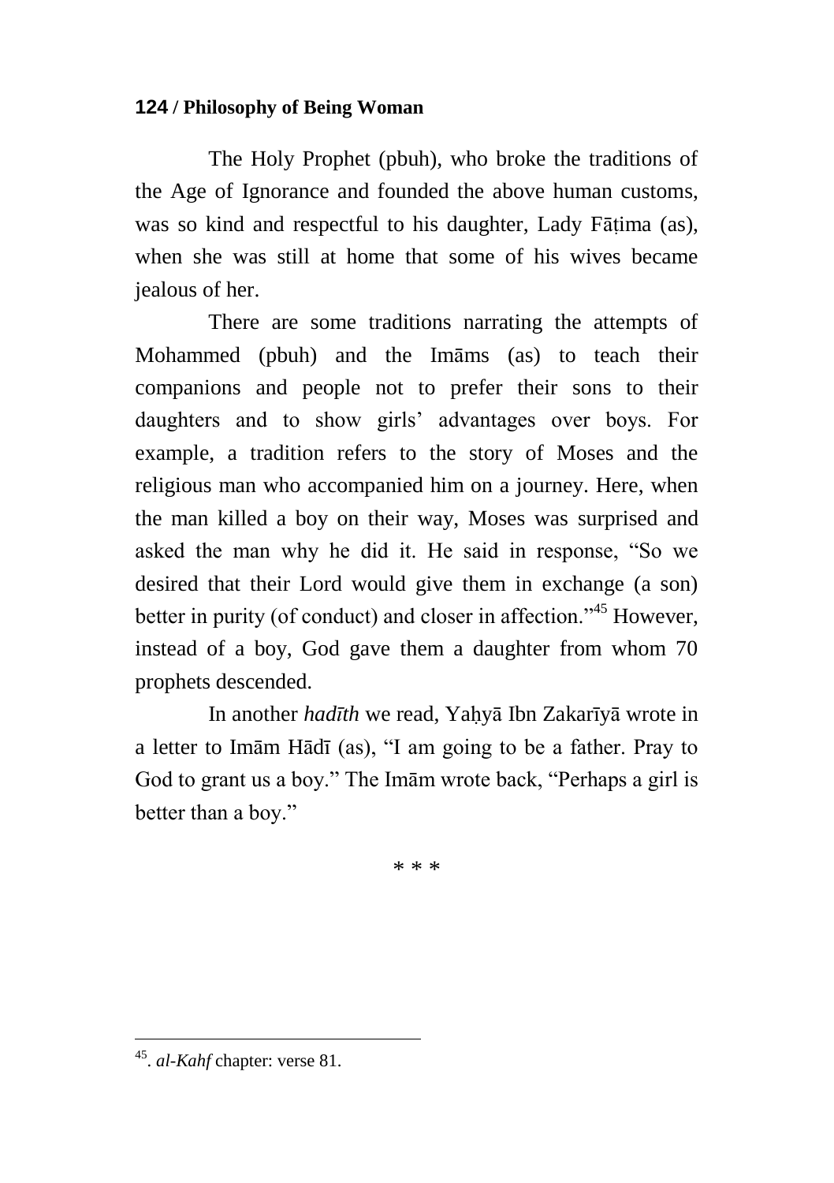The Holy Prophet (pbuh), who broke the traditions of the Age of Ignorance and founded the above human customs, was so kind and respectful to his daughter, Lady Fāṭima (as), when she was still at home that some of his wives became jealous of her.

There are some traditions narrating the attempts of Mohammed (pbuh) and the Imāms (as) to teach their companions and people not to prefer their sons to their daughters and to show girls' advantages over boys. For example, a tradition refers to the story of Moses and the religious man who accompanied him on a journey. Here, when the man killed a boy on their way, Moses was surprised and asked the man why he did it. He said in response, "So we desired that their Lord would give them in exchange (a son) better in purity (of conduct) and closer in affection."[45] However, instead of a boy, God gave them a daughter from whom 70 prophets descended.

In another *hadīth* we read, Yaḥyā Ibn Zakarīyā wrote in a letter to Imām Hādī (as), "I am going to be a father. Pray to God to grant us a boy." The Imām wrote back, "Perhaps a girl is better than a boy."

* * *

---

[45]. *al-Kahf* chapter: verse 81.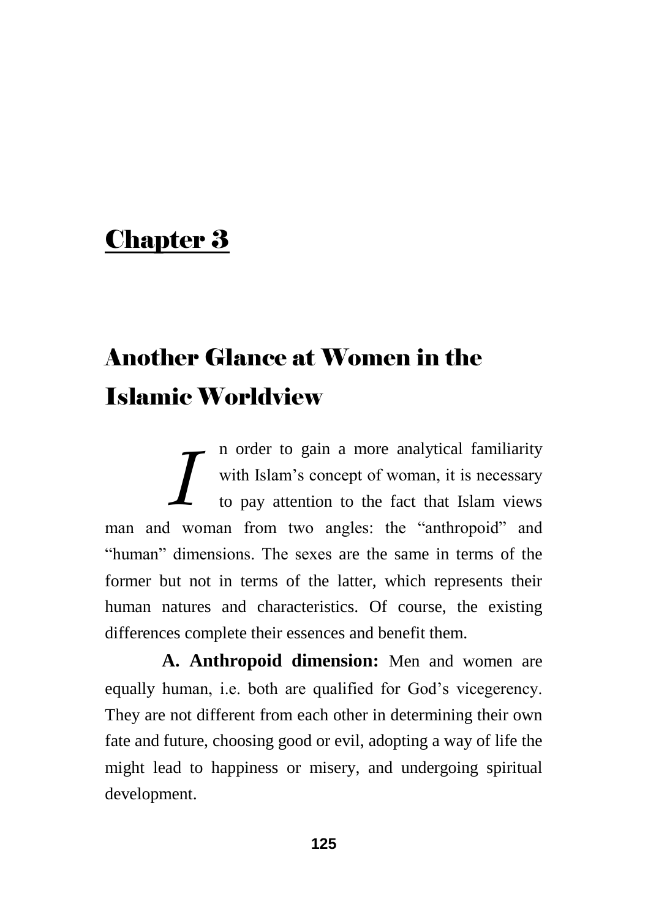# Chapter 3

## Another Glance at Women in the Islamic Worldview

In order to gain a more analytical familiarity with Islam's concept of woman, it is necessary to pay attention to the fact that Islam views man and woman from two angles: the "anthropoid" and "human" dimensions. The sexes are the same in terms of the former but not in terms of the latter, which represents their human natures and characteristics. Of course, the existing differences complete their essences and benefit them.

**A. Anthropoid dimension:** Men and women are equally human, i.e. both are qualified for God's vicegerency. They are not different from each other in determining their own fate and future, choosing good or evil, adopting a way of life the might lead to happiness or misery, and undergoing spiritual development.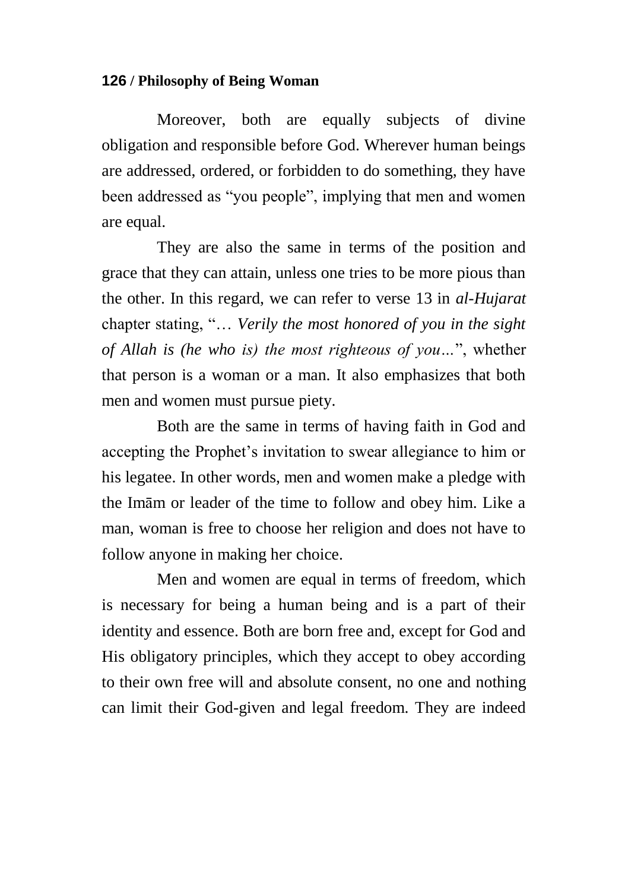Moreover, both are equally subjects of divine obligation and responsible before God. Wherever human beings are addressed, ordered, or forbidden to do something, they have been addressed as “you people”, implying that men and women are equal.

They are also the same in terms of the position and grace that they can attain, unless one tries to be more pious than the other. In this regard, we can refer to verse 13 in *al-Hujarat* chapter stating, “… *Verily the most honored of you in the sight of Allah is (he who is) the most righteous of you…*”, whether that person is a woman or a man. It also emphasizes that both men and women must pursue piety.

Both are the same in terms of having faith in God and accepting the Prophet’s invitation to swear allegiance to him or his legatee. In other words, men and women make a pledge with the Imām or leader of the time to follow and obey him. Like a man, woman is free to choose her religion and does not have to follow anyone in making her choice.

Men and women are equal in terms of freedom, which is necessary for being a human being and is a part of their identity and essence. Both are born free and, except for God and His obligatory principles, which they accept to obey according to their own free will and absolute consent, no one and nothing can limit their God-given and legal freedom. They are indeed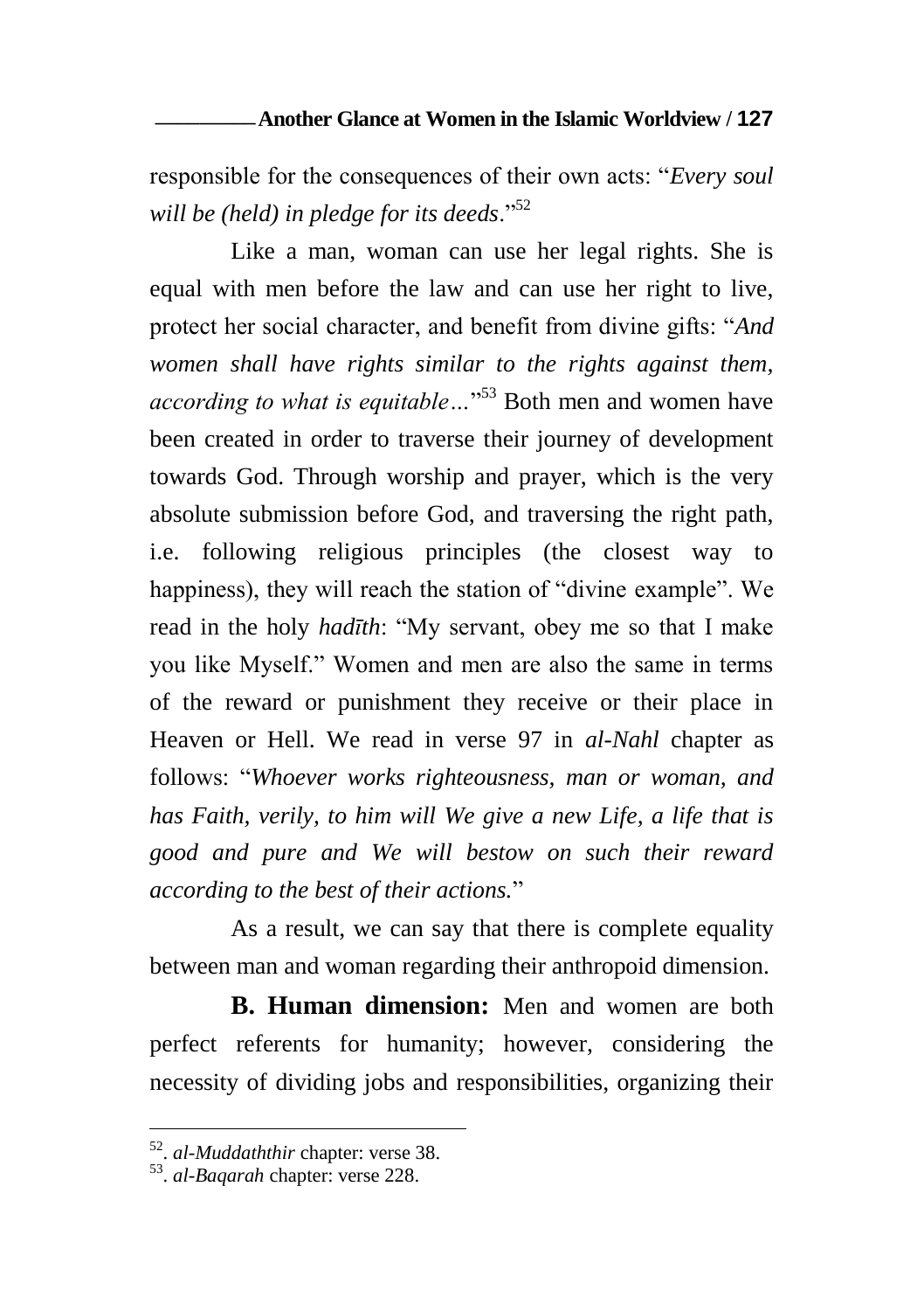responsible for the consequences of their own acts: "*Every soul will be (held) in pledge for its deeds*."[52]

Like a man, woman can use her legal rights. She is equal with men before the law and can use her right to live, protect her social character, and benefit from divine gifts: "*And women shall have rights similar to the rights against them, according to what is equitable…*"[53] Both men and women have been created in order to traverse their journey of development towards God. Through worship and prayer, which is the very absolute submission before God, and traversing the right path, i.e. following religious principles (the closest way to happiness), they will reach the station of "divine example". We read in the holy *hadīth*: "My servant, obey me so that I make you like Myself." Women and men are also the same in terms of the reward or punishment they receive or their place in Heaven or Hell. We read in verse 97 in *al-Nahl* chapter as follows: "*Whoever works righteousness, man or woman, and has Faith, verily, to him will We give a new Life, a life that is good and pure and We will bestow on such their reward according to the best of their actions.*"

As a result, we can say that there is complete equality between man and woman regarding their anthropoid dimension.

**B. Human dimension:** Men and women are both perfect referents for humanity; however, considering the necessity of dividing jobs and responsibilities, organizing their

---

[52]. *al-Muddaththir* chapter: verse 38.

[53]. *al-Baqarah* chapter: verse 228.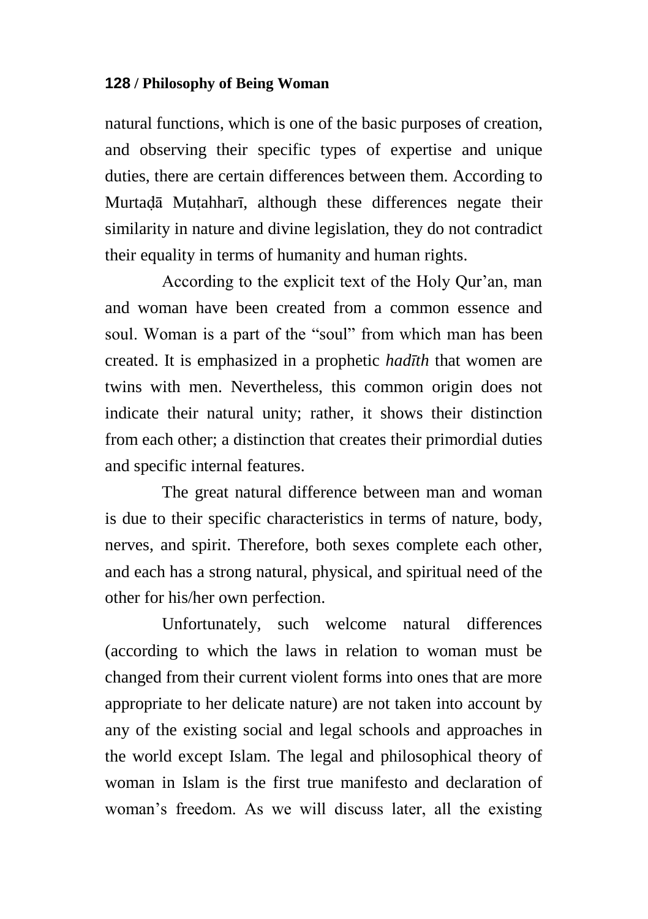natural functions, which is one of the basic purposes of creation, and observing their specific types of expertise and unique duties, there are certain differences between them. According to Murtaḍā Muṭahharī, although these differences negate their similarity in nature and divine legislation, they do not contradict their equality in terms of humanity and human rights.

According to the explicit text of the Holy Qur'an, man and woman have been created from a common essence and soul. Woman is a part of the "soul" from which man has been created. It is emphasized in a prophetic *hadīth* that women are twins with men. Nevertheless, this common origin does not indicate their natural unity; rather, it shows their distinction from each other; a distinction that creates their primordial duties and specific internal features.

The great natural difference between man and woman is due to their specific characteristics in terms of nature, body, nerves, and spirit. Therefore, both sexes complete each other, and each has a strong natural, physical, and spiritual need of the other for his/her own perfection.

Unfortunately, such welcome natural differences (according to which the laws in relation to woman must be changed from their current violent forms into ones that are more appropriate to her delicate nature) are not taken into account by any of the existing social and legal schools and approaches in the world except Islam. The legal and philosophical theory of woman in Islam is the first true manifesto and declaration of woman's freedom. As we will discuss later, all the existing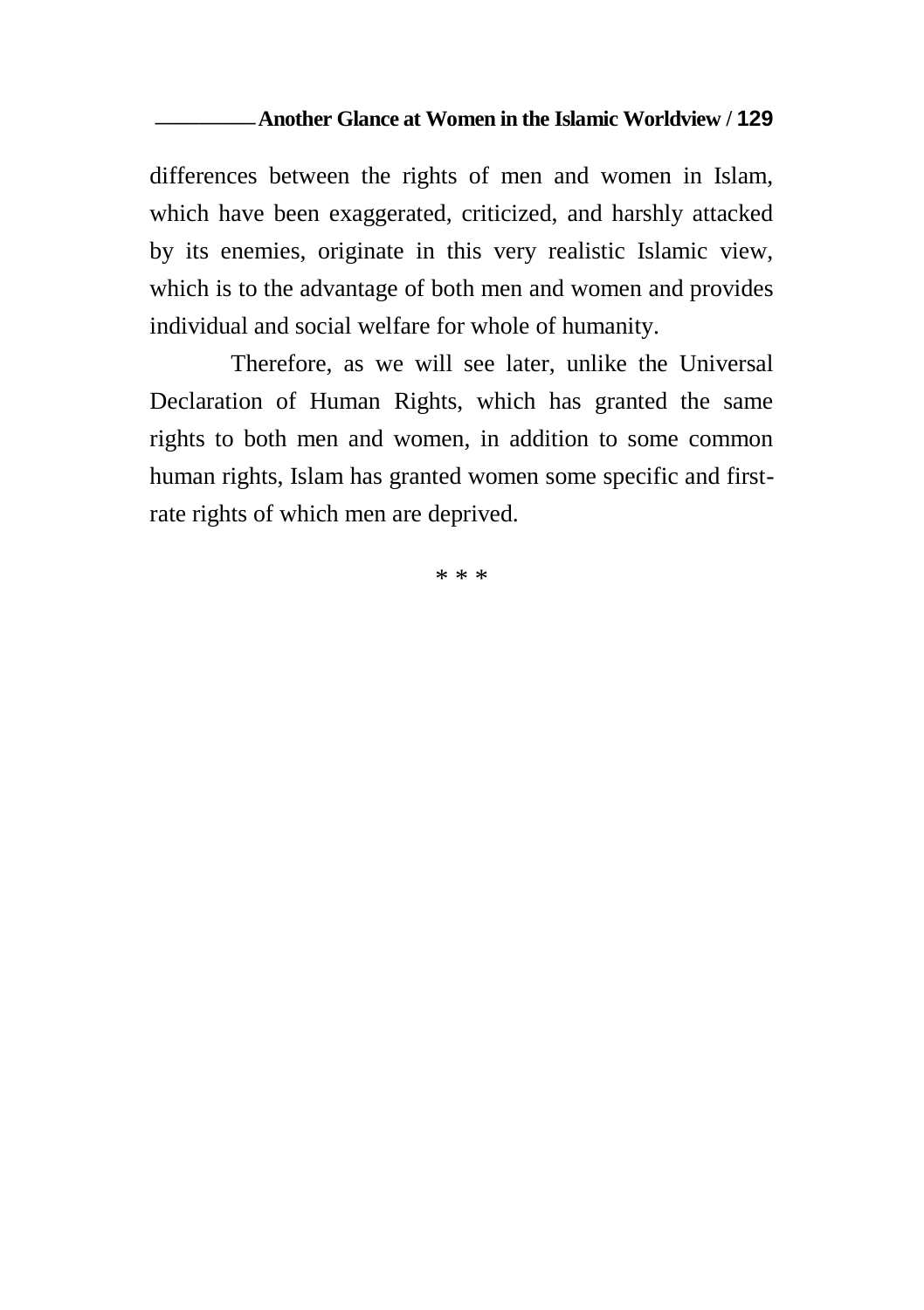differences between the rights of men and women in Islam, which have been exaggerated, criticized, and harshly attacked by its enemies, originate in this very realistic Islamic view, which is to the advantage of both men and women and provides individual and social welfare for whole of humanity.

Therefore, as we will see later, unlike the Universal Declaration of Human Rights, which has granted the same rights to both men and women, in addition to some common human rights, Islam has granted women some specific and first-rate rights of which men are deprived.

* * *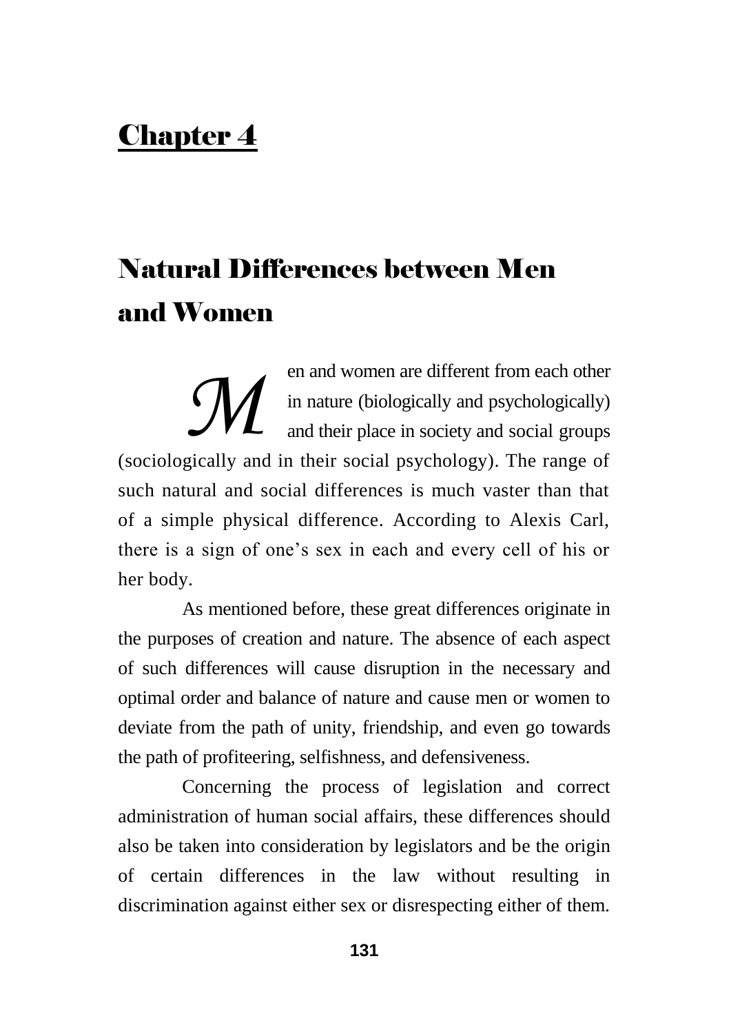# Chapter 4

## Natural Differences between Men and Women

Men and women are different from each other in nature (biologically and psychologically) and their place in society and social groups (sociologically and in their social psychology). The range of such natural and social differences is much vaster than that of a simple physical difference. According to Alexis Carl, there is a sign of one's sex in each and every cell of his or her body.

As mentioned before, these great differences originate in the purposes of creation and nature. The absence of each aspect of such differences will cause disruption in the necessary and optimal order and balance of nature and cause men or women to deviate from the path of unity, friendship, and even go towards the path of profiteering, selfishness, and defensiveness.

Concerning the process of legislation and correct administration of human social affairs, these differences should also be taken into consideration by legislators and be the origin of certain differences in the law without resulting in discrimination against either sex or disrespecting either of them.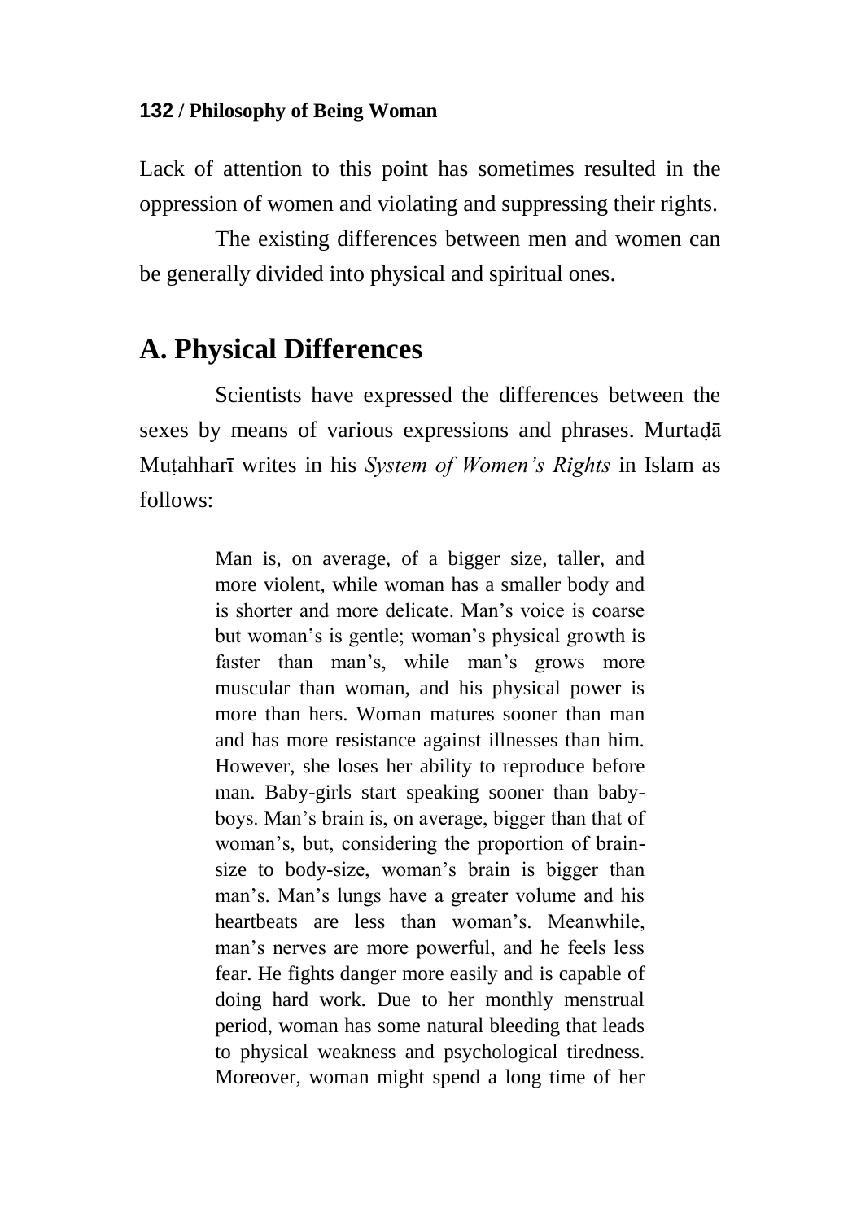Lack of attention to this point has sometimes resulted in the oppression of women and violating and suppressing their rights.

The existing differences between men and women can be generally divided into physical and spiritual ones.

## A. Physical Differences

Scientists have expressed the differences between the sexes by means of various expressions and phrases. Murtaḍā Muṭahharī writes in his *System of Women's Rights* in Islam as follows:

> Man is, on average, of a bigger size, taller, and more violent, while woman has a smaller body and is shorter and more delicate. Man's voice is coarse but woman's is gentle; woman's physical growth is faster than man's, while man's grows more muscular than woman, and his physical power is more than hers. Woman matures sooner than man and has more resistance against illnesses than him. However, she loses her ability to reproduce before man. Baby-girls start speaking sooner than baby-boys. Man's brain is, on average, bigger than that of woman's, but, considering the proportion of brain-size to body-size, woman's brain is bigger than man's. Man's lungs have a greater volume and his heartbeats are less than woman's. Meanwhile, man's nerves are more powerful, and he feels less fear. He fights danger more easily and is capable of doing hard work. Due to her monthly menstrual period, woman has some natural bleeding that leads to physical weakness and psychological tiredness. Moreover, woman might spend a long time of her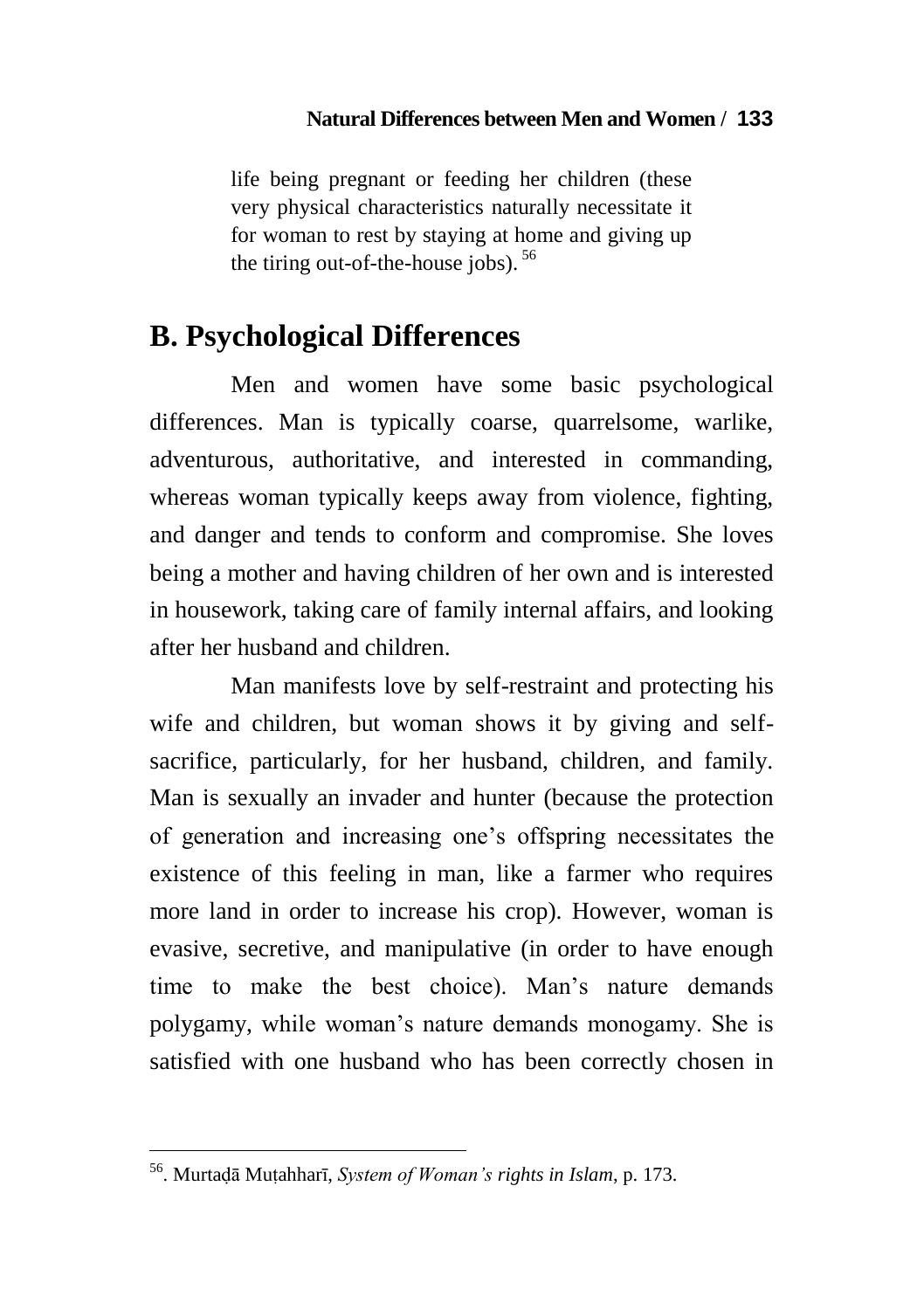life being pregnant or feeding her children (these very physical characteristics naturally necessitate it for woman to rest by staying at home and giving up the tiring out-of-the-house jobs).[56]

## B. Psychological Differences

Men and women have some basic psychological differences. Man is typically coarse, quarrelsome, warlike, adventurous, authoritative, and interested in commanding, whereas woman typically keeps away from violence, fighting, and danger and tends to conform and compromise. She loves being a mother and having children of her own and is interested in housework, taking care of family internal affairs, and looking after her husband and children.

Man manifests love by self-restraint and protecting his wife and children, but woman shows it by giving and self-sacrifice, particularly, for her husband, children, and family. Man is sexually an invader and hunter (because the protection of generation and increasing one's offspring necessitates the existence of this feeling in man, like a farmer who requires more land in order to increase his crop). However, woman is evasive, secretive, and manipulative (in order to have enough time to make the best choice). Man's nature demands polygamy, while woman's nature demands monogamy. She is satisfied with one husband who has been correctly chosen in

---

[56]. Murtaḍā Muṭahharī, *System of Woman's rights in Islam*, p. 173.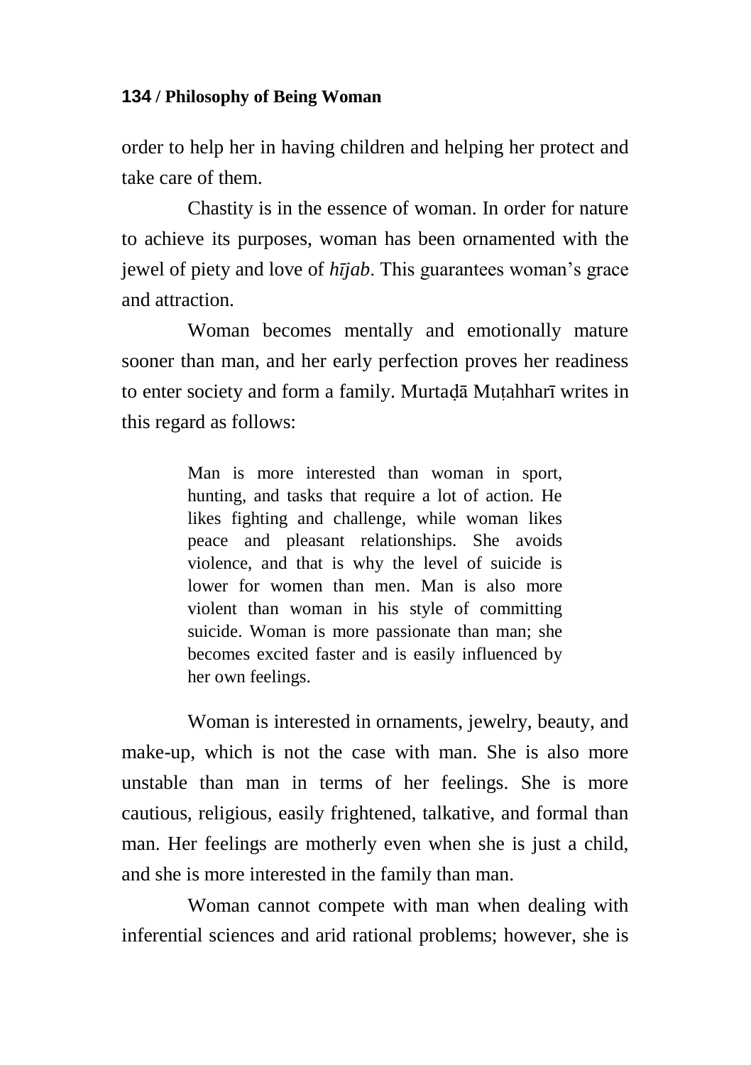order to help her in having children and helping her protect and take care of them.

Chastity is in the essence of woman. In order for nature to achieve its purposes, woman has been ornamented with the jewel of piety and love of *hījab*. This guarantees woman's grace and attraction.

Woman becomes mentally and emotionally mature sooner than man, and her early perfection proves her readiness to enter society and form a family. Murtaḍā Muṭahharī writes in this regard as follows:

> Man is more interested than woman in sport, hunting, and tasks that require a lot of action. He likes fighting and challenge, while woman likes peace and pleasant relationships. She avoids violence, and that is why the level of suicide is lower for women than men. Man is also more violent than woman in his style of committing suicide. Woman is more passionate than man; she becomes excited faster and is easily influenced by her own feelings.

Woman is interested in ornaments, jewelry, beauty, and make-up, which is not the case with man. She is also more unstable than man in terms of her feelings. She is more cautious, religious, easily frightened, talkative, and formal than man. Her feelings are motherly even when she is just a child, and she is more interested in the family than man.

Woman cannot compete with man when dealing with inferential sciences and arid rational problems; however, she is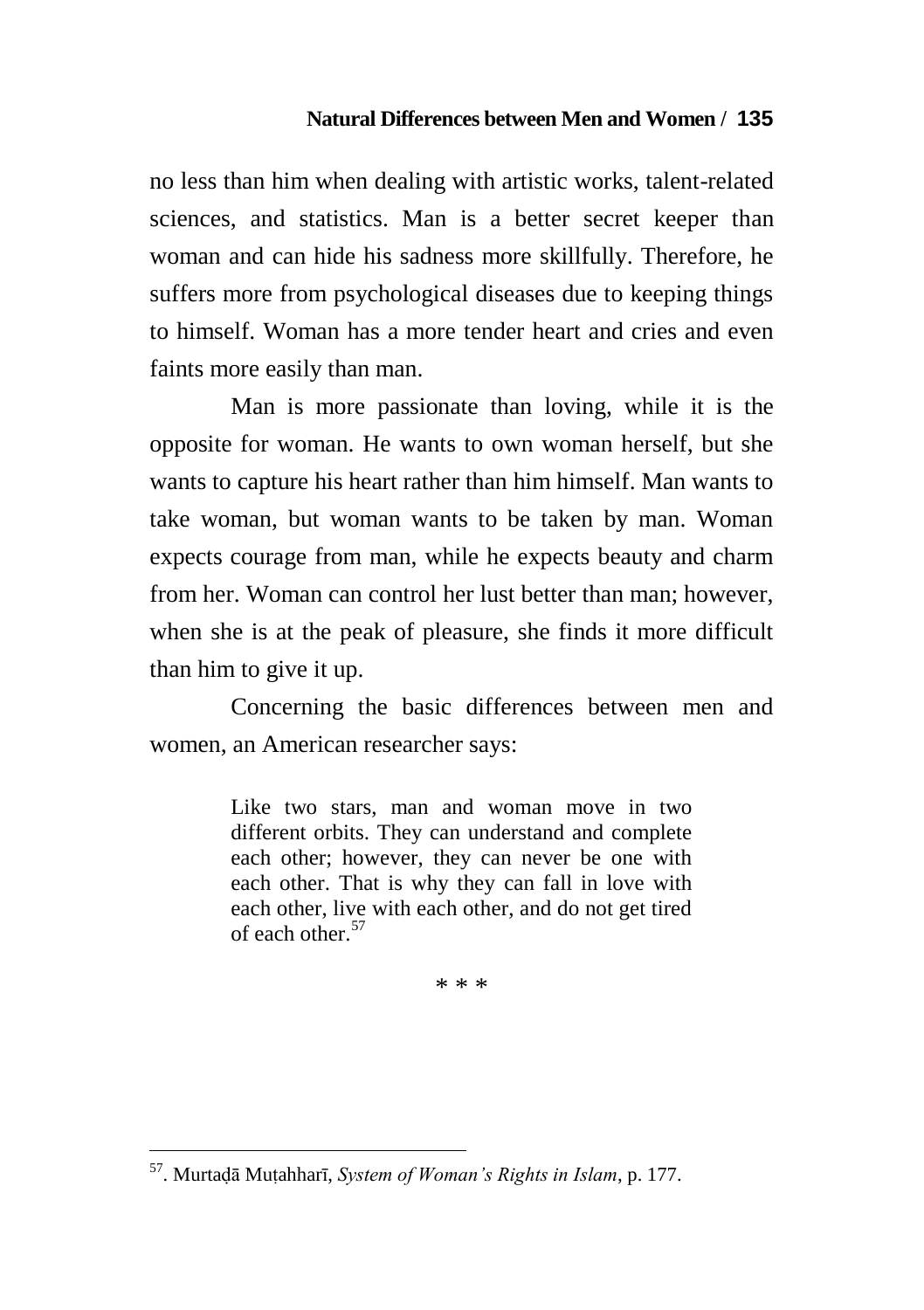no less than him when dealing with artistic works, talent-related sciences, and statistics. Man is a better secret keeper than woman and can hide his sadness more skillfully. Therefore, he suffers more from psychological diseases due to keeping things to himself. Woman has a more tender heart and cries and even faints more easily than man.

Man is more passionate than loving, while it is the opposite for woman. He wants to own woman herself, but she wants to capture his heart rather than him himself. Man wants to take woman, but woman wants to be taken by man. Woman expects courage from man, while he expects beauty and charm from her. Woman can control her lust better than man; however, when she is at the peak of pleasure, she finds it more difficult than him to give it up.

Concerning the basic differences between men and women, an American researcher says:

> Like two stars, man and woman move in two different orbits. They can understand and complete each other; however, they can never be one with each other. That is why they can fall in love with each other, live with each other, and do not get tired of each other.[57]

* * *

---

[57]. Murtaḍā Muṭahharī, *System of Woman's Rights in Islam*, p. 177.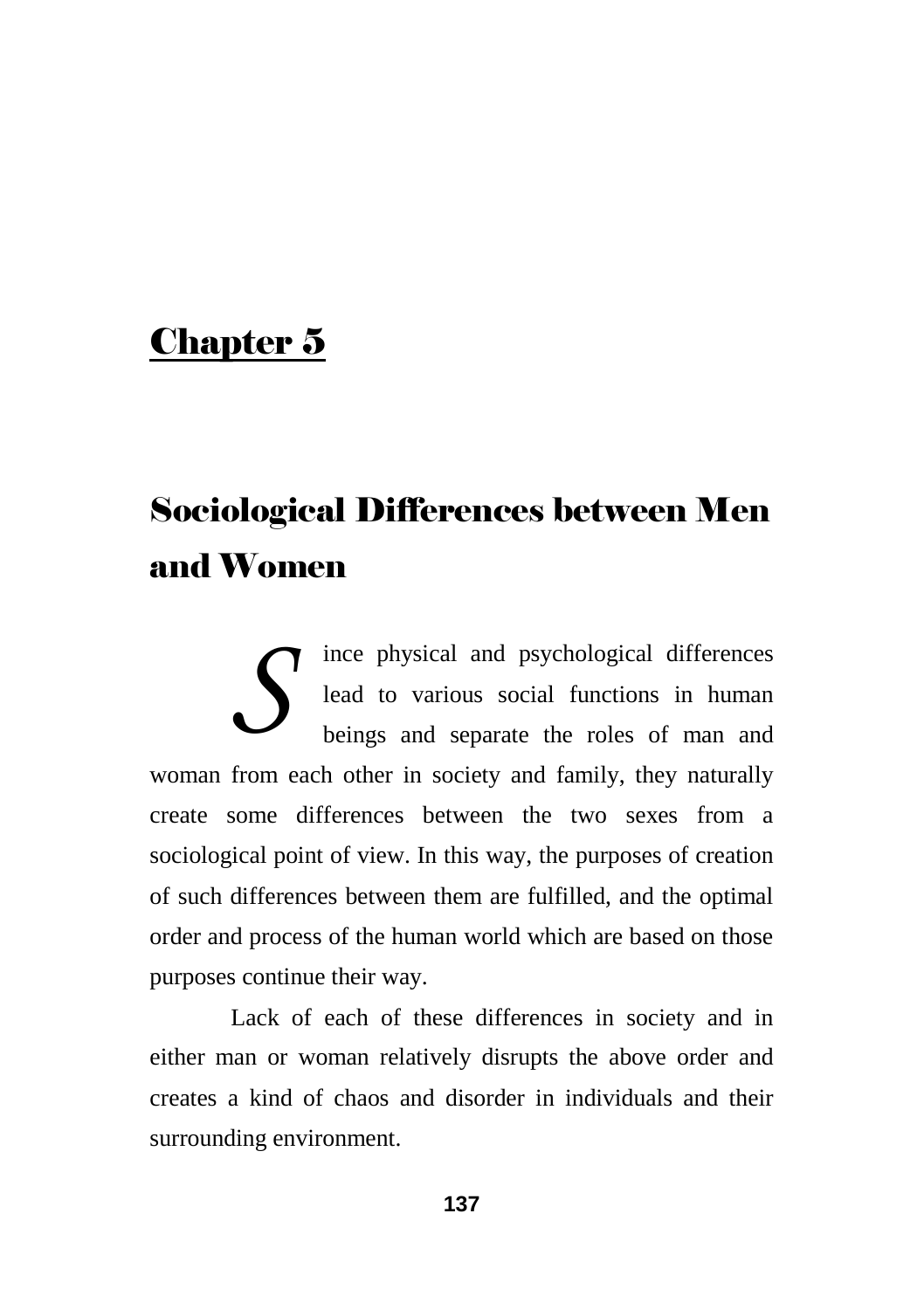# Chapter 5

## Sociological Differences between Men and Women

Since physical and psychological differences lead to various social functions in human beings and separate the roles of man and woman from each other in society and family, they naturally create some differences between the two sexes from a sociological point of view. In this way, the purposes of creation of such differences between them are fulfilled, and the optimal order and process of the human world which are based on those purposes continue their way.

Lack of each of these differences in society and in either man or woman relatively disrupts the above order and creates a kind of chaos and disorder in individuals and their surrounding environment.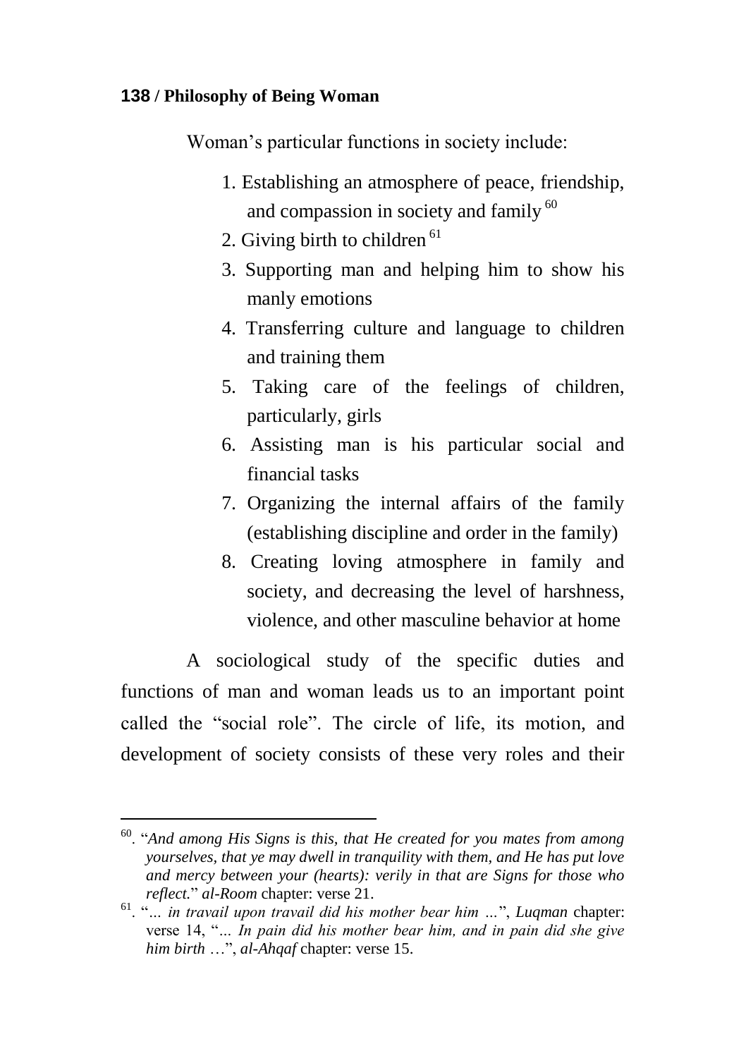Woman's particular functions in society include:

1. Establishing an atmosphere of peace, friendship, and compassion in society and family [60]
2. Giving birth to children [61]
3. Supporting man and helping him to show his manly emotions
4. Transferring culture and language to children and training them
5. Taking care of the feelings of children, particularly, girls
6. Assisting man is his particular social and financial tasks
7. Organizing the internal affairs of the family (establishing discipline and order in the family)
8. Creating loving atmosphere in family and society, and decreasing the level of harshness, violence, and other masculine behavior at home

A sociological study of the specific duties and functions of man and woman leads us to an important point called the "social role". The circle of life, its motion, and development of society consists of these very roles and their

---

[60]. "*And among His Signs is this, that He created for you mates from among yourselves, that ye may dwell in tranquility with them, and He has put love and mercy between your (hearts): verily in that are Signs for those who reflect.*" *al-Room* chapter: verse 21.

[61]. "*... in travail upon travail did his mother bear him ...*", *Luqman* chapter: verse 14, "*... In pain did his mother bear him, and in pain did she give him birth* ...", *al-Ahqaf* chapter: verse 15.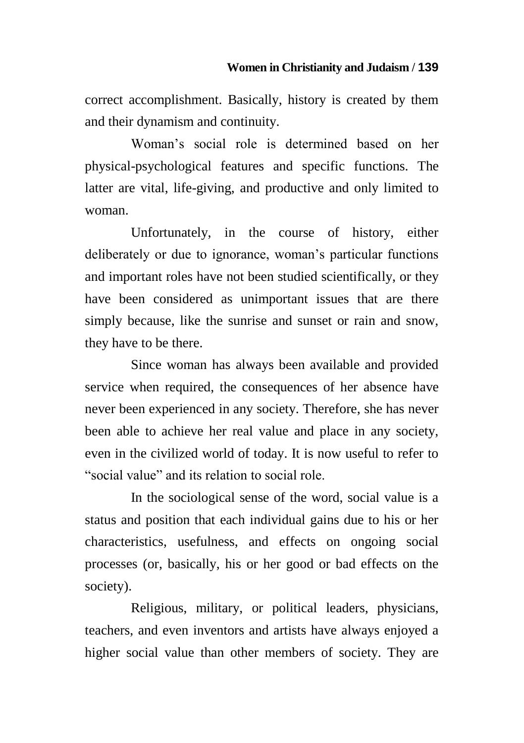correct accomplishment. Basically, history is created by them and their dynamism and continuity.

Woman's social role is determined based on her physical-psychological features and specific functions. The latter are vital, life-giving, and productive and only limited to woman.

Unfortunately, in the course of history, either deliberately or due to ignorance, woman's particular functions and important roles have not been studied scientifically, or they have been considered as unimportant issues that are there simply because, like the sunrise and sunset or rain and snow, they have to be there.

Since woman has always been available and provided service when required, the consequences of her absence have never been experienced in any society. Therefore, she has never been able to achieve her real value and place in any society, even in the civilized world of today. It is now useful to refer to "social value" and its relation to social role.

In the sociological sense of the word, social value is a status and position that each individual gains due to his or her characteristics, usefulness, and effects on ongoing social processes (or, basically, his or her good or bad effects on the society).

Religious, military, or political leaders, physicians, teachers, and even inventors and artists have always enjoyed a higher social value than other members of society. They are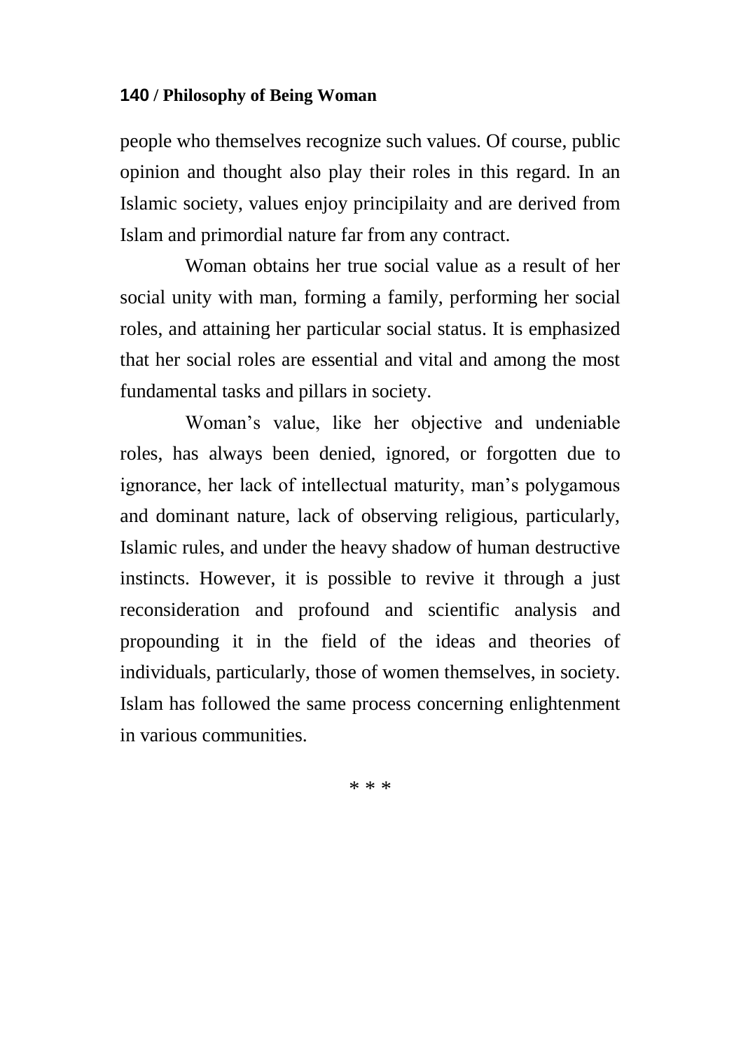people who themselves recognize such values. Of course, public opinion and thought also play their roles in this regard. In an Islamic society, values enjoy principilaity and are derived from Islam and primordial nature far from any contract.

Woman obtains her true social value as a result of her social unity with man, forming a family, performing her social roles, and attaining her particular social status. It is emphasized that her social roles are essential and vital and among the most fundamental tasks and pillars in society.

Woman's value, like her objective and undeniable roles, has always been denied, ignored, or forgotten due to ignorance, her lack of intellectual maturity, man's polygamous and dominant nature, lack of observing religious, particularly, Islamic rules, and under the heavy shadow of human destructive instincts. However, it is possible to revive it through a just reconsideration and profound and scientific analysis and propounding it in the field of the ideas and theories of individuals, particularly, those of women themselves, in society. Islam has followed the same process concerning enlightenment in various communities.

\* \* \*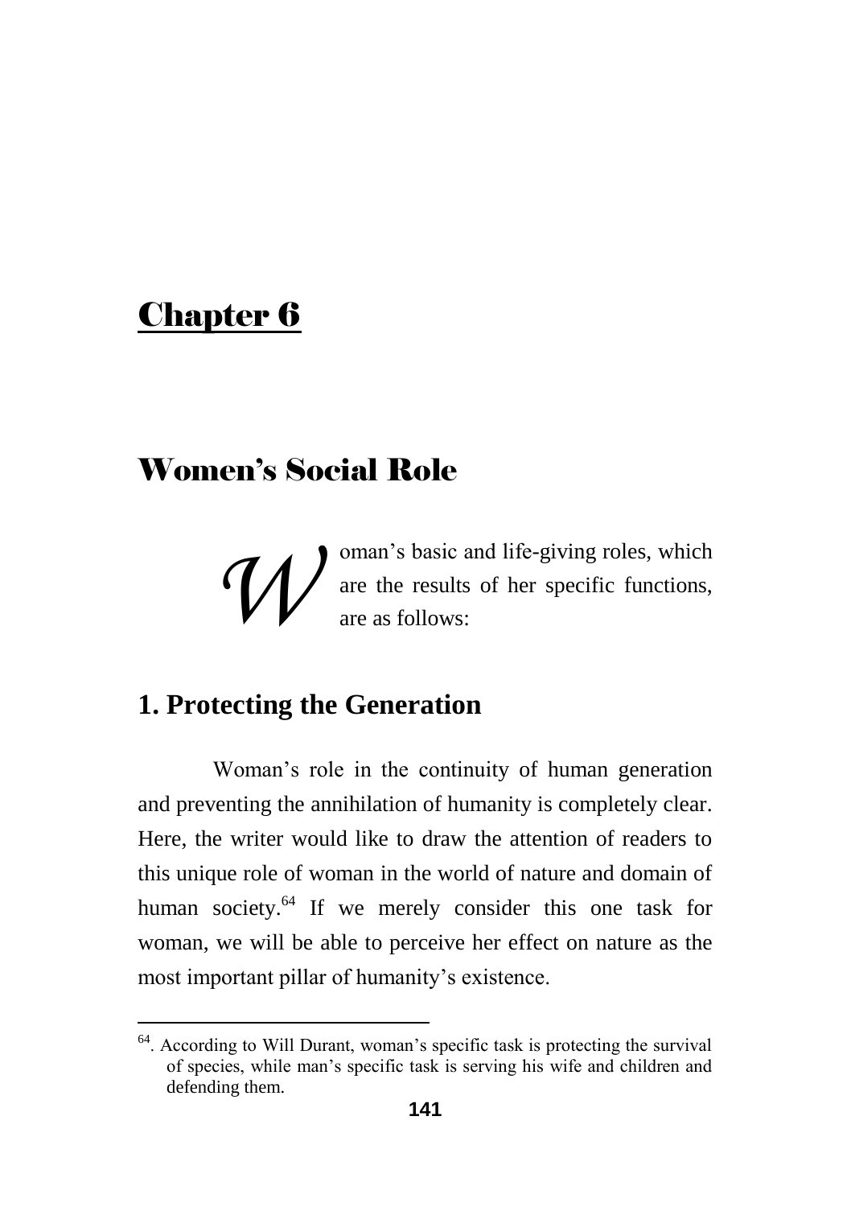# Chapter 6

## Women's Social Role

Woman's basic and life-giving roles, which are the results of her specific functions, are as follows:

### 1. Protecting the Generation

Woman's role in the continuity of human generation and preventing the annihilation of humanity is completely clear. Here, the writer would like to draw the attention of readers to this unique role of woman in the world of nature and domain of human society.[64] If we merely consider this one task for woman, we will be able to perceive her effect on nature as the most important pillar of humanity's existence.

---

[64]. According to Will Durant, woman's specific task is protecting the survival of species, while man's specific task is serving his wife and children and defending them.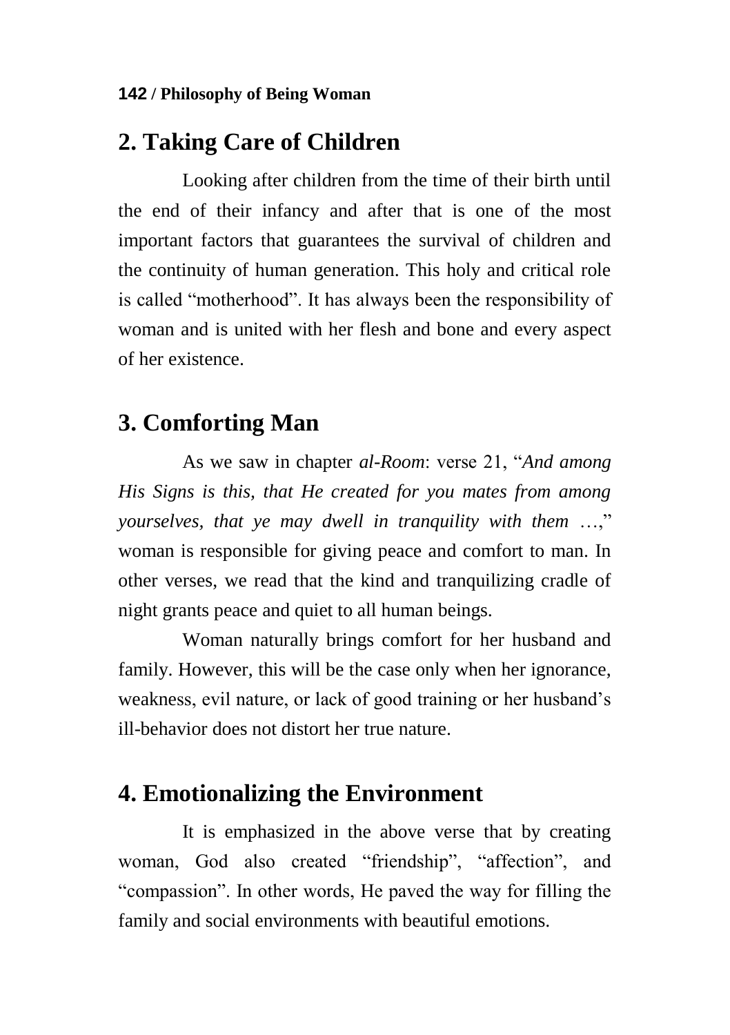## 2. Taking Care of Children

Looking after children from the time of their birth until the end of their infancy and after that is one of the most important factors that guarantees the survival of children and the continuity of human generation. This holy and critical role is called "motherhood". It has always been the responsibility of woman and is united with her flesh and bone and every aspect of her existence.

## 3. Comforting Man

As we saw in chapter *al-Room*: verse 21, "*And among His Signs is this, that He created for you mates from among yourselves, that ye may dwell in tranquility with them* …," woman is responsible for giving peace and comfort to man. In other verses, we read that the kind and tranquilizing cradle of night grants peace and quiet to all human beings.

Woman naturally brings comfort for her husband and family. However, this will be the case only when her ignorance, weakness, evil nature, or lack of good training or her husband's ill-behavior does not distort her true nature.

## 4. Emotionalizing the Environment

It is emphasized in the above verse that by creating woman, God also created "friendship", "affection", and "compassion". In other words, He paved the way for filling the family and social environments with beautiful emotions.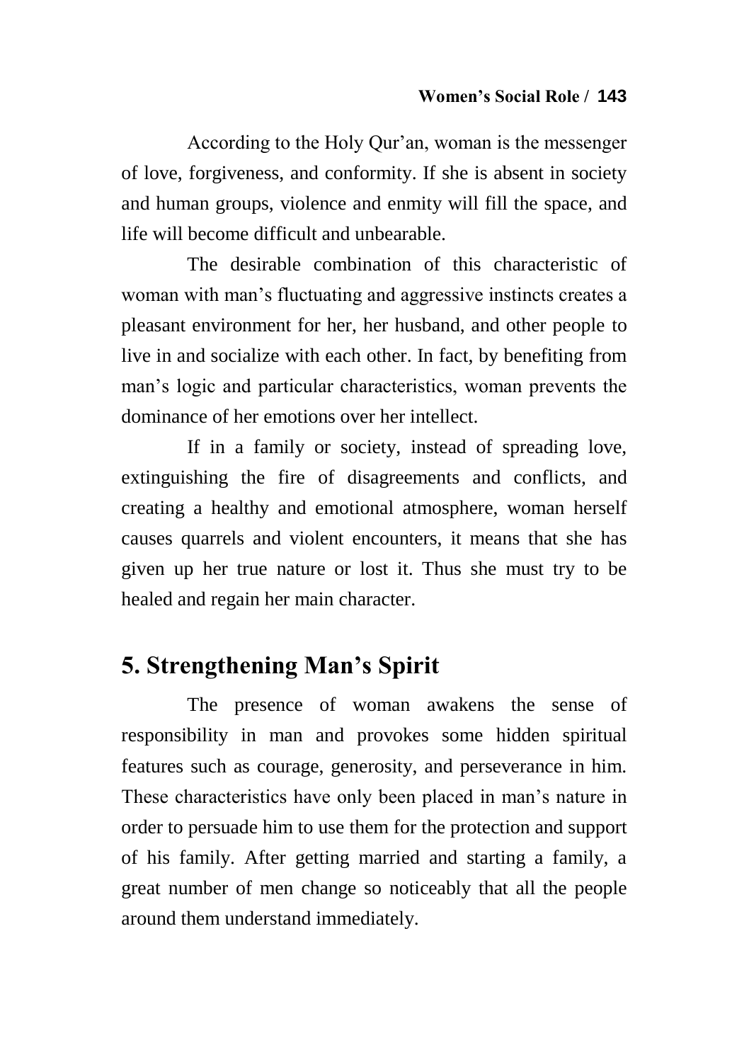According to the Holy Qur'an, woman is the messenger of love, forgiveness, and conformity. If she is absent in society and human groups, violence and enmity will fill the space, and life will become difficult and unbearable.

The desirable combination of this characteristic of woman with man's fluctuating and aggressive instincts creates a pleasant environment for her, her husband, and other people to live in and socialize with each other. In fact, by benefiting from man's logic and particular characteristics, woman prevents the dominance of her emotions over her intellect.

If in a family or society, instead of spreading love, extinguishing the fire of disagreements and conflicts, and creating a healthy and emotional atmosphere, woman herself causes quarrels and violent encounters, it means that she has given up her true nature or lost it. Thus she must try to be healed and regain her main character.

## 5. Strengthening Man's Spirit

The presence of woman awakens the sense of responsibility in man and provokes some hidden spiritual features such as courage, generosity, and perseverance in him. These characteristics have only been placed in man's nature in order to persuade him to use them for the protection and support of his family. After getting married and starting a family, a great number of men change so noticeably that all the people around them understand immediately.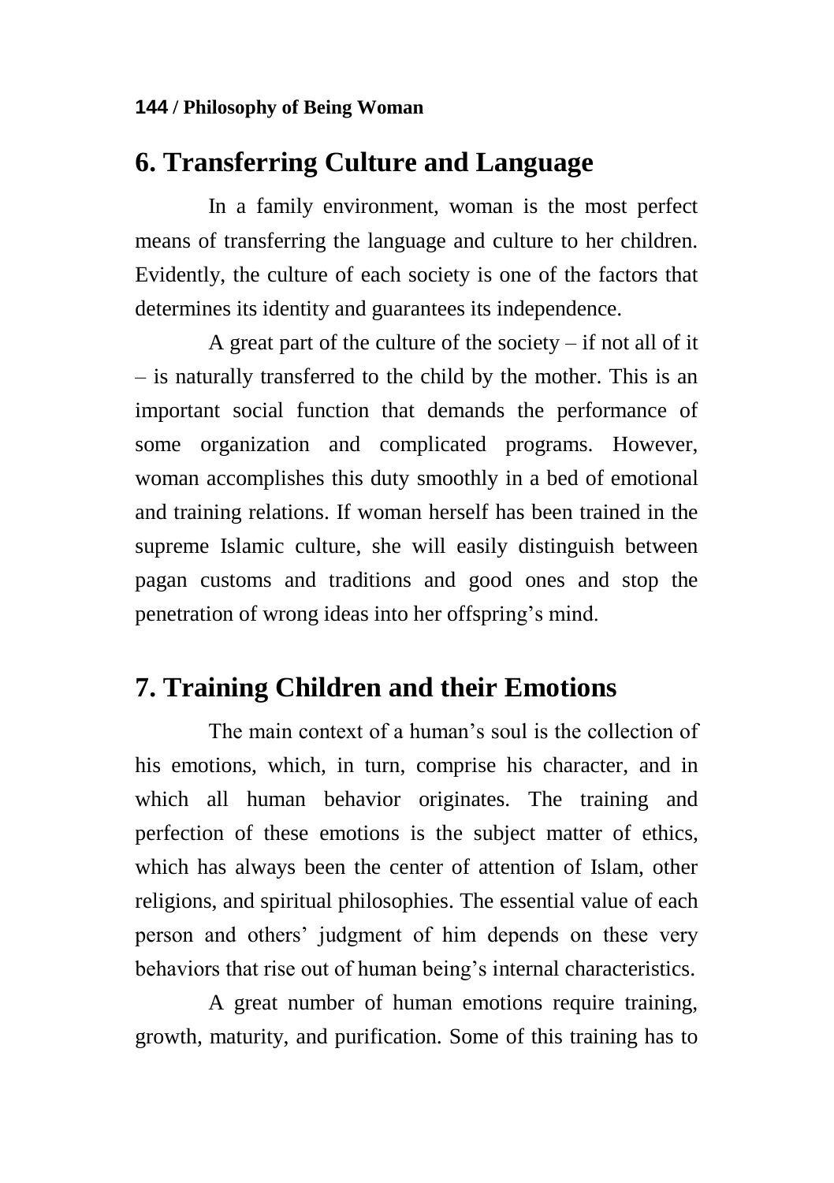## 6. Transferring Culture and Language

In a family environment, woman is the most perfect means of transferring the language and culture to her children. Evidently, the culture of each society is one of the factors that determines its identity and guarantees its independence.

A great part of the culture of the society – if not all of it – is naturally transferred to the child by the mother. This is an important social function that demands the performance of some organization and complicated programs. However, woman accomplishes this duty smoothly in a bed of emotional and training relations. If woman herself has been trained in the supreme Islamic culture, she will easily distinguish between pagan customs and traditions and good ones and stop the penetration of wrong ideas into her offspring's mind.

## 7. Training Children and their Emotions

The main context of a human's soul is the collection of his emotions, which, in turn, comprise his character, and in which all human behavior originates. The training and perfection of these emotions is the subject matter of ethics, which has always been the center of attention of Islam, other religions, and spiritual philosophies. The essential value of each person and others' judgment of him depends on these very behaviors that rise out of human being's internal characteristics.

A great number of human emotions require training, growth, maturity, and purification. Some of this training has to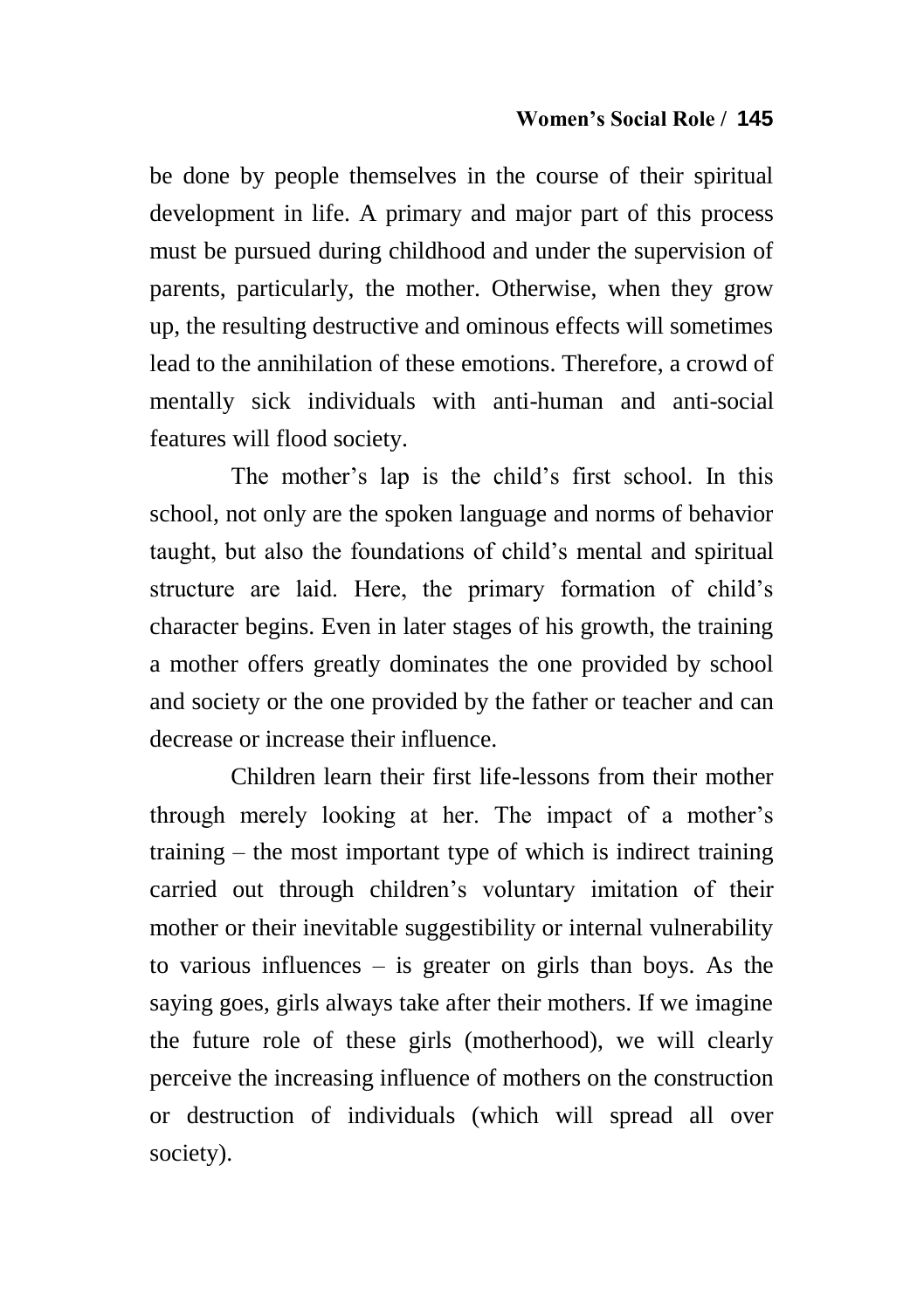be done by people themselves in the course of their spiritual development in life. A primary and major part of this process must be pursued during childhood and under the supervision of parents, particularly, the mother. Otherwise, when they grow up, the resulting destructive and ominous effects will sometimes lead to the annihilation of these emotions. Therefore, a crowd of mentally sick individuals with anti-human and anti-social features will flood society.

The mother's lap is the child's first school. In this school, not only are the spoken language and norms of behavior taught, but also the foundations of child's mental and spiritual structure are laid. Here, the primary formation of child's character begins. Even in later stages of his growth, the training a mother offers greatly dominates the one provided by school and society or the one provided by the father or teacher and can decrease or increase their influence.

Children learn their first life-lessons from their mother through merely looking at her. The impact of a mother's training – the most important type of which is indirect training carried out through children's voluntary imitation of their mother or their inevitable suggestibility or internal vulnerability to various influences – is greater on girls than boys. As the saying goes, girls always take after their mothers. If we imagine the future role of these girls (motherhood), we will clearly perceive the increasing influence of mothers on the construction or destruction of individuals (which will spread all over society).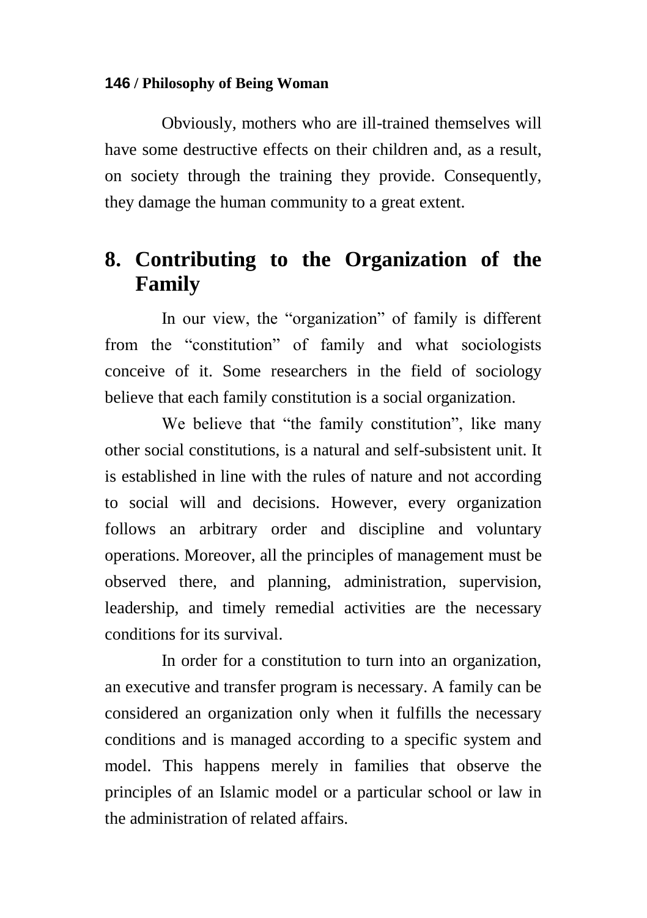Obviously, mothers who are ill-trained themselves will have some destructive effects on their children and, as a result, on society through the training they provide. Consequently, they damage the human community to a great extent.

## 8. Contributing to the Organization of the Family

In our view, the "organization" of family is different from the "constitution" of family and what sociologists conceive of it. Some researchers in the field of sociology believe that each family constitution is a social organization.

We believe that "the family constitution", like many other social constitutions, is a natural and self-subsistent unit. It is established in line with the rules of nature and not according to social will and decisions. However, every organization follows an arbitrary order and discipline and voluntary operations. Moreover, all the principles of management must be observed there, and planning, administration, supervision, leadership, and timely remedial activities are the necessary conditions for its survival.

In order for a constitution to turn into an organization, an executive and transfer program is necessary. A family can be considered an organization only when it fulfills the necessary conditions and is managed according to a specific system and model. This happens merely in families that observe the principles of an Islamic model or a particular school or law in the administration of related affairs.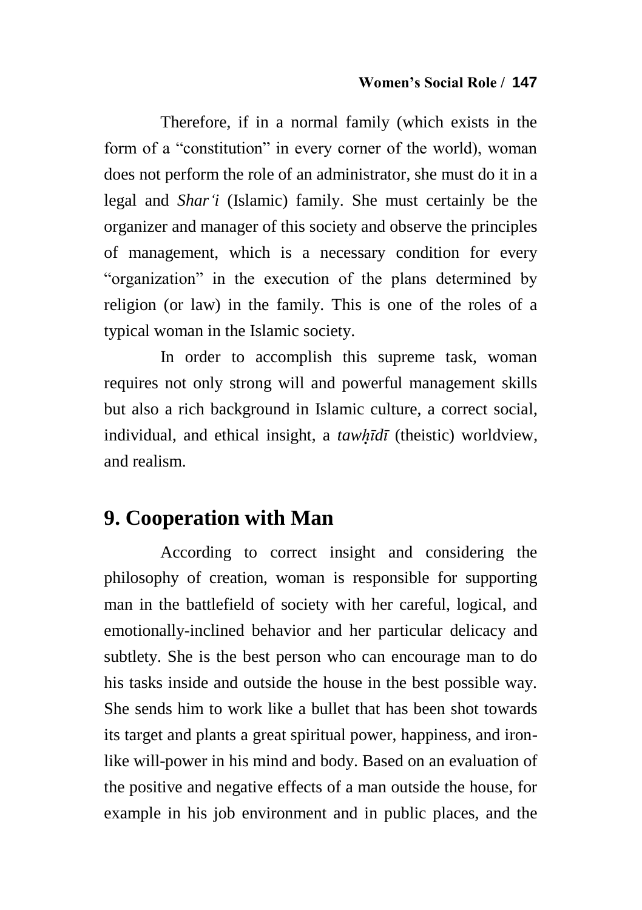Therefore, if in a normal family (which exists in the form of a "constitution" in every corner of the world), woman does not perform the role of an administrator, she must do it in a legal and *Shar'i* (Islamic) family. She must certainly be the organizer and manager of this society and observe the principles of management, which is a necessary condition for every "organization" in the execution of the plans determined by religion (or law) in the family. This is one of the roles of a typical woman in the Islamic society.

In order to accomplish this supreme task, woman requires not only strong will and powerful management skills but also a rich background in Islamic culture, a correct social, individual, and ethical insight, a *tawḥīdī* (theistic) worldview, and realism.

## 9. Cooperation with Man

According to correct insight and considering the philosophy of creation, woman is responsible for supporting man in the battlefield of society with her careful, logical, and emotionally-inclined behavior and her particular delicacy and subtlety. She is the best person who can encourage man to do his tasks inside and outside the house in the best possible way. She sends him to work like a bullet that has been shot towards its target and plants a great spiritual power, happiness, and iron-like will-power in his mind and body. Based on an evaluation of the positive and negative effects of a man outside the house, for example in his job environment and in public places, and the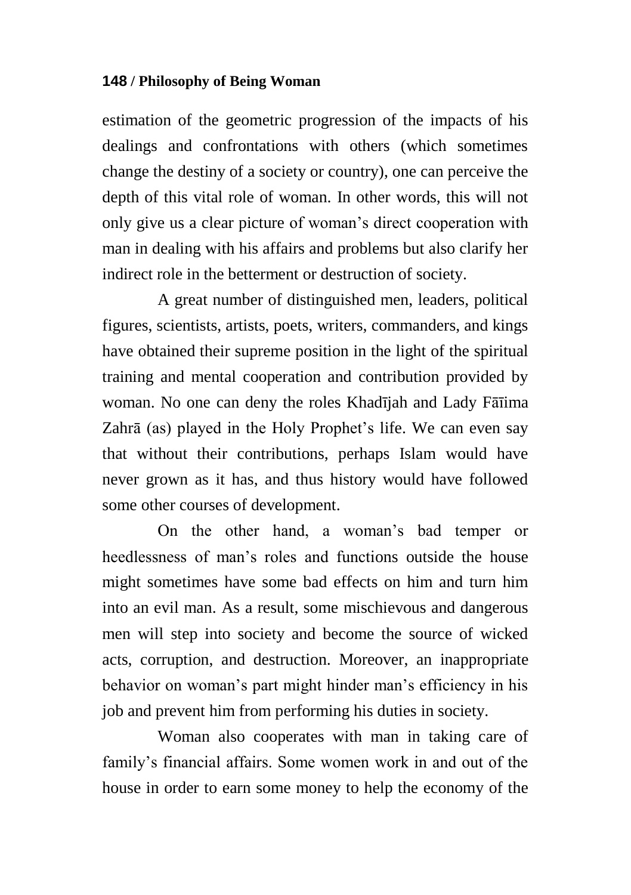estimation of the geometric progression of the impacts of his dealings and confrontations with others (which sometimes change the destiny of a society or country), one can perceive the depth of this vital role of woman. In other words, this will not only give us a clear picture of woman's direct cooperation with man in dealing with his affairs and problems but also clarify her indirect role in the betterment or destruction of society.

A great number of distinguished men, leaders, political figures, scientists, artists, poets, writers, commanders, and kings have obtained their supreme position in the light of the spiritual training and mental cooperation and contribution provided by woman. No one can deny the roles Khadījah and Lady Fāīima Zahrā (as) played in the Holy Prophet's life. We can even say that without their contributions, perhaps Islam would have never grown as it has, and thus history would have followed some other courses of development.

On the other hand, a woman's bad temper or heedlessness of man's roles and functions outside the house might sometimes have some bad effects on him and turn him into an evil man. As a result, some mischievous and dangerous men will step into society and become the source of wicked acts, corruption, and destruction. Moreover, an inappropriate behavior on woman's part might hinder man's efficiency in his job and prevent him from performing his duties in society.

Woman also cooperates with man in taking care of family's financial affairs. Some women work in and out of the house in order to earn some money to help the economy of the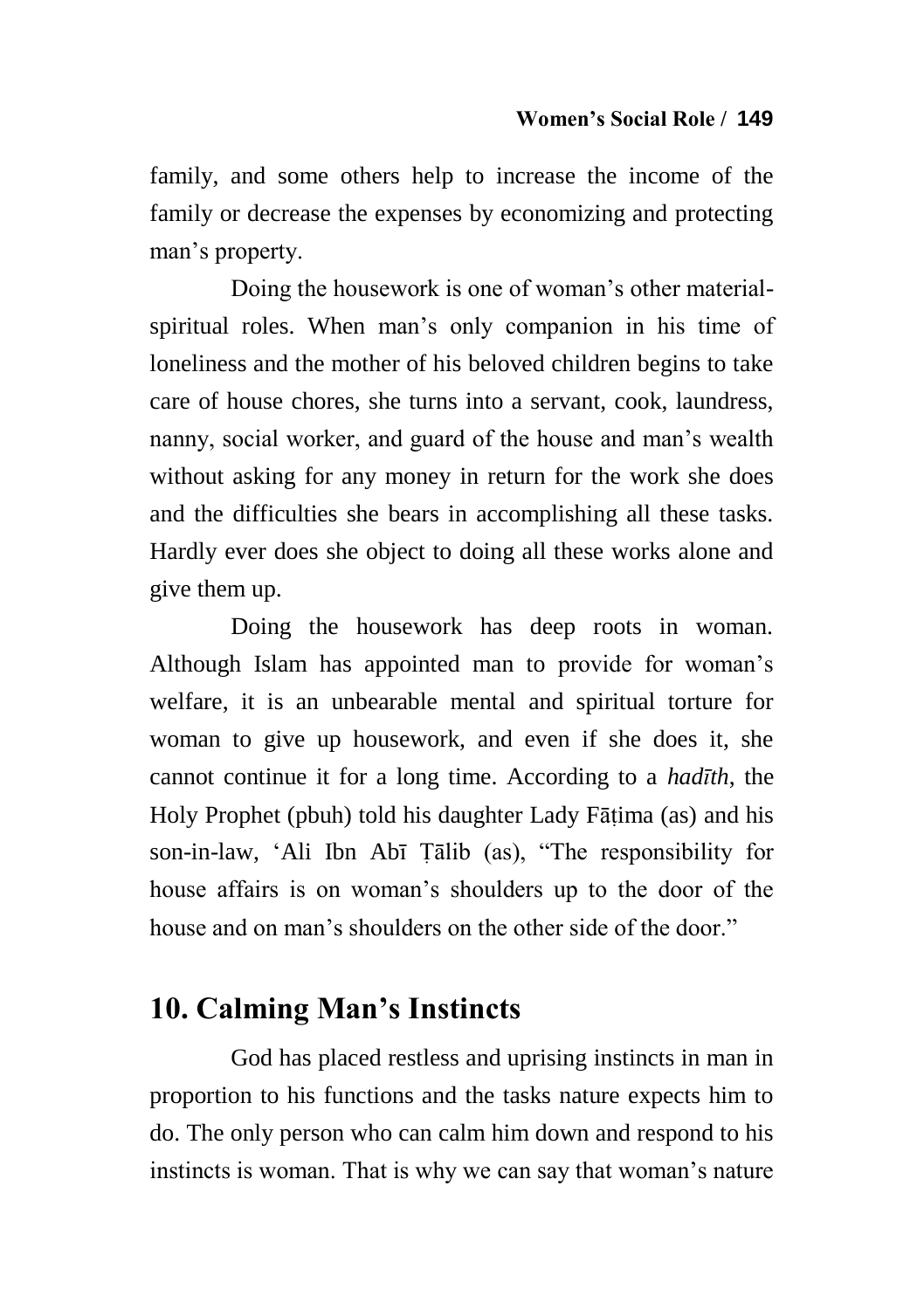family, and some others help to increase the income of the family or decrease the expenses by economizing and protecting man's property.

Doing the housework is one of woman's other material-spiritual roles. When man's only companion in his time of loneliness and the mother of his beloved children begins to take care of house chores, she turns into a servant, cook, laundress, nanny, social worker, and guard of the house and man's wealth without asking for any money in return for the work she does and the difficulties she bears in accomplishing all these tasks. Hardly ever does she object to doing all these works alone and give them up.

Doing the housework has deep roots in woman. Although Islam has appointed man to provide for woman's welfare, it is an unbearable mental and spiritual torture for woman to give up housework, and even if she does it, she cannot continue it for a long time. According to a *hadīth*, the Holy Prophet (pbuh) told his daughter Lady Fāṭima (as) and his son-in-law, 'Ali Ibn Abī Ṭālib (as), "The responsibility for house affairs is on woman's shoulders up to the door of the house and on man's shoulders on the other side of the door."

## 10. Calming Man's Instincts

God has placed restless and uprising instincts in man in proportion to his functions and the tasks nature expects him to do. The only person who can calm him down and respond to his instincts is woman. That is why we can say that woman's nature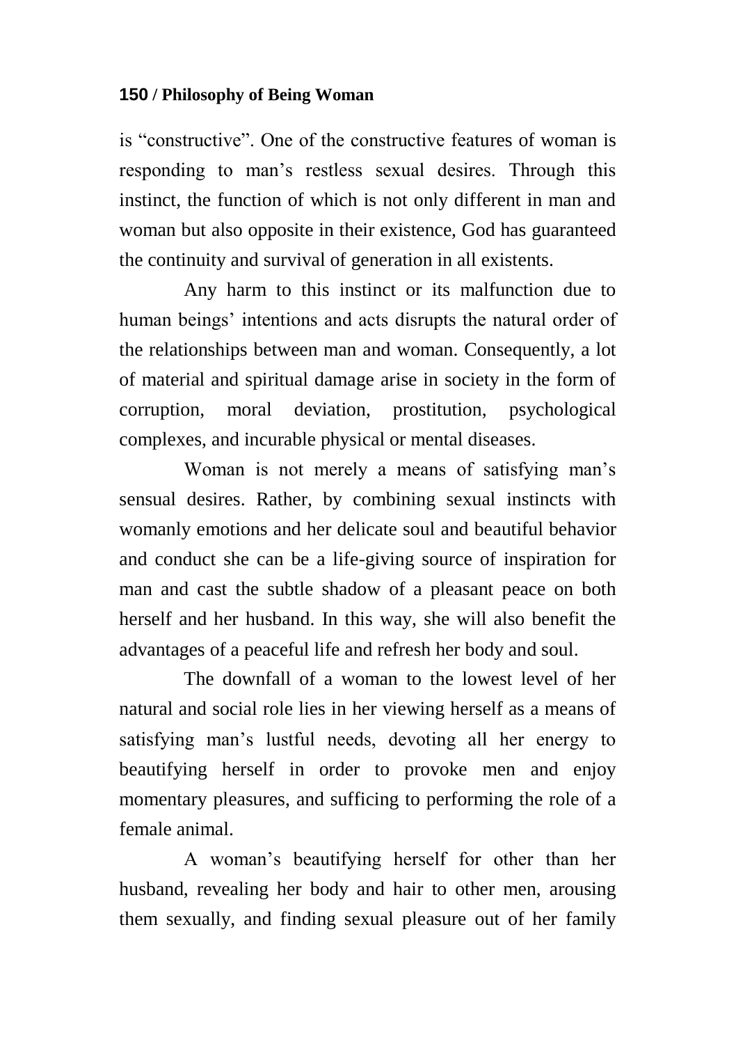is "constructive". One of the constructive features of woman is responding to man's restless sexual desires. Through this instinct, the function of which is not only different in man and woman but also opposite in their existence, God has guaranteed the continuity and survival of generation in all existents.

Any harm to this instinct or its malfunction due to human beings' intentions and acts disrupts the natural order of the relationships between man and woman. Consequently, a lot of material and spiritual damage arise in society in the form of corruption, moral deviation, prostitution, psychological complexes, and incurable physical or mental diseases.

Woman is not merely a means of satisfying man's sensual desires. Rather, by combining sexual instincts with womanly emotions and her delicate soul and beautiful behavior and conduct she can be a life-giving source of inspiration for man and cast the subtle shadow of a pleasant peace on both herself and her husband. In this way, she will also benefit the advantages of a peaceful life and refresh her body and soul.

The downfall of a woman to the lowest level of her natural and social role lies in her viewing herself as a means of satisfying man's lustful needs, devoting all her energy to beautifying herself in order to provoke men and enjoy momentary pleasures, and sufficing to performing the role of a female animal.

A woman's beautifying herself for other than her husband, revealing her body and hair to other men, arousing them sexually, and finding sexual pleasure out of her family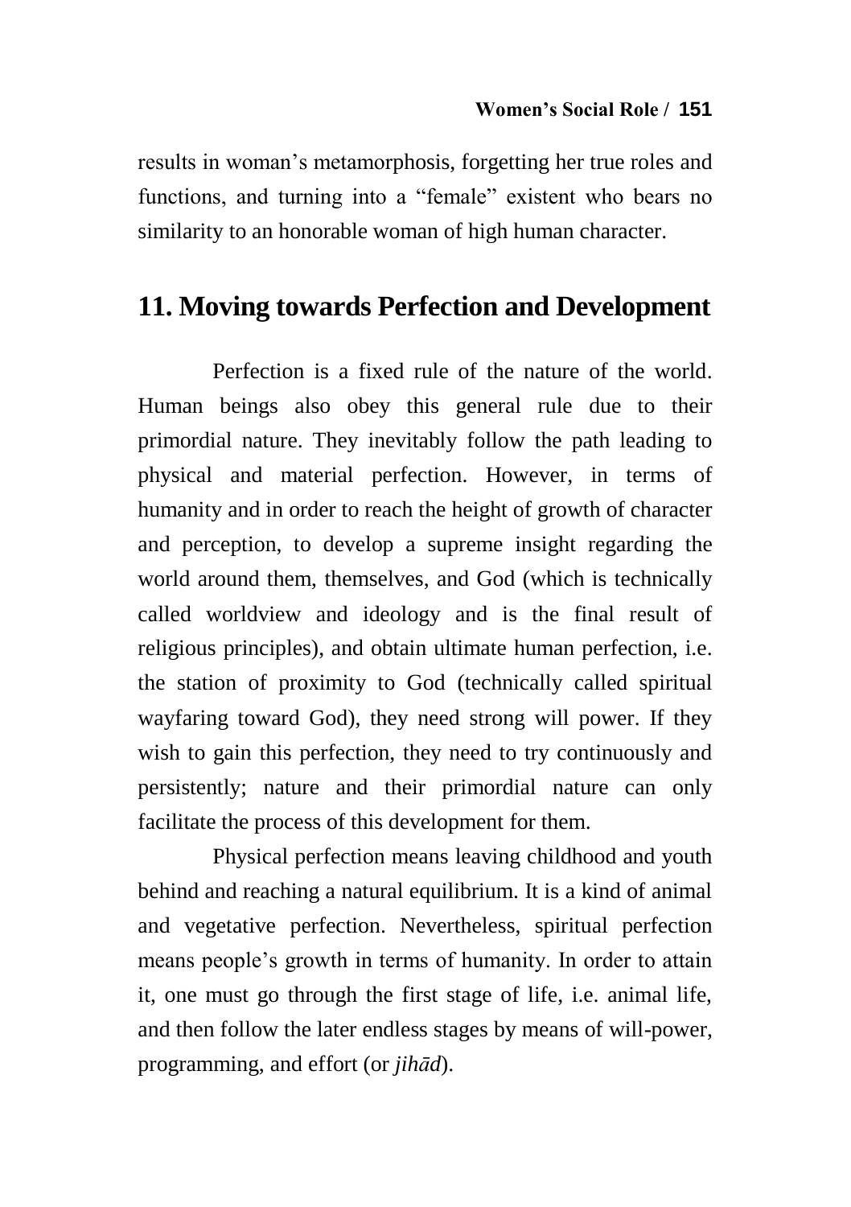results in woman's metamorphosis, forgetting her true roles and functions, and turning into a "female" existent who bears no similarity to an honorable woman of high human character.

## 11. Moving towards Perfection and Development

Perfection is a fixed rule of the nature of the world. Human beings also obey this general rule due to their primordial nature. They inevitably follow the path leading to physical and material perfection. However, in terms of humanity and in order to reach the height of growth of character and perception, to develop a supreme insight regarding the world around them, themselves, and God (which is technically called worldview and ideology and is the final result of religious principles), and obtain ultimate human perfection, i.e. the station of proximity to God (technically called spiritual wayfaring toward God), they need strong will power. If they wish to gain this perfection, they need to try continuously and persistently; nature and their primordial nature can only facilitate the process of this development for them.

Physical perfection means leaving childhood and youth behind and reaching a natural equilibrium. It is a kind of animal and vegetative perfection. Nevertheless, spiritual perfection means people's growth in terms of humanity. In order to attain it, one must go through the first stage of life, i.e. animal life, and then follow the later endless stages by means of will-power, programming, and effort (or *jihād*).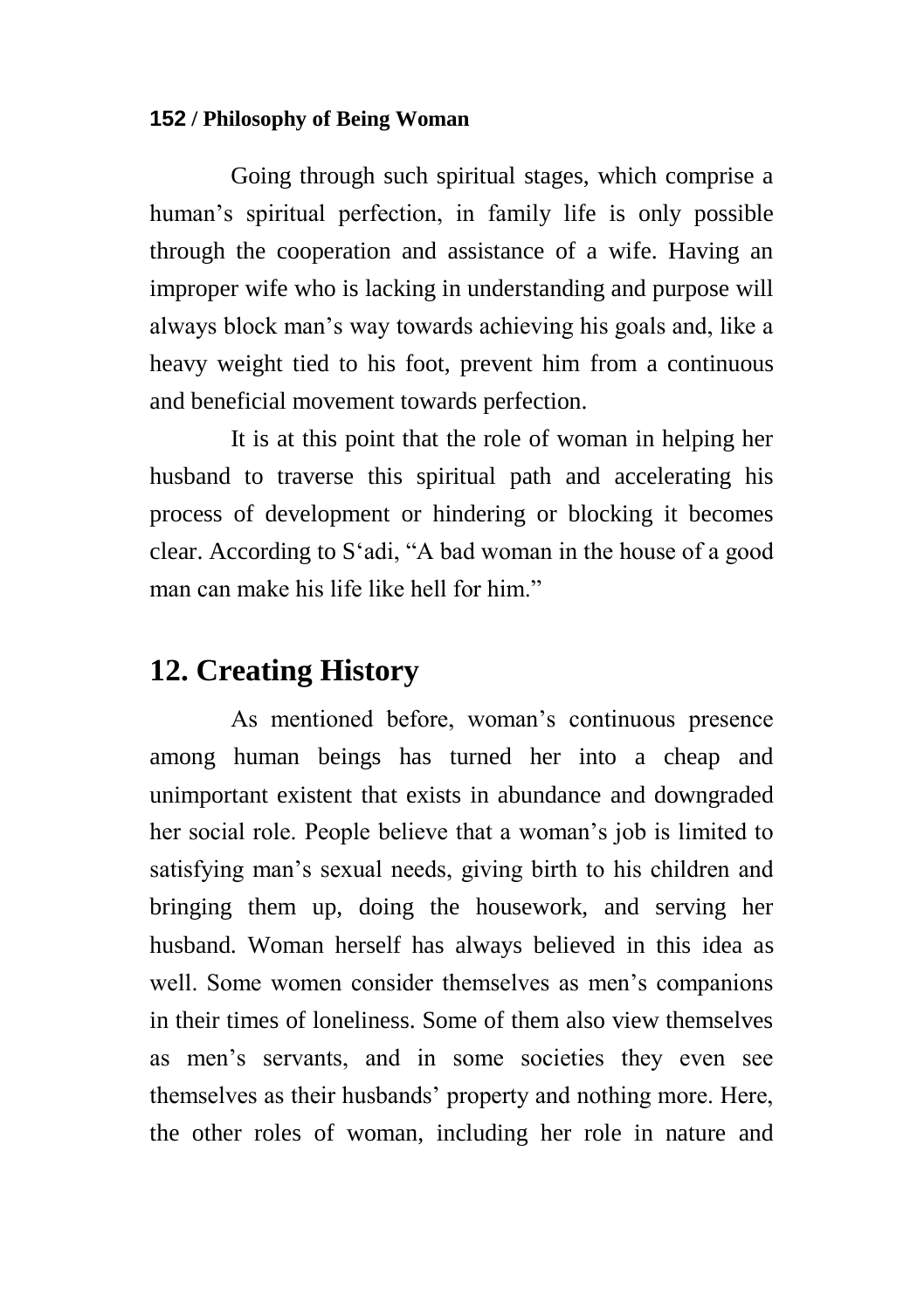Going through such spiritual stages, which comprise a human's spiritual perfection, in family life is only possible through the cooperation and assistance of a wife. Having an improper wife who is lacking in understanding and purpose will always block man's way towards achieving his goals and, like a heavy weight tied to his foot, prevent him from a continuous and beneficial movement towards perfection.

It is at this point that the role of woman in helping her husband to traverse this spiritual path and accelerating his process of development or hindering or blocking it becomes clear. According to S'adi, "A bad woman in the house of a good man can make his life like hell for him."

## 12. Creating History

As mentioned before, woman's continuous presence among human beings has turned her into a cheap and unimportant existent that exists in abundance and downgraded her social role. People believe that a woman's job is limited to satisfying man's sexual needs, giving birth to his children and bringing them up, doing the housework, and serving her husband. Woman herself has always believed in this idea as well. Some women consider themselves as men's companions in their times of loneliness. Some of them also view themselves as men's servants, and in some societies they even see themselves as their husbands' property and nothing more. Here, the other roles of woman, including her role in nature and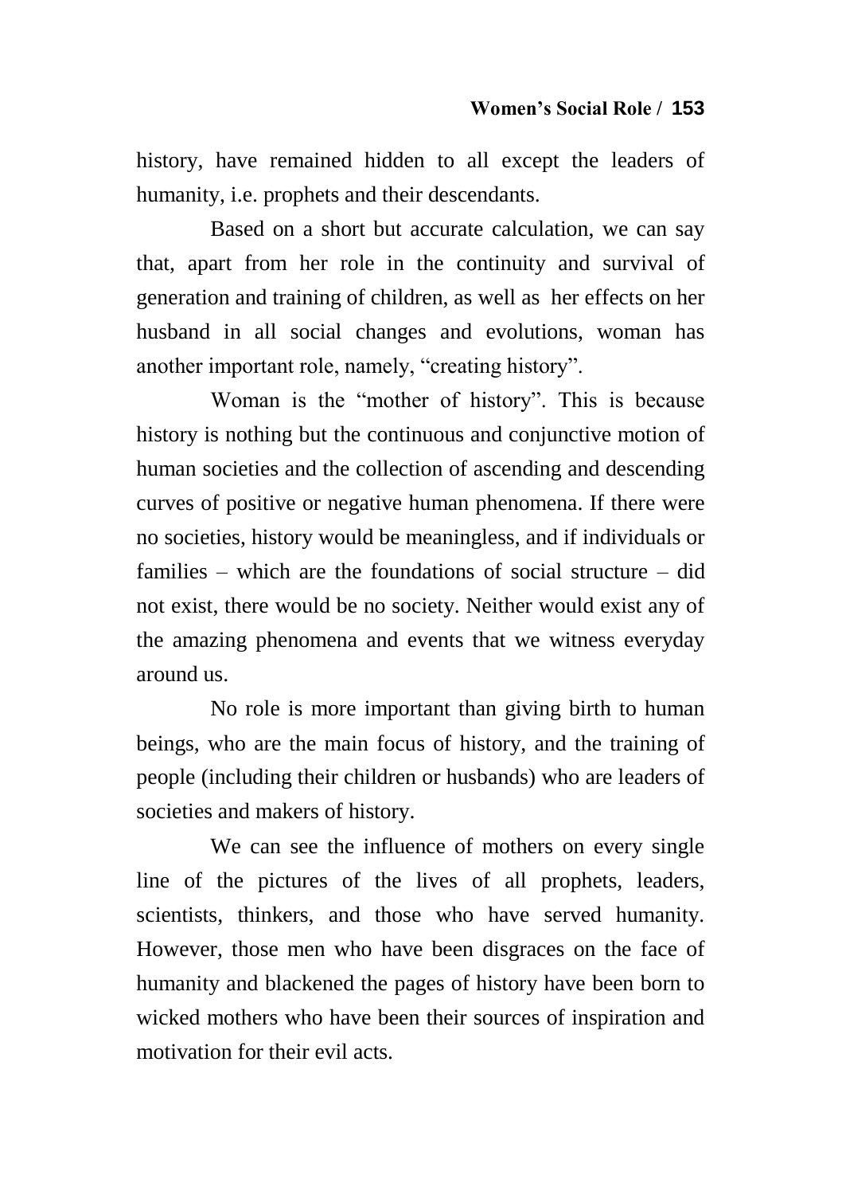history, have remained hidden to all except the leaders of humanity, i.e. prophets and their descendants.

Based on a short but accurate calculation, we can say that, apart from her role in the continuity and survival of generation and training of children, as well as her effects on her husband in all social changes and evolutions, woman has another important role, namely, "creating history".

Woman is the "mother of history". This is because history is nothing but the continuous and conjunctive motion of human societies and the collection of ascending and descending curves of positive or negative human phenomena. If there were no societies, history would be meaningless, and if individuals or families – which are the foundations of social structure – did not exist, there would be no society. Neither would exist any of the amazing phenomena and events that we witness everyday around us.

No role is more important than giving birth to human beings, who are the main focus of history, and the training of people (including their children or husbands) who are leaders of societies and makers of history.

We can see the influence of mothers on every single line of the pictures of the lives of all prophets, leaders, scientists, thinkers, and those who have served humanity. However, those men who have been disgraces on the face of humanity and blackened the pages of history have been born to wicked mothers who have been their sources of inspiration and motivation for their evil acts.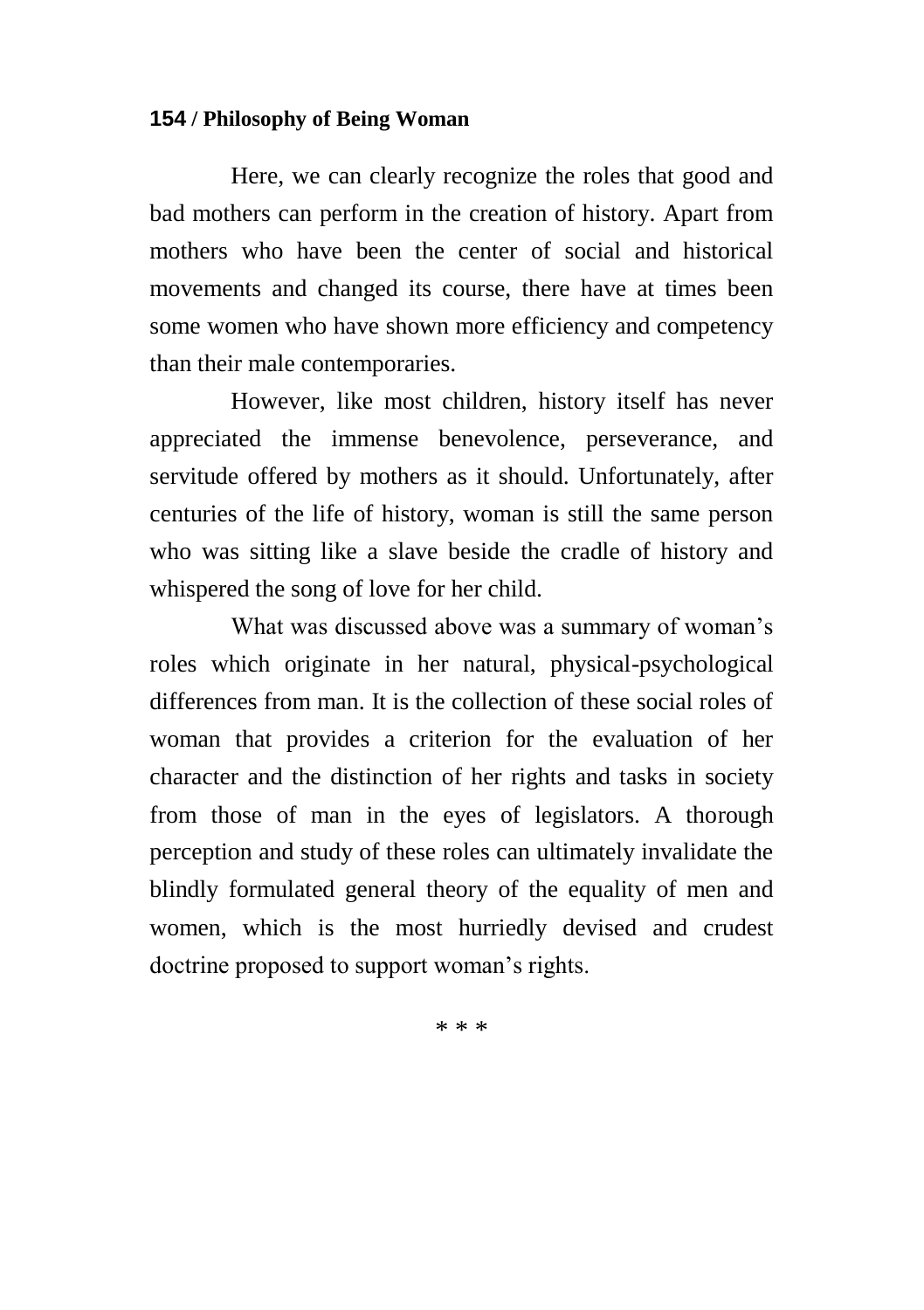Here, we can clearly recognize the roles that good and bad mothers can perform in the creation of history. Apart from mothers who have been the center of social and historical movements and changed its course, there have at times been some women who have shown more efficiency and competency than their male contemporaries.

However, like most children, history itself has never appreciated the immense benevolence, perseverance, and servitude offered by mothers as it should. Unfortunately, after centuries of the life of history, woman is still the same person who was sitting like a slave beside the cradle of history and whispered the song of love for her child.

What was discussed above was a summary of woman's roles which originate in her natural, physical-psychological differences from man. It is the collection of these social roles of woman that provides a criterion for the evaluation of her character and the distinction of her rights and tasks in society from those of man in the eyes of legislators. A thorough perception and study of these roles can ultimately invalidate the blindly formulated general theory of the equality of men and women, which is the most hurriedly devised and crudest doctrine proposed to support woman's rights.

\* \* \*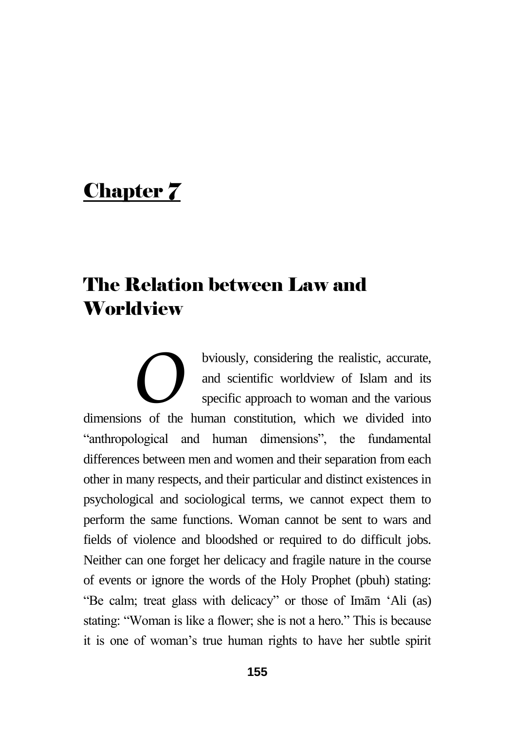# Chapter 7

## The Relation between Law and Worldview

Obviously, considering the realistic, accurate, and scientific worldview of Islam and its specific approach to woman and the various dimensions of the human constitution, which we divided into "anthropological and human dimensions", the fundamental differences between men and women and their separation from each other in many respects, and their particular and distinct existences in psychological and sociological terms, we cannot expect them to perform the same functions. Woman cannot be sent to wars and fields of violence and bloodshed or required to do difficult jobs. Neither can one forget her delicacy and fragile nature in the course of events or ignore the words of the Holy Prophet (pbuh) stating: "Be calm; treat glass with delicacy" or those of Imām 'Ali (as) stating: "Woman is like a flower; she is not a hero." This is because it is one of woman's true human rights to have her subtle spirit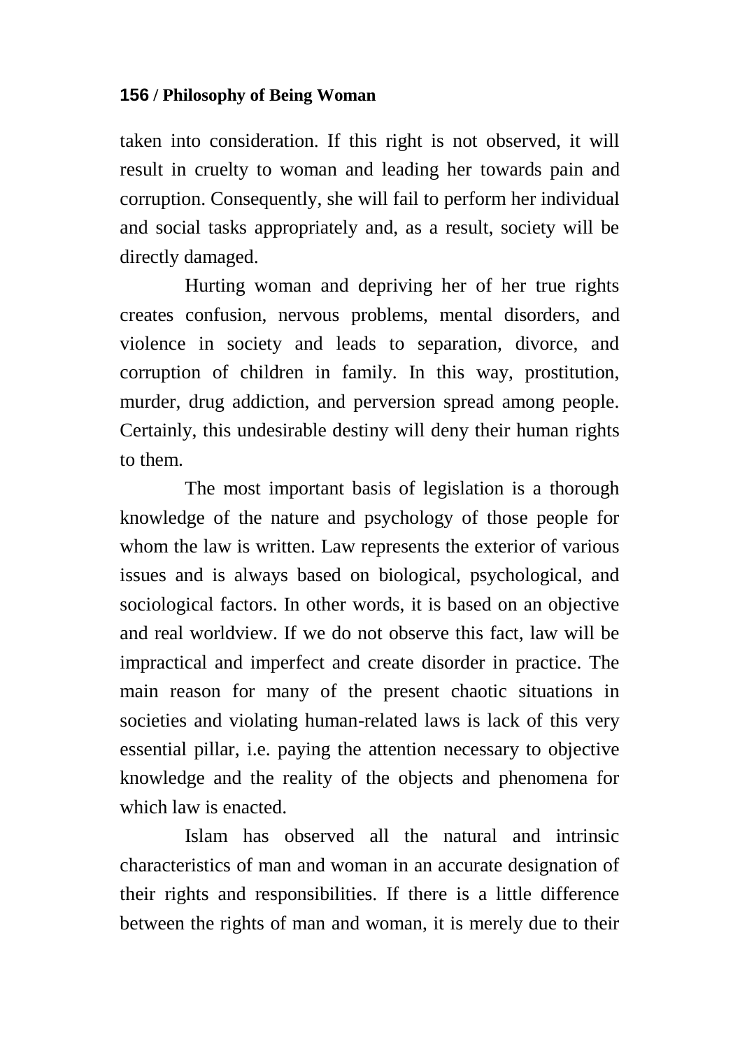taken into consideration. If this right is not observed, it will result in cruelty to woman and leading her towards pain and corruption. Consequently, she will fail to perform her individual and social tasks appropriately and, as a result, society will be directly damaged.

Hurting woman and depriving her of her true rights creates confusion, nervous problems, mental disorders, and violence in society and leads to separation, divorce, and corruption of children in family. In this way, prostitution, murder, drug addiction, and perversion spread among people. Certainly, this undesirable destiny will deny their human rights to them.

The most important basis of legislation is a thorough knowledge of the nature and psychology of those people for whom the law is written. Law represents the exterior of various issues and is always based on biological, psychological, and sociological factors. In other words, it is based on an objective and real worldview. If we do not observe this fact, law will be impractical and imperfect and create disorder in practice. The main reason for many of the present chaotic situations in societies and violating human-related laws is lack of this very essential pillar, i.e. paying the attention necessary to objective knowledge and the reality of the objects and phenomena for which law is enacted.

Islam has observed all the natural and intrinsic characteristics of man and woman in an accurate designation of their rights and responsibilities. If there is a little difference between the rights of man and woman, it is merely due to their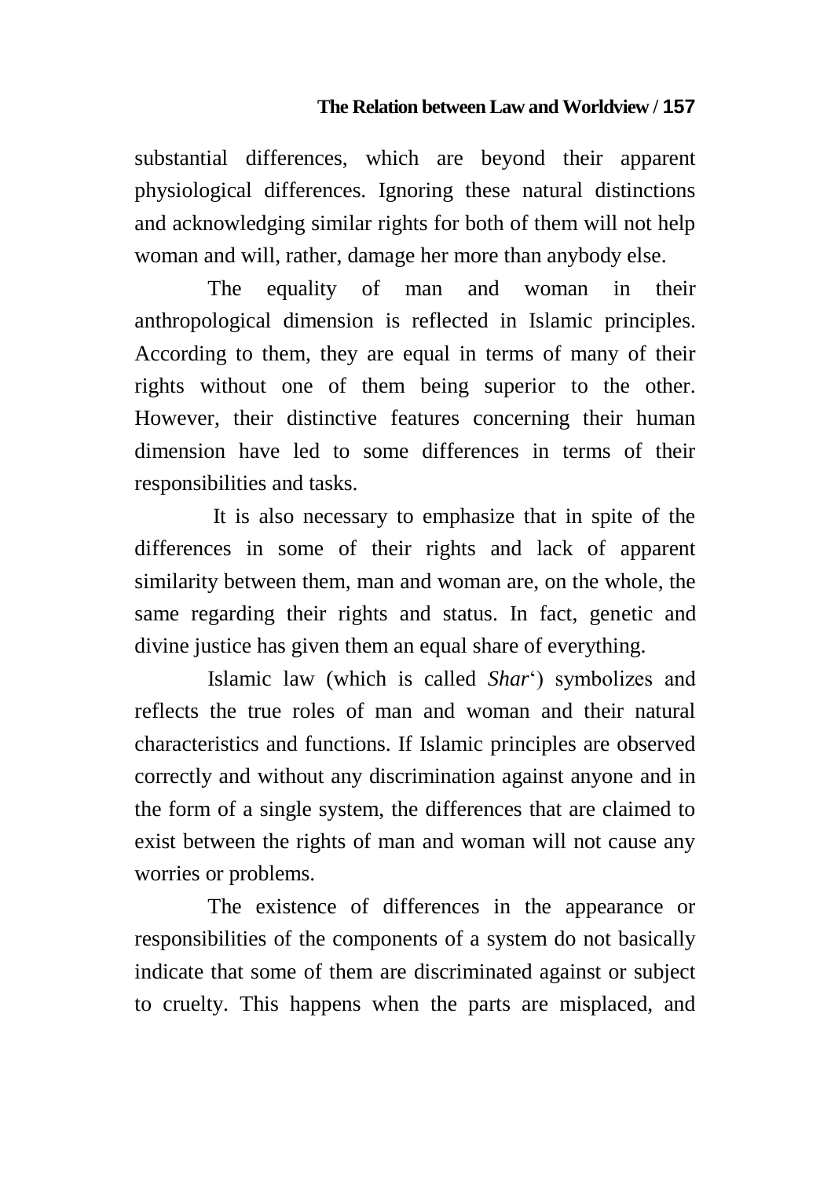substantial differences, which are beyond their apparent physiological differences. Ignoring these natural distinctions and acknowledging similar rights for both of them will not help woman and will, rather, damage her more than anybody else.

The equality of man and woman in their anthropological dimension is reflected in Islamic principles. According to them, they are equal in terms of many of their rights without one of them being superior to the other. However, their distinctive features concerning their human dimension have led to some differences in terms of their responsibilities and tasks.

It is also necessary to emphasize that in spite of the differences in some of their rights and lack of apparent similarity between them, man and woman are, on the whole, the same regarding their rights and status. In fact, genetic and divine justice has given them an equal share of everything.

Islamic law (which is called *Shar*‘) symbolizes and reflects the true roles of man and woman and their natural characteristics and functions. If Islamic principles are observed correctly and without any discrimination against anyone and in the form of a single system, the differences that are claimed to exist between the rights of man and woman will not cause any worries or problems.

The existence of differences in the appearance or responsibilities of the components of a system do not basically indicate that some of them are discriminated against or subject to cruelty. This happens when the parts are misplaced, and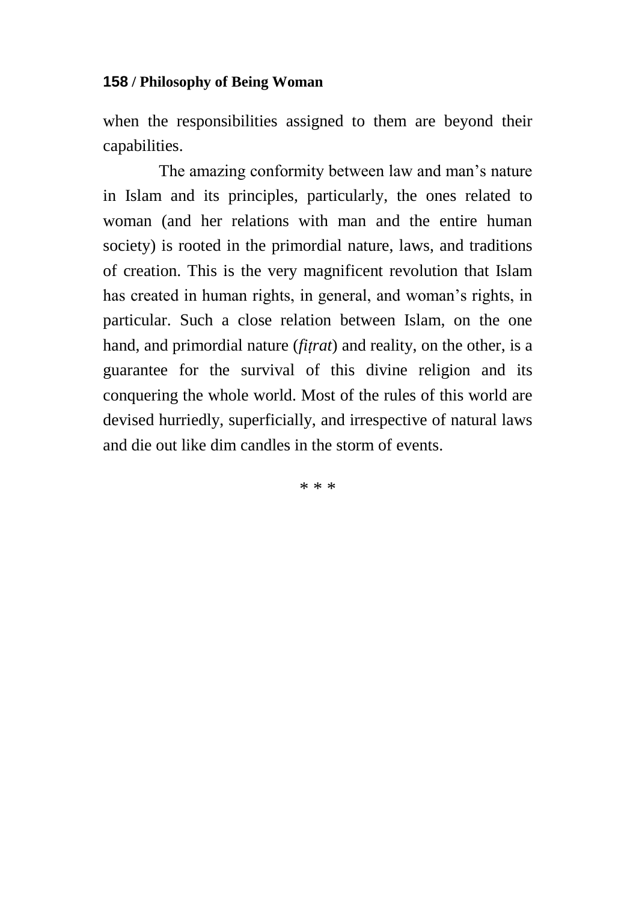when the responsibilities assigned to them are beyond their capabilities.

The amazing conformity between law and man's nature in Islam and its principles, particularly, the ones related to woman (and her relations with man and the entire human society) is rooted in the primordial nature, laws, and traditions of creation. This is the very magnificent revolution that Islam has created in human rights, in general, and woman's rights, in particular. Such a close relation between Islam, on the one hand, and primordial nature (*fiṭrat*) and reality, on the other, is a guarantee for the survival of this divine religion and its conquering the whole world. Most of the rules of this world are devised hurriedly, superficially, and irrespective of natural laws and die out like dim candles in the storm of events.

* * *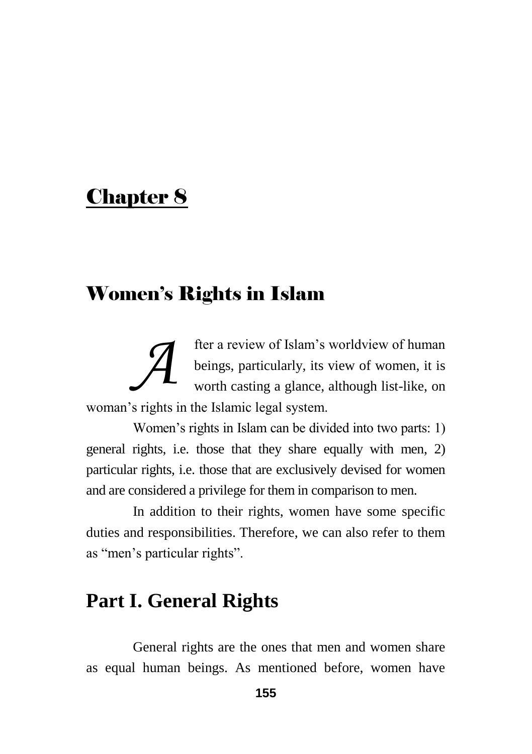# Chapter 8

## Women's Rights in Islam

After a review of Islam's worldview of human beings, particularly, its view of women, it is worth casting a glance, although list-like, on woman's rights in the Islamic legal system.

Women's rights in Islam can be divided into two parts: 1) general rights, i.e. those that they share equally with men, 2) particular rights, i.e. those that are exclusively devised for women and are considered a privilege for them in comparison to men.

In addition to their rights, women have some specific duties and responsibilities. Therefore, we can also refer to them as "men's particular rights".

## Part I. General Rights

General rights are the ones that men and women share as equal human beings. As mentioned before, women have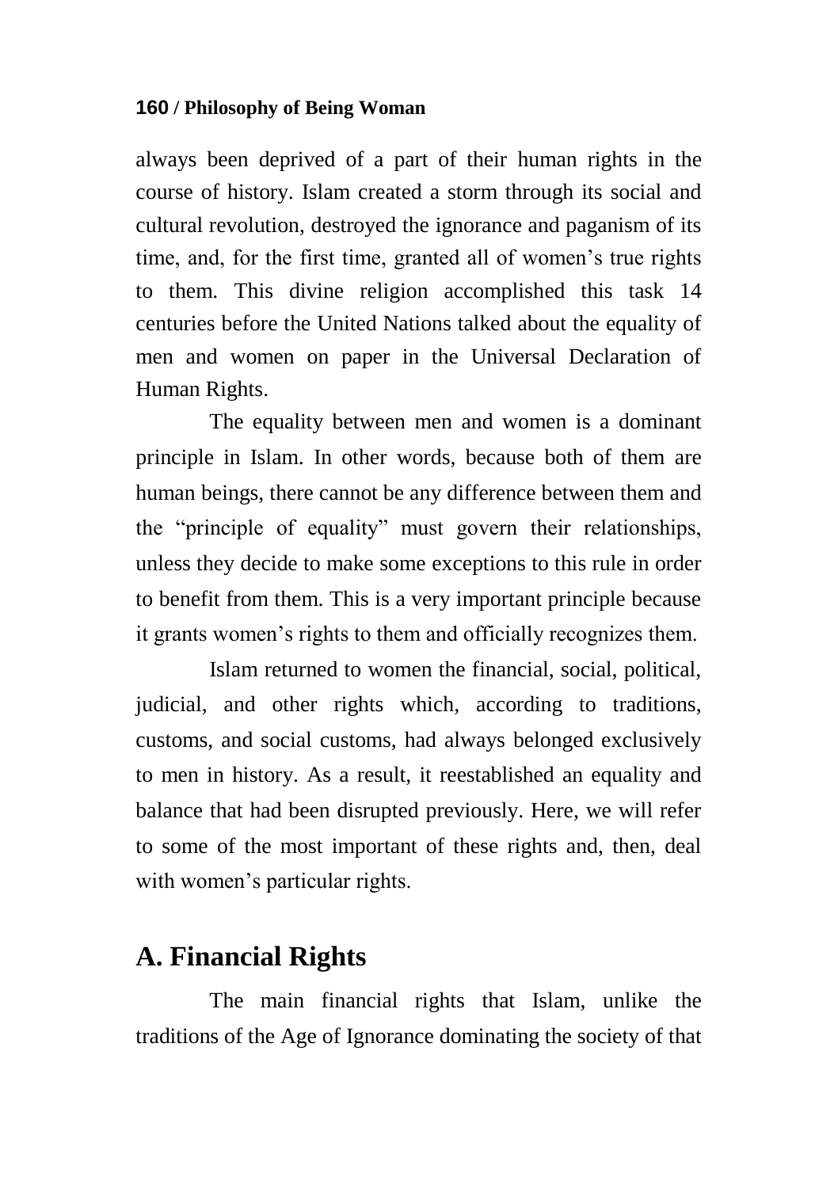always been deprived of a part of their human rights in the course of history. Islam created a storm through its social and cultural revolution, destroyed the ignorance and paganism of its time, and, for the first time, granted all of women's true rights to them. This divine religion accomplished this task 14 centuries before the United Nations talked about the equality of men and women on paper in the Universal Declaration of Human Rights.

The equality between men and women is a dominant principle in Islam. In other words, because both of them are human beings, there cannot be any difference between them and the "principle of equality" must govern their relationships, unless they decide to make some exceptions to this rule in order to benefit from them. This is a very important principle because it grants women's rights to them and officially recognizes them.

Islam returned to women the financial, social, political, judicial, and other rights which, according to traditions, customs, and social customs, had always belonged exclusively to men in history. As a result, it reestablished an equality and balance that had been disrupted previously. Here, we will refer to some of the most important of these rights and, then, deal with women's particular rights.

## A. Financial Rights

The main financial rights that Islam, unlike the traditions of the Age of Ignorance dominating the society of that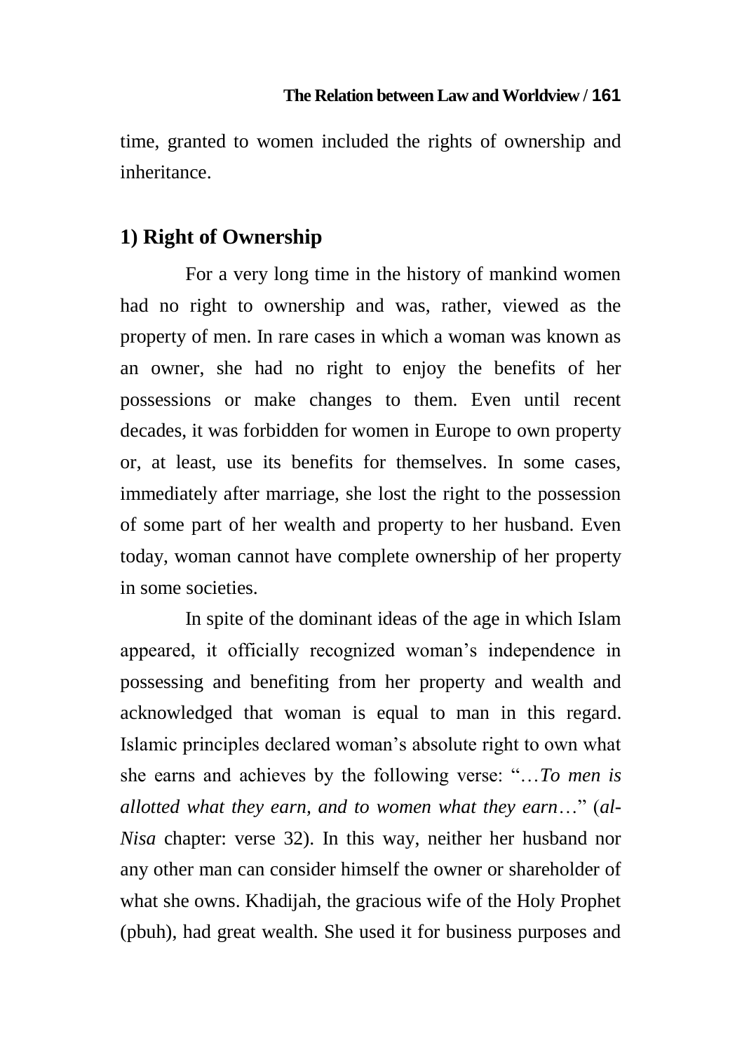time, granted to women included the rights of ownership and inheritance.

## 1) Right of Ownership

For a very long time in the history of mankind women had no right to ownership and was, rather, viewed as the property of men. In rare cases in which a woman was known as an owner, she had no right to enjoy the benefits of her possessions or make changes to them. Even until recent decades, it was forbidden for women in Europe to own property or, at least, use its benefits for themselves. In some cases, immediately after marriage, she lost the right to the possession of some part of her wealth and property to her husband. Even today, woman cannot have complete ownership of her property in some societies.

In spite of the dominant ideas of the age in which Islam appeared, it officially recognized woman's independence in possessing and benefiting from her property and wealth and acknowledged that woman is equal to man in this regard. Islamic principles declared woman's absolute right to own what she earns and achieves by the following verse: "…*To men is allotted what they earn, and to women what they earn*…" (*al-Nisa* chapter: verse 32). In this way, neither her husband nor any other man can consider himself the owner or shareholder of what she owns. Khadijah, the gracious wife of the Holy Prophet (pbuh), had great wealth. She used it for business purposes and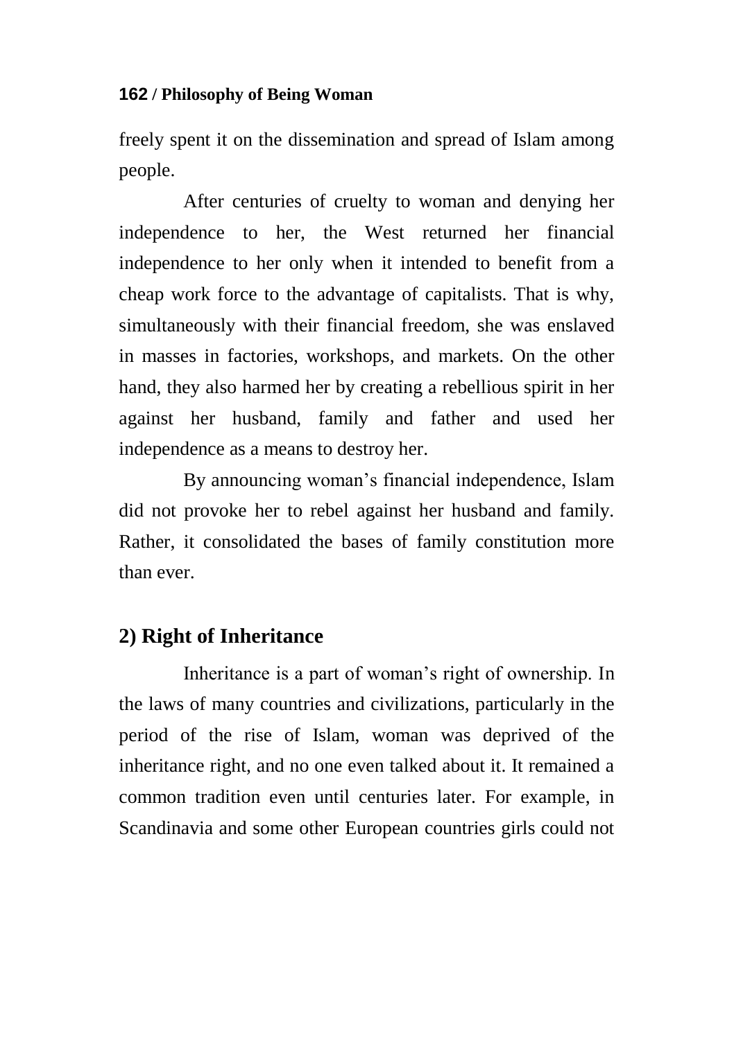freely spent it on the dissemination and spread of Islam among people.

After centuries of cruelty to woman and denying her independence to her, the West returned her financial independence to her only when it intended to benefit from a cheap work force to the advantage of capitalists. That is why, simultaneously with their financial freedom, she was enslaved in masses in factories, workshops, and markets. On the other hand, they also harmed her by creating a rebellious spirit in her against her husband, family and father and used her independence as a means to destroy her.

By announcing woman's financial independence, Islam did not provoke her to rebel against her husband and family. Rather, it consolidated the bases of family constitution more than ever.

## 2) Right of Inheritance

Inheritance is a part of woman's right of ownership. In the laws of many countries and civilizations, particularly in the period of the rise of Islam, woman was deprived of the inheritance right, and no one even talked about it. It remained a common tradition even until centuries later. For example, in Scandinavia and some other European countries girls could not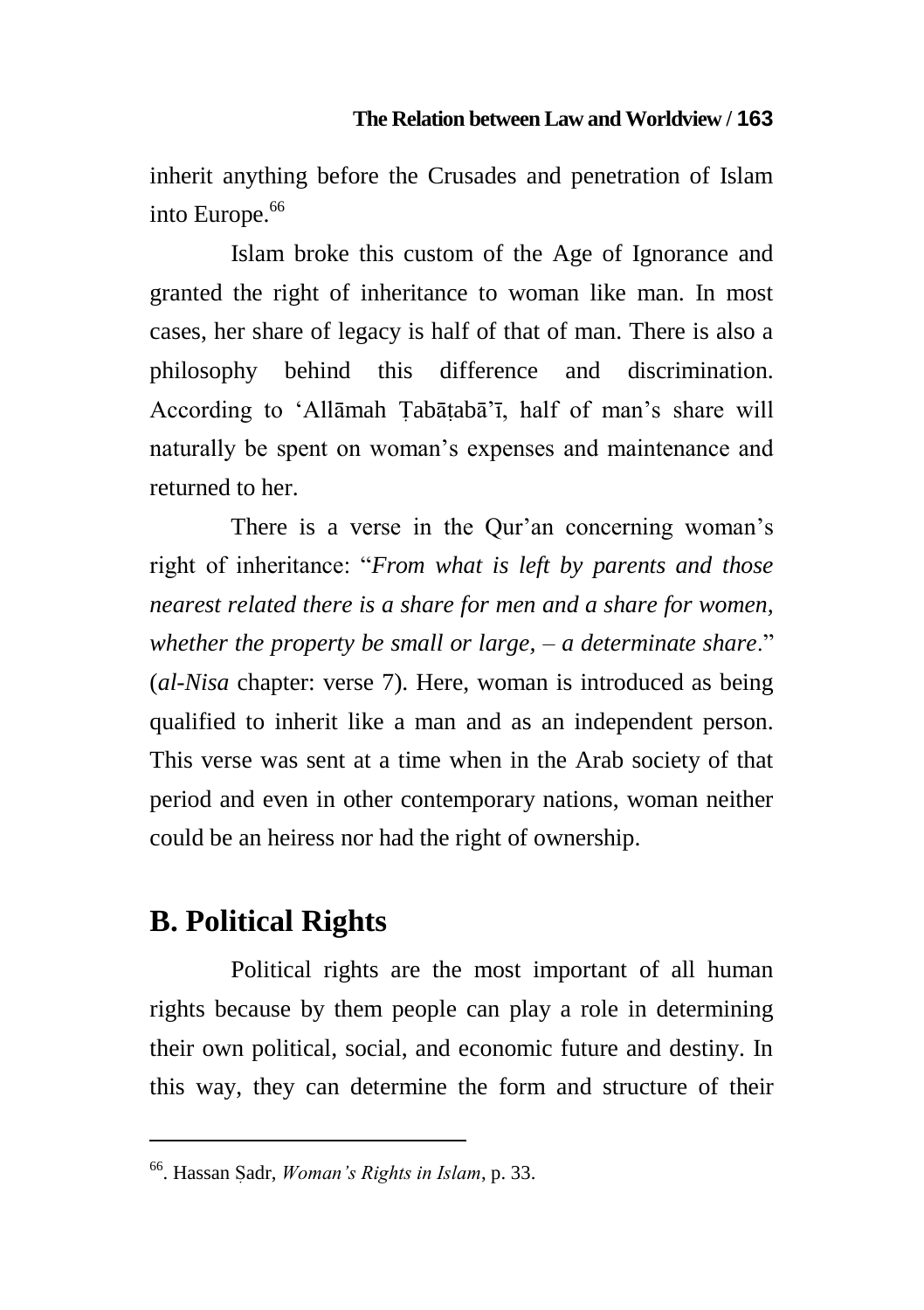inherit anything before the Crusades and penetration of Islam into Europe.[66]

Islam broke this custom of the Age of Ignorance and granted the right of inheritance to woman like man. In most cases, her share of legacy is half of that of man. There is also a philosophy behind this difference and discrimination. According to 'Allāmah Ṭabāṭabā'ī, half of man's share will naturally be spent on woman's expenses and maintenance and returned to her.

There is a verse in the Qur'an concerning woman's right of inheritance: "*From what is left by parents and those nearest related there is a share for men and a share for women, whether the property be small or large, – a determinate share*." (*al-Nisa* chapter: verse 7). Here, woman is introduced as being qualified to inherit like a man and as an independent person. This verse was sent at a time when in the Arab society of that period and even in other contemporary nations, woman neither could be an heiress nor had the right of ownership.

## B. Political Rights

Political rights are the most important of all human rights because by them people can play a role in determining their own political, social, and economic future and destiny. In this way, they can determine the form and structure of their

---

[66]. Hassan Ṣadr, *Woman's Rights in Islam*, p. 33.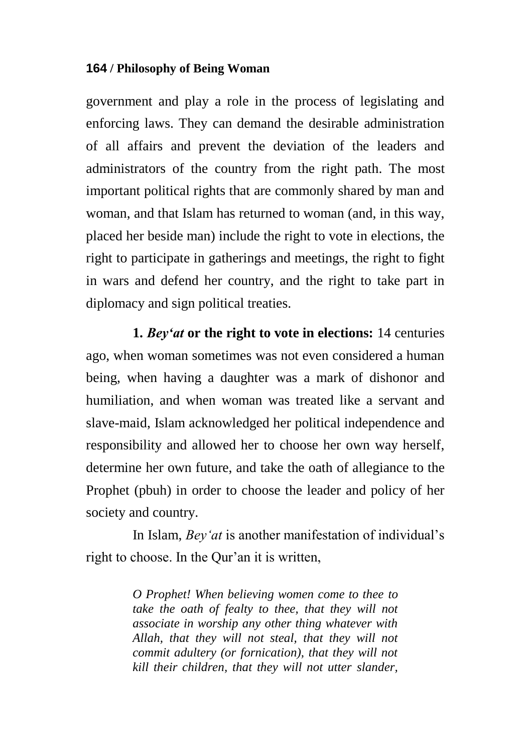government and play a role in the process of legislating and enforcing laws. They can demand the desirable administration of all affairs and prevent the deviation of the leaders and administrators of the country from the right path. The most important political rights that are commonly shared by man and woman, and that Islam has returned to woman (and, in this way, placed her beside man) include the right to vote in elections, the right to participate in gatherings and meetings, the right to fight in wars and defend her country, and the right to take part in diplomacy and sign political treaties.

**1. *Bey'at* or the right to vote in elections:** 14 centuries ago, when woman sometimes was not even considered a human being, when having a daughter was a mark of dishonor and humiliation, and when woman was treated like a servant and slave-maid, Islam acknowledged her political independence and responsibility and allowed her to choose her own way herself, determine her own future, and take the oath of allegiance to the Prophet (pbuh) in order to choose the leader and policy of her society and country.

In Islam, *Bey'at* is another manifestation of individual's right to choose. In the Qur'an it is written,

> *O Prophet! When believing women come to thee to take the oath of fealty to thee, that they will not associate in worship any other thing whatever with Allah, that they will not steal, that they will not commit adultery (or fornication), that they will not kill their children, that they will not utter slander,*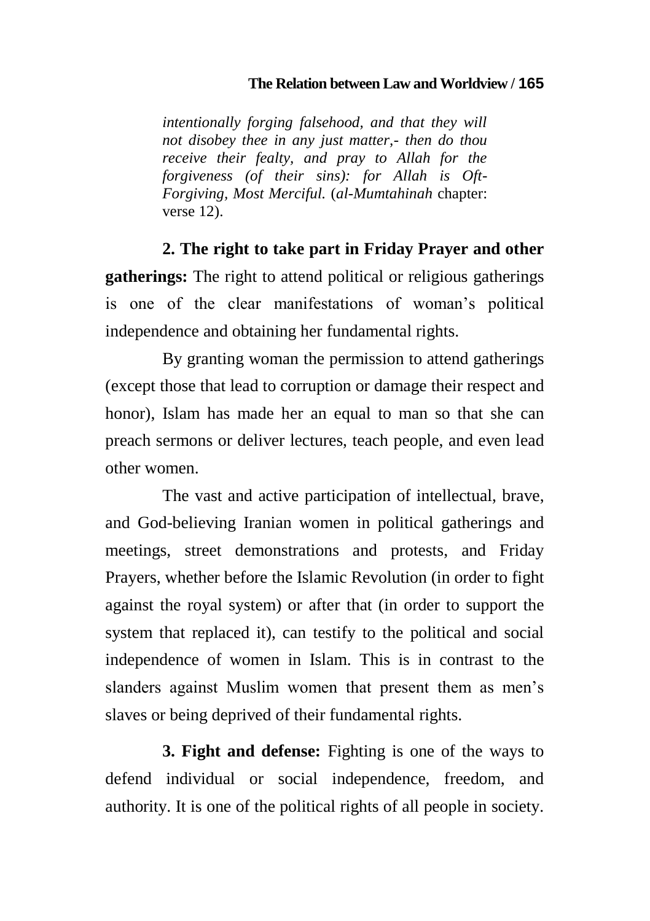*intentionally forging falsehood, and that they will not disobey thee in any just matter,- then do thou receive their fealty, and pray to Allah for the forgiveness (of their sins): for Allah is Oft-Forgiving, Most Merciful.* (*al-Mumtahinah* chapter: verse 12).

**2. The right to take part in Friday Prayer and other gatherings:** The right to attend political or religious gatherings is one of the clear manifestations of woman's political independence and obtaining her fundamental rights.

By granting woman the permission to attend gatherings (except those that lead to corruption or damage their respect and honor), Islam has made her an equal to man so that she can preach sermons or deliver lectures, teach people, and even lead other women.

The vast and active participation of intellectual, brave, and God-believing Iranian women in political gatherings and meetings, street demonstrations and protests, and Friday Prayers, whether before the Islamic Revolution (in order to fight against the royal system) or after that (in order to support the system that replaced it), can testify to the political and social independence of women in Islam. This is in contrast to the slanders against Muslim women that present them as men's slaves or being deprived of their fundamental rights.

**3. Fight and defense:** Fighting is one of the ways to defend individual or social independence, freedom, and authority. It is one of the political rights of all people in society.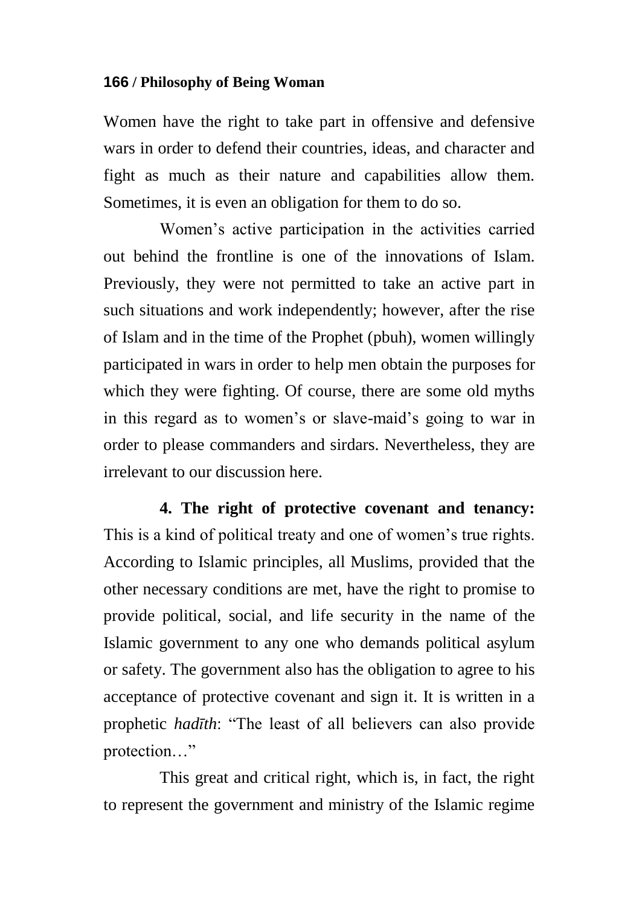Women have the right to take part in offensive and defensive wars in order to defend their countries, ideas, and character and fight as much as their nature and capabilities allow them. Sometimes, it is even an obligation for them to do so.

Women's active participation in the activities carried out behind the frontline is one of the innovations of Islam. Previously, they were not permitted to take an active part in such situations and work independently; however, after the rise of Islam and in the time of the Prophet (pbuh), women willingly participated in wars in order to help men obtain the purposes for which they were fighting. Of course, there are some old myths in this regard as to women's or slave-maid's going to war in order to please commanders and sirdars. Nevertheless, they are irrelevant to our discussion here.

**4. The right of protective covenant and tenancy:** This is a kind of political treaty and one of women's true rights. According to Islamic principles, all Muslims, provided that the other necessary conditions are met, have the right to promise to provide political, social, and life security in the name of the Islamic government to any one who demands political asylum or safety. The government also has the obligation to agree to his acceptance of protective covenant and sign it. It is written in a prophetic *hadīth*: "The least of all believers can also provide protection…"

This great and critical right, which is, in fact, the right to represent the government and ministry of the Islamic regime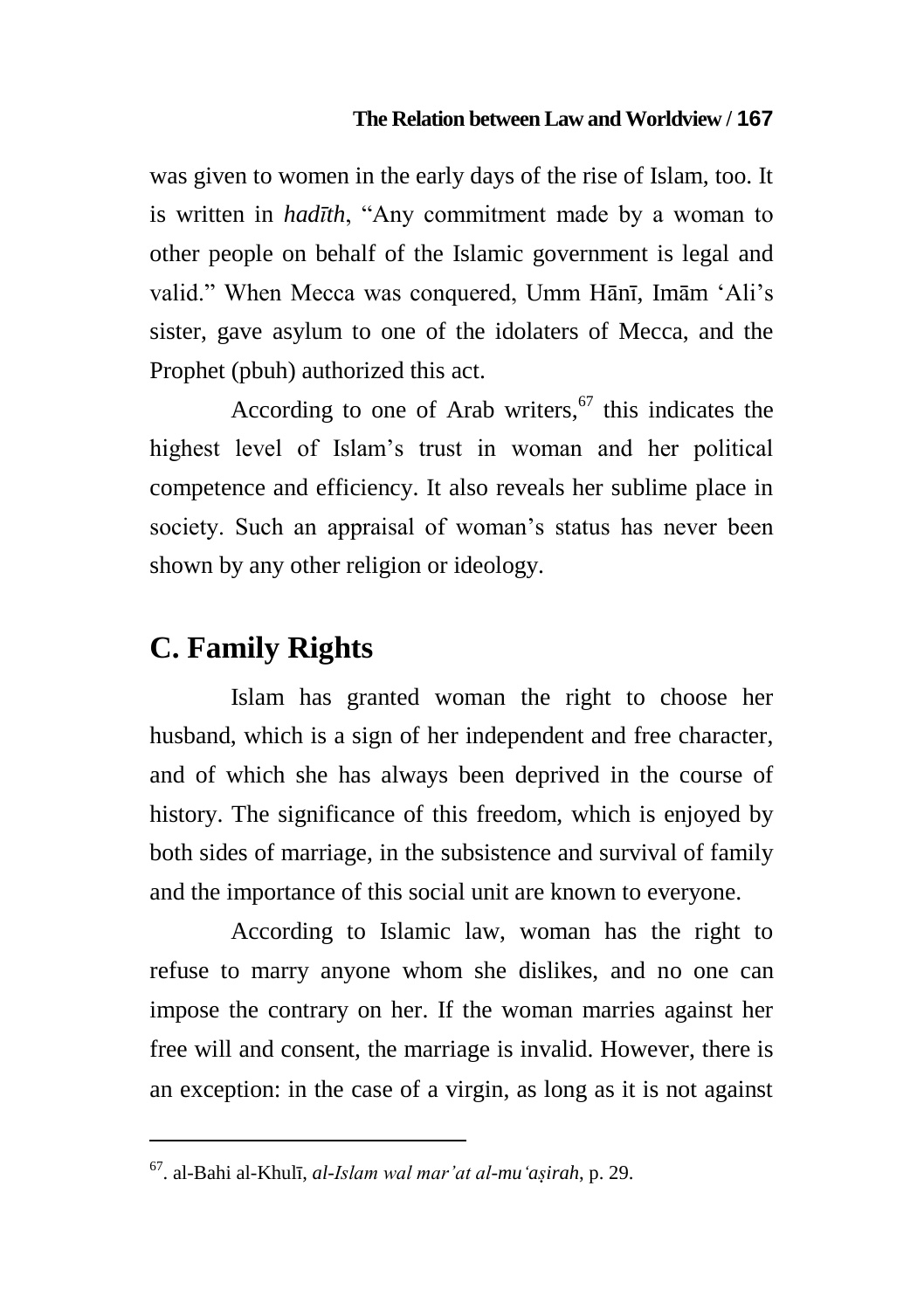was given to women in the early days of the rise of Islam, too. It is written in *hadīth*, "Any commitment made by a woman to other people on behalf of the Islamic government is legal and valid." When Mecca was conquered, Umm Hānī, Imām 'Ali's sister, gave asylum to one of the idolaters of Mecca, and the Prophet (pbuh) authorized this act.

According to one of Arab writers,[67] this indicates the highest level of Islam's trust in woman and her political competence and efficiency. It also reveals her sublime place in society. Such an appraisal of woman's status has never been shown by any other religion or ideology.

## C. Family Rights

Islam has granted woman the right to choose her husband, which is a sign of her independent and free character, and of which she has always been deprived in the course of history. The significance of this freedom, which is enjoyed by both sides of marriage, in the subsistence and survival of family and the importance of this social unit are known to everyone.

According to Islamic law, woman has the right to refuse to marry anyone whom she dislikes, and no one can impose the contrary on her. If the woman marries against her free will and consent, the marriage is invalid. However, there is an exception: in the case of a virgin, as long as it is not against

---

[67]. al-Bahi al-Khulī, *al-Islam wal mar'at al-mu'aṣirah*, p. 29.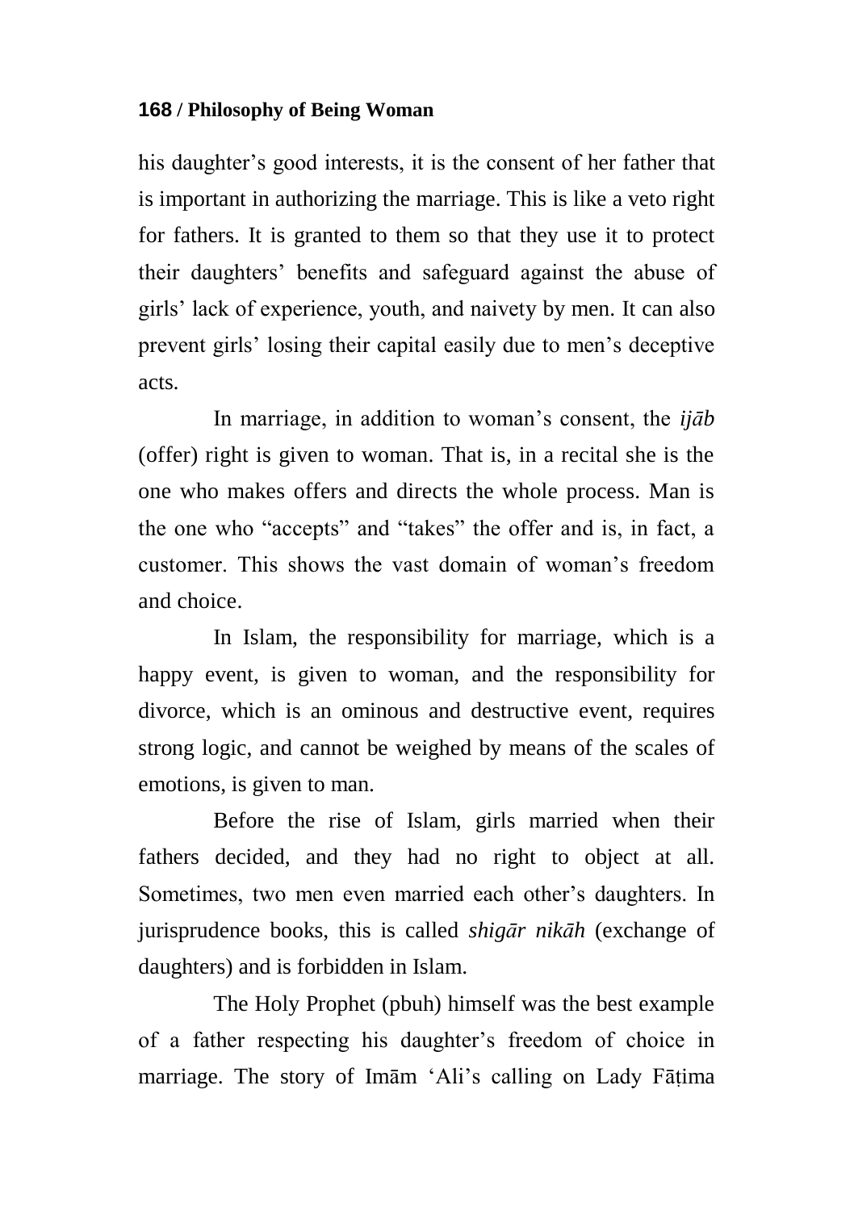his daughter's good interests, it is the consent of her father that is important in authorizing the marriage. This is like a veto right for fathers. It is granted to them so that they use it to protect their daughters' benefits and safeguard against the abuse of girls' lack of experience, youth, and naivety by men. It can also prevent girls' losing their capital easily due to men's deceptive acts.

In marriage, in addition to woman's consent, the *ijāb* (offer) right is given to woman. That is, in a recital she is the one who makes offers and directs the whole process. Man is the one who "accepts" and "takes" the offer and is, in fact, a customer. This shows the vast domain of woman's freedom and choice.

In Islam, the responsibility for marriage, which is a happy event, is given to woman, and the responsibility for divorce, which is an ominous and destructive event, requires strong logic, and cannot be weighed by means of the scales of emotions, is given to man.

Before the rise of Islam, girls married when their fathers decided, and they had no right to object at all. Sometimes, two men even married each other's daughters. In jurisprudence books, this is called *shigār nikāh* (exchange of daughters) and is forbidden in Islam.

The Holy Prophet (pbuh) himself was the best example of a father respecting his daughter's freedom of choice in marriage. The story of Imām 'Ali's calling on Lady Fāṭima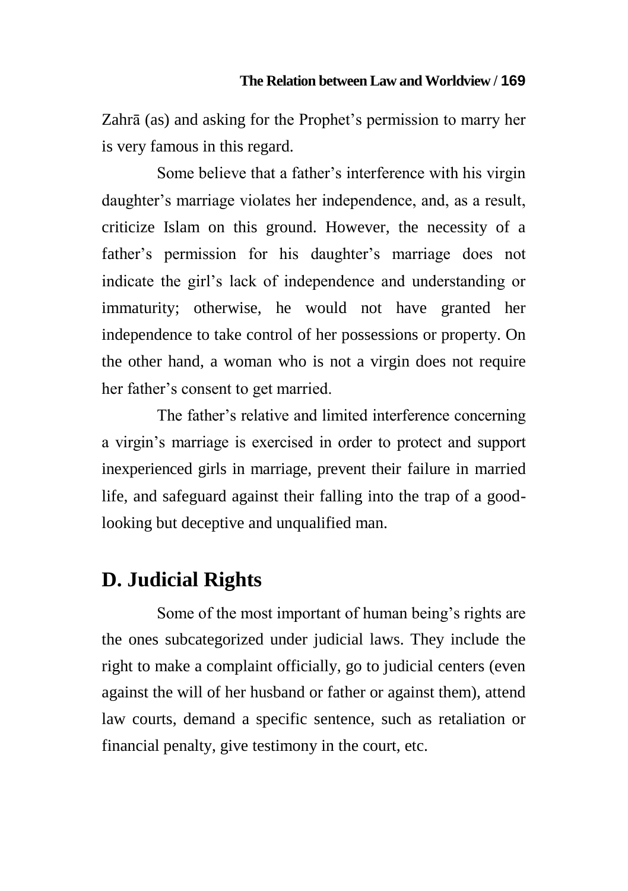Zahrā (as) and asking for the Prophet's permission to marry her is very famous in this regard.

Some believe that a father's interference with his virgin daughter's marriage violates her independence, and, as a result, criticize Islam on this ground. However, the necessity of a father's permission for his daughter's marriage does not indicate the girl's lack of independence and understanding or immaturity; otherwise, he would not have granted her independence to take control of her possessions or property. On the other hand, a woman who is not a virgin does not require her father's consent to get married.

The father's relative and limited interference concerning a virgin's marriage is exercised in order to protect and support inexperienced girls in marriage, prevent their failure in married life, and safeguard against their falling into the trap of a good-looking but deceptive and unqualified man.

## D. Judicial Rights

Some of the most important of human being's rights are the ones subcategorized under judicial laws. They include the right to make a complaint officially, go to judicial centers (even against the will of her husband or father or against them), attend law courts, demand a specific sentence, such as retaliation or financial penalty, give testimony in the court, etc.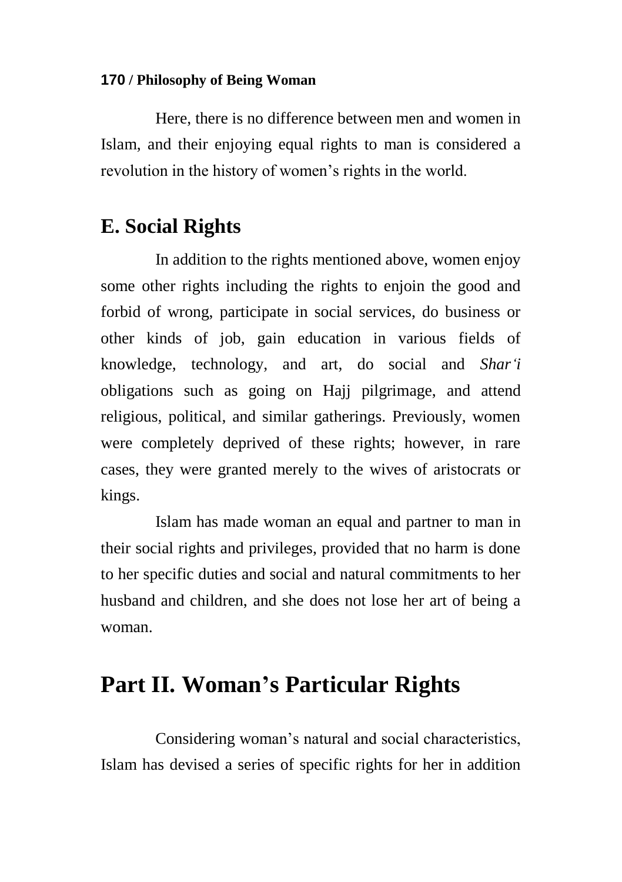Here, there is no difference between men and women in Islam, and their enjoying equal rights to man is considered a revolution in the history of women's rights in the world.

## E. Social Rights

In addition to the rights mentioned above, women enjoy some other rights including the rights to enjoin the good and forbid of wrong, participate in social services, do business or other kinds of job, gain education in various fields of knowledge, technology, and art, do social and *Shar'i* obligations such as going on Hajj pilgrimage, and attend religious, political, and similar gatherings. Previously, women were completely deprived of these rights; however, in rare cases, they were granted merely to the wives of aristocrats or kings.

Islam has made woman an equal and partner to man in their social rights and privileges, provided that no harm is done to her specific duties and social and natural commitments to her husband and children, and she does not lose her art of being a woman.

# Part II. Woman's Particular Rights

Considering woman's natural and social characteristics, Islam has devised a series of specific rights for her in addition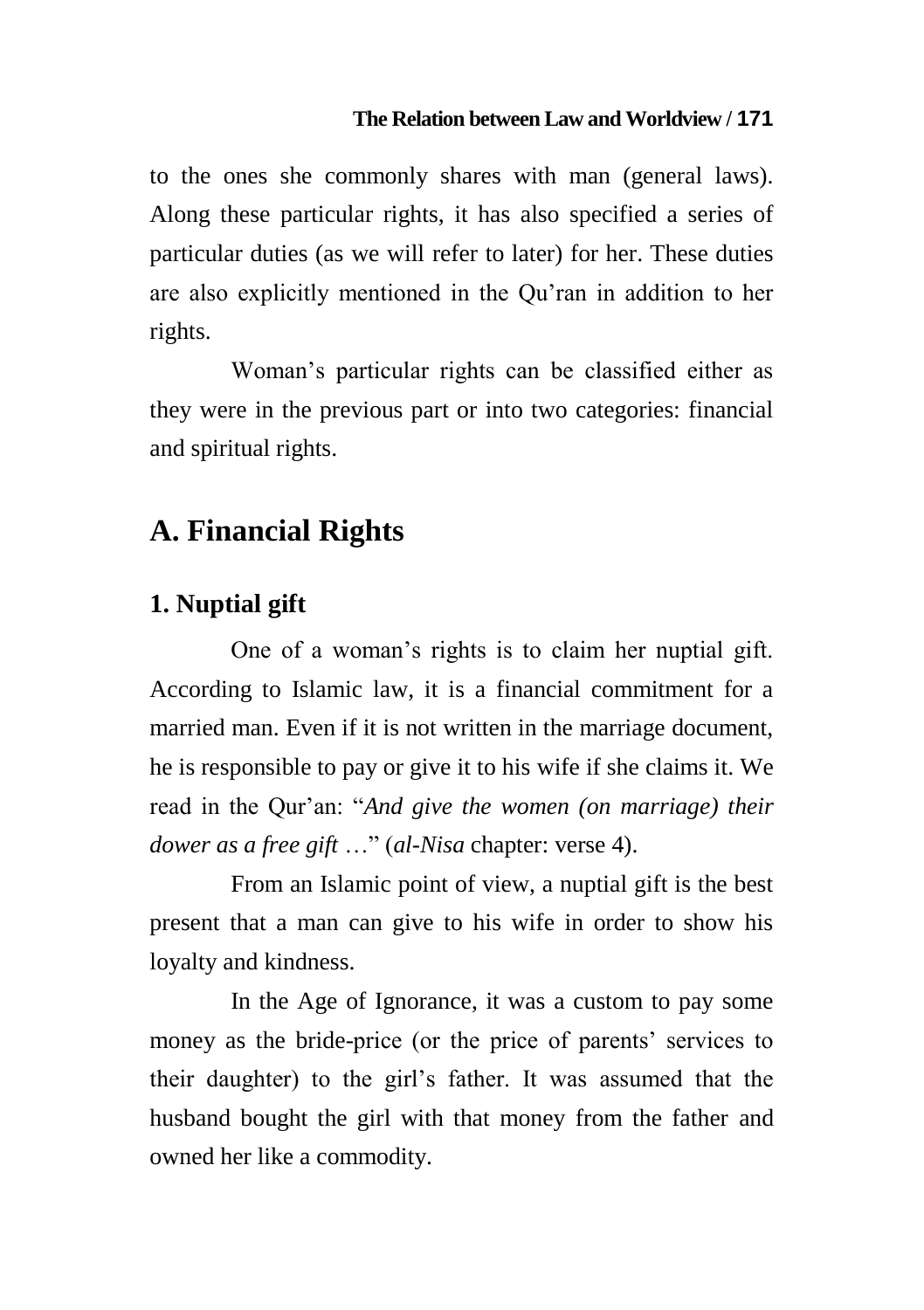to the ones she commonly shares with man (general laws). Along these particular rights, it has also specified a series of particular duties (as we will refer to later) for her. These duties are also explicitly mentioned in the Qu'ran in addition to her rights.

Woman's particular rights can be classified either as they were in the previous part or into two categories: financial and spiritual rights.

## A. Financial Rights

### 1. Nuptial gift

One of a woman's rights is to claim her nuptial gift. According to Islamic law, it is a financial commitment for a married man. Even if it is not written in the marriage document, he is responsible to pay or give it to his wife if she claims it. We read in the Qur'an: "*And give the women (on marriage) their dower as a free gift* …" (*al-Nisa* chapter: verse 4).

From an Islamic point of view, a nuptial gift is the best present that a man can give to his wife in order to show his loyalty and kindness.

In the Age of Ignorance, it was a custom to pay some money as the bride-price (or the price of parents' services to their daughter) to the girl's father. It was assumed that the husband bought the girl with that money from the father and owned her like a commodity.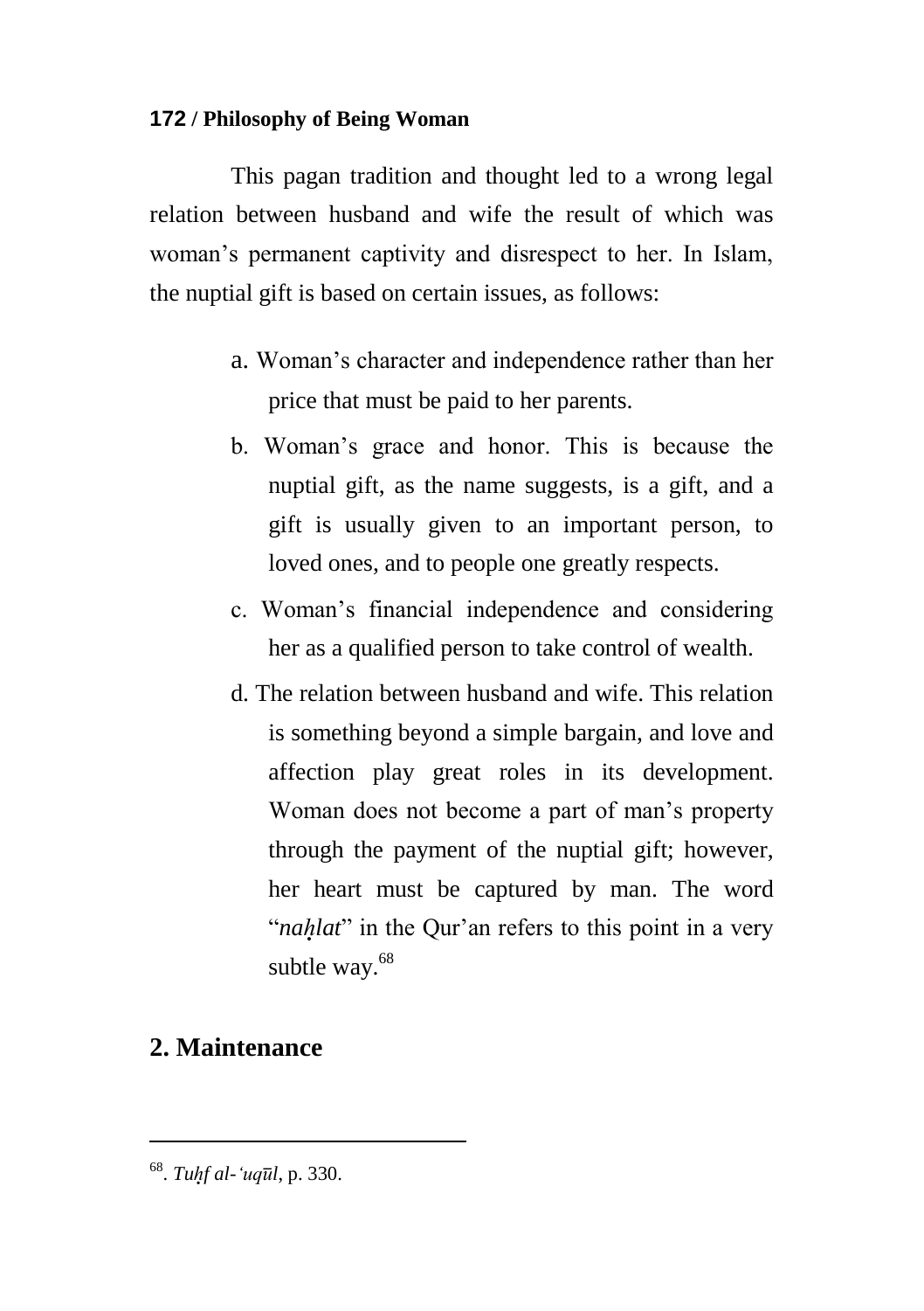This pagan tradition and thought led to a wrong legal relation between husband and wife the result of which was woman's permanent captivity and disrespect to her. In Islam, the nuptial gift is based on certain issues, as follows:

a. Woman's character and independence rather than her price that must be paid to her parents.

b. Woman's grace and honor. This is because the nuptial gift, as the name suggests, is a gift, and a gift is usually given to an important person, to loved ones, and to people one greatly respects.

c. Woman's financial independence and considering her as a qualified person to take control of wealth.

d. The relation between husband and wife. This relation is something beyond a simple bargain, and love and affection play great roles in its development. Woman does not become a part of man's property through the payment of the nuptial gift; however, her heart must be captured by man. The word "*naḥlat*" in the Qur'an refers to this point in a very subtle way.[68]

## 2. Maintenance

---

[68]. *Tuḥf al-'uqūl*, p. 330.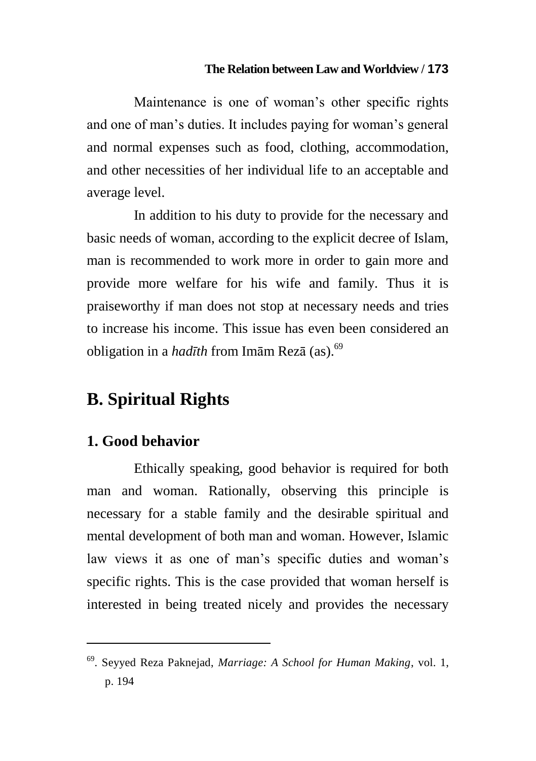Maintenance is one of woman's other specific rights and one of man's duties. It includes paying for woman's general and normal expenses such as food, clothing, accommodation, and other necessities of her individual life to an acceptable and average level.

In addition to his duty to provide for the necessary and basic needs of woman, according to the explicit decree of Islam, man is recommended to work more in order to gain more and provide more welfare for his wife and family. Thus it is praiseworthy if man does not stop at necessary needs and tries to increase his income. This issue has even been considered an obligation in a *hadīth* from Imām Rezā (as).[69]

## B. Spiritual Rights

### 1. Good behavior

Ethically speaking, good behavior is required for both man and woman. Rationally, observing this principle is necessary for a stable family and the desirable spiritual and mental development of both man and woman. However, Islamic law views it as one of man's specific duties and woman's specific rights. This is the case provided that woman herself is interested in being treated nicely and provides the necessary

---

69. Seyyed Reza Paknejad, *Marriage: A School for Human Making*, vol. 1, p. 194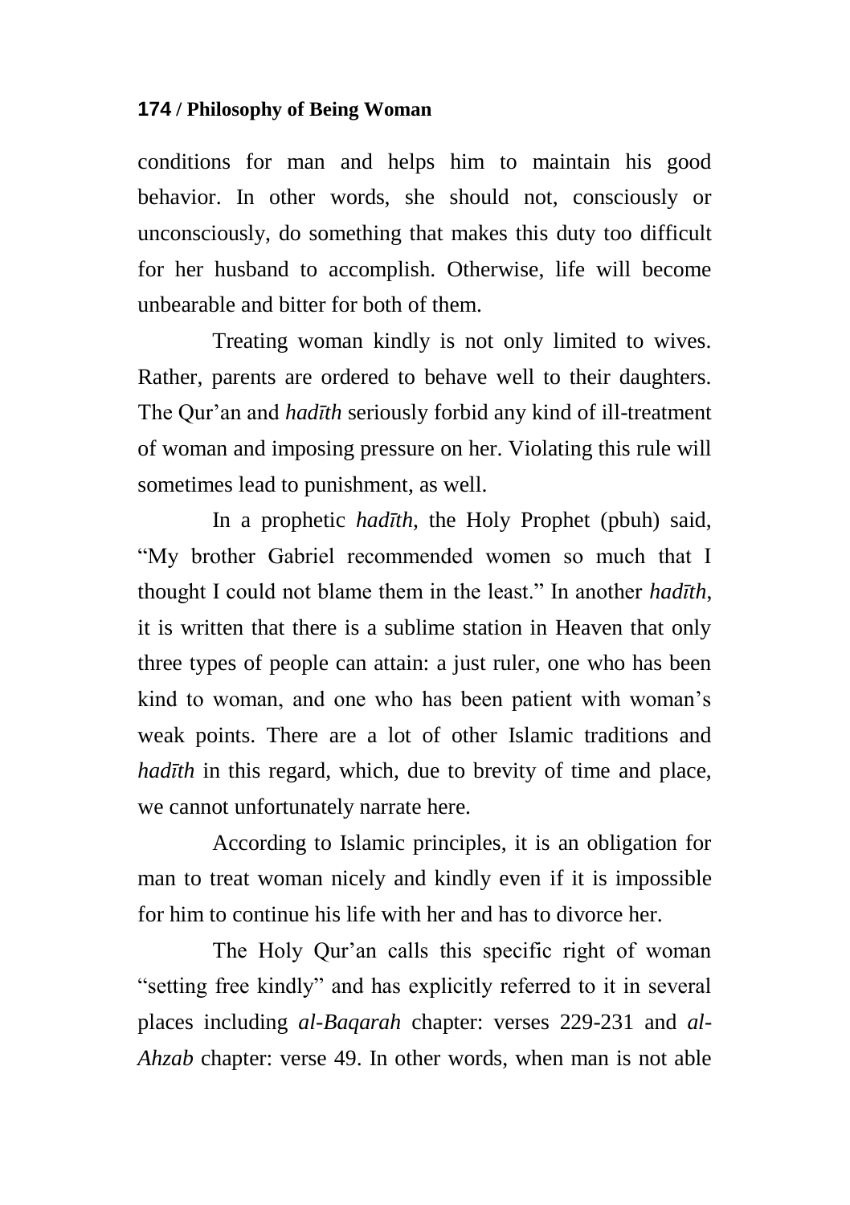conditions for man and helps him to maintain his good behavior. In other words, she should not, consciously or unconsciously, do something that makes this duty too difficult for her husband to accomplish. Otherwise, life will become unbearable and bitter for both of them.

Treating woman kindly is not only limited to wives. Rather, parents are ordered to behave well to their daughters. The Qur'an and *hadīth* seriously forbid any kind of ill-treatment of woman and imposing pressure on her. Violating this rule will sometimes lead to punishment, as well.

In a prophetic *hadīth*, the Holy Prophet (pbuh) said, "My brother Gabriel recommended women so much that I thought I could not blame them in the least." In another *hadīth*, it is written that there is a sublime station in Heaven that only three types of people can attain: a just ruler, one who has been kind to woman, and one who has been patient with woman's weak points. There are a lot of other Islamic traditions and *hadīth* in this regard, which, due to brevity of time and place, we cannot unfortunately narrate here.

According to Islamic principles, it is an obligation for man to treat woman nicely and kindly even if it is impossible for him to continue his life with her and has to divorce her.

The Holy Qur'an calls this specific right of woman "setting free kindly" and has explicitly referred to it in several places including *al-Baqarah* chapter: verses 229-231 and *al-Ahzab* chapter: verse 49. In other words, when man is not able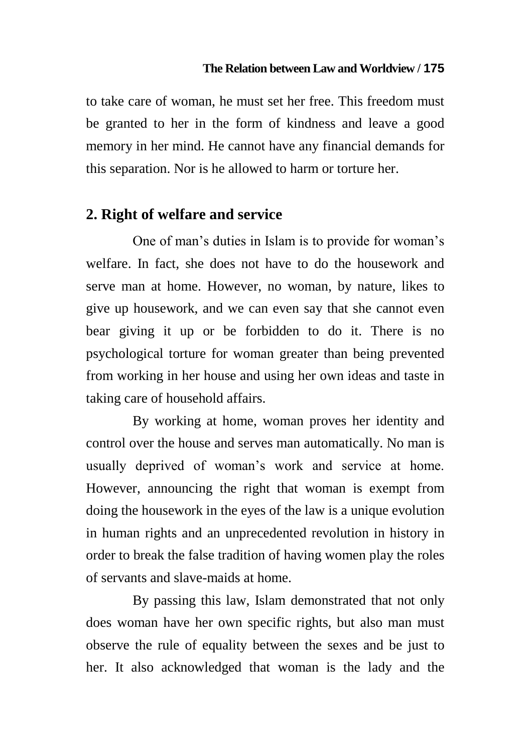to take care of woman, he must set her free. This freedom must be granted to her in the form of kindness and leave a good memory in her mind. He cannot have any financial demands for this separation. Nor is he allowed to harm or torture her.

## 2. Right of welfare and service

One of man's duties in Islam is to provide for woman's welfare. In fact, she does not have to do the housework and serve man at home. However, no woman, by nature, likes to give up housework, and we can even say that she cannot even bear giving it up or be forbidden to do it. There is no psychological torture for woman greater than being prevented from working in her house and using her own ideas and taste in taking care of household affairs.

By working at home, woman proves her identity and control over the house and serves man automatically. No man is usually deprived of woman's work and service at home. However, announcing the right that woman is exempt from doing the housework in the eyes of the law is a unique evolution in human rights and an unprecedented revolution in history in order to break the false tradition of having women play the roles of servants and slave-maids at home.

By passing this law, Islam demonstrated that not only does woman have her own specific rights, but also man must observe the rule of equality between the sexes and be just to her. It also acknowledged that woman is the lady and the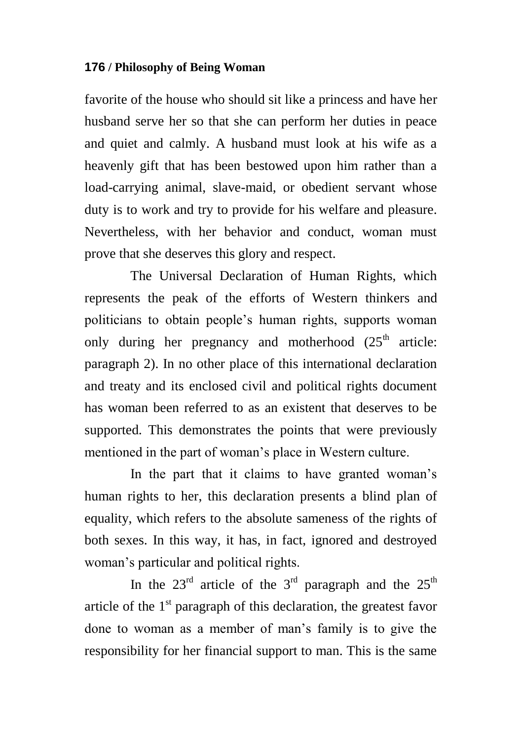favorite of the house who should sit like a princess and have her husband serve her so that she can perform her duties in peace and quiet and calmly. A husband must look at his wife as a heavenly gift that has been bestowed upon him rather than a load-carrying animal, slave-maid, or obedient servant whose duty is to work and try to provide for his welfare and pleasure. Nevertheless, with her behavior and conduct, woman must prove that she deserves this glory and respect.

The Universal Declaration of Human Rights, which represents the peak of the efforts of Western thinkers and politicians to obtain people's human rights, supports woman only during her pregnancy and motherhood (25th article: paragraph 2). In no other place of this international declaration and treaty and its enclosed civil and political rights document has woman been referred to as an existent that deserves to be supported. This demonstrates the points that were previously mentioned in the part of woman's place in Western culture.

In the part that it claims to have granted woman's human rights to her, this declaration presents a blind plan of equality, which refers to the absolute sameness of the rights of both sexes. In this way, it has, in fact, ignored and destroyed woman's particular and political rights.

In the 23rd article of the 3rd paragraph and the 25th article of the 1st paragraph of this declaration, the greatest favor done to woman as a member of man's family is to give the responsibility for her financial support to man. This is the same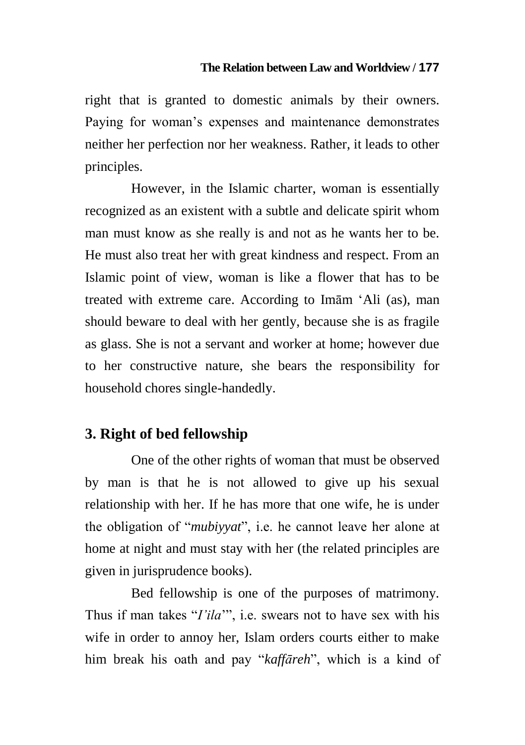right that is granted to domestic animals by their owners. Paying for woman's expenses and maintenance demonstrates neither her perfection nor her weakness. Rather, it leads to other principles.

However, in the Islamic charter, woman is essentially recognized as an existent with a subtle and delicate spirit whom man must know as she really is and not as he wants her to be. He must also treat her with great kindness and respect. From an Islamic point of view, woman is like a flower that has to be treated with extreme care. According to Imām 'Ali (as), man should beware to deal with her gently, because she is as fragile as glass. She is not a servant and worker at home; however due to her constructive nature, she bears the responsibility for household chores single-handedly.

## 3. Right of bed fellowship

One of the other rights of woman that must be observed by man is that he is not allowed to give up his sexual relationship with her. If he has more that one wife, he is under the obligation of "*mubiyyat*", i.e. he cannot leave her alone at home at night and must stay with her (the related principles are given in jurisprudence books).

Bed fellowship is one of the purposes of matrimony. Thus if man takes "*I'ila*'", i.e. swears not to have sex with his wife in order to annoy her, Islam orders courts either to make him break his oath and pay "*kaffāreh*", which is a kind of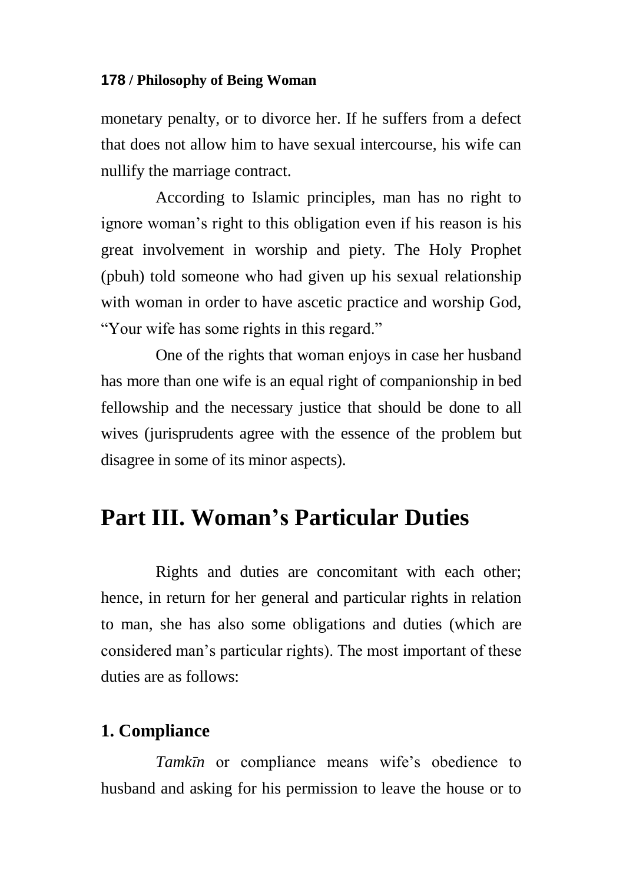monetary penalty, or to divorce her. If he suffers from a defect that does not allow him to have sexual intercourse, his wife can nullify the marriage contract.

According to Islamic principles, man has no right to ignore woman's right to this obligation even if his reason is his great involvement in worship and piety. The Holy Prophet (pbuh) told someone who had given up his sexual relationship with woman in order to have ascetic practice and worship God, "Your wife has some rights in this regard."

One of the rights that woman enjoys in case her husband has more than one wife is an equal right of companionship in bed fellowship and the necessary justice that should be done to all wives (jurisprudents agree with the essence of the problem but disagree in some of its minor aspects).

# Part III. Woman's Particular Duties

Rights and duties are concomitant with each other; hence, in return for her general and particular rights in relation to man, she has also some obligations and duties (which are considered man's particular rights). The most important of these duties are as follows:

### 1. Compliance

*Tamkīn* or compliance means wife's obedience to husband and asking for his permission to leave the house or to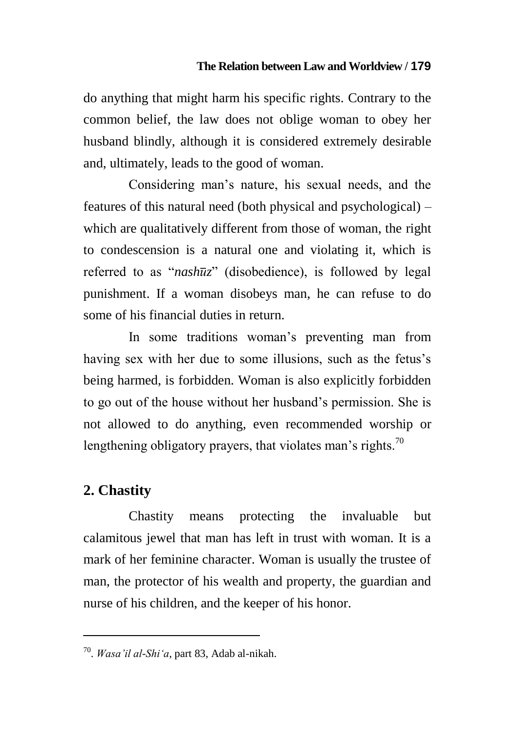do anything that might harm his specific rights. Contrary to the common belief, the law does not oblige woman to obey her husband blindly, although it is considered extremely desirable and, ultimately, leads to the good of woman.

Considering man's nature, his sexual needs, and the features of this natural need (both physical and psychological) – which are qualitatively different from those of woman, the right to condescension is a natural one and violating it, which is referred to as "*nashūz*" (disobedience), is followed by legal punishment. If a woman disobeys man, he can refuse to do some of his financial duties in return.

In some traditions woman's preventing man from having sex with her due to some illusions, such as the fetus's being harmed, is forbidden. Woman is also explicitly forbidden to go out of the house without her husband's permission. She is not allowed to do anything, even recommended worship or lengthening obligatory prayers, that violates man's rights.[70]

## 2. Chastity

Chastity means protecting the invaluable but calamitous jewel that man has left in trust with woman. It is a mark of her feminine character. Woman is usually the trustee of man, the protector of his wealth and property, the guardian and nurse of his children, and the keeper of his honor.

---

[70]. *Wasa'il al-Shi'a*, part 83, Adab al-nikah.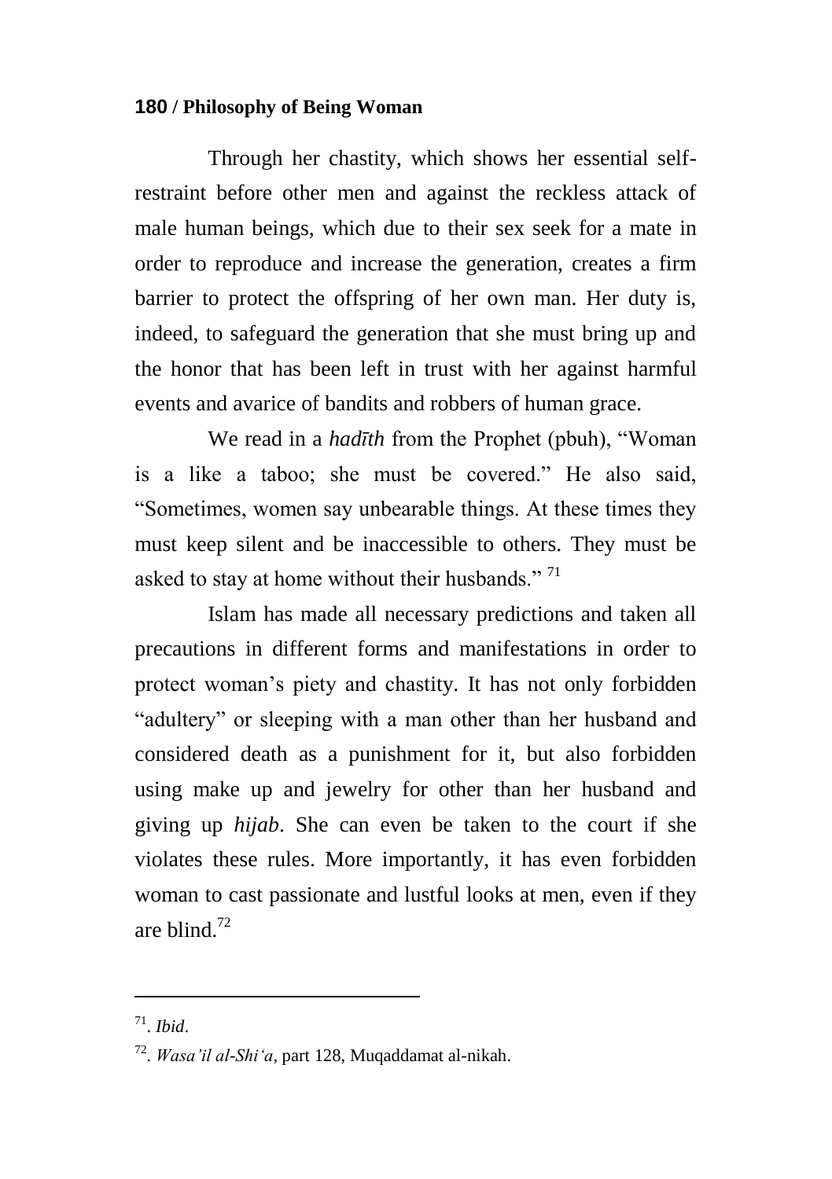Through her chastity, which shows her essential self-restraint before other men and against the reckless attack of male human beings, which due to their sex seek for a mate in order to reproduce and increase the generation, creates a firm barrier to protect the offspring of her own man. Her duty is, indeed, to safeguard the generation that she must bring up and the honor that has been left in trust with her against harmful events and avarice of bandits and robbers of human grace.

We read in a *hadīth* from the Prophet (pbuh), "Woman is a like a taboo; she must be covered." He also said, "Sometimes, women say unbearable things. At these times they must keep silent and be inaccessible to others. They must be asked to stay at home without their husbands." [71]

Islam has made all necessary predictions and taken all precautions in different forms and manifestations in order to protect woman's piety and chastity. It has not only forbidden "adultery" or sleeping with a man other than her husband and considered death as a punishment for it, but also forbidden using make up and jewelry for other than her husband and giving up *hijab*. She can even be taken to the court if she violates these rules. More importantly, it has even forbidden woman to cast passionate and lustful looks at men, even if they are blind.[72]

---

[71]. *Ibid*.

[72]. *Wasa'il al-Shi'a*, part 128, Muqaddamat al-nikah.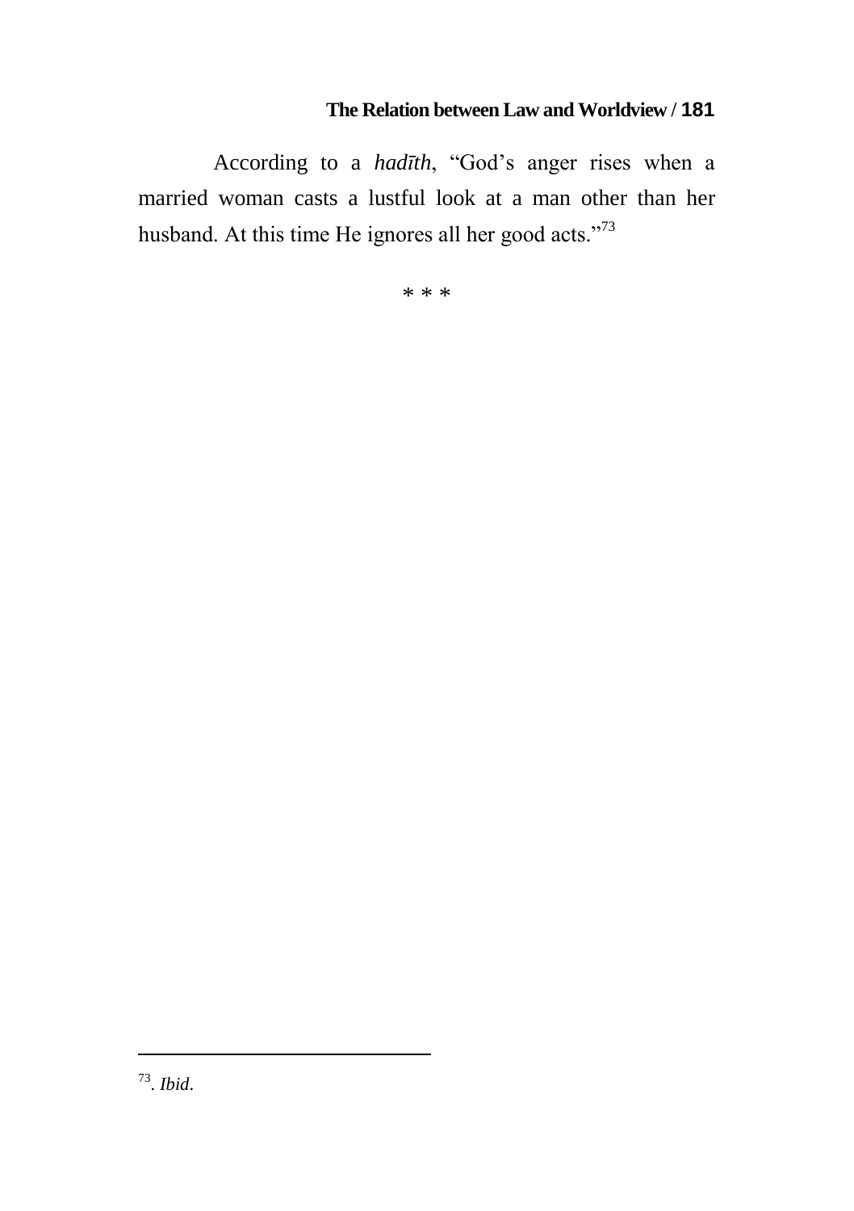According to a *hadīth*, “God’s anger rises when a married woman casts a lustful look at a man other than her husband. At this time He ignores all her good acts.”[73]

* * *

---

[73]. *Ibid*.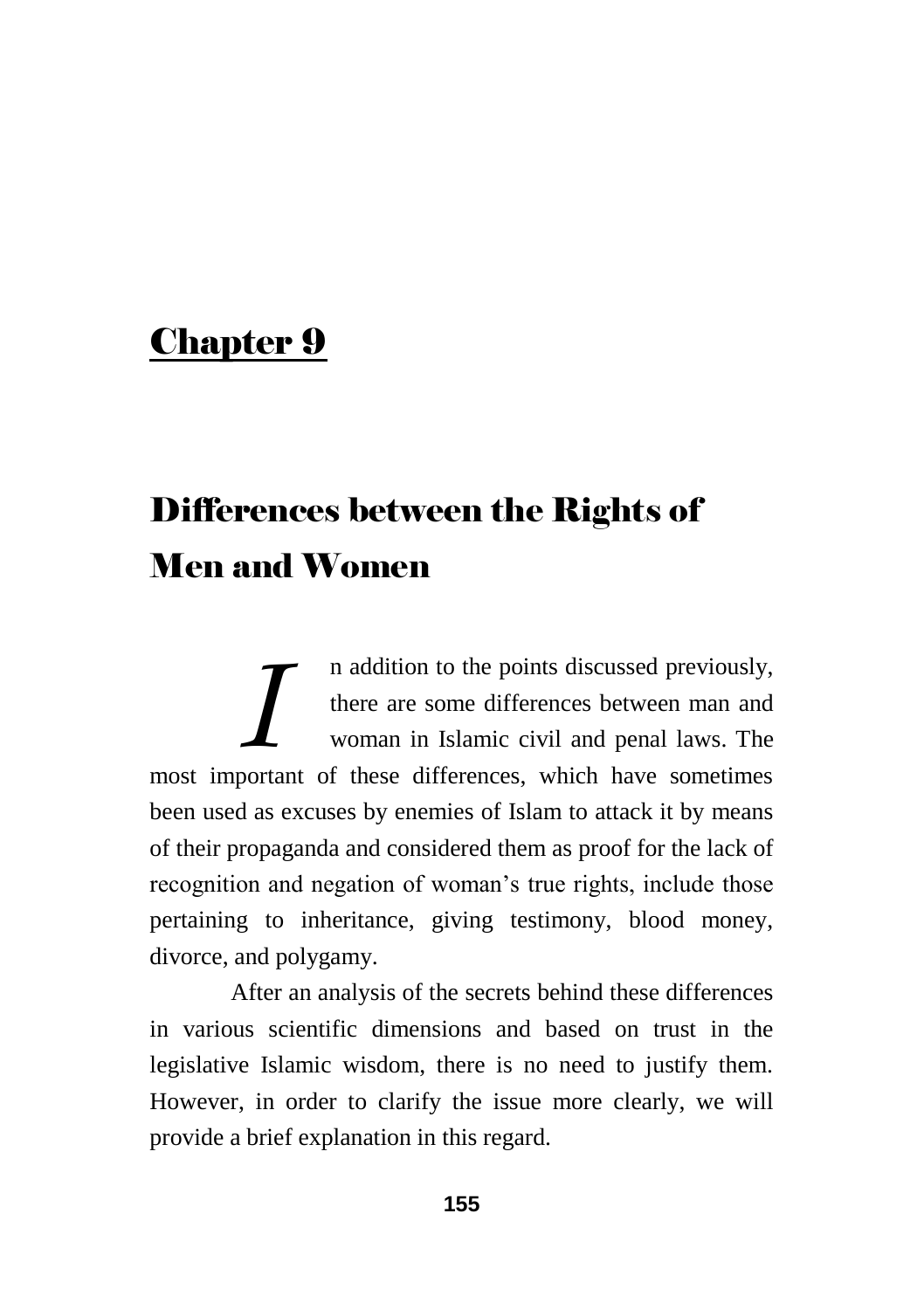# Chapter 9

## Differences between the Rights of Men and Women

In addition to the points discussed previously, there are some differences between man and woman in Islamic civil and penal laws. The most important of these differences, which have sometimes been used as excuses by enemies of Islam to attack it by means of their propaganda and considered them as proof for the lack of recognition and negation of woman's true rights, include those pertaining to inheritance, giving testimony, blood money, divorce, and polygamy.

After an analysis of the secrets behind these differences in various scientific dimensions and based on trust in the legislative Islamic wisdom, there is no need to justify them. However, in order to clarify the issue more clearly, we will provide a brief explanation in this regard.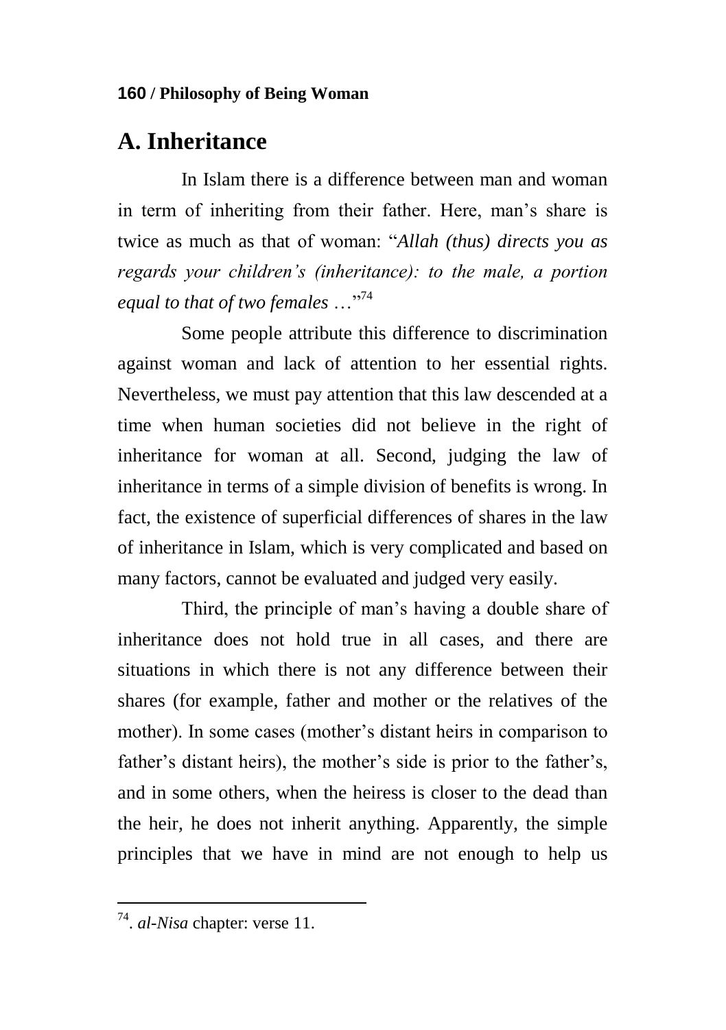## A. Inheritance

In Islam there is a difference between man and woman in term of inheriting from their father. Here, man's share is twice as much as that of woman: "*Allah (thus) directs you as regards your children's (inheritance): to the male, a portion equal to that of two females …*"[74]

Some people attribute this difference to discrimination against woman and lack of attention to her essential rights. Nevertheless, we must pay attention that this law descended at a time when human societies did not believe in the right of inheritance for woman at all. Second, judging the law of inheritance in terms of a simple division of benefits is wrong. In fact, the existence of superficial differences of shares in the law of inheritance in Islam, which is very complicated and based on many factors, cannot be evaluated and judged very easily.

Third, the principle of man's having a double share of inheritance does not hold true in all cases, and there are situations in which there is not any difference between their shares (for example, father and mother or the relatives of the mother). In some cases (mother's distant heirs in comparison to father's distant heirs), the mother's side is prior to the father's, and in some others, when the heiress is closer to the dead than the heir, he does not inherit anything. Apparently, the simple principles that we have in mind are not enough to help us

---

[74]. *al-Nisa* chapter: verse 11.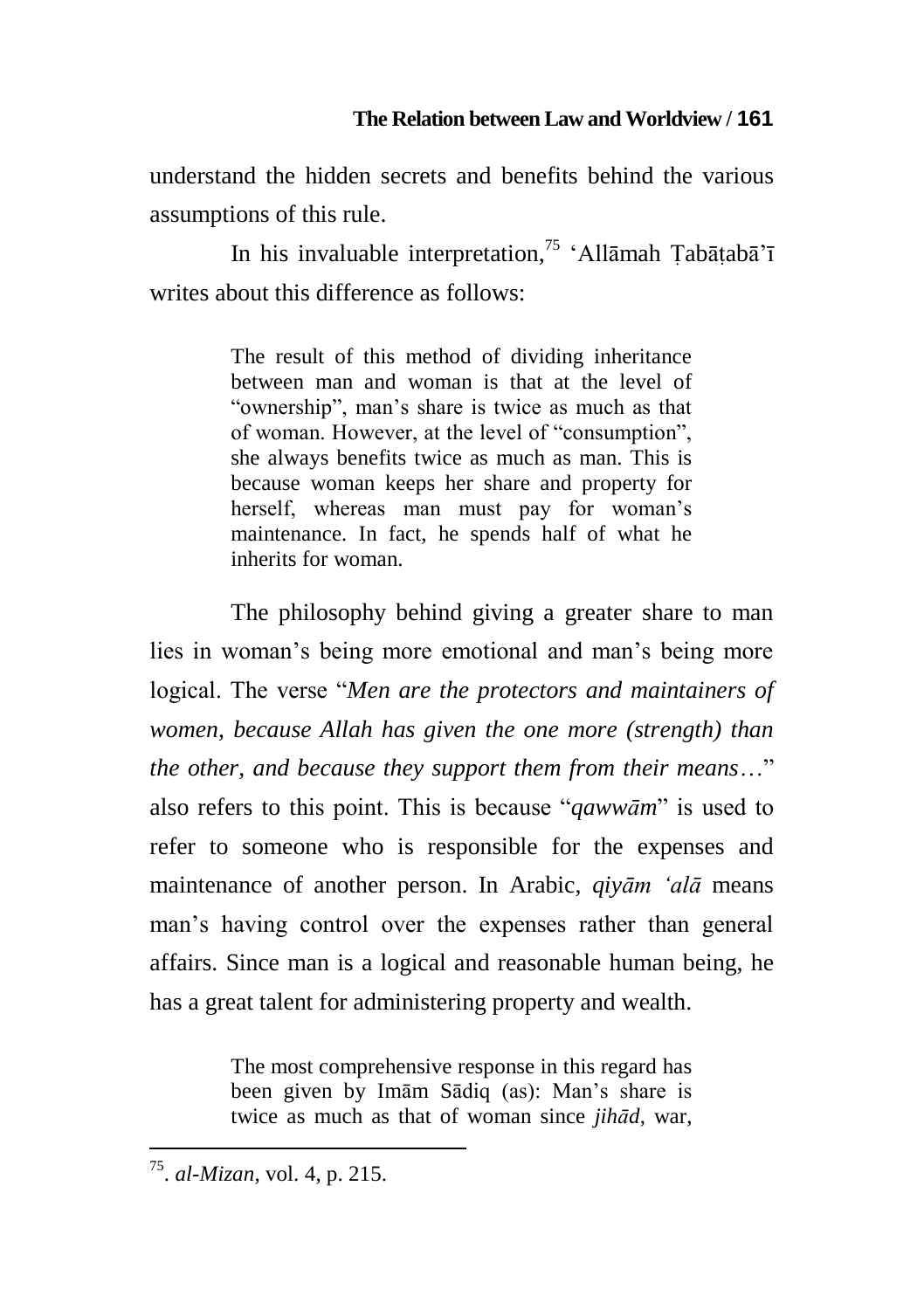understand the hidden secrets and benefits behind the various assumptions of this rule.

In his invaluable interpretation,[75] 'Allāmah Ṭabāṭabā'ī writes about this difference as follows:

> The result of this method of dividing inheritance between man and woman is that at the level of "ownership", man's share is twice as much as that of woman. However, at the level of "consumption", she always benefits twice as much as man. This is because woman keeps her share and property for herself, whereas man must pay for woman's maintenance. In fact, he spends half of what he inherits for woman.

The philosophy behind giving a greater share to man lies in woman's being more emotional and man's being more logical. The verse "*Men are the protectors and maintainers of women, because Allah has given the one more (strength) than the other, and because they support them from their means*…" also refers to this point. This is because "*qawwām*" is used to refer to someone who is responsible for the expenses and maintenance of another person. In Arabic, *qiyām 'alā* means man's having control over the expenses rather than general affairs. Since man is a logical and reasonable human being, he has a great talent for administering property and wealth.

> The most comprehensive response in this regard has been given by Imām Sādiq (as): Man's share is twice as much as that of woman since *jihād*, war,

---

[75]. *al-Mizan*, vol. 4, p. 215.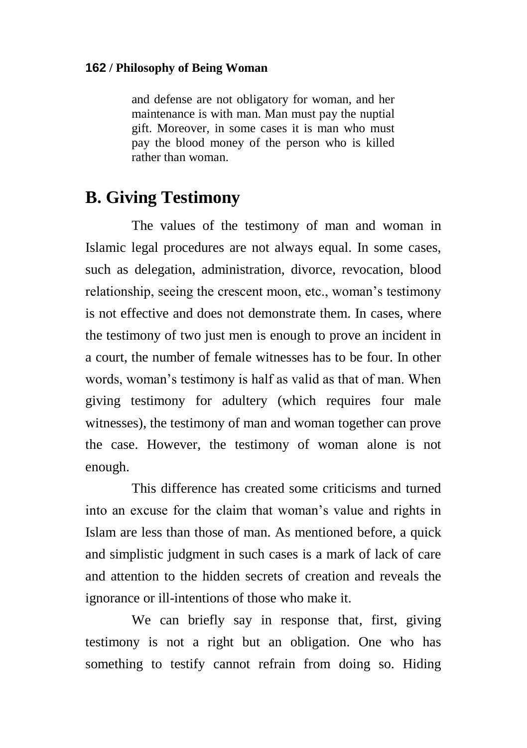and defense are not obligatory for woman, and her maintenance is with man. Man must pay the nuptial gift. Moreover, in some cases it is man who must pay the blood money of the person who is killed rather than woman.

## B. Giving Testimony

The values of the testimony of man and woman in Islamic legal procedures are not always equal. In some cases, such as delegation, administration, divorce, revocation, blood relationship, seeing the crescent moon, etc., woman's testimony is not effective and does not demonstrate them. In cases, where the testimony of two just men is enough to prove an incident in a court, the number of female witnesses has to be four. In other words, woman's testimony is half as valid as that of man. When giving testimony for adultery (which requires four male witnesses), the testimony of man and woman together can prove the case. However, the testimony of woman alone is not enough.

This difference has created some criticisms and turned into an excuse for the claim that woman's value and rights in Islam are less than those of man. As mentioned before, a quick and simplistic judgment in such cases is a mark of lack of care and attention to the hidden secrets of creation and reveals the ignorance or ill-intentions of those who make it.

We can briefly say in response that, first, giving testimony is not a right but an obligation. One who has something to testify cannot refrain from doing so. Hiding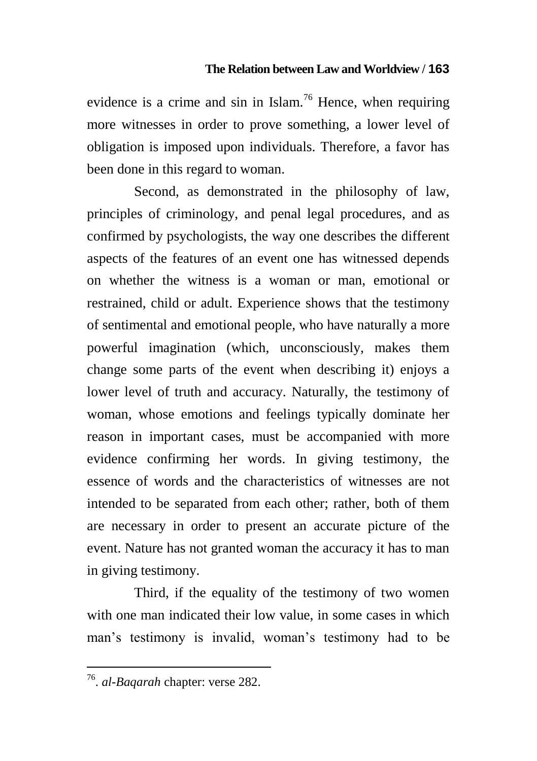evidence is a crime and sin in Islam.[76] Hence, when requiring more witnesses in order to prove something, a lower level of obligation is imposed upon individuals. Therefore, a favor has been done in this regard to woman.

Second, as demonstrated in the philosophy of law, principles of criminology, and penal legal procedures, and as confirmed by psychologists, the way one describes the different aspects of the features of an event one has witnessed depends on whether the witness is a woman or man, emotional or restrained, child or adult. Experience shows that the testimony of sentimental and emotional people, who have naturally a more powerful imagination (which, unconsciously, makes them change some parts of the event when describing it) enjoys a lower level of truth and accuracy. Naturally, the testimony of woman, whose emotions and feelings typically dominate her reason in important cases, must be accompanied with more evidence confirming her words. In giving testimony, the essence of words and the characteristics of witnesses are not intended to be separated from each other; rather, both of them are necessary in order to present an accurate picture of the event. Nature has not granted woman the accuracy it has to man in giving testimony.

Third, if the equality of the testimony of two women with one man indicated their low value, in some cases in which man's testimony is invalid, woman's testimony had to be

---

[76]. *al-Baqarah* chapter: verse 282.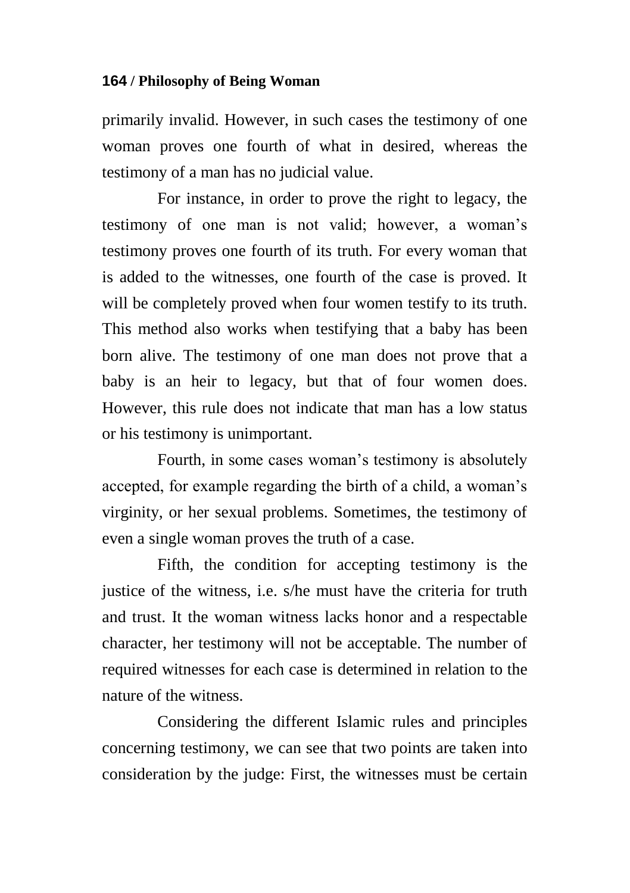primarily invalid. However, in such cases the testimony of one woman proves one fourth of what in desired, whereas the testimony of a man has no judicial value.

For instance, in order to prove the right to legacy, the testimony of one man is not valid; however, a woman's testimony proves one fourth of its truth. For every woman that is added to the witnesses, one fourth of the case is proved. It will be completely proved when four women testify to its truth. This method also works when testifying that a baby has been born alive. The testimony of one man does not prove that a baby is an heir to legacy, but that of four women does. However, this rule does not indicate that man has a low status or his testimony is unimportant.

Fourth, in some cases woman's testimony is absolutely accepted, for example regarding the birth of a child, a woman's virginity, or her sexual problems. Sometimes, the testimony of even a single woman proves the truth of a case.

Fifth, the condition for accepting testimony is the justice of the witness, i.e. s/he must have the criteria for truth and trust. It the woman witness lacks honor and a respectable character, her testimony will not be acceptable. The number of required witnesses for each case is determined in relation to the nature of the witness.

Considering the different Islamic rules and principles concerning testimony, we can see that two points are taken into consideration by the judge: First, the witnesses must be certain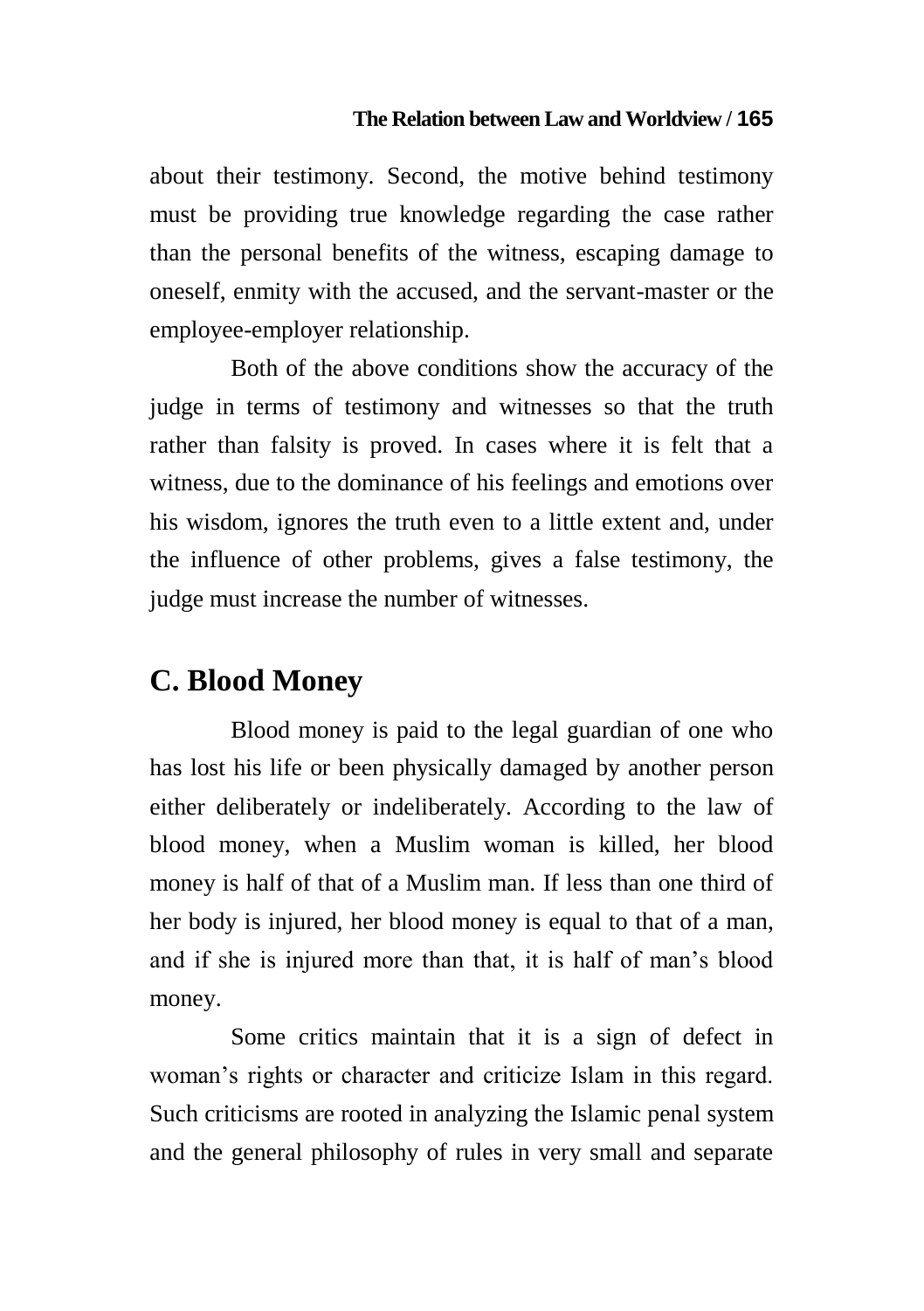about their testimony. Second, the motive behind testimony must be providing true knowledge regarding the case rather than the personal benefits of the witness, escaping damage to oneself, enmity with the accused, and the servant-master or the employee-employer relationship.

Both of the above conditions show the accuracy of the judge in terms of testimony and witnesses so that the truth rather than falsity is proved. In cases where it is felt that a witness, due to the dominance of his feelings and emotions over his wisdom, ignores the truth even to a little extent and, under the influence of other problems, gives a false testimony, the judge must increase the number of witnesses.

## C. Blood Money

Blood money is paid to the legal guardian of one who has lost his life or been physically damaged by another person either deliberately or indeliberately. According to the law of blood money, when a Muslim woman is killed, her blood money is half of that of a Muslim man. If less than one third of her body is injured, her blood money is equal to that of a man, and if she is injured more than that, it is half of man's blood money.

Some critics maintain that it is a sign of defect in woman's rights or character and criticize Islam in this regard. Such criticisms are rooted in analyzing the Islamic penal system and the general philosophy of rules in very small and separate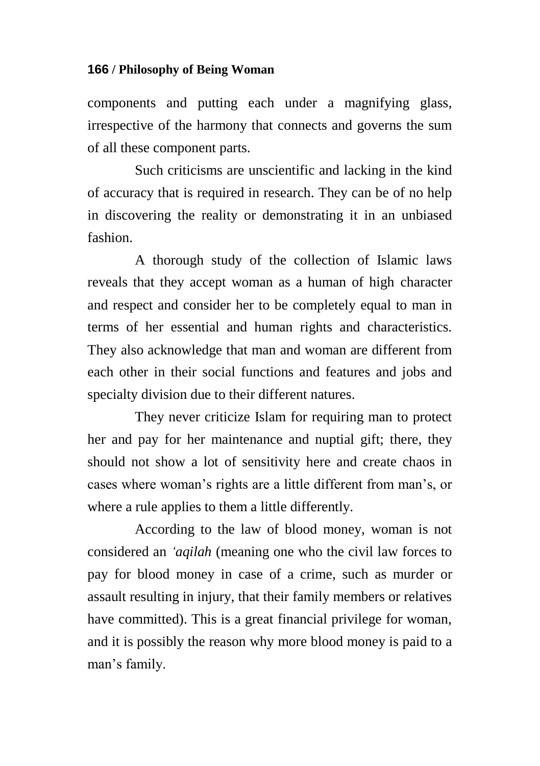components and putting each under a magnifying glass, irrespective of the harmony that connects and governs the sum of all these component parts.

Such criticisms are unscientific and lacking in the kind of accuracy that is required in research. They can be of no help in discovering the reality or demonstrating it in an unbiased fashion.

A thorough study of the collection of Islamic laws reveals that they accept woman as a human of high character and respect and consider her to be completely equal to man in terms of her essential and human rights and characteristics. They also acknowledge that man and woman are different from each other in their social functions and features and jobs and specialty division due to their different natures.

They never criticize Islam for requiring man to protect her and pay for her maintenance and nuptial gift; there, they should not show a lot of sensitivity here and create chaos in cases where woman's rights are a little different from man's, or where a rule applies to them a little differently.

According to the law of blood money, woman is not considered an *'aqilah* (meaning one who the civil law forces to pay for blood money in case of a crime, such as murder or assault resulting in injury, that their family members or relatives have committed). This is a great financial privilege for woman, and it is possibly the reason why more blood money is paid to a man's family.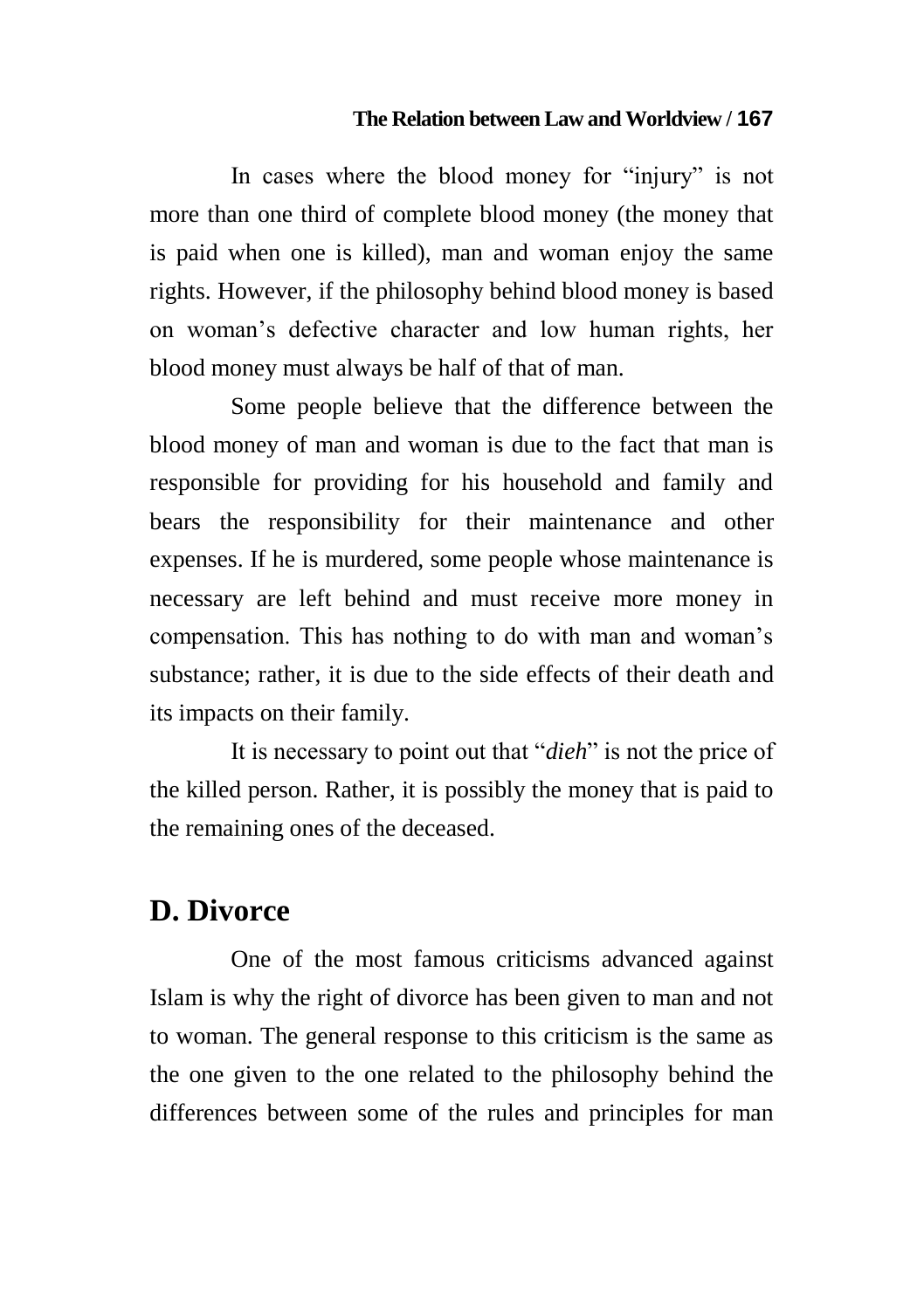In cases where the blood money for "injury" is not more than one third of complete blood money (the money that is paid when one is killed), man and woman enjoy the same rights. However, if the philosophy behind blood money is based on woman's defective character and low human rights, her blood money must always be half of that of man.

Some people believe that the difference between the blood money of man and woman is due to the fact that man is responsible for providing for his household and family and bears the responsibility for their maintenance and other expenses. If he is murdered, some people whose maintenance is necessary are left behind and must receive more money in compensation. This has nothing to do with man and woman's substance; rather, it is due to the side effects of their death and its impacts on their family.

It is necessary to point out that "*dieh*" is not the price of the killed person. Rather, it is possibly the money that is paid to the remaining ones of the deceased.

## D. Divorce

One of the most famous criticisms advanced against Islam is why the right of divorce has been given to man and not to woman. The general response to this criticism is the same as the one given to the one related to the philosophy behind the differences between some of the rules and principles for man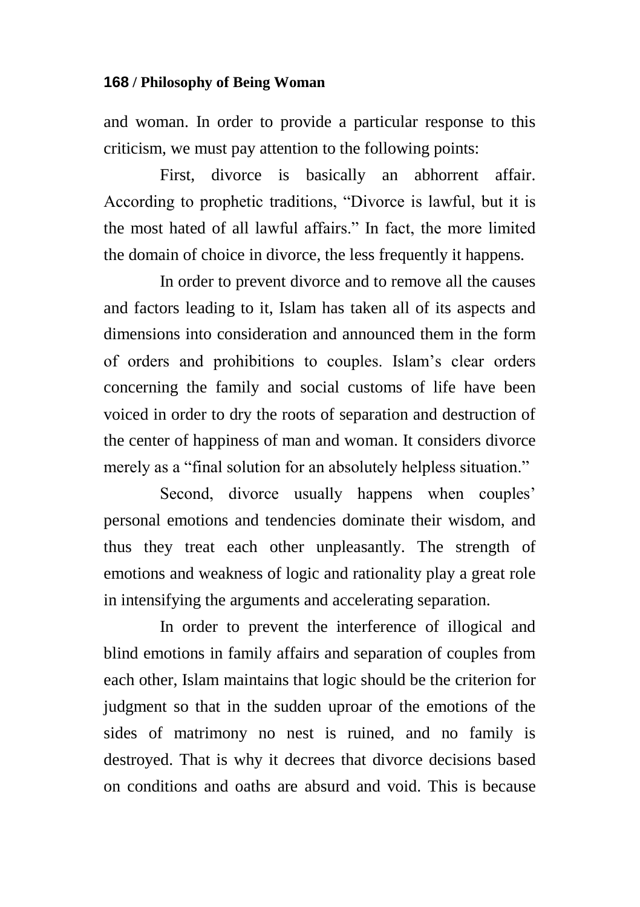and woman. In order to provide a particular response to this criticism, we must pay attention to the following points:

First, divorce is basically an abhorrent affair. According to prophetic traditions, "Divorce is lawful, but it is the most hated of all lawful affairs." In fact, the more limited the domain of choice in divorce, the less frequently it happens.

In order to prevent divorce and to remove all the causes and factors leading to it, Islam has taken all of its aspects and dimensions into consideration and announced them in the form of orders and prohibitions to couples. Islam's clear orders concerning the family and social customs of life have been voiced in order to dry the roots of separation and destruction of the center of happiness of man and woman. It considers divorce merely as a "final solution for an absolutely helpless situation."

Second, divorce usually happens when couples' personal emotions and tendencies dominate their wisdom, and thus they treat each other unpleasantly. The strength of emotions and weakness of logic and rationality play a great role in intensifying the arguments and accelerating separation.

In order to prevent the interference of illogical and blind emotions in family affairs and separation of couples from each other, Islam maintains that logic should be the criterion for judgment so that in the sudden uproar of the emotions of the sides of matrimony no nest is ruined, and no family is destroyed. That is why it decrees that divorce decisions based on conditions and oaths are absurd and void. This is because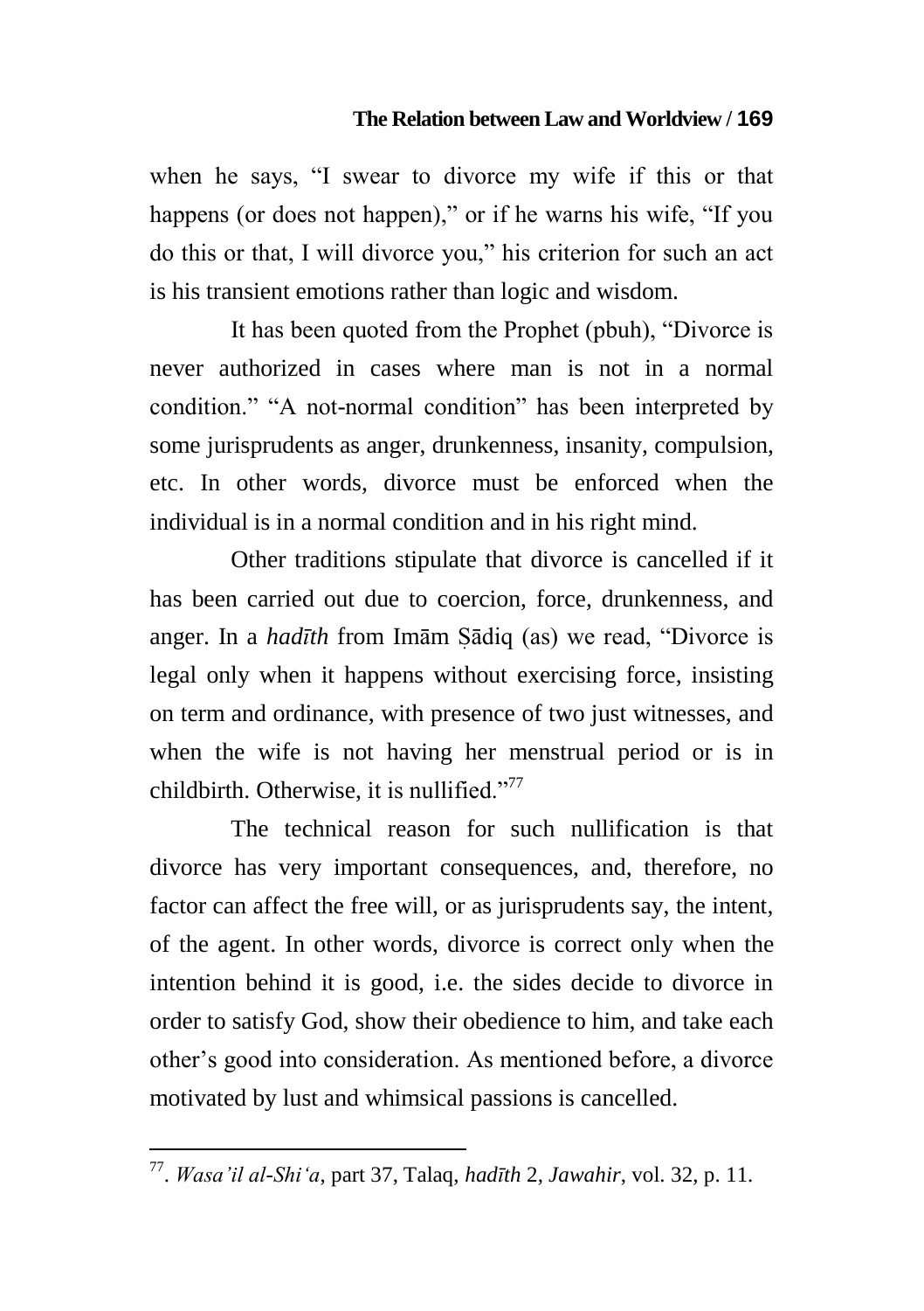when he says, "I swear to divorce my wife if this or that happens (or does not happen)," or if he warns his wife, "If you do this or that, I will divorce you," his criterion for such an act is his transient emotions rather than logic and wisdom.

It has been quoted from the Prophet (pbuh), "Divorce is never authorized in cases where man is not in a normal condition." "A not-normal condition" has been interpreted by some jurisprudents as anger, drunkenness, insanity, compulsion, etc. In other words, divorce must be enforced when the individual is in a normal condition and in his right mind.

Other traditions stipulate that divorce is cancelled if it has been carried out due to coercion, force, drunkenness, and anger. In a *hadīth* from Imām Ṣādiq (as) we read, "Divorce is legal only when it happens without exercising force, insisting on term and ordinance, with presence of two just witnesses, and when the wife is not having her menstrual period or is in childbirth. Otherwise, it is nullified."[77]

The technical reason for such nullification is that divorce has very important consequences, and, therefore, no factor can affect the free will, or as jurisprudents say, the intent, of the agent. In other words, divorce is correct only when the intention behind it is good, i.e. the sides decide to divorce in order to satisfy God, show their obedience to him, and take each other's good into consideration. As mentioned before, a divorce motivated by lust and whimsical passions is cancelled.

---

[77]. *Wasa'il al-Shi'a*, part 37, Talaq, *hadīth* 2, *Jawahir*, vol. 32, p. 11.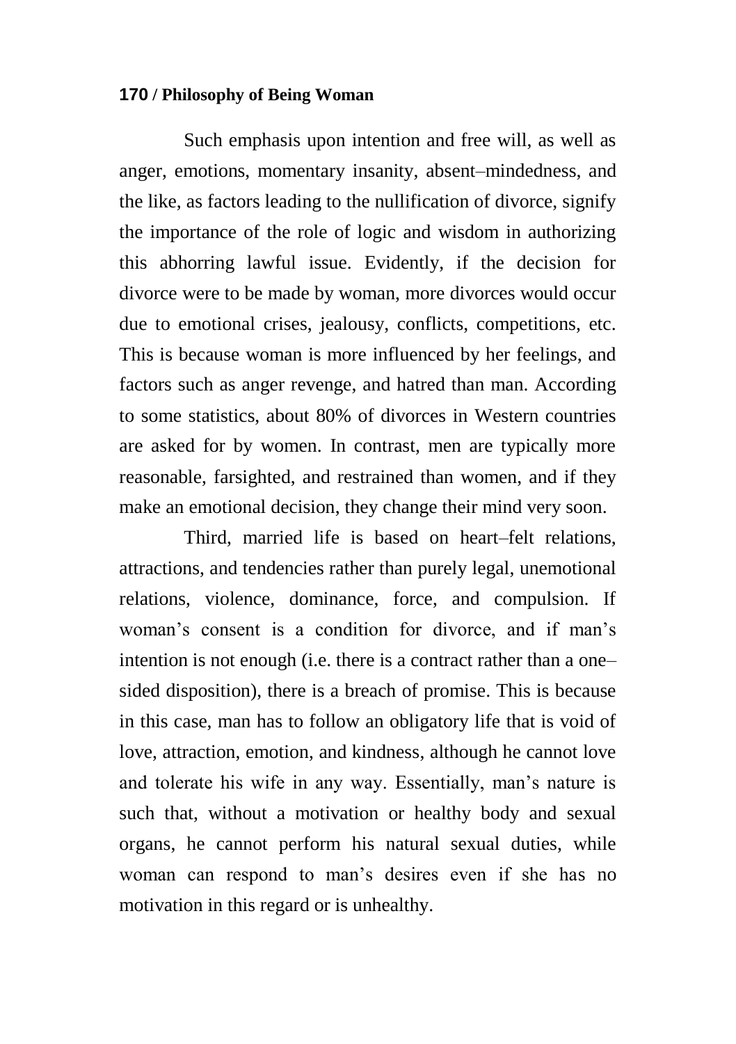Such emphasis upon intention and free will, as well as anger, emotions, momentary insanity, absent–mindedness, and the like, as factors leading to the nullification of divorce, signify the importance of the role of logic and wisdom in authorizing this abhorring lawful issue. Evidently, if the decision for divorce were to be made by woman, more divorces would occur due to emotional crises, jealousy, conflicts, competitions, etc. This is because woman is more influenced by her feelings, and factors such as anger revenge, and hatred than man. According to some statistics, about 80% of divorces in Western countries are asked for by women. In contrast, men are typically more reasonable, farsighted, and restrained than women, and if they make an emotional decision, they change their mind very soon.

Third, married life is based on heart–felt relations, attractions, and tendencies rather than purely legal, unemotional relations, violence, dominance, force, and compulsion. If woman's consent is a condition for divorce, and if man's intention is not enough (i.e. there is a contract rather than a one–sided disposition), there is a breach of promise. This is because in this case, man has to follow an obligatory life that is void of love, attraction, emotion, and kindness, although he cannot love and tolerate his wife in any way. Essentially, man's nature is such that, without a motivation or healthy body and sexual organs, he cannot perform his natural sexual duties, while woman can respond to man's desires even if she has no motivation in this regard or is unhealthy.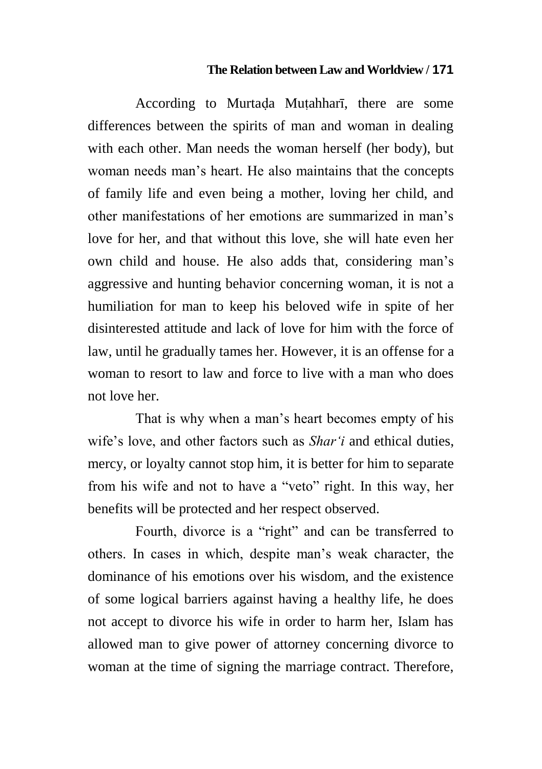According to Murtaḍa Muṭahharī, there are some differences between the spirits of man and woman in dealing with each other. Man needs the woman herself (her body), but woman needs man's heart. He also maintains that the concepts of family life and even being a mother, loving her child, and other manifestations of her emotions are summarized in man's love for her, and that without this love, she will hate even her own child and house. He also adds that, considering man's aggressive and hunting behavior concerning woman, it is not a humiliation for man to keep his beloved wife in spite of her disinterested attitude and lack of love for him with the force of law, until he gradually tames her. However, it is an offense for a woman to resort to law and force to live with a man who does not love her.

That is why when a man's heart becomes empty of his wife's love, and other factors such as *Shar'i* and ethical duties, mercy, or loyalty cannot stop him, it is better for him to separate from his wife and not to have a "veto" right. In this way, her benefits will be protected and her respect observed.

Fourth, divorce is a "right" and can be transferred to others. In cases in which, despite man's weak character, the dominance of his emotions over his wisdom, and the existence of some logical barriers against having a healthy life, he does not accept to divorce his wife in order to harm her, Islam has allowed man to give power of attorney concerning divorce to woman at the time of signing the marriage contract. Therefore,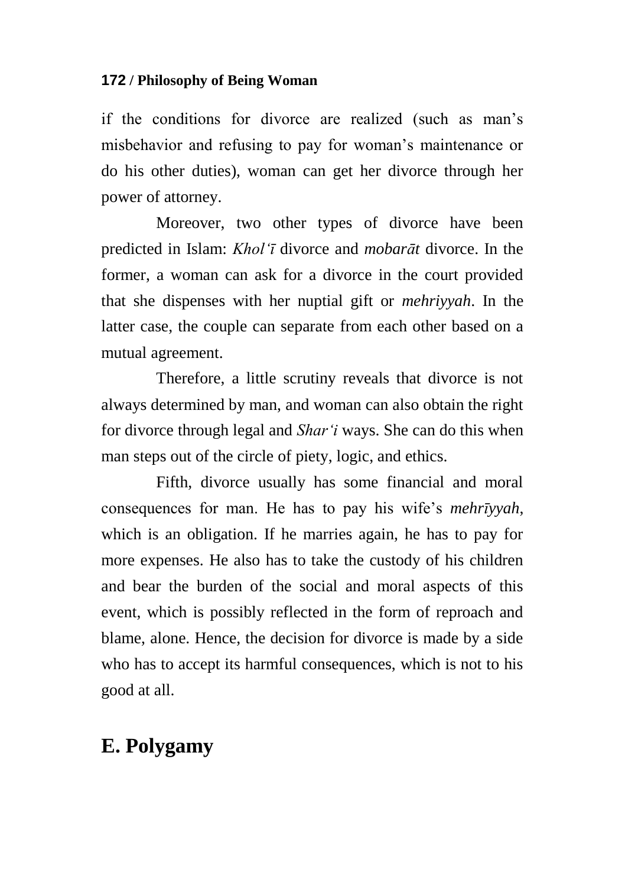if the conditions for divorce are realized (such as man's misbehavior and refusing to pay for woman's maintenance or do his other duties), woman can get her divorce through her power of attorney.

Moreover, two other types of divorce have been predicted in Islam: *Khol'ī* divorce and *mobarāt* divorce. In the former, a woman can ask for a divorce in the court provided that she dispenses with her nuptial gift or *mehriyyah*. In the latter case, the couple can separate from each other based on a mutual agreement.

Therefore, a little scrutiny reveals that divorce is not always determined by man, and woman can also obtain the right for divorce through legal and *Shar'i* ways. She can do this when man steps out of the circle of piety, logic, and ethics.

Fifth, divorce usually has some financial and moral consequences for man. He has to pay his wife's *mehrīyyah*, which is an obligation. If he marries again, he has to pay for more expenses. He also has to take the custody of his children and bear the burden of the social and moral aspects of this event, which is possibly reflected in the form of reproach and blame, alone. Hence, the decision for divorce is made by a side who has to accept its harmful consequences, which is not to his good at all.

## E. Polygamy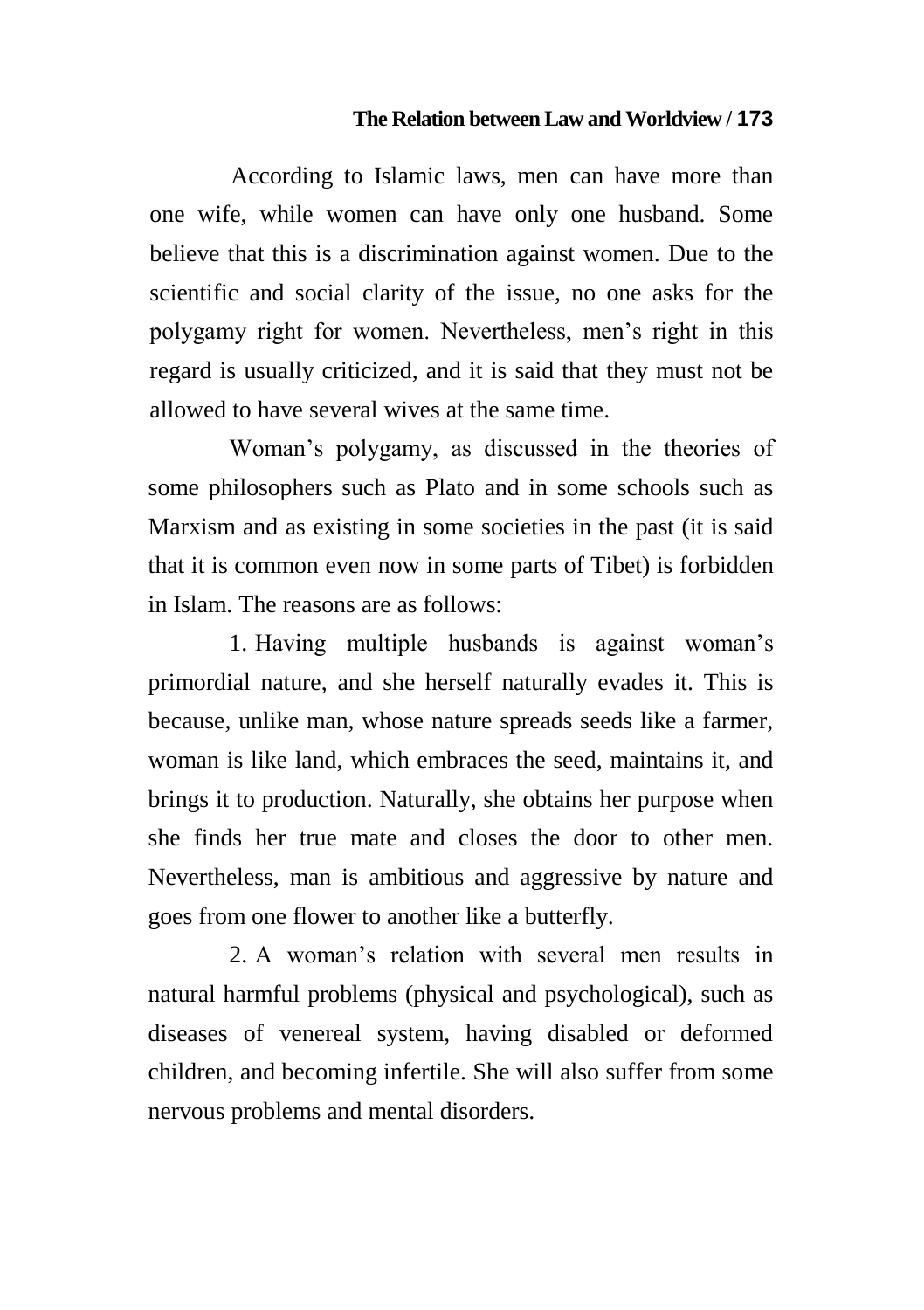According to Islamic laws, men can have more than one wife, while women can have only one husband. Some believe that this is a discrimination against women. Due to the scientific and social clarity of the issue, no one asks for the polygamy right for women. Nevertheless, men's right in this regard is usually criticized, and it is said that they must not be allowed to have several wives at the same time.

Woman's polygamy, as discussed in the theories of some philosophers such as Plato and in some schools such as Marxism and as existing in some societies in the past (it is said that it is common even now in some parts of Tibet) is forbidden in Islam. The reasons are as follows:

1. Having multiple husbands is against woman's primordial nature, and she herself naturally evades it. This is because, unlike man, whose nature spreads seeds like a farmer, woman is like land, which embraces the seed, maintains it, and brings it to production. Naturally, she obtains her purpose when she finds her true mate and closes the door to other men. Nevertheless, man is ambitious and aggressive by nature and goes from one flower to another like a butterfly.

2. A woman's relation with several men results in natural harmful problems (physical and psychological), such as diseases of venereal system, having disabled or deformed children, and becoming infertile. She will also suffer from some nervous problems and mental disorders.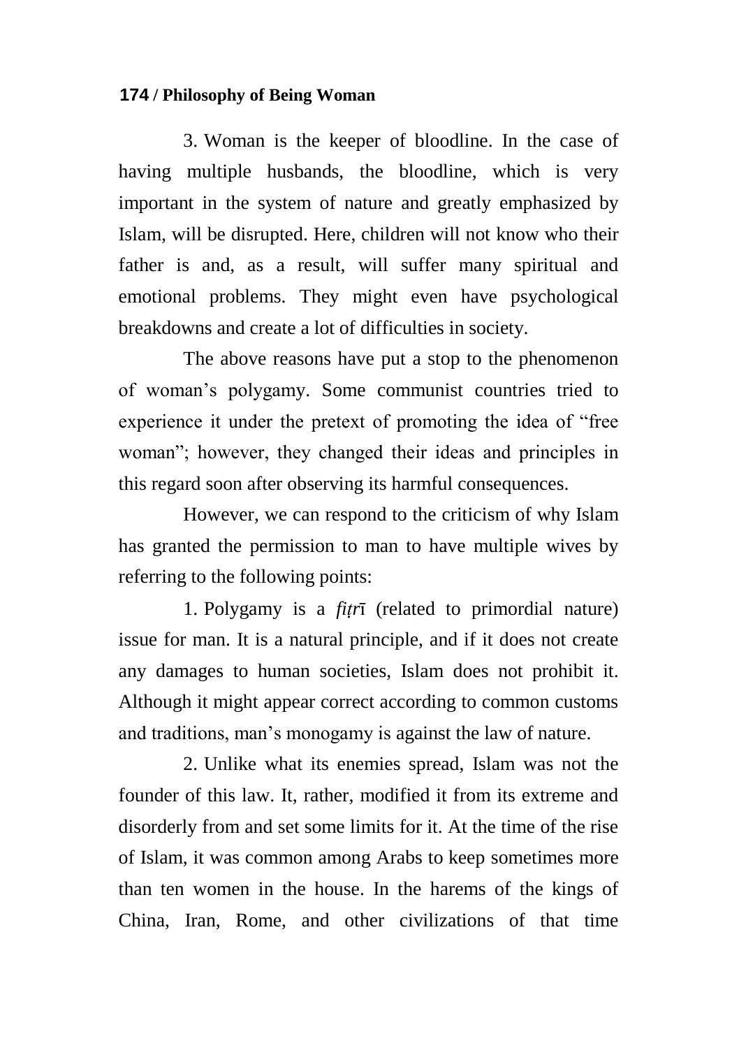3. Woman is the keeper of bloodline. In the case of having multiple husbands, the bloodline, which is very important in the system of nature and greatly emphasized by Islam, will be disrupted. Here, children will not know who their father is and, as a result, will suffer many spiritual and emotional problems. They might even have psychological breakdowns and create a lot of difficulties in society.

The above reasons have put a stop to the phenomenon of woman's polygamy. Some communist countries tried to experience it under the pretext of promoting the idea of "free woman"; however, they changed their ideas and principles in this regard soon after observing its harmful consequences.

However, we can respond to the criticism of why Islam has granted the permission to man to have multiple wives by referring to the following points:

1. Polygamy is a *fiṭr*ī (related to primordial nature) issue for man. It is a natural principle, and if it does not create any damages to human societies, Islam does not prohibit it. Although it might appear correct according to common customs and traditions, man's monogamy is against the law of nature.

2. Unlike what its enemies spread, Islam was not the founder of this law. It, rather, modified it from its extreme and disorderly from and set some limits for it. At the time of the rise of Islam, it was common among Arabs to keep sometimes more than ten women in the house. In the harems of the kings of China, Iran, Rome, and other civilizations of that time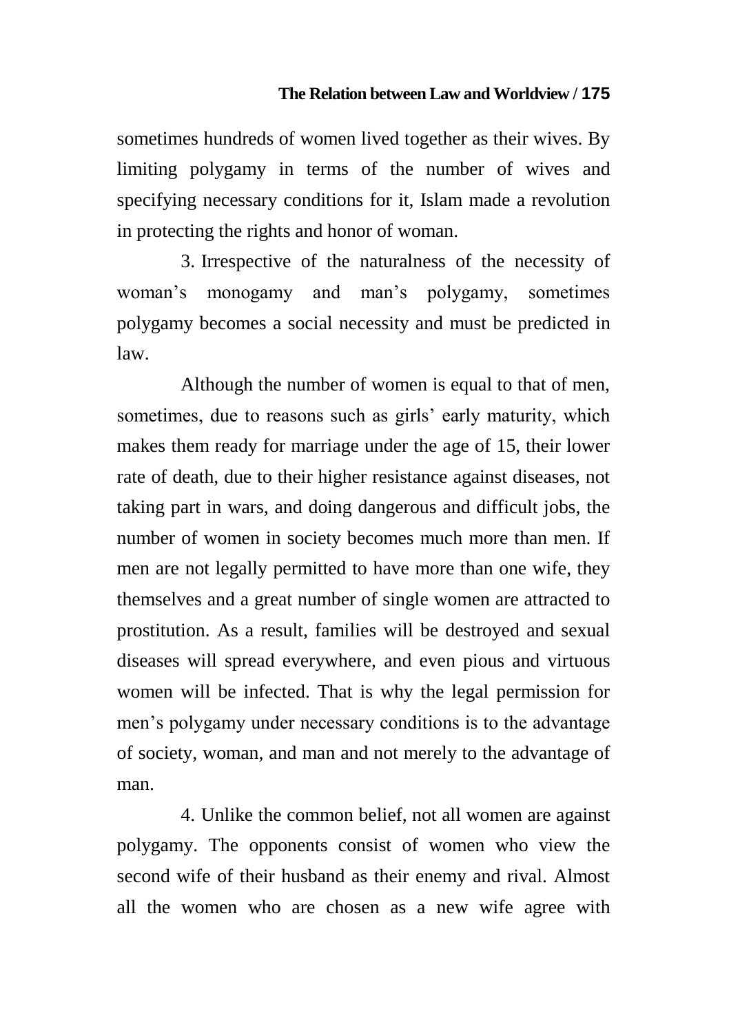sometimes hundreds of women lived together as their wives. By limiting polygamy in terms of the number of wives and specifying necessary conditions for it, Islam made a revolution in protecting the rights and honor of woman.

3. Irrespective of the naturalness of the necessity of woman's monogamy and man's polygamy, sometimes polygamy becomes a social necessity and must be predicted in law.

Although the number of women is equal to that of men, sometimes, due to reasons such as girls' early maturity, which makes them ready for marriage under the age of 15, their lower rate of death, due to their higher resistance against diseases, not taking part in wars, and doing dangerous and difficult jobs, the number of women in society becomes much more than men. If men are not legally permitted to have more than one wife, they themselves and a great number of single women are attracted to prostitution. As a result, families will be destroyed and sexual diseases will spread everywhere, and even pious and virtuous women will be infected. That is why the legal permission for men's polygamy under necessary conditions is to the advantage of society, woman, and man and not merely to the advantage of man.

4. Unlike the common belief, not all women are against polygamy. The opponents consist of women who view the second wife of their husband as their enemy and rival. Almost all the women who are chosen as a new wife agree with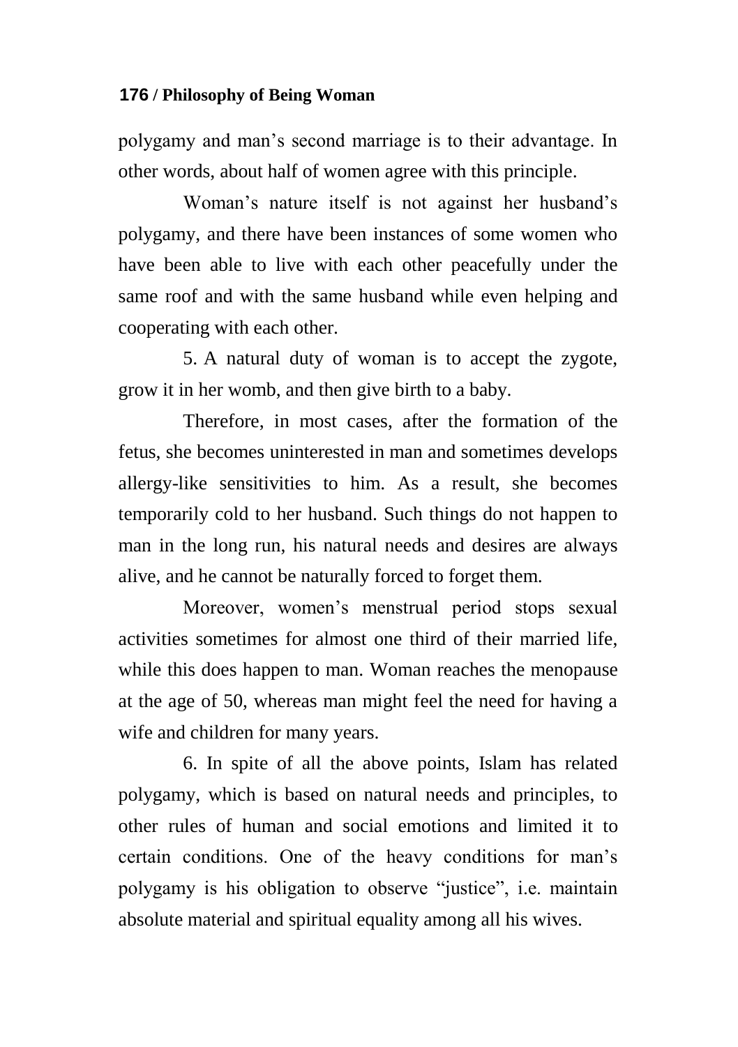polygamy and man's second marriage is to their advantage. In other words, about half of women agree with this principle.

Woman's nature itself is not against her husband's polygamy, and there have been instances of some women who have been able to live with each other peacefully under the same roof and with the same husband while even helping and cooperating with each other.

5. A natural duty of woman is to accept the zygote, grow it in her womb, and then give birth to a baby.

Therefore, in most cases, after the formation of the fetus, she becomes uninterested in man and sometimes develops allergy-like sensitivities to him. As a result, she becomes temporarily cold to her husband. Such things do not happen to man in the long run, his natural needs and desires are always alive, and he cannot be naturally forced to forget them.

Moreover, women's menstrual period stops sexual activities sometimes for almost one third of their married life, while this does happen to man. Woman reaches the menopause at the age of 50, whereas man might feel the need for having a wife and children for many years.

6. In spite of all the above points, Islam has related polygamy, which is based on natural needs and principles, to other rules of human and social emotions and limited it to certain conditions. One of the heavy conditions for man's polygamy is his obligation to observe "justice", i.e. maintain absolute material and spiritual equality among all his wives.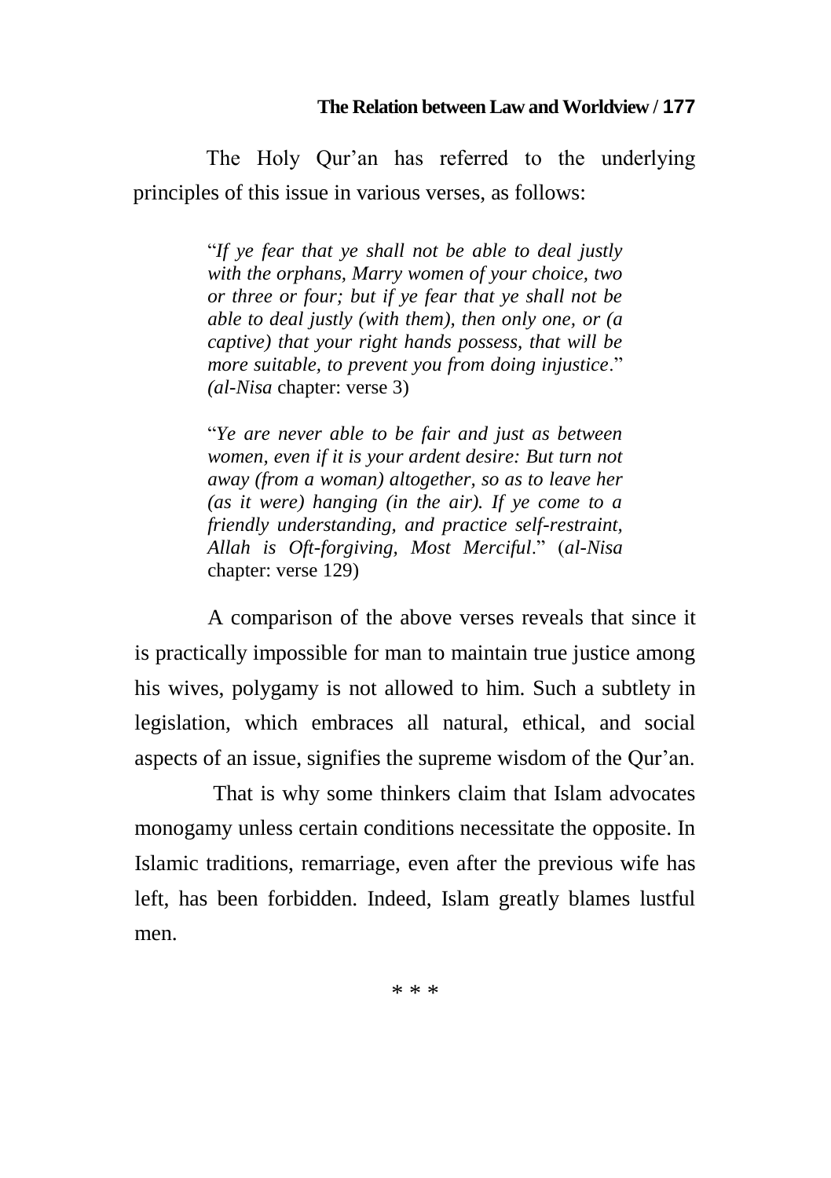The Holy Qur'an has referred to the underlying principles of this issue in various verses, as follows:

> "*If ye fear that ye shall not be able to deal justly with the orphans, Marry women of your choice, two or three or four; but if ye fear that ye shall not be able to deal justly (with them), then only one, or (a captive) that your right hands possess, that will be more suitable, to prevent you from doing injustice*." *(al-Nisa* chapter: verse 3)
>
> "*Ye are never able to be fair and just as between women, even if it is your ardent desire: But turn not away (from a woman) altogether, so as to leave her (as it were) hanging (in the air). If ye come to a friendly understanding, and practice self-restraint, Allah is Oft-forgiving, Most Merciful*." (*al-Nisa* chapter: verse 129)

A comparison of the above verses reveals that since it is practically impossible for man to maintain true justice among his wives, polygamy is not allowed to him. Such a subtlety in legislation, which embraces all natural, ethical, and social aspects of an issue, signifies the supreme wisdom of the Qur'an.

That is why some thinkers claim that Islam advocates monogamy unless certain conditions necessitate the opposite. In Islamic traditions, remarriage, even after the previous wife has left, has been forbidden. Indeed, Islam greatly blames lustful men.

* * *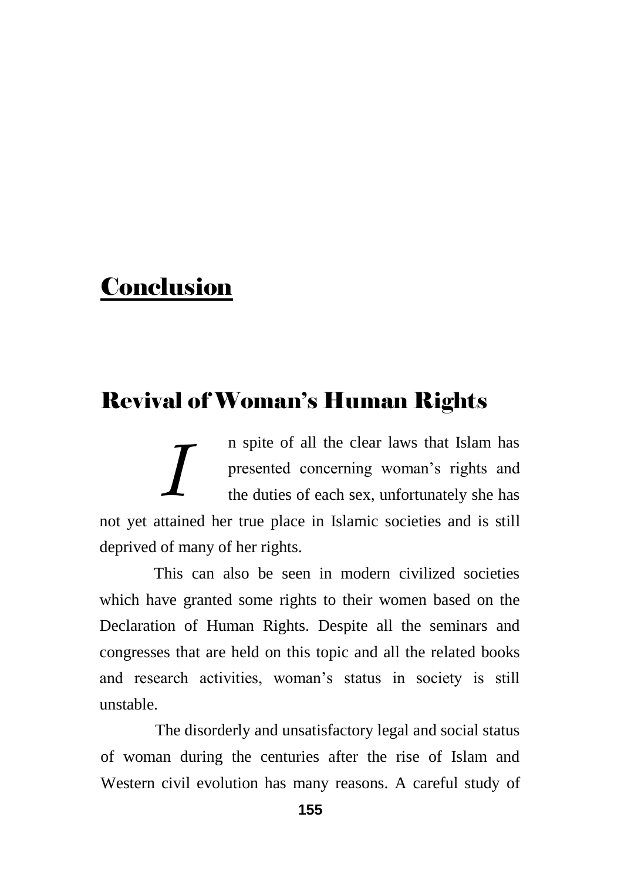# Conclusion

## Revival of Woman's Human Rights

In spite of all the clear laws that Islam has presented concerning woman's rights and the duties of each sex, unfortunately she has not yet attained her true place in Islamic societies and is still deprived of many of her rights.

This can also be seen in modern civilized societies which have granted some rights to their women based on the Declaration of Human Rights. Despite all the seminars and congresses that are held on this topic and all the related books and research activities, woman's status in society is still unstable.

The disorderly and unsatisfactory legal and social status of woman during the centuries after the rise of Islam and Western civil evolution has many reasons. A careful study of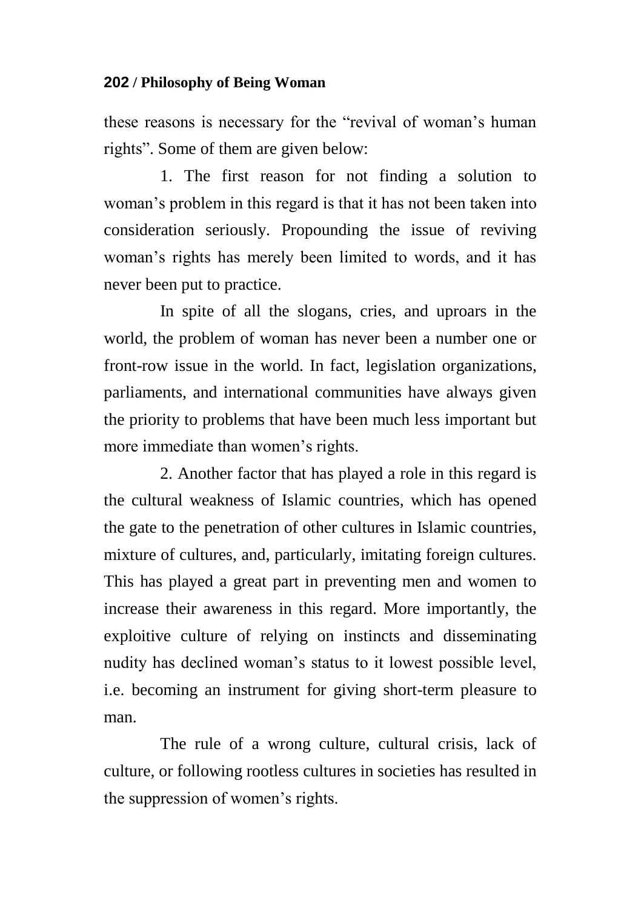these reasons is necessary for the "revival of woman's human rights". Some of them are given below:

1. The first reason for not finding a solution to woman's problem in this regard is that it has not been taken into consideration seriously. Propounding the issue of reviving woman's rights has merely been limited to words, and it has never been put to practice.

In spite of all the slogans, cries, and uproars in the world, the problem of woman has never been a number one or front-row issue in the world. In fact, legislation organizations, parliaments, and international communities have always given the priority to problems that have been much less important but more immediate than women's rights.

2. Another factor that has played a role in this regard is the cultural weakness of Islamic countries, which has opened the gate to the penetration of other cultures in Islamic countries, mixture of cultures, and, particularly, imitating foreign cultures. This has played a great part in preventing men and women to increase their awareness in this regard. More importantly, the exploitive culture of relying on instincts and disseminating nudity has declined woman's status to it lowest possible level, i.e. becoming an instrument for giving short-term pleasure to man.

The rule of a wrong culture, cultural crisis, lack of culture, or following rootless cultures in societies has resulted in the suppression of women's rights.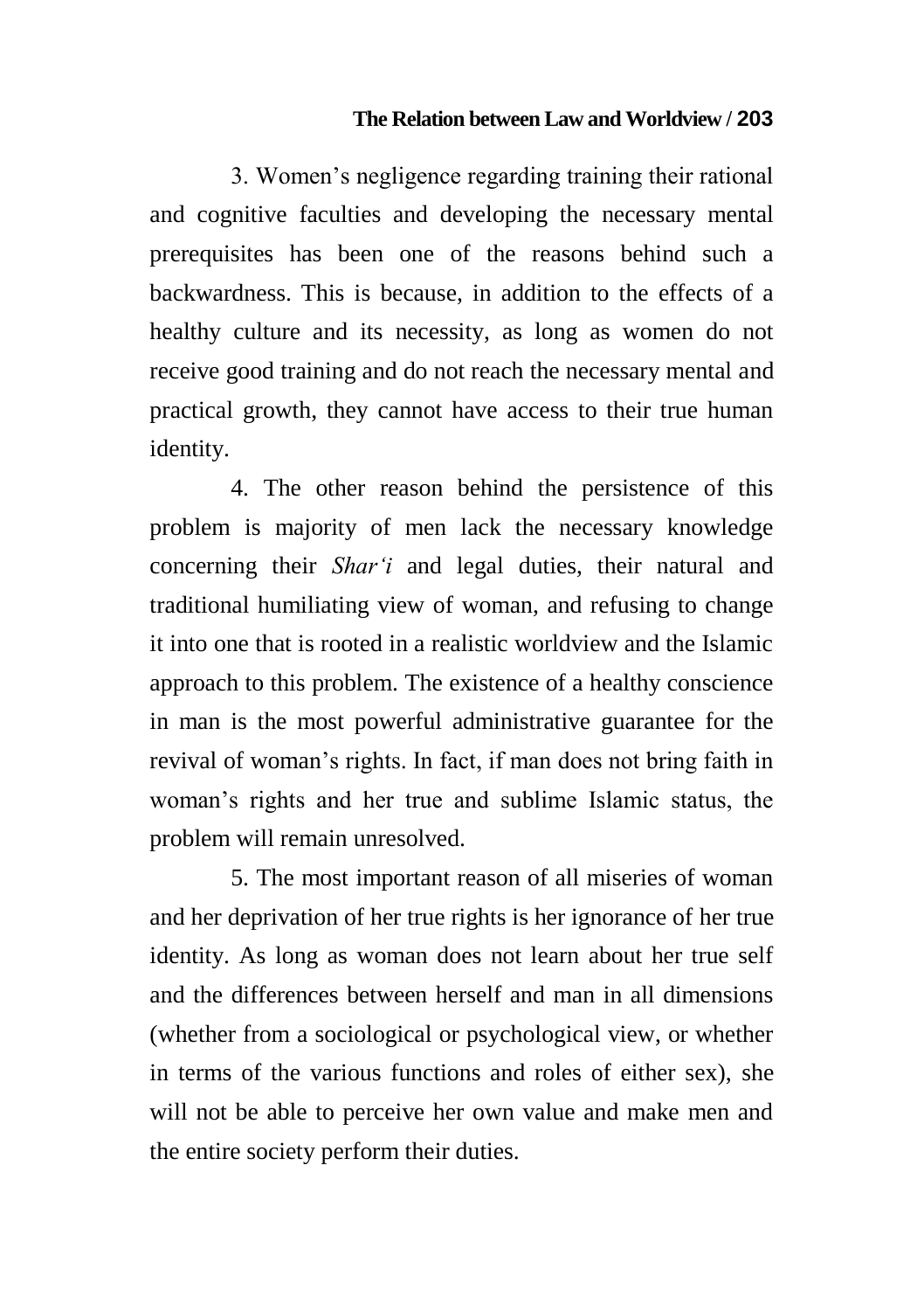3. Women's negligence regarding training their rational and cognitive faculties and developing the necessary mental prerequisites has been one of the reasons behind such a backwardness. This is because, in addition to the effects of a healthy culture and its necessity, as long as women do not receive good training and do not reach the necessary mental and practical growth, they cannot have access to their true human identity.

4. The other reason behind the persistence of this problem is majority of men lack the necessary knowledge concerning their *Shar'i* and legal duties, their natural and traditional humiliating view of woman, and refusing to change it into one that is rooted in a realistic worldview and the Islamic approach to this problem. The existence of a healthy conscience in man is the most powerful administrative guarantee for the revival of woman's rights. In fact, if man does not bring faith in woman's rights and her true and sublime Islamic status, the problem will remain unresolved.

5. The most important reason of all miseries of woman and her deprivation of her true rights is her ignorance of her true identity. As long as woman does not learn about her true self and the differences between herself and man in all dimensions (whether from a sociological or psychological view, or whether in terms of the various functions and roles of either sex), she will not be able to perceive her own value and make men and the entire society perform their duties.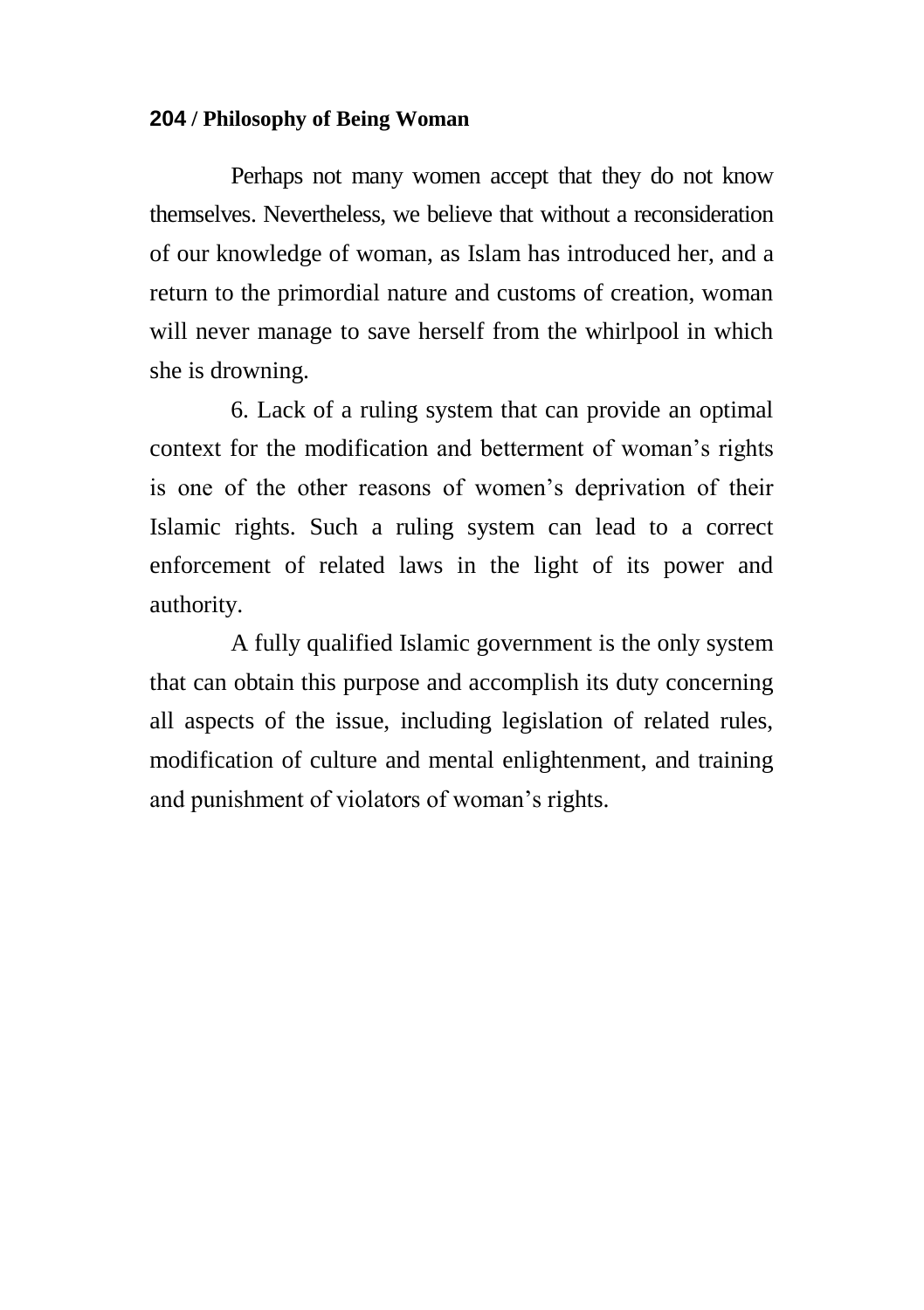Perhaps not many women accept that they do not know themselves. Nevertheless, we believe that without a reconsideration of our knowledge of woman, as Islam has introduced her, and a return to the primordial nature and customs of creation, woman will never manage to save herself from the whirlpool in which she is drowning.

6. Lack of a ruling system that can provide an optimal context for the modification and betterment of woman's rights is one of the other reasons of women's deprivation of their Islamic rights. Such a ruling system can lead to a correct enforcement of related laws in the light of its power and authority.

A fully qualified Islamic government is the only system that can obtain this purpose and accomplish its duty concerning all aspects of the issue, including legislation of related rules, modification of culture and mental enlightenment, and training and punishment of violators of woman's rights.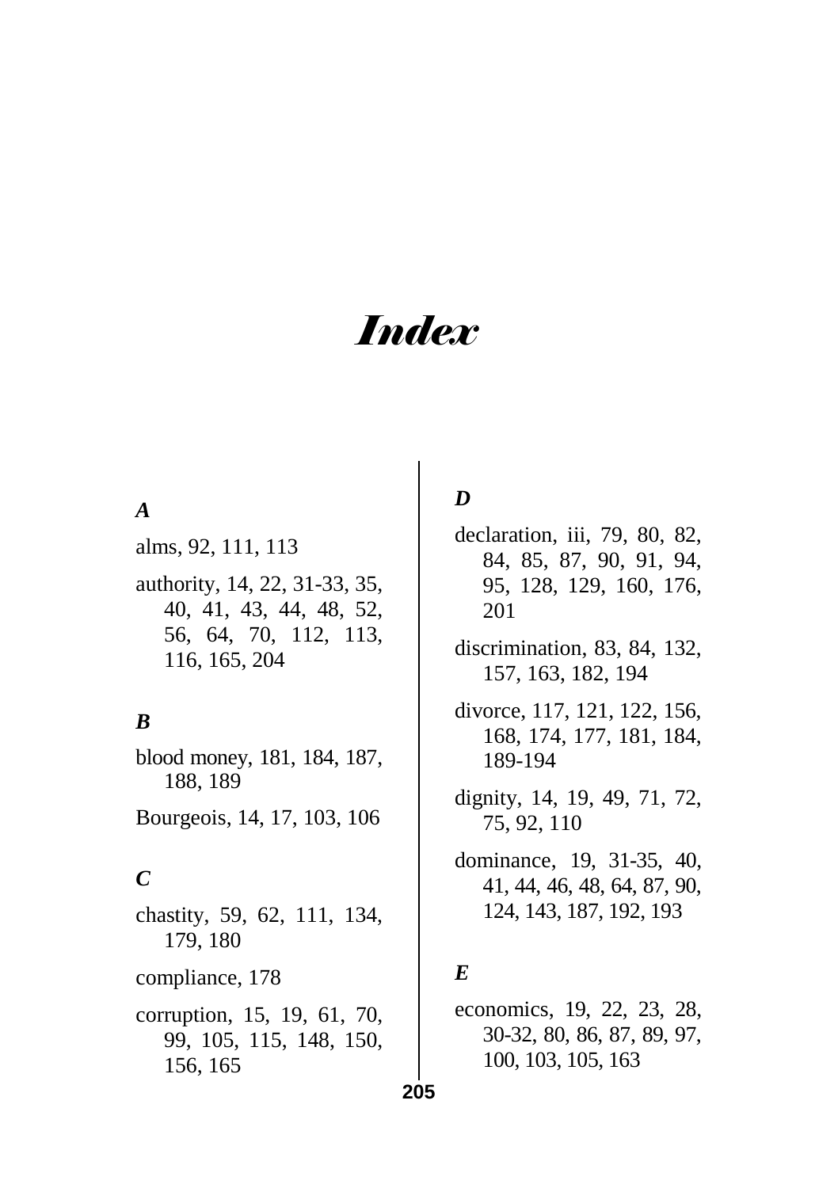# *Index*

### *A*

alms, 92, 111, 113

authority, 14, 22, 31-33, 35, 40, 41, 43, 44, 48, 52, 56, 64, 70, 112, 113, 116, 165, 204

### *B*

blood money, 181, 184, 187, 188, 189

Bourgeois, 14, 17, 103, 106

### *C*

chastity, 59, 62, 111, 134, 179, 180

compliance, 178

corruption, 15, 19, 61, 70, 99, 105, 115, 148, 150, 156, 165

### *D*

declaration, iii, 79, 80, 82, 84, 85, 87, 90, 91, 94, 95, 128, 129, 160, 176, 201

discrimination, 83, 84, 132, 157, 163, 182, 194

divorce, 117, 121, 122, 156, 168, 174, 177, 181, 184, 189-194

dignity, 14, 19, 49, 71, 72, 75, 92, 110

dominance, 19, 31-35, 40, 41, 44, 46, 48, 64, 87, 90, 124, 143, 187, 192, 193

### *E*

economics, 19, 22, 23, 28, 30-32, 80, 86, 87, 89, 97, 100, 103, 105, 163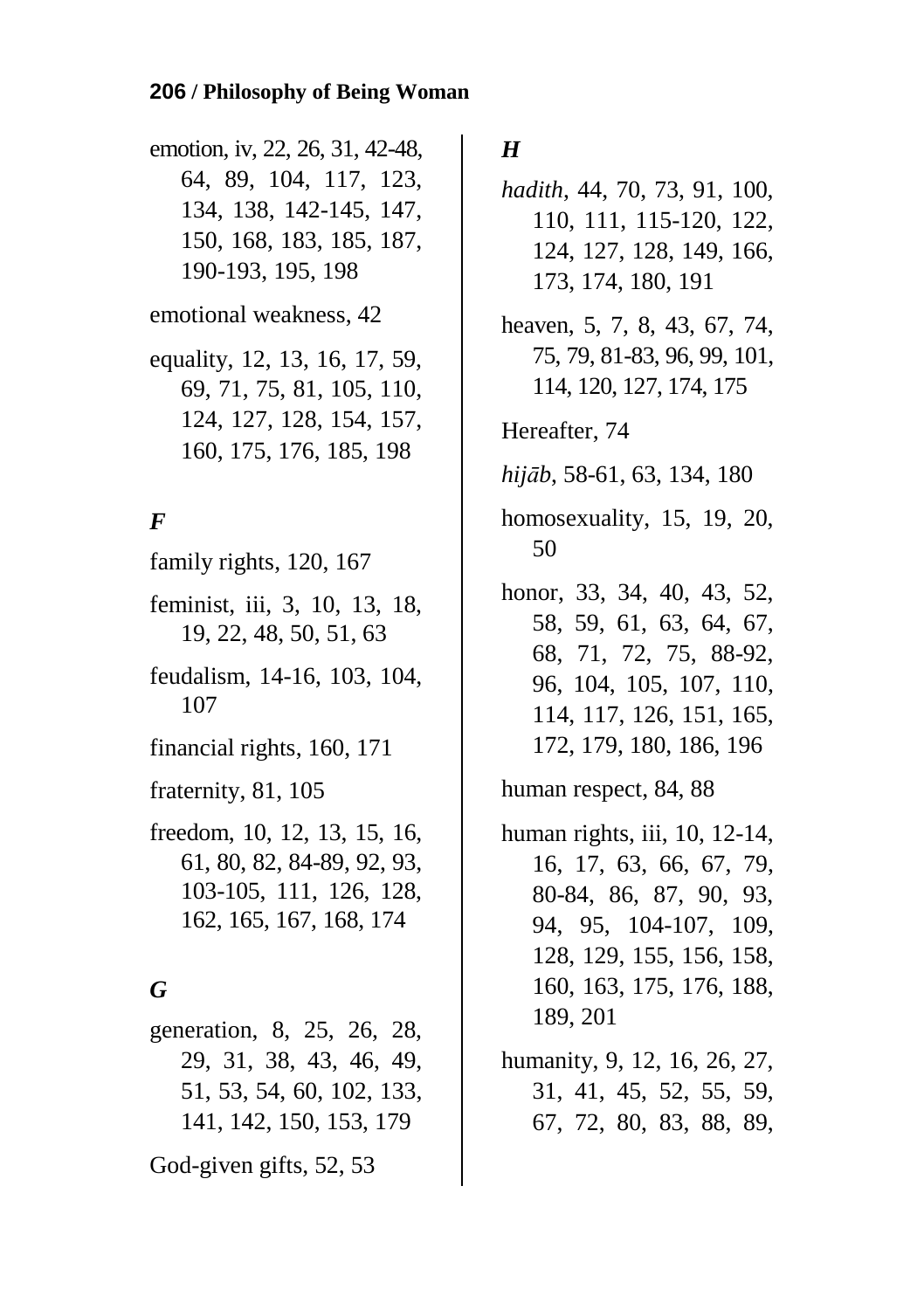emotion, iv, 22, 26, 31, 42-48, 64, 89, 104, 117, 123, 134, 138, 142-145, 147, 150, 168, 183, 185, 187, 190-193, 195, 198

emotional weakness, 42

equality, 12, 13, 16, 17, 59, 69, 71, 75, 81, 105, 110, 124, 127, 128, 154, 157, 160, 175, 176, 185, 198

### *F*

family rights, 120, 167

feminist, iii, 3, 10, 13, 18, 19, 22, 48, 50, 51, 63

feudalism, 14-16, 103, 104, 107

financial rights, 160, 171

fraternity, 81, 105

freedom, 10, 12, 13, 15, 16, 61, 80, 82, 84-89, 92, 93, 103-105, 111, 126, 128, 162, 165, 167, 168, 174

### *G*

generation, 8, 25, 26, 28, 29, 31, 38, 43, 46, 49, 51, 53, 54, 60, 102, 133, 141, 142, 150, 153, 179

God-given gifts, 52, 53

### *H*

*hadith*, 44, 70, 73, 91, 100, 110, 111, 115-120, 122, 124, 127, 128, 149, 166, 173, 174, 180, 191

heaven, 5, 7, 8, 43, 67, 74, 75, 79, 81-83, 96, 99, 101, 114, 120, 127, 174, 175

Hereafter, 74

*hijāb*, 58-61, 63, 134, 180

homosexuality, 15, 19, 20, 50

honor, 33, 34, 40, 43, 52, 58, 59, 61, 63, 64, 67, 68, 71, 72, 75, 88-92, 96, 104, 105, 107, 110, 114, 117, 126, 151, 165, 172, 179, 180, 186, 196

human respect, 84, 88

human rights, iii, 10, 12-14, 16, 17, 63, 66, 67, 79, 80-84, 86, 87, 90, 93, 94, 95, 104-107, 109, 128, 129, 155, 156, 158, 160, 163, 175, 176, 188, 189, 201

humanity, 9, 12, 16, 26, 27, 31, 41, 45, 52, 55, 59, 67, 72, 80, 83, 88, 89,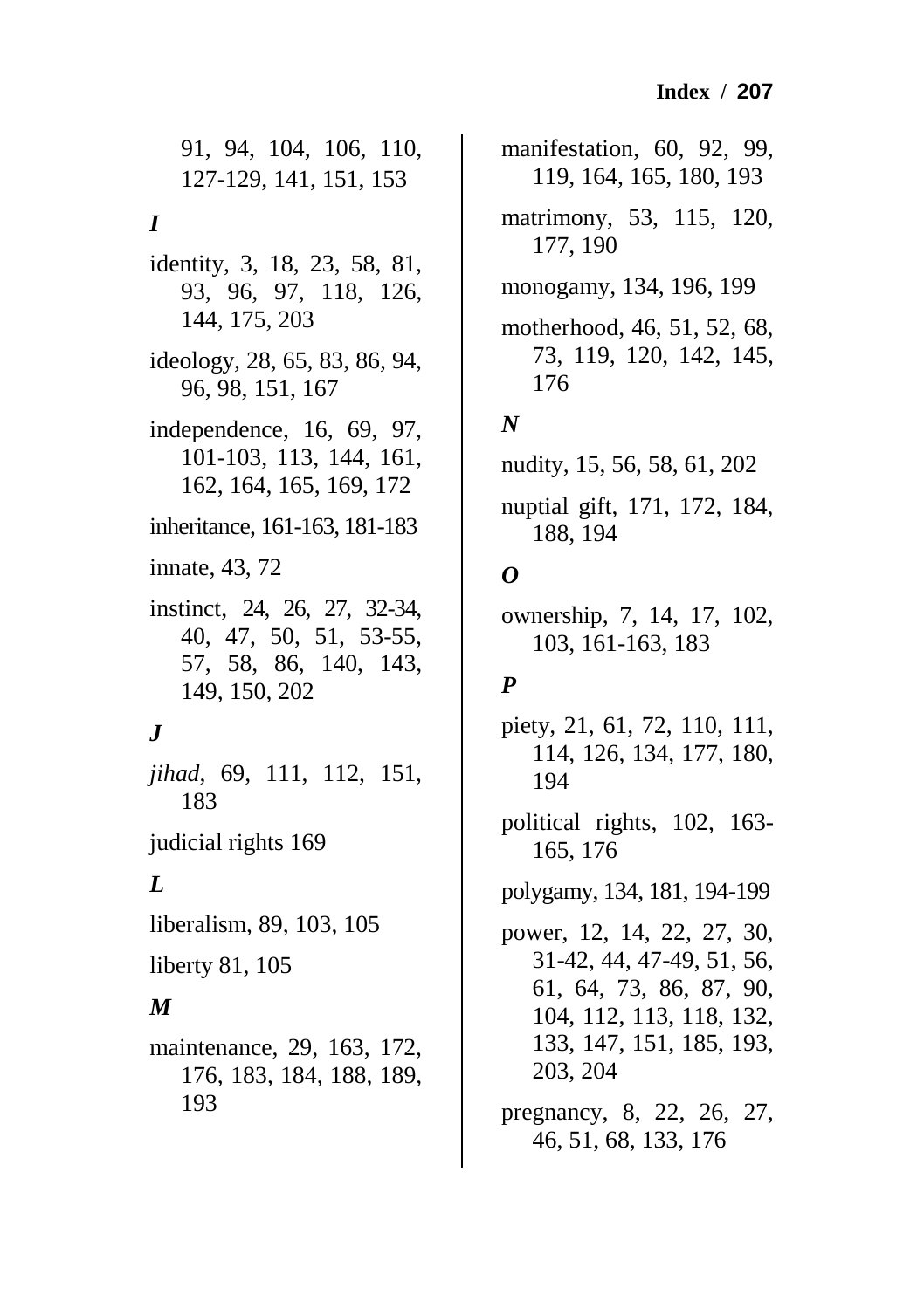91, 94, 104, 106, 110, 127-129, 141, 151, 153

## *I*

identity, 3, 18, 23, 58, 81, 93, 96, 97, 118, 126, 144, 175, 203

ideology, 28, 65, 83, 86, 94, 96, 98, 151, 167

independence, 16, 69, 97, 101-103, 113, 144, 161, 162, 164, 165, 169, 172

inheritance, 161-163, 181-183

innate, 43, 72

instinct, 24, 26, 27, 32-34, 40, 47, 50, 51, 53-55, 57, 58, 86, 140, 143, 149, 150, 202

## *J*

*jihad*, 69, 111, 112, 151, 183

judicial rights 169

## *L*

liberalism, 89, 103, 105

liberty 81, 105

## *M*

maintenance, 29, 163, 172, 176, 183, 184, 188, 189, 193

manifestation, 60, 92, 99, 119, 164, 165, 180, 193

matrimony, 53, 115, 120, 177, 190

monogamy, 134, 196, 199

motherhood, 46, 51, 52, 68, 73, 119, 120, 142, 145, 176

## *N*

nudity, 15, 56, 58, 61, 202

nuptial gift, 171, 172, 184, 188, 194

## *O*

ownership, 7, 14, 17, 102, 103, 161-163, 183

## *P*

piety, 21, 61, 72, 110, 111, 114, 126, 134, 177, 180, 194

political rights, 102, 163-165, 176

polygamy, 134, 181, 194-199

power, 12, 14, 22, 27, 30, 31-42, 44, 47-49, 51, 56, 61, 64, 73, 86, 87, 90, 104, 112, 113, 118, 132, 133, 147, 151, 185, 193, 203, 204

pregnancy, 8, 22, 26, 27, 46, 51, 68, 133, 176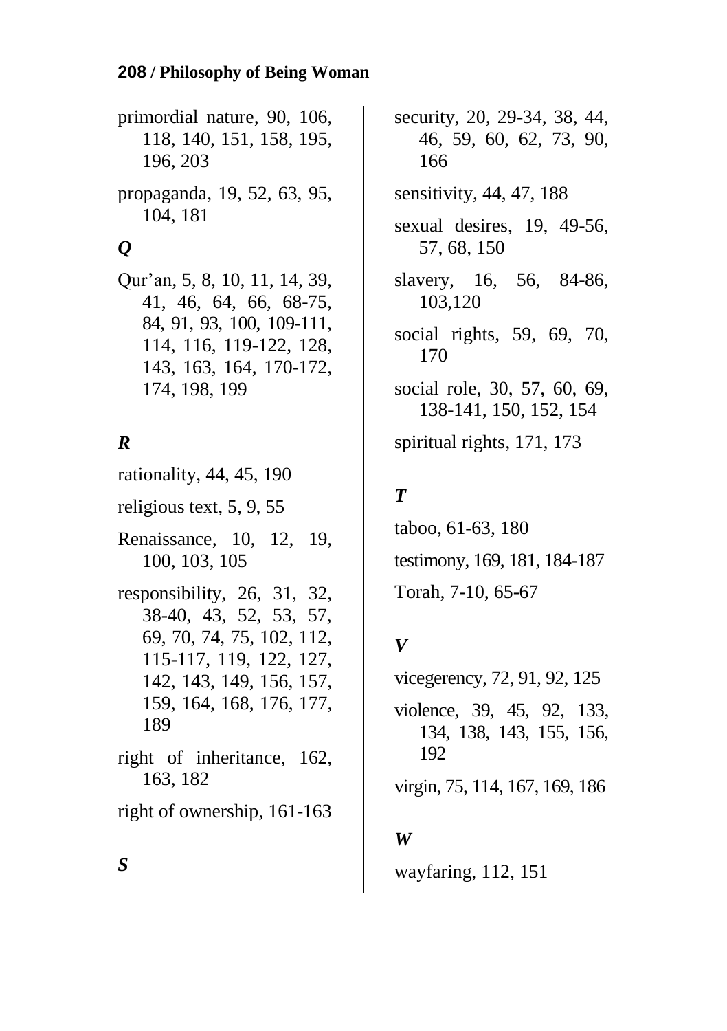primordial nature, 90, 106, 118, 140, 151, 158, 195, 196, 203

propaganda, 19, 52, 63, 95, 104, 181

### *Q*

Qur'an, 5, 8, 10, 11, 14, 39, 41, 46, 64, 66, 68-75, 84, 91, 93, 100, 109-111, 114, 116, 119-122, 128, 143, 163, 164, 170-172, 174, 198, 199

### *R*

rationality, 44, 45, 190

religious text, 5, 9, 55

Renaissance, 10, 12, 19, 100, 103, 105

responsibility, 26, 31, 32, 38-40, 43, 52, 53, 57, 69, 70, 74, 75, 102, 112, 115-117, 119, 122, 127, 142, 143, 149, 156, 157, 159, 164, 168, 176, 177, 189

right of inheritance, 162, 163, 182

right of ownership, 161-163

### *S*

security, 20, 29-34, 38, 44, 46, 59, 60, 62, 73, 90, 166

sensitivity, 44, 47, 188

sexual desires, 19, 49-56, 57, 68, 150

slavery, 16, 56, 84-86, 103,120

social rights, 59, 69, 70, 170

social role, 30, 57, 60, 69, 138-141, 150, 152, 154

spiritual rights, 171, 173

### *T*

taboo, 61-63, 180

testimony, 169, 181, 184-187

Torah, 7-10, 65-67

### *V*

vicegerency, 72, 91, 92, 125

violence, 39, 45, 92, 133, 134, 138, 143, 155, 156, 192

virgin, 75, 114, 167, 169, 186

### *W*

wayfaring, 112, 151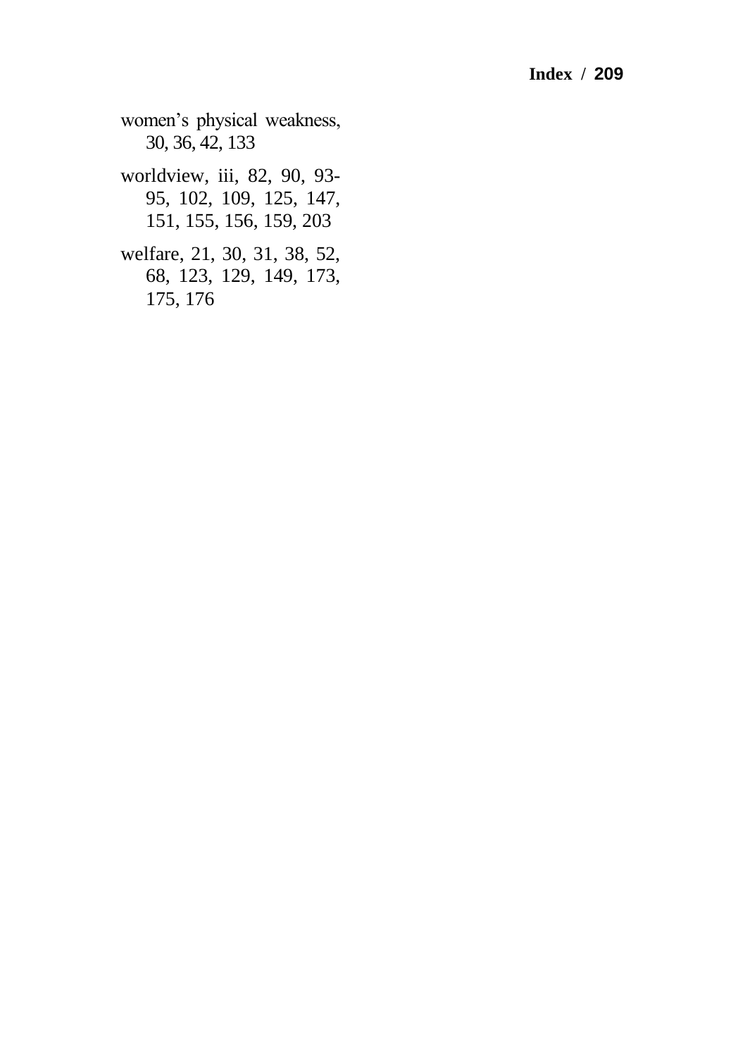women's physical weakness, 30, 36, 42, 133

worldview, iii, 82, 90, 93-95, 102, 109, 125, 147, 151, 155, 156, 159, 203

welfare, 21, 30, 31, 38, 52, 68, 123, 129, 149, 173, 175, 176